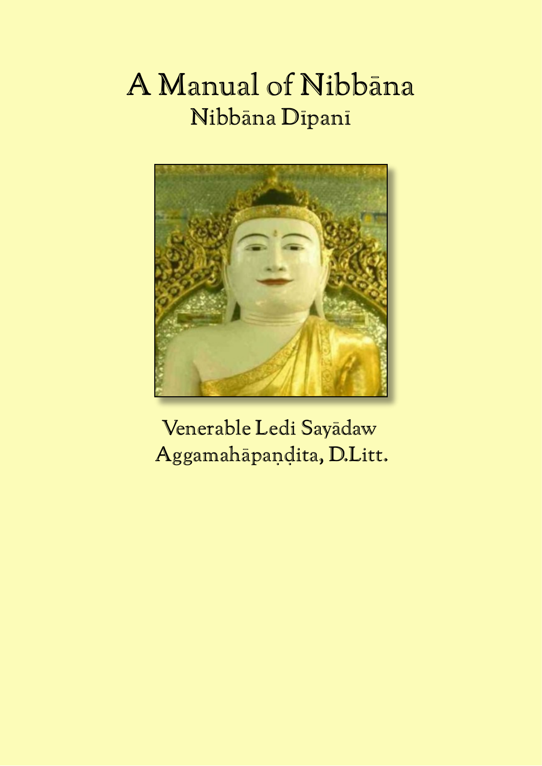# A Manual of Nibbāna

## Nibbāna Dīpanī

Venerable Ledi Sayādaw

Aggamahāpaṇḍita, D.Litt.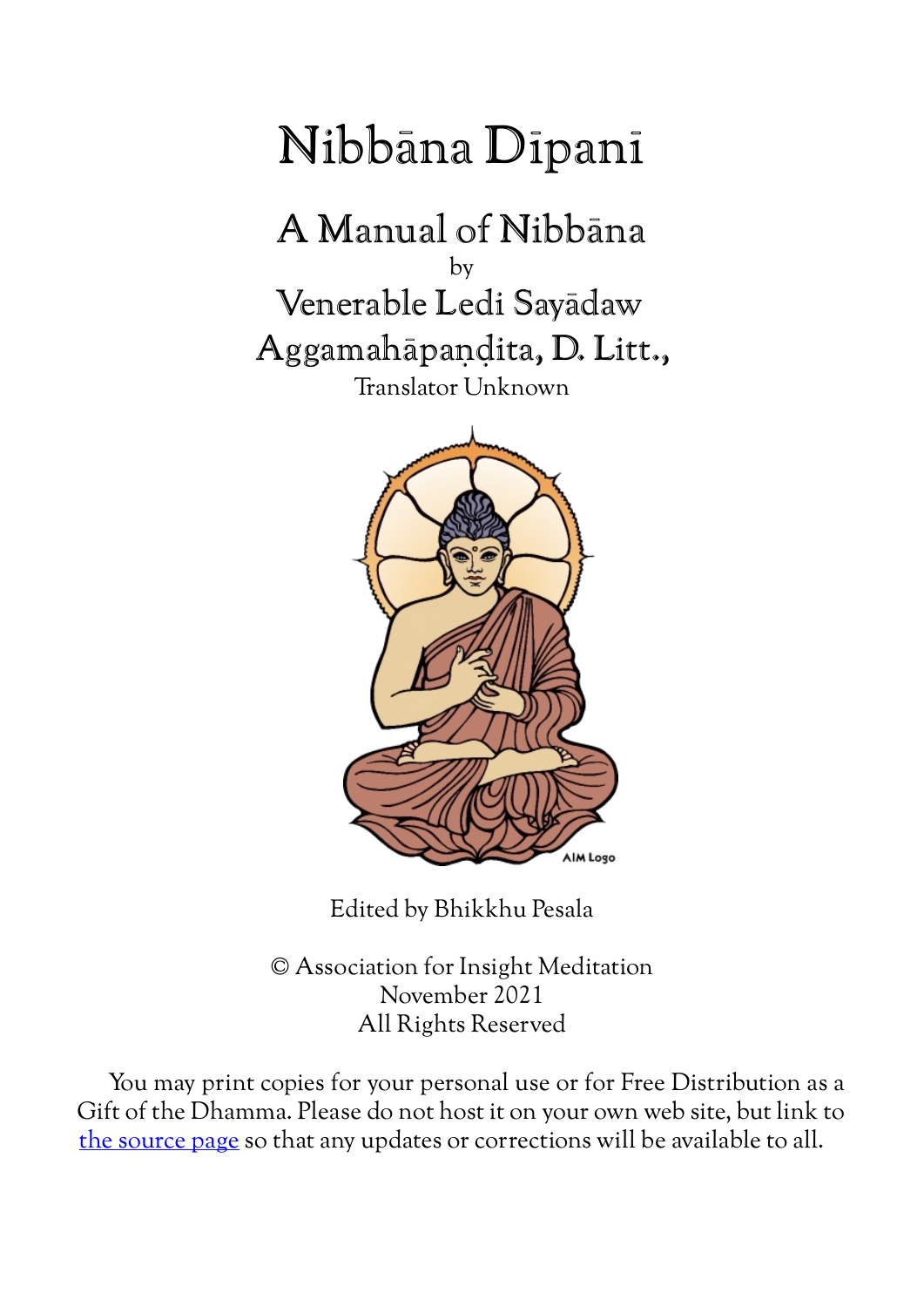# Nibbāna Dīpanī

## A Manual of Nibbāna

by

Venerable Ledi Sayādaw

Aggamahāpaṇḍita, D. Litt.,

Translator Unknown

Edited by Bhikkhu Pesala

© Association for Insight Meditation

November 2021

All Rights Reserved

You may print copies for your personal use or for Free Distribution as a Gift of the Dhamma. Please do not host it on your own web site, but link to the source page so that any updates or corrections will be available to all.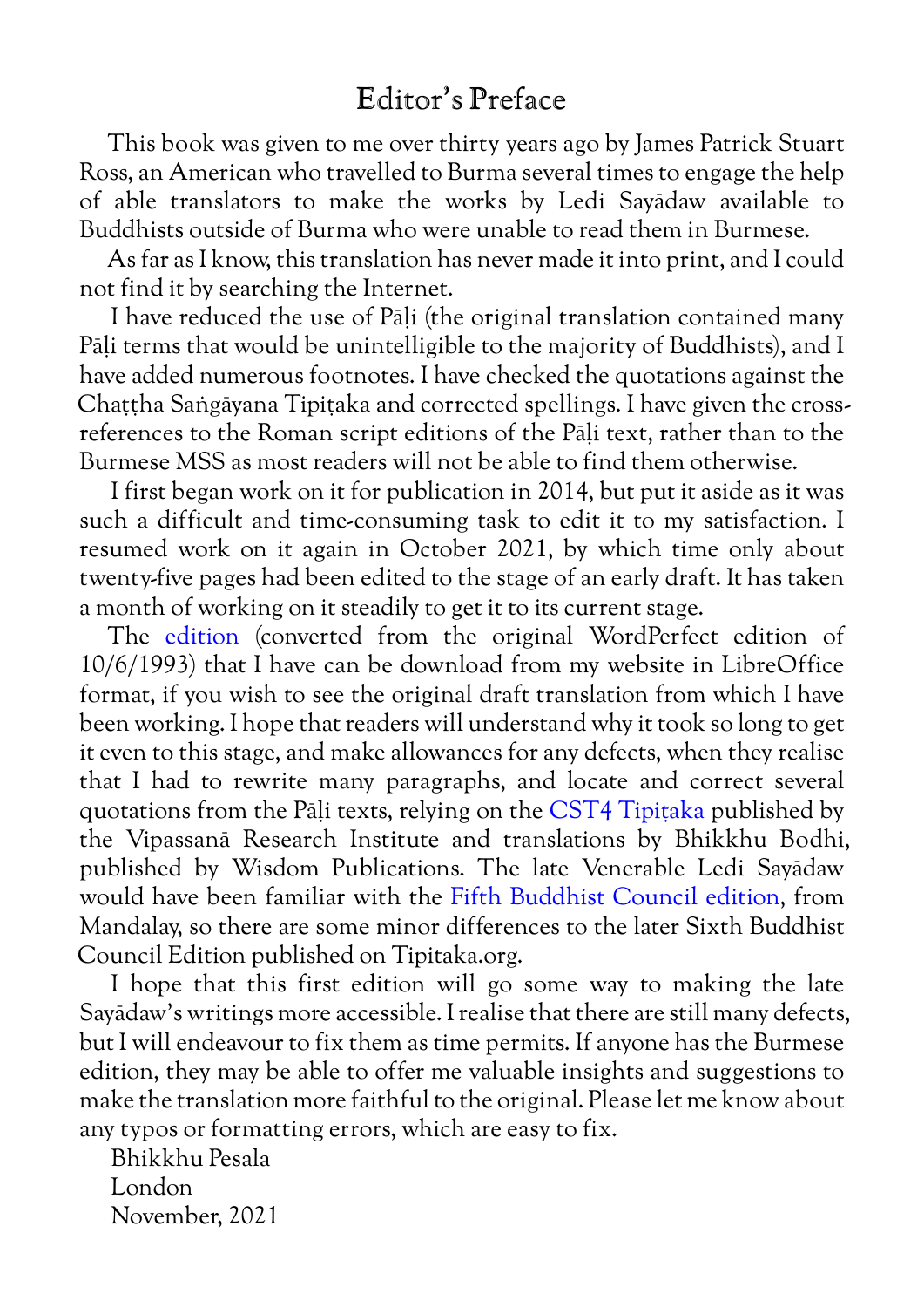# Editor's Preface

This book was given to me over thirty years ago by James Patrick Stuart Ross, an American who travelled to Burma several times to engage the help of able translators to make the works by Ledi Sayādaw available to Buddhists outside of Burma who were unable to read them in Burmese.

As far as I know, this translation has never made it into print, and I could not find it by searching the Internet.

I have reduced the use of Pāḷi (the original translation contained many Pāḷi terms that would be unintelligible to the majority of Buddhists), and I have added numerous footnotes. I have checked the quotations against the Chaṭṭha Saṅgāyana Tipiṭaka and corrected spellings. I have given the cross-references to the Roman script editions of the Pāḷi text, rather than to the Burmese MSS as most readers will not be able to find them otherwise.

I first began work on it for publication in 2014, but put it aside as it was such a difficult and time-consuming task to edit it to my satisfaction. I resumed work on it again in October 2021, by which time only about twenty-five pages had been edited to the stage of an early draft. It has taken a month of working on it steadily to get it to its current stage.

The edition (converted from the original WordPerfect edition of 10/6/1993) that I have can be download from my website in LibreOffice format, if you wish to see the original draft translation from which I have been working. I hope that readers will understand why it took so long to get it even to this stage, and make allowances for any defects, when they realise that I had to rewrite many paragraphs, and locate and correct several quotations from the Pāḷi texts, relying on the CST4 Tipiṭaka published by the Vipassanā Research Institute and translations by Bhikkhu Bodhi, published by Wisdom Publications. The late Venerable Ledi Sayādaw would have been familiar with the Fifth Buddhist Council edition, from Mandalay, so there are some minor differences to the later Sixth Buddhist Council Edition published on Tipitaka.org.

I hope that this first edition will go some way to making the late Sayādaw's writings more accessible. I realise that there are still many defects, but I will endeavour to fix them as time permits. If anyone has the Burmese edition, they may be able to offer me valuable insights and suggestions to make the translation more faithful to the original. Please let me know about any typos or formatting errors, which are easy to fix.

Bhikkhu Pesala  
London  
November, 2021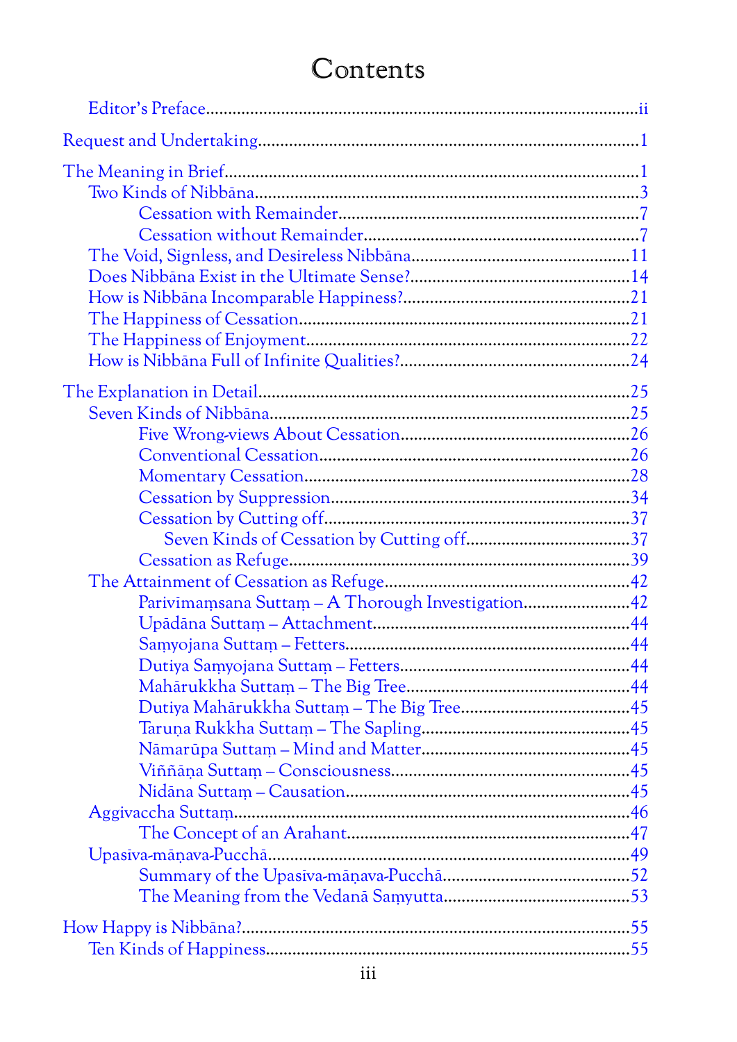# Contents

- Editor's Preface ... ii
- Request and Undertaking ... 1
- The Meaning in Brief ... 1
  - Two Kinds of Nibbāna ... 3
    - Cessation with Remainder ... 7
    - Cessation without Remainder ... 7
  - The Void, Signless, and Desireless Nibbāna ... 11
  - Does Nibbāna Exist in the Ultimate Sense? ... 14
  - How is Nibbāna Incomparable Happiness? ... 21
  - The Happiness of Cessation ... 21
  - The Happiness of Enjoyment ... 22
  - How is Nibbāna Full of Infinite Qualities? ... 24
- The Explanation in Detail ... 25
  - Seven Kinds of Nibbāna ... 25
    - Five Wrong-views About Cessation ... 26
    - Conventional Cessation ... 26
    - Momentary Cessation ... 28
    - Cessation by Suppression ... 34
    - Cessation by Cutting off ... 37
      - Seven Kinds of Cessation by Cutting off ... 37
    - Cessation as Refuge ... 39
  - The Attainment of Cessation as Refuge ... 42
    - Parivīmaṃsana Suttaṃ – A Thorough Investigation ... 42
    - Upādāna Suttaṃ – Attachment ... 44
    - Saṃyojana Suttaṃ – Fetters ... 44
    - Dutiya Saṃyojana Suttaṃ – Fetters ... 44
    - Mahārukkha Suttaṃ – The Big Tree ... 44
    - Dutiya Mahārukkha Suttaṃ – The Big Tree ... 45
    - Taruṇa Rukkha Suttaṃ – The Sapling ... 45
    - Nāmarūpa Suttaṃ – Mind and Matter ... 45
    - Viññāṇa Suttaṃ – Consciousness ... 45
    - Nidāna Suttaṃ – Causation ... 45
  - Aggivaccha Suttaṃ ... 46
    - The Concept of an Arahant ... 47
  - Upasīva-māṇava-Pucchā ... 49
    - Summary of the Upasīva-māṇava-Pucchā ... 52
    - The Meaning from the Vedanā Saṃyutta ... 53
- How Happy is Nibbāna? ... 55
  - Ten Kinds of Happiness ... 55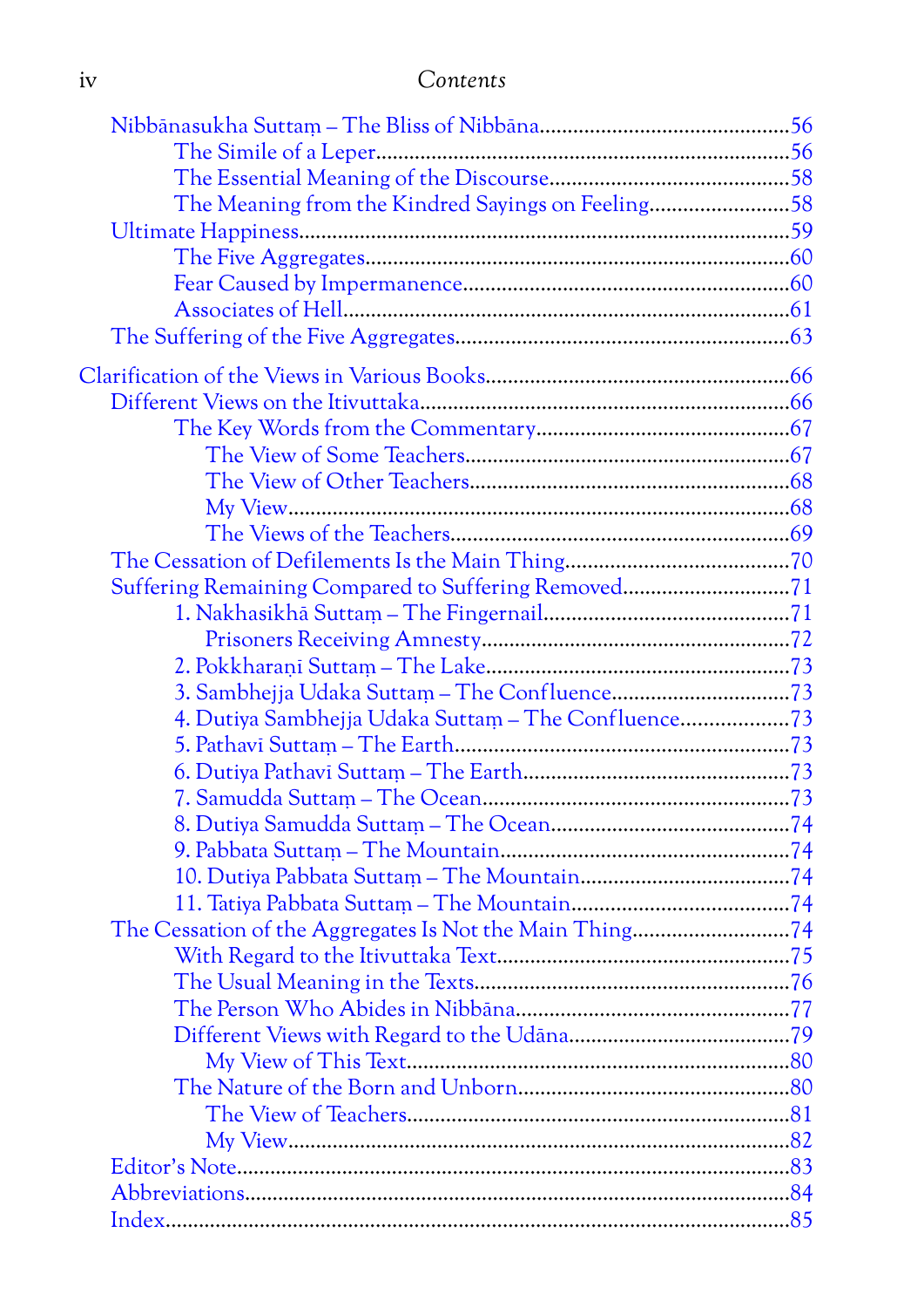Nibbānasukha Suttaṃ – The Bliss of Nibbāna ........................................ 56
  The Simile of a Leper .......................................................... 56
  The Essential Meaning of the Discourse ......................................... 58
  The Meaning from the Kindred Sayings on Feeling ................................ 58
Ultimate Happiness ................................................................ 59
  The Five Aggregates ............................................................ 60
  Fear Caused by Impermanence .................................................... 60
  Associates of Hell ............................................................. 61
The Suffering of the Five Aggregates .............................................. 63

Clarification of the Views in Various Books ....................................... 66
Different Views on the Itivuttaka ................................................. 66
  The Key Words from the Commentary .............................................. 67
    The View of Some Teachers .................................................... 67
    The View of Other Teachers ................................................... 68
    My View ...................................................................... 68
    The Views of the Teachers .................................................... 69
The Cessation of Defilements Is the Main Thing .................................... 70
Suffering Remaining Compared to Suffering Removed .................................. 71
  1. Nakhasikhā Suttaṃ – The Fingernail .......................................... 71
    Prisoners Receiving Amnesty .................................................. 72
  2. Pokkharaṇī Suttaṃ – The Lake ................................................ 73
  3. Sambhejja Udaka Suttaṃ – The Confluence ...................................... 73
  4. Dutiya Sambhejja Udaka Suttaṃ – The Confluence ............................... 73
  5. Pathavī Suttaṃ – The Earth .................................................. 73
  6. Dutiya Pathavī Suttaṃ – The Earth ........................................... 73
  7. Samudda Suttaṃ – The Ocean .................................................. 73
  8. Dutiya Samudda Suttaṃ – The Ocean ........................................... 74
  9. Pabbata Suttaṃ – The Mountain ............................................... 74
  10. Dutiya Pabbata Suttaṃ – The Mountain ....................................... 74
  11. Tatiya Pabbata Suttaṃ – The Mountain ....................................... 74
The Cessation of the Aggregates Is Not the Main Thing ............................. 74
  With Regard to the Itivuttaka Text ............................................. 75
  The Usual Meaning in the Texts ................................................. 76
  The Person Who Abides in Nibbāna ............................................... 77
  Different Views with Regard to the Udāna ....................................... 79
    My View of This Text ......................................................... 80
  The Nature of the Born and Unborn .............................................. 80
    The View of Teachers ......................................................... 81
    My View ...................................................................... 82
Editor's Note ..................................................................... 83
Abbreviations ..................................................................... 84
Index ............................................................................. 85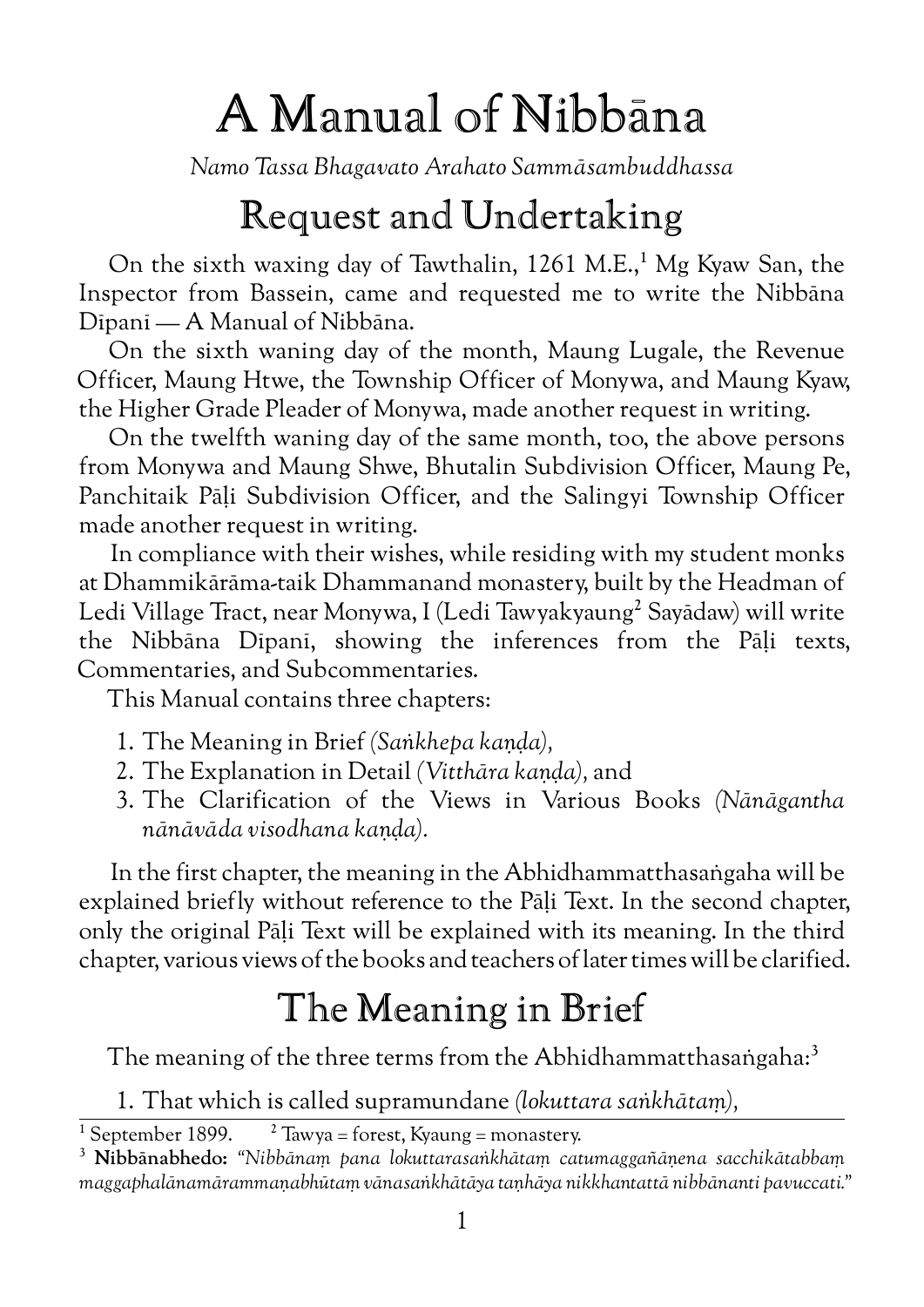# A Manual of Nibbāna

*Namo Tassa Bhagavato Arahato Sammāsambuddhassa*

## Request and Undertaking

On the sixth waxing day of Tawthalin, 1261 M.E.,[1] Mg Kyaw San, the Inspector from Bassein, came and requested me to write the Nibbāna Dīpanī — A Manual of Nibbāna.

On the sixth waning day of the month, Maung Lugale, the Revenue Officer, Maung Htwe, the Township Officer of Monywa, and Maung Kyaw, the Higher Grade Pleader of Monywa, made another request in writing.

On the twelfth waning day of the same month, too, the above persons from Monywa and Maung Shwe, Bhutalin Subdivision Officer, Maung Pe, Panchitaik Pāḷi Subdivision Officer, and the Salingyi Township Officer made another request in writing.

In compliance with their wishes, while residing with my student monks at Dhammikārāma-taik Dhammanand monastery, built by the Headman of Ledi Village Tract, near Monywa, I (Ledi Tawyakyaung[2] Sayādaw) will write the Nibbāna Dīpanī, showing the inferences from the Pāḷi texts, Commentaries, and Subcommentaries.

This Manual contains three chapters:

1. The Meaning in Brief *(Saṅkhepa kaṇḍa)*,
2. The Explanation in Detail *(Vitthāra kaṇḍa)*, and
3. The Clarification of the Views in Various Books *(Nānāgantha nānāvāda visodhana kaṇḍa)*.

In the first chapter, the meaning in the Abhidhammatthasaṅgaha will be explained briefly without reference to the Pāḷi Text. In the second chapter, only the original Pāḷi Text will be explained with its meaning. In the third chapter, various views of the books and teachers of later times will be clarified.

## The Meaning in Brief

The meaning of the three terms from the Abhidhammatthasaṅgaha:[3]

1. That which is called supramundane *(lokuttara saṅkhātaṃ)*,

---

[1] September 1899. [2] Tawya = forest, Kyaung = monastery.

[3] **Nibbānabhedo:** *"Nibbānaṃ pana lokuttarasaṅkhātaṃ catumaggañāṇena sacchikātabbaṃ maggaphalānamārammaṇabhūtaṃ vānasaṅkhātāya taṇhāya nikkhantattā nibbānanti pavuccati."*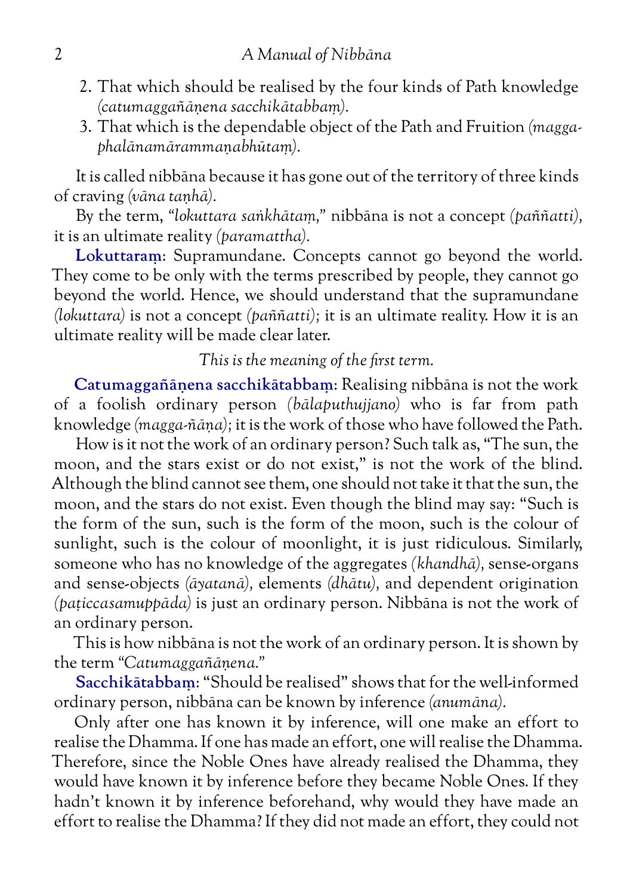2. That which should be realised by the four kinds of Path knowledge *(catumaggañāṇena sacchikātabbaṃ).*
3. That which is the dependable object of the Path and Fruition *(maggaphalānamārammaṇabhūtaṃ).*

It is called nibbāna because it has gone out of the territory of three kinds of craving *(vāna taṇhā).*

By the term, *"lokuttara saṅkhātaṃ,"* nibbāna is not a concept *(paññatti),* it is an ultimate reality *(paramattha).*

**Lokuttaraṃ**: Supramundane. Concepts cannot go beyond the world. They come to be only with the terms prescribed by people, they cannot go beyond the world. Hence, we should understand that the supramundane *(lokuttara)* is not a concept *(paññatti)*; it is an ultimate reality. How it is an ultimate reality will be made clear later.

*This is the meaning of the first term.*

**Catumaggañāṇena sacchikātabbaṃ**: Realising nibbāna is not the work of a foolish ordinary person *(bālaputhujjano)* who is far from path knowledge *(magga-ñāṇa)*; it is the work of those who have followed the Path.

How is it not the work of an ordinary person? Such talk as, "The sun, the moon, and the stars exist or do not exist," is not the work of the blind. Although the blind cannot see them, one should not take it that the sun, the moon, and the stars do not exist. Even though the blind may say: "Such is the form of the sun, such is the form of the moon, such is the colour of sunlight, such is the colour of moonlight, it is just ridiculous. Similarly, someone who has no knowledge of the aggregates *(khandhā),* sense-organs and sense-objects *(āyatanā),* elements *(dhātu),* and dependent origination *(paṭiccasamuppāda)* is just an ordinary person. Nibbāna is not the work of an ordinary person.

This is how nibbāna is not the work of an ordinary person. It is shown by the term *"Catumaggañāṇena."*

**Sacchikātabbaṃ**: "Should be realised" shows that for the well-informed ordinary person, nibbāna can be known by inference *(anumāna).*

Only after one has known it by inference, will one make an effort to realise the Dhamma. If one has made an effort, one will realise the Dhamma. Therefore, since the Noble Ones have already realised the Dhamma, they would have known it by inference before they became Noble Ones. If they hadn't known it by inference beforehand, why would they have made an effort to realise the Dhamma? If they did not made an effort, they could not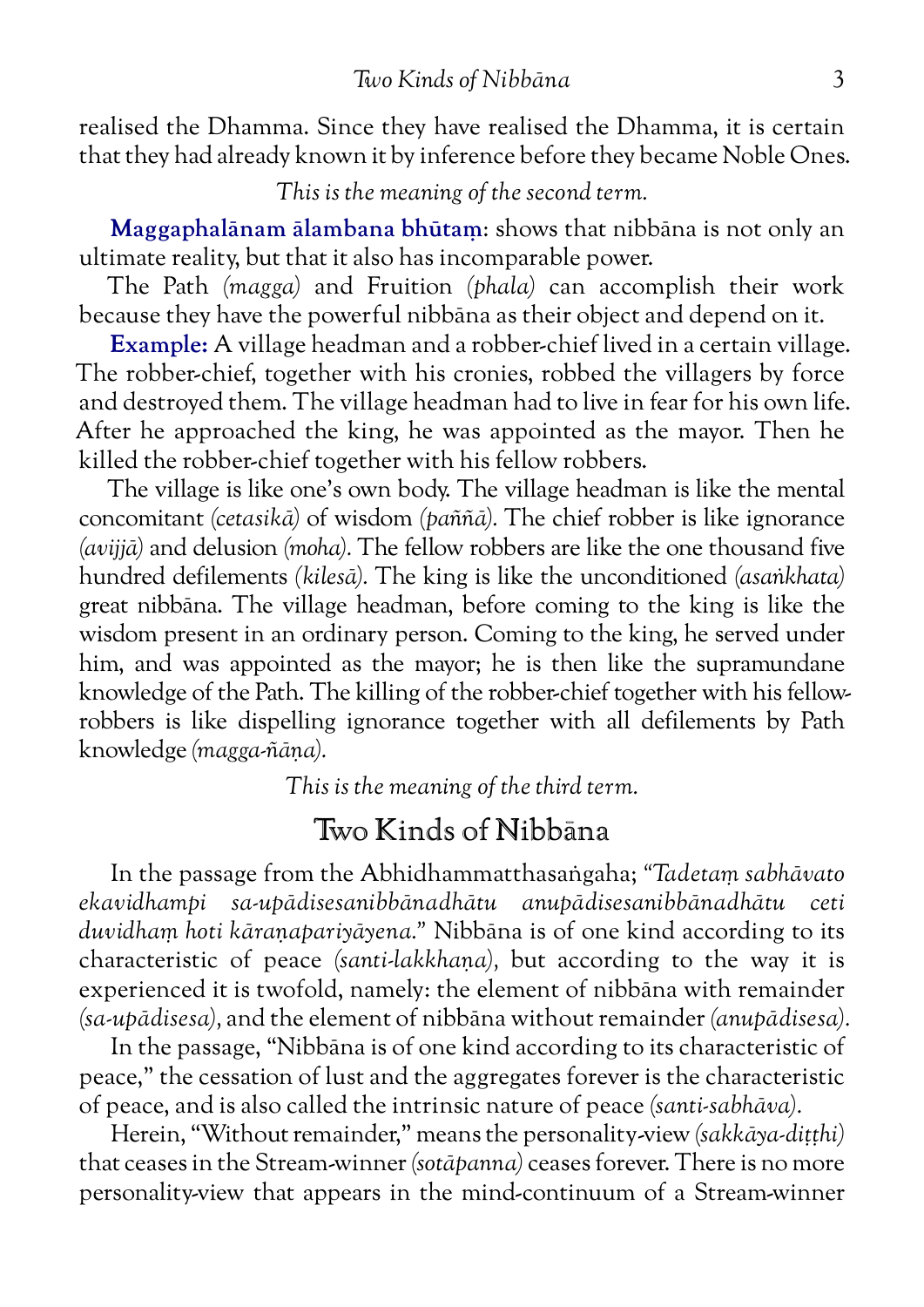realised the Dhamma. Since they have realised the Dhamma, it is certain that they had already known it by inference before they became Noble Ones.

*This is the meaning of the second term.*

**Maggaphalānam ālambana bhūtaṃ**: shows that nibbāna is not only an ultimate reality, but that it also has incomparable power.

The Path *(magga)* and Fruition *(phala)* can accomplish their work because they have the powerful nibbāna as their object and depend on it.

**Example:** A village headman and a robber-chief lived in a certain village. The robber-chief, together with his cronies, robbed the villagers by force and destroyed them. The village headman had to live in fear for his own life. After he approached the king, he was appointed as the mayor. Then he killed the robber-chief together with his fellow robbers.

The village is like one's own body. The village headman is like the mental concomitant *(cetasikā)* of wisdom *(paññā)*. The chief robber is like ignorance *(avijjā)* and delusion *(moha)*. The fellow robbers are like the one thousand five hundred defilements *(kilesā)*. The king is like the unconditioned *(asaṅkhata)* great nibbāna. The village headman, before coming to the king is like the wisdom present in an ordinary person. Coming to the king, he served under him, and was appointed as the mayor; he is then like the supramundane knowledge of the Path. The killing of the robber-chief together with his fellow-robbers is like dispelling ignorance together with all defilements by Path knowledge *(magga-ñāṇa)*.

*This is the meaning of the third term.*

## Two Kinds of Nibbāna

In the passage from the Abhidhammatthasaṅgaha; "*Tadetaṃ sabhāvato ekavidhampi sa-upādisesanibbānadhātu anupādisesanibbānadhātu ceti duvidhaṃ hoti kāraṇapariyāyena.*" Nibbāna is of one kind according to its characteristic of peace *(santi-lakkhaṇa)*, but according to the way it is experienced it is twofold, namely: the element of nibbāna with remainder *(sa-upādisesa)*, and the element of nibbāna without remainder *(anupādisesa)*.

In the passage, "Nibbāna is of one kind according to its characteristic of peace," the cessation of lust and the aggregates forever is the characteristic of peace, and is also called the intrinsic nature of peace *(santi-sabhāva)*.

Herein, "Without remainder," means the personality-view *(sakkāya-diṭṭhi)* that ceases in the Stream-winner *(sotāpanna)* ceases forever. There is no more personality-view that appears in the mind-continuum of a Stream-winner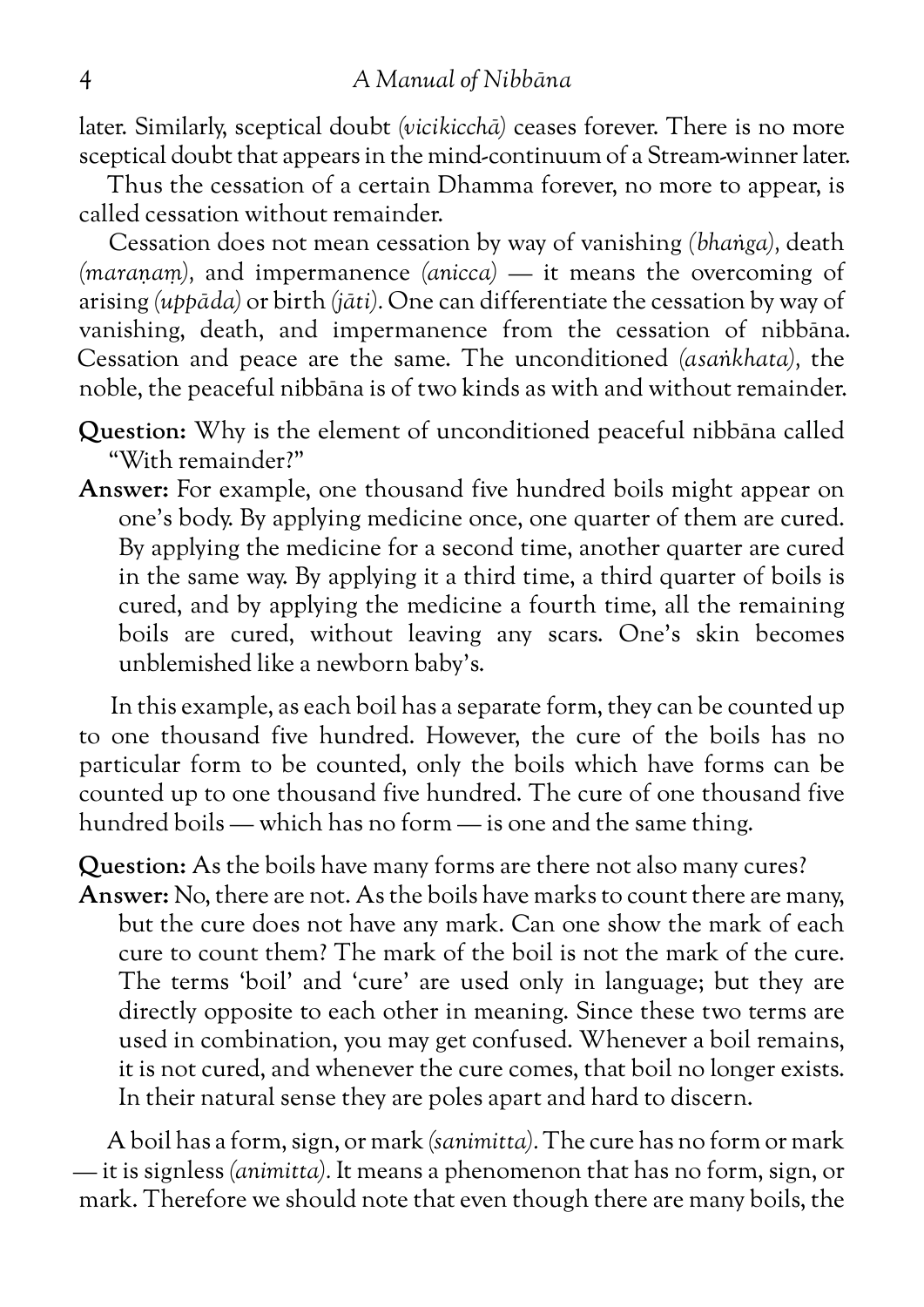later. Similarly, sceptical doubt *(vicikicchā)* ceases forever. There is no more sceptical doubt that appears in the mind-continuum of a Stream-winner later.

Thus the cessation of a certain Dhamma forever, no more to appear, is called cessation without remainder.

Cessation does not mean cessation by way of vanishing *(bhaṅga)*, death *(maraṇaṃ)*, and impermanence *(anicca)* — it means the overcoming of arising *(uppāda)* or birth *(jāti)*. One can differentiate the cessation by way of vanishing, death, and impermanence from the cessation of nibbāna. Cessation and peace are the same. The unconditioned *(asaṅkhata)*, the noble, the peaceful nibbāna is of two kinds as with and without remainder.

**Question:** Why is the element of unconditioned peaceful nibbāna called "With remainder?"

**Answer:** For example, one thousand five hundred boils might appear on one's body. By applying medicine once, one quarter of them are cured. By applying the medicine for a second time, another quarter are cured in the same way. By applying it a third time, a third quarter of boils is cured, and by applying the medicine a fourth time, all the remaining boils are cured, without leaving any scars. One's skin becomes unblemished like a newborn baby's.

In this example, as each boil has a separate form, they can be counted up to one thousand five hundred. However, the cure of the boils has no particular form to be counted, only the boils which have forms can be counted up to one thousand five hundred. The cure of one thousand five hundred boils — which has no form — is one and the same thing.

**Question:** As the boils have many forms are there not also many cures?

**Answer:** No, there are not. As the boils have marks to count there are many, but the cure does not have any mark. Can one show the mark of each cure to count them? The mark of the boil is not the mark of the cure. The terms 'boil' and 'cure' are used only in language; but they are directly opposite to each other in meaning. Since these two terms are used in combination, you may get confused. Whenever a boil remains, it is not cured, and whenever the cure comes, that boil no longer exists. In their natural sense they are poles apart and hard to discern.

A boil has a form, sign, or mark *(sanimitta)*. The cure has no form or mark — it is signless *(animitta)*. It means a phenomenon that has no form, sign, or mark. Therefore we should note that even though there are many boils, the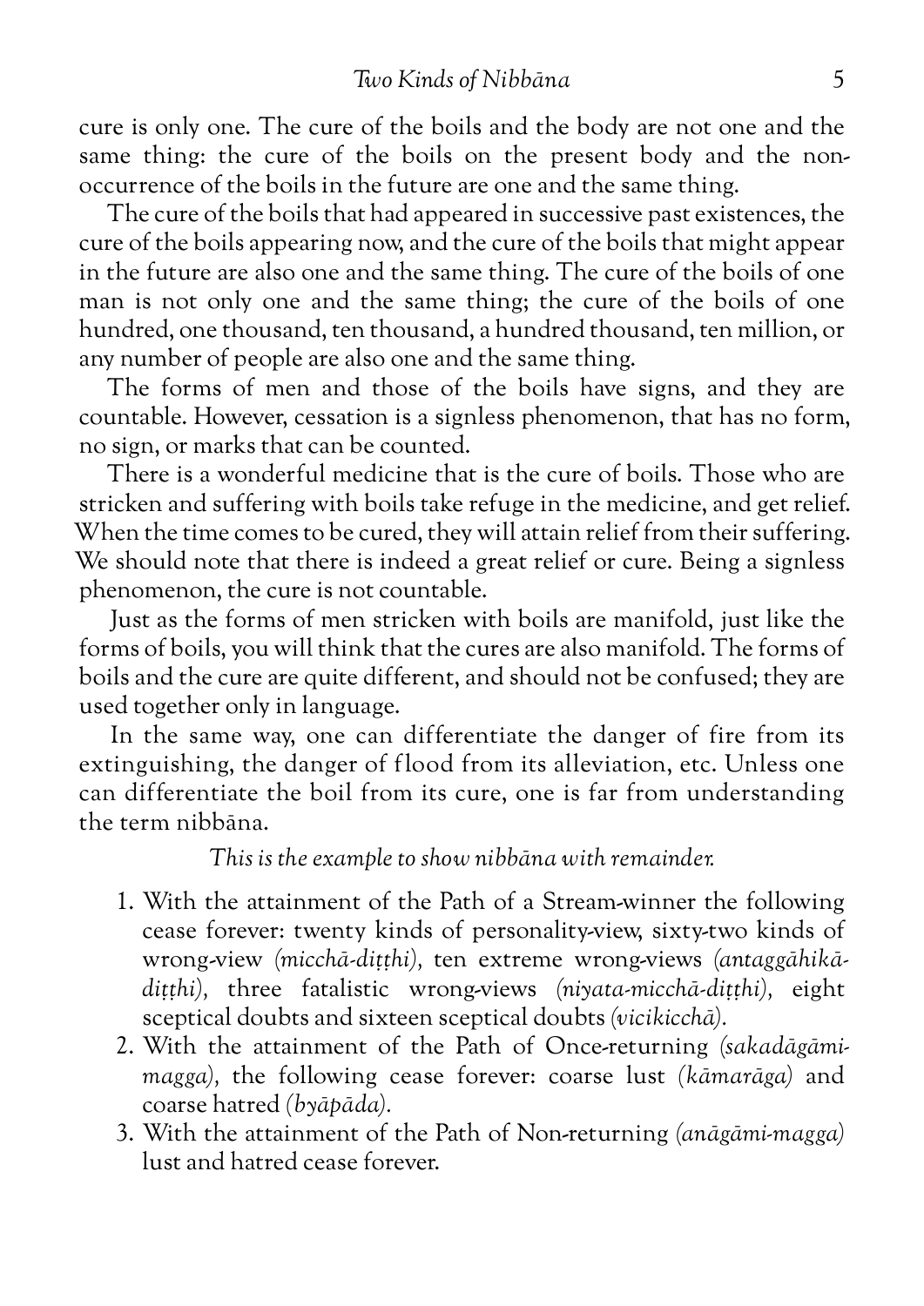cure is only one. The cure of the boils and the body are not one and the same thing: the cure of the boils on the present body and the non-occurrence of the boils in the future are one and the same thing.

The cure of the boils that had appeared in successive past existences, the cure of the boils appearing now, and the cure of the boils that might appear in the future are also one and the same thing. The cure of the boils of one man is not only one and the same thing; the cure of the boils of one hundred, one thousand, ten thousand, a hundred thousand, ten million, or any number of people are also one and the same thing.

The forms of men and those of the boils have signs, and they are countable. However, cessation is a signless phenomenon, that has no form, no sign, or marks that can be counted.

There is a wonderful medicine that is the cure of boils. Those who are stricken and suffering with boils take refuge in the medicine, and get relief. When the time comes to be cured, they will attain relief from their suffering. We should note that there is indeed a great relief or cure. Being a signless phenomenon, the cure is not countable.

Just as the forms of men stricken with boils are manifold, just like the forms of boils, you will think that the cures are also manifold. The forms of boils and the cure are quite different, and should not be confused; they are used together only in language.

In the same way, one can differentiate the danger of fire from its extinguishing, the danger of flood from its alleviation, etc. Unless one can differentiate the boil from its cure, one is far from understanding the term nibbāna.

*This is the example to show nibbāna with remainder.*

1. With the attainment of the Path of a Stream-winner the following cease forever: twenty kinds of personality-view, sixty-two kinds of wrong-view *(micchā-diṭṭhi)*, ten extreme wrong-views *(antaggāhikā-diṭṭhi)*, three fatalistic wrong-views *(niyata-micchā-diṭṭhi)*, eight sceptical doubts and sixteen sceptical doubts *(vicikicchā)*.
2. With the attainment of the Path of Once-returning *(sakadāgāmi-magga)*, the following cease forever: coarse lust *(kāmarāga)* and coarse hatred *(byāpāda)*.
3. With the attainment of the Path of Non-returning *(anāgāmi-magga)* lust and hatred cease forever.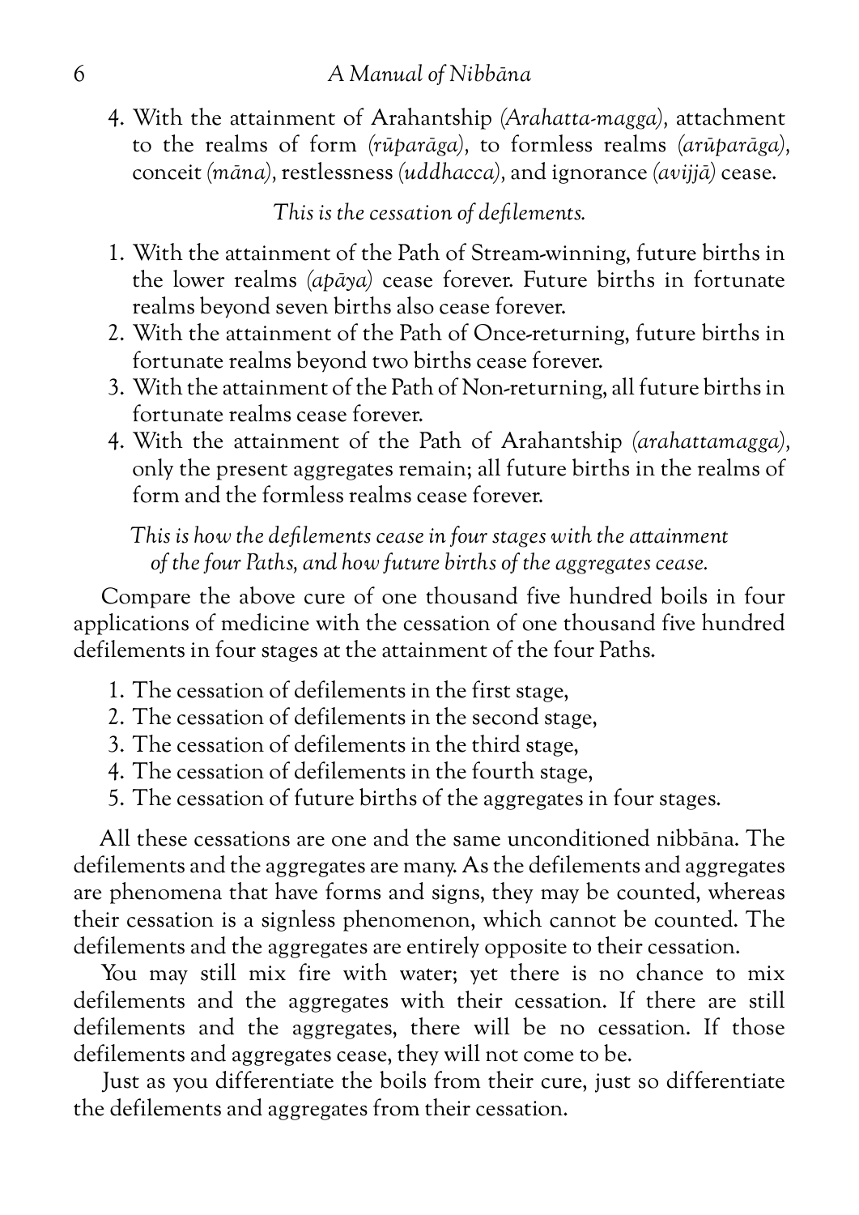4. With the attainment of Arahantship (*Arahatta-magga*), attachment to the realms of form (*rūparāga*), to formless realms (*arūparāga*), conceit (*māna*), restlessness (*uddhacca*), and ignorance (*avijjā*) cease.

*This is the cessation of defilements.*

1. With the attainment of the Path of Stream-winning, future births in the lower realms (*apāya*) cease forever. Future births in fortunate realms beyond seven births also cease forever.
2. With the attainment of the Path of Once-returning, future births in fortunate realms beyond two births cease forever.
3. With the attainment of the Path of Non-returning, all future births in fortunate realms cease forever.
4. With the attainment of the Path of Arahantship (*arahattamagga*), only the present aggregates remain; all future births in the realms of form and the formless realms cease forever.

*This is how the defilements cease in four stages with the attainment of the four Paths, and how future births of the aggregates cease.*

Compare the above cure of one thousand five hundred boils in four applications of medicine with the cessation of one thousand five hundred defilements in four stages at the attainment of the four Paths.

1. The cessation of defilements in the first stage,
2. The cessation of defilements in the second stage,
3. The cessation of defilements in the third stage,
4. The cessation of defilements in the fourth stage,
5. The cessation of future births of the aggregates in four stages.

All these cessations are one and the same unconditioned nibbāna. The defilements and the aggregates are many. As the defilements and aggregates are phenomena that have forms and signs, they may be counted, whereas their cessation is a signless phenomenon, which cannot be counted. The defilements and the aggregates are entirely opposite to their cessation.

You may still mix fire with water; yet there is no chance to mix defilements and the aggregates with their cessation. If there are still defilements and the aggregates, there will be no cessation. If those defilements and aggregates cease, they will not come to be.

Just as you differentiate the boils from their cure, just so differentiate the defilements and aggregates from their cessation.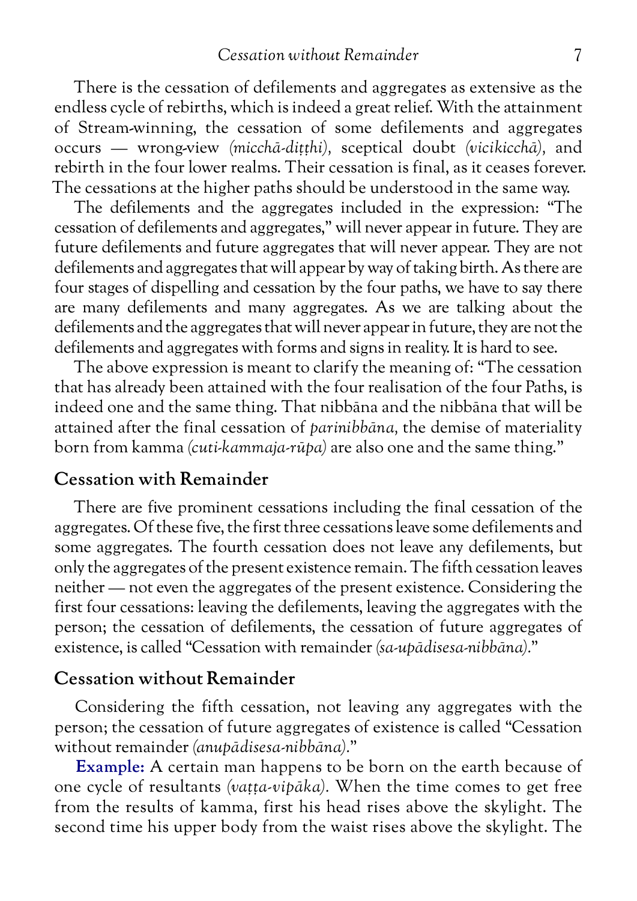There is the cessation of defilements and aggregates as extensive as the endless cycle of rebirths, which is indeed a great relief. With the attainment of Stream-winning, the cessation of some defilements and aggregates occurs — wrong-view *(micchā-diṭṭhi),* sceptical doubt *(vicikicchā),* and rebirth in the four lower realms. Their cessation is final, as it ceases forever. The cessations at the higher paths should be understood in the same way.

The defilements and the aggregates included in the expression: "The cessation of defilements and aggregates," will never appear in future. They are future defilements and future aggregates that will never appear. They are not defilements and aggregates that will appear by way of taking birth. As there are four stages of dispelling and cessation by the four paths, we have to say there are many defilements and many aggregates. As we are talking about the defilements and the aggregates that will never appear in future, they are not the defilements and aggregates with forms and signs in reality. It is hard to see.

The above expression is meant to clarify the meaning of: "The cessation that has already been attained with the four realisation of the four Paths, is indeed one and the same thing. That nibbāna and the nibbāna that will be attained after the final cessation of *parinibbāna,* the demise of materiality born from kamma *(cuti-kammaja-rūpa)* are also one and the same thing."

## Cessation with Remainder

There are five prominent cessations including the final cessation of the aggregates. Of these five, the first three cessations leave some defilements and some aggregates. The fourth cessation does not leave any defilements, but only the aggregates of the present existence remain. The fifth cessation leaves neither — not even the aggregates of the present existence. Considering the first four cessations: leaving the defilements, leaving the aggregates with the person; the cessation of defilements, the cessation of future aggregates of existence, is called "Cessation with remainder *(sa-upādisesa-nibbāna).*"

## Cessation without Remainder

Considering the fifth cessation, not leaving any aggregates with the person; the cessation of future aggregates of existence is called "Cessation without remainder *(anupādisesa-nibbāna).*"

**Example:** A certain man happens to be born on the earth because of one cycle of resultants *(vaṭṭa-vipāka).* When the time comes to get free from the results of kamma, first his head rises above the skylight. The second time his upper body from the waist rises above the skylight. The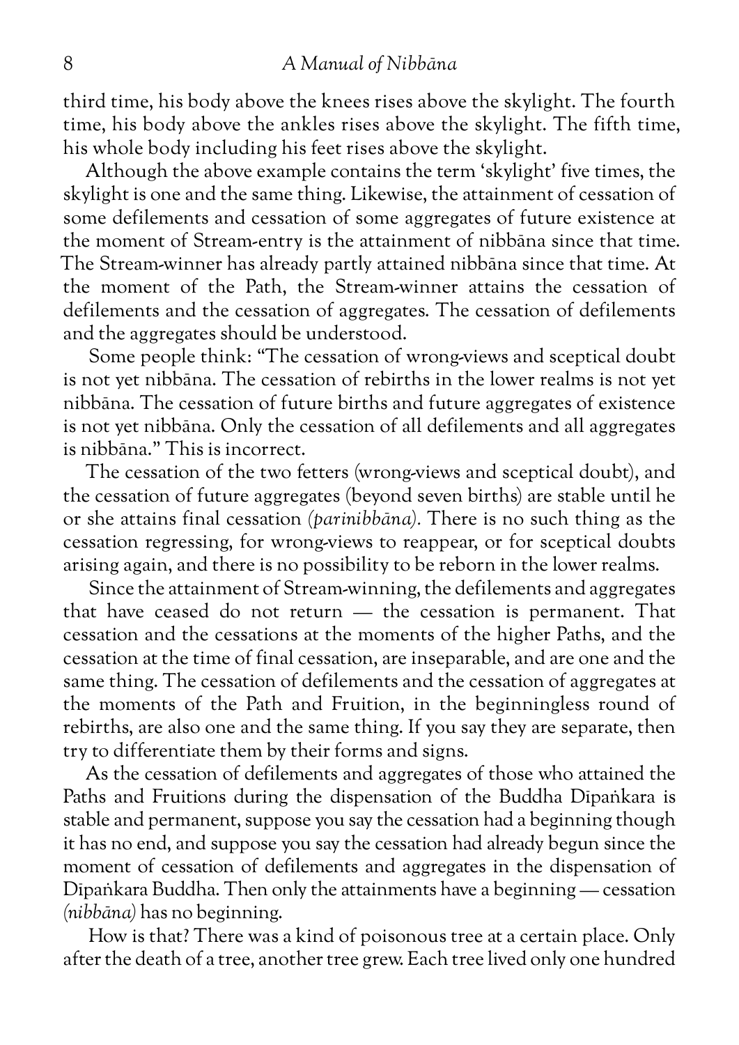third time, his body above the knees rises above the skylight. The fourth time, his body above the ankles rises above the skylight. The fifth time, his whole body including his feet rises above the skylight.

Although the above example contains the term 'skylight' five times, the skylight is one and the same thing. Likewise, the attainment of cessation of some defilements and cessation of some aggregates of future existence at the moment of Stream-entry is the attainment of nibbāna since that time. The Stream-winner has already partly attained nibbāna since that time. At the moment of the Path, the Stream-winner attains the cessation of defilements and the cessation of aggregates. The cessation of defilements and the aggregates should be understood.

Some people think: "The cessation of wrong-views and sceptical doubt is not yet nibbāna. The cessation of rebirths in the lower realms is not yet nibbāna. The cessation of future births and future aggregates of existence is not yet nibbāna. Only the cessation of all defilements and all aggregates is nibbāna." This is incorrect.

The cessation of the two fetters (wrong-views and sceptical doubt), and the cessation of future aggregates (beyond seven births) are stable until he or she attains final cessation *(parinibbāna)*. There is no such thing as the cessation regressing, for wrong-views to reappear, or for sceptical doubts arising again, and there is no possibility to be reborn in the lower realms.

Since the attainment of Stream-winning, the defilements and aggregates that have ceased do not return — the cessation is permanent. That cessation and the cessations at the moments of the higher Paths, and the cessation at the time of final cessation, are inseparable, and are one and the same thing. The cessation of defilements and the cessation of aggregates at the moments of the Path and Fruition, in the beginningless round of rebirths, are also one and the same thing. If you say they are separate, then try to differentiate them by their forms and signs.

As the cessation of defilements and aggregates of those who attained the Paths and Fruitions during the dispensation of the Buddha Dīpaṅkara is stable and permanent, suppose you say the cessation had a beginning though it has no end, and suppose you say the cessation had already begun since the moment of cessation of defilements and aggregates in the dispensation of Dīpaṅkara Buddha. Then only the attainments have a beginning — cessation *(nibbāna)* has no beginning.

How is that? There was a kind of poisonous tree at a certain place. Only after the death of a tree, another tree grew. Each tree lived only one hundred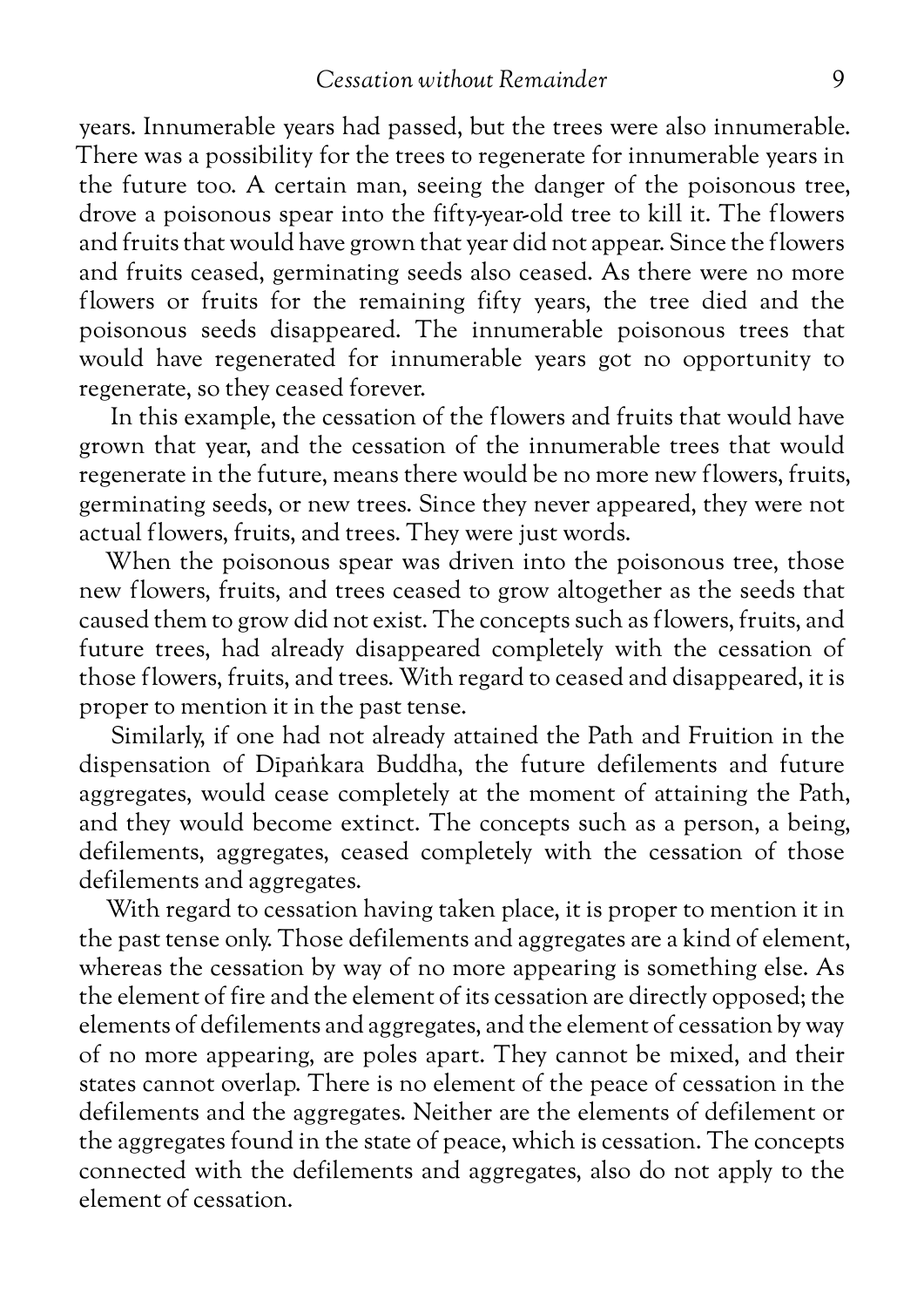years. Innumerable years had passed, but the trees were also innumerable. There was a possibility for the trees to regenerate for innumerable years in the future too. A certain man, seeing the danger of the poisonous tree, drove a poisonous spear into the fifty-year-old tree to kill it. The flowers and fruits that would have grown that year did not appear. Since the flowers and fruits ceased, germinating seeds also ceased. As there were no more flowers or fruits for the remaining fifty years, the tree died and the poisonous seeds disappeared. The innumerable poisonous trees that would have regenerated for innumerable years got no opportunity to regenerate, so they ceased forever.

In this example, the cessation of the flowers and fruits that would have grown that year, and the cessation of the innumerable trees that would regenerate in the future, means there would be no more new flowers, fruits, germinating seeds, or new trees. Since they never appeared, they were not actual flowers, fruits, and trees. They were just words.

When the poisonous spear was driven into the poisonous tree, those new flowers, fruits, and trees ceased to grow altogether as the seeds that caused them to grow did not exist. The concepts such as flowers, fruits, and future trees, had already disappeared completely with the cessation of those flowers, fruits, and trees. With regard to ceased and disappeared, it is proper to mention it in the past tense.

Similarly, if one had not already attained the Path and Fruition in the dispensation of Dīpaṅkara Buddha, the future defilements and future aggregates, would cease completely at the moment of attaining the Path, and they would become extinct. The concepts such as a person, a being, defilements, aggregates, ceased completely with the cessation of those defilements and aggregates.

With regard to cessation having taken place, it is proper to mention it in the past tense only. Those defilements and aggregates are a kind of element, whereas the cessation by way of no more appearing is something else. As the element of fire and the element of its cessation are directly opposed; the elements of defilements and aggregates, and the element of cessation by way of no more appearing, are poles apart. They cannot be mixed, and their states cannot overlap. There is no element of the peace of cessation in the defilements and the aggregates. Neither are the elements of defilement or the aggregates found in the state of peace, which is cessation. The concepts connected with the defilements and aggregates, also do not apply to the element of cessation.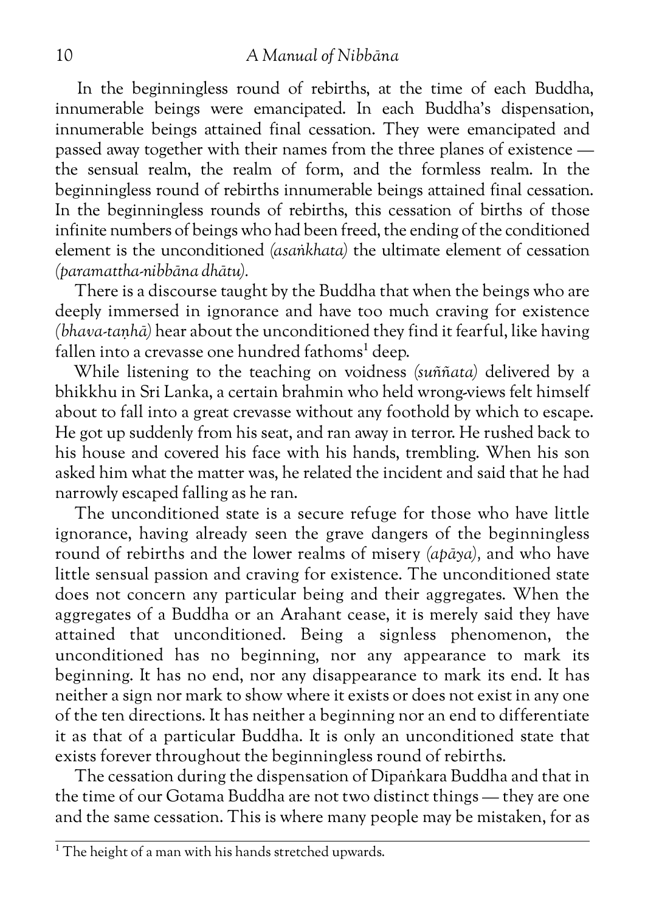In the beginningless round of rebirths, at the time of each Buddha, innumerable beings were emancipated. In each Buddha's dispensation, innumerable beings attained final cessation. They were emancipated and passed away together with their names from the three planes of existence — the sensual realm, the realm of form, and the formless realm. In the beginningless round of rebirths innumerable beings attained final cessation. In the beginningless rounds of rebirths, this cessation of births of those infinite numbers of beings who had been freed, the ending of the conditioned element is the unconditioned *(asaṅkhata)* the ultimate element of cessation *(paramattha-nibbāna dhātu).*

There is a discourse taught by the Buddha that when the beings who are deeply immersed in ignorance and have too much craving for existence *(bhava-taṇhā)* hear about the unconditioned they find it fearful, like having fallen into a crevasse one hundred fathoms[1] deep.

While listening to the teaching on voidness *(suññata)* delivered by a bhikkhu in Sri Lanka, a certain brahmin who held wrong-views felt himself about to fall into a great crevasse without any foothold by which to escape. He got up suddenly from his seat, and ran away in terror. He rushed back to his house and covered his face with his hands, trembling. When his son asked him what the matter was, he related the incident and said that he had narrowly escaped falling as he ran.

The unconditioned state is a secure refuge for those who have little ignorance, having already seen the grave dangers of the beginningless round of rebirths and the lower realms of misery *(apāya),* and who have little sensual passion and craving for existence. The unconditioned state does not concern any particular being and their aggregates. When the aggregates of a Buddha or an Arahant cease, it is merely said they have attained that unconditioned. Being a signless phenomenon, the unconditioned has no beginning, nor any appearance to mark its beginning. It has no end, nor any disappearance to mark its end. It has neither a sign nor mark to show where it exists or does not exist in any one of the ten directions. It has neither a beginning nor an end to differentiate it as that of a particular Buddha. It is only an unconditioned state that exists forever throughout the beginningless round of rebirths.

The cessation during the dispensation of Dīpaṅkara Buddha and that in the time of our Gotama Buddha are not two distinct things — they are one and the same cessation. This is where many people may be mistaken, for as

---

[1] The height of a man with his hands stretched upwards.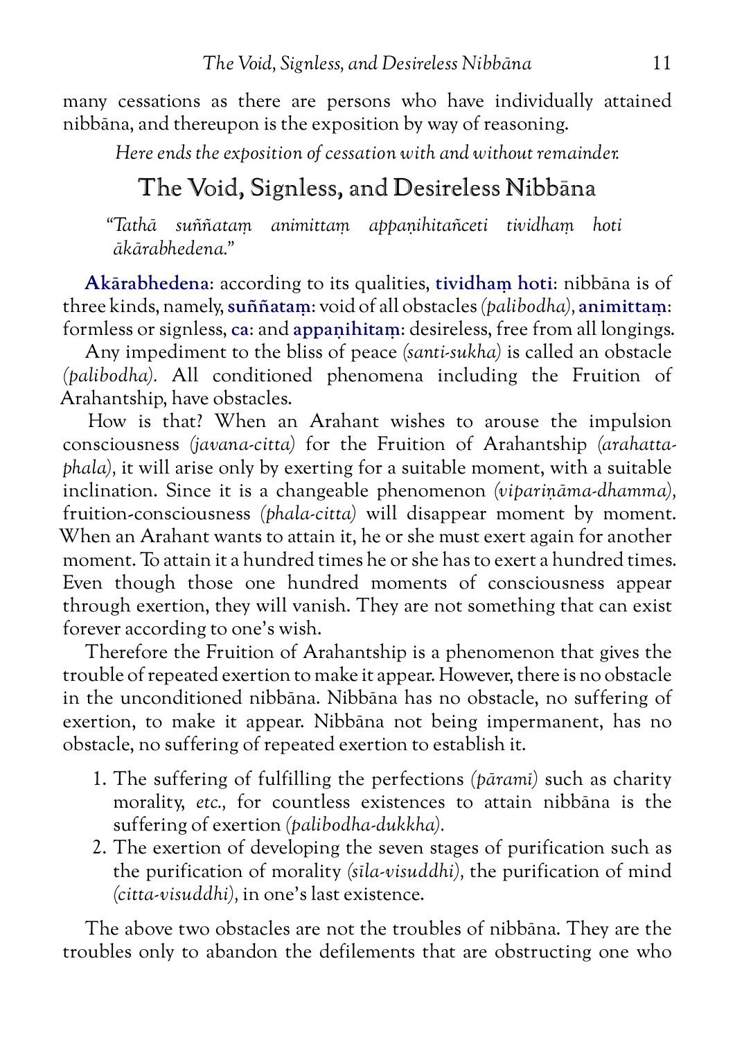many cessations as there are persons who have individually attained nibbāna, and thereupon is the exposition by way of reasoning.

*Here ends the exposition of cessation with and without remainder.*

## The Void, Signless, and Desireless Nibbāna

*"Tathā suññataṃ animittaṃ appaṇihitañceti tividhaṃ hoti ākārabhedena."*

**Akārabhedena**: according to its qualities, **tividhaṃ hoti**: nibbāna is of three kinds, namely, **suññataṃ**: void of all obstacles *(palibodha)*, **animittaṃ**: formless or signless, **ca**: and **appaṇihitaṃ**: desireless, free from all longings.

Any impediment to the bliss of peace *(santi-sukha)* is called an obstacle *(palibodha)*. All conditioned phenomena including the Fruition of Arahantship, have obstacles.

How is that? When an Arahant wishes to arouse the impulsion consciousness *(javana-citta)* for the Fruition of Arahantship *(arahatta-phala)*, it will arise only by exerting for a suitable moment, with a suitable inclination. Since it is a changeable phenomenon *(vipariṇāma-dhamma)*, fruition-consciousness *(phala-citta)* will disappear moment by moment. When an Arahant wants to attain it, he or she must exert again for another moment. To attain it a hundred times he or she has to exert a hundred times. Even though those one hundred moments of consciousness appear through exertion, they will vanish. They are not something that can exist forever according to one's wish.

Therefore the Fruition of Arahantship is a phenomenon that gives the trouble of repeated exertion to make it appear. However, there is no obstacle in the unconditioned nibbāna. Nibbāna has no obstacle, no suffering of exertion, to make it appear. Nibbāna not being impermanent, has no obstacle, no suffering of repeated exertion to establish it.

1. The suffering of fulfilling the perfections *(pāramī)* such as charity morality, *etc.*, for countless existences to attain nibbāna is the suffering of exertion *(palibodha-dukkha)*.
2. The exertion of developing the seven stages of purification such as the purification of morality *(sīla-visuddhi)*, the purification of mind *(citta-visuddhi)*, in one's last existence.

The above two obstacles are not the troubles of nibbāna. They are the troubles only to abandon the defilements that are obstructing one who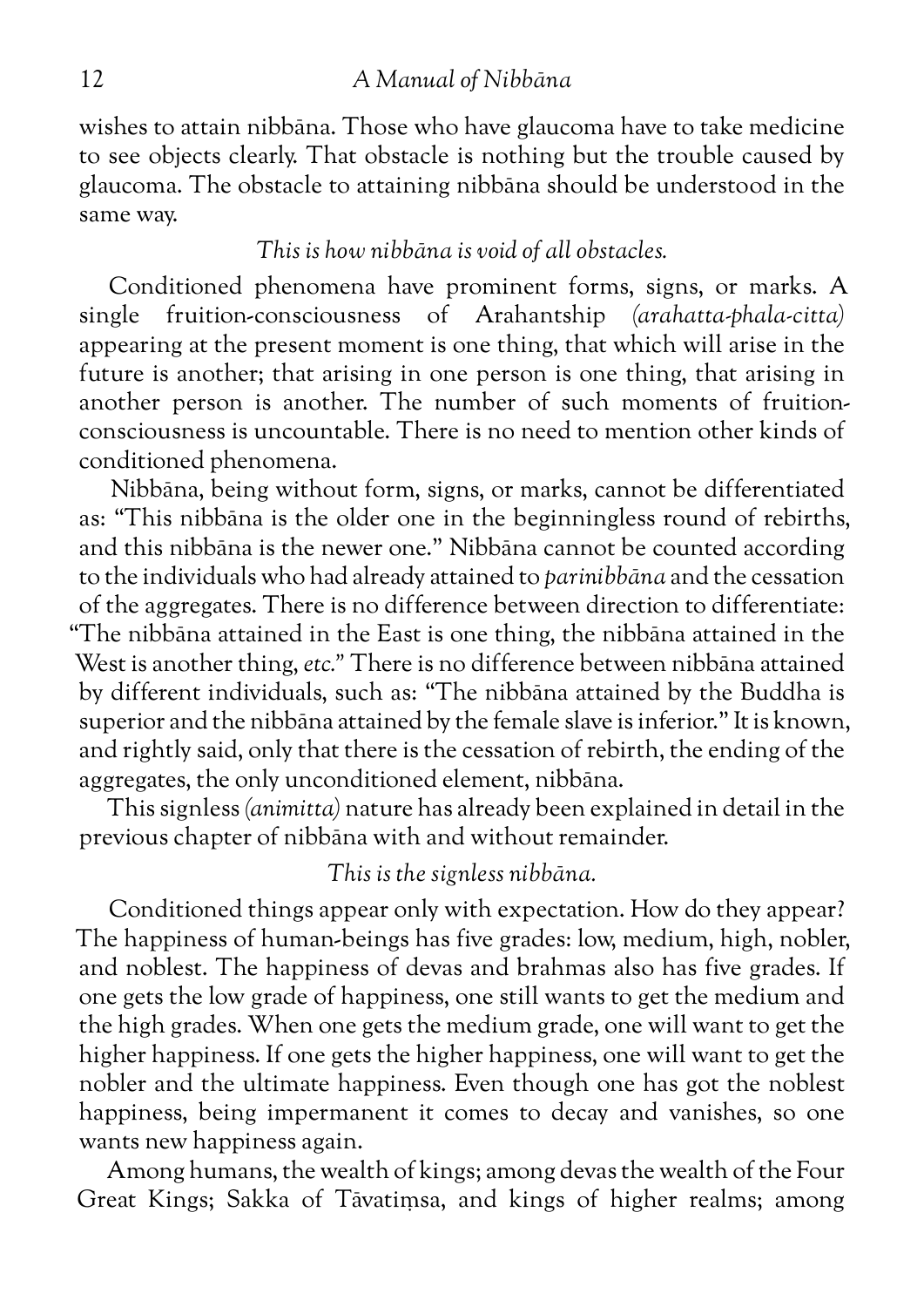wishes to attain nibbāna. Those who have glaucoma have to take medicine to see objects clearly. That obstacle is nothing but the trouble caused by glaucoma. The obstacle to attaining nibbāna should be understood in the same way.

*This is how nibbāna is void of all obstacles.*

Conditioned phenomena have prominent forms, signs, or marks. A single fruition-consciousness of Arahantship *(arahatta-phala-citta)* appearing at the present moment is one thing, that which will arise in the future is another; that arising in one person is one thing, that arising in another person is another. The number of such moments of fruition-consciousness is uncountable. There is no need to mention other kinds of conditioned phenomena.

Nibbāna, being without form, signs, or marks, cannot be differentiated as: "This nibbāna is the older one in the beginningless round of rebirths, and this nibbāna is the newer one." Nibbāna cannot be counted according to the individuals who had already attained to *parinibbāna* and the cessation of the aggregates. There is no difference between direction to differentiate: "The nibbāna attained in the East is one thing, the nibbāna attained in the West is another thing, *etc.*" There is no difference between nibbāna attained by different individuals, such as: "The nibbāna attained by the Buddha is superior and the nibbāna attained by the female slave is inferior." It is known, and rightly said, only that there is the cessation of rebirth, the ending of the aggregates, the only unconditioned element, nibbāna.

This signless *(animitta)* nature has already been explained in detail in the previous chapter of nibbāna with and without remainder.

*This is the signless nibbāna.*

Conditioned things appear only with expectation. How do they appear? The happiness of human-beings has five grades: low, medium, high, nobler, and noblest. The happiness of devas and brahmas also has five grades. If one gets the low grade of happiness, one still wants to get the medium and the high grades. When one gets the medium grade, one will want to get the higher happiness. If one gets the higher happiness, one will want to get the nobler and the ultimate happiness. Even though one has got the noblest happiness, being impermanent it comes to decay and vanishes, so one wants new happiness again.

Among humans, the wealth of kings; among devas the wealth of the Four Great Kings; Sakka of Tāvatiṃsa, and kings of higher realms; among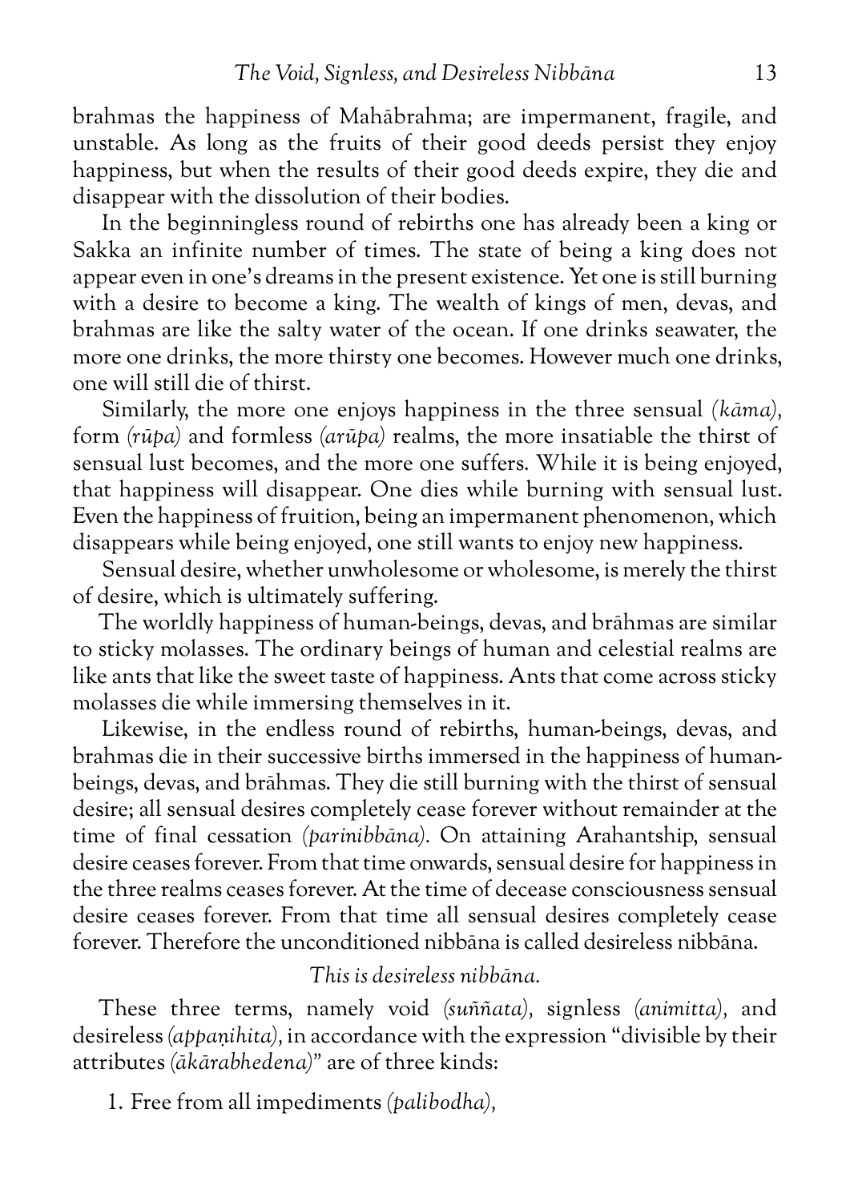brahmas the happiness of Mahābrahma; are impermanent, fragile, and unstable. As long as the fruits of their good deeds persist they enjoy happiness, but when the results of their good deeds expire, they die and disappear with the dissolution of their bodies.

In the beginningless round of rebirths one has already been a king or Sakka an infinite number of times. The state of being a king does not appear even in one's dreams in the present existence. Yet one is still burning with a desire to become a king. The wealth of kings of men, devas, and brahmas are like the salty water of the ocean. If one drinks seawater, the more one drinks, the more thirsty one becomes. However much one drinks, one will still die of thirst.

Similarly, the more one enjoys happiness in the three sensual *(kāma)*, form *(rūpa)* and formless *(arūpa)* realms, the more insatiable the thirst of sensual lust becomes, and the more one suffers. While it is being enjoyed, that happiness will disappear. One dies while burning with sensual lust. Even the happiness of fruition, being an impermanent phenomenon, which disappears while being enjoyed, one still wants to enjoy new happiness.

Sensual desire, whether unwholesome or wholesome, is merely the thirst of desire, which is ultimately suffering.

The worldly happiness of human-beings, devas, and brāhmas are similar to sticky molasses. The ordinary beings of human and celestial realms are like ants that like the sweet taste of happiness. Ants that come across sticky molasses die while immersing themselves in it.

Likewise, in the endless round of rebirths, human-beings, devas, and brahmas die in their successive births immersed in the happiness of human-beings, devas, and brāhmas. They die still burning with the thirst of sensual desire; all sensual desires completely cease forever without remainder at the time of final cessation *(parinibbāna)*. On attaining Arahantship, sensual desire ceases forever. From that time onwards, sensual desire for happiness in the three realms ceases forever. At the time of decease consciousness sensual desire ceases forever. From that time all sensual desires completely cease forever. Therefore the unconditioned nibbāna is called desireless nibbāna.

*This is desireless nibbāna.*

These three terms, namely void *(suññata)*, signless *(animitta)*, and desireless *(appaṇihita)*, in accordance with the expression "divisible by their attributes *(ākārabhedena)*" are of three kinds:

1. Free from all impediments *(palibodha)*,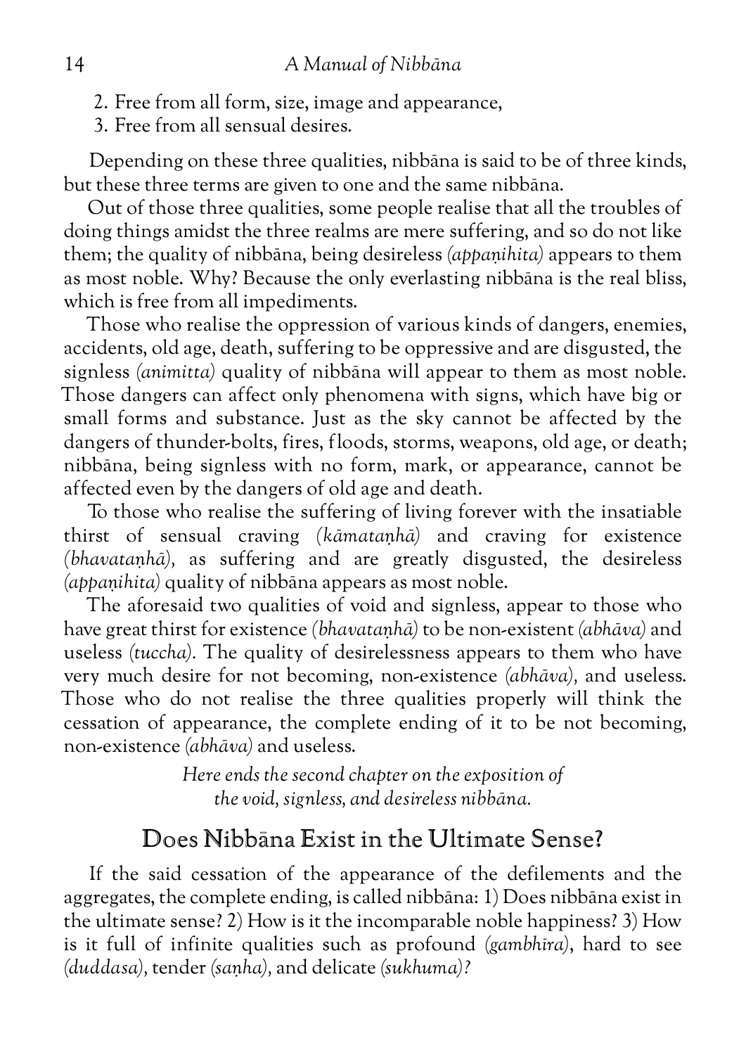2. Free from all form, size, image and appearance,
3. Free from all sensual desires.

Depending on these three qualities, nibbāna is said to be of three kinds, but these three terms are given to one and the same nibbāna.

Out of those three qualities, some people realise that all the troubles of doing things amidst the three realms are mere suffering, and so do not like them; the quality of nibbāna, being desireless *(appaṇihita)* appears to them as most noble. Why? Because the only everlasting nibbāna is the real bliss, which is free from all impediments.

Those who realise the oppression of various kinds of dangers, enemies, accidents, old age, death, suffering to be oppressive and are disgusted, the signless *(animitta)* quality of nibbāna will appear to them as most noble. Those dangers can affect only phenomena with signs, which have big or small forms and substance. Just as the sky cannot be affected by the dangers of thunder-bolts, fires, floods, storms, weapons, old age, or death; nibbāna, being signless with no form, mark, or appearance, cannot be affected even by the dangers of old age and death.

To those who realise the suffering of living forever with the insatiable thirst of sensual craving *(kāmataṇhā)* and craving for existence *(bhavataṇhā)*, as suffering and are greatly disgusted, the desireless *(appaṇihita)* quality of nibbāna appears as most noble.

The aforesaid two qualities of void and signless, appear to those who have great thirst for existence *(bhavataṇhā)* to be non-existent *(abhāva)* and useless *(tuccha)*. The quality of desirelessness appears to them who have very much desire for not becoming, non-existence *(abhāva)*, and useless. Those who do not realise the three qualities properly will think the cessation of appearance, the complete ending of it to be not becoming, non-existence *(abhāva)* and useless.

*Here ends the second chapter on the exposition of the void, signless, and desireless nibbāna.*

## Does Nibbāna Exist in the Ultimate Sense?

If the said cessation of the appearance of the defilements and the aggregates, the complete ending, is called nibbāna: 1) Does nibbāna exist in the ultimate sense? 2) How is it the incomparable noble happiness? 3) How is it full of infinite qualities such as profound *(gambhīra)*, hard to see *(duddasa)*, tender *(saṇha)*, and delicate *(sukhuma)*?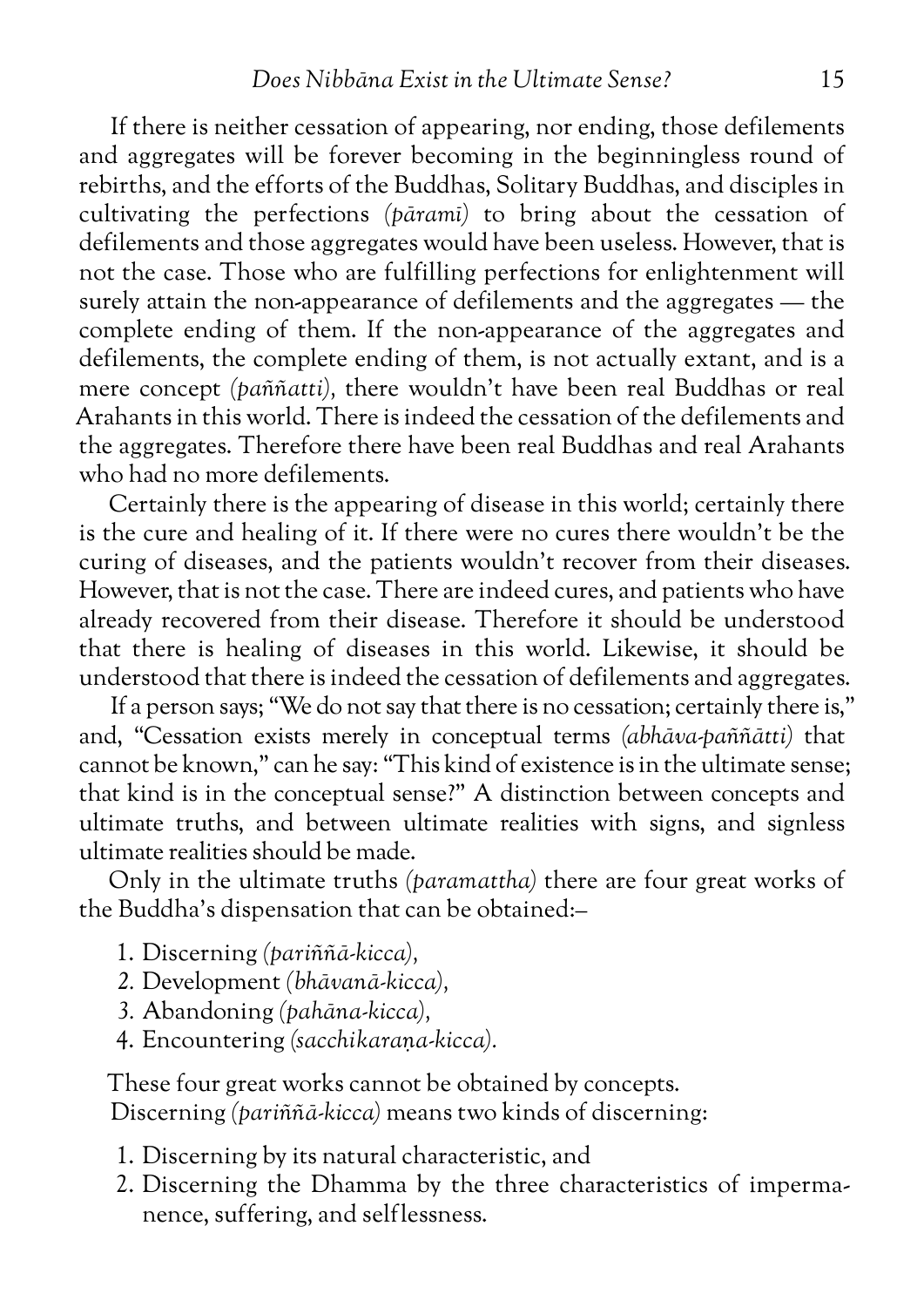If there is neither cessation of appearing, nor ending, those defilements and aggregates will be forever becoming in the beginningless round of rebirths, and the efforts of the Buddhas, Solitary Buddhas, and disciples in cultivating the perfections *(pāramī)* to bring about the cessation of defilements and those aggregates would have been useless. However, that is not the case. Those who are fulfilling perfections for enlightenment will surely attain the non-appearance of defilements and the aggregates — the complete ending of them. If the non-appearance of the aggregates and defilements, the complete ending of them, is not actually extant, and is a mere concept *(paññatti),* there wouldn't have been real Buddhas or real Arahants in this world. There is indeed the cessation of the defilements and the aggregates. Therefore there have been real Buddhas and real Arahants who had no more defilements.

Certainly there is the appearing of disease in this world; certainly there is the cure and healing of it. If there were no cures there wouldn't be the curing of diseases, and the patients wouldn't recover from their diseases. However, that is not the case. There are indeed cures, and patients who have already recovered from their disease. Therefore it should be understood that there is healing of diseases in this world. Likewise, it should be understood that there is indeed the cessation of defilements and aggregates.

If a person says; "We do not say that there is no cessation; certainly there is," and, "Cessation exists merely in conceptual terms *(abhāva-paññātti)* that cannot be known," can he say: "This kind of existence is in the ultimate sense; that kind is in the conceptual sense?" A distinction between concepts and ultimate truths, and between ultimate realities with signs, and signless ultimate realities should be made.

Only in the ultimate truths *(paramattha)* there are four great works of the Buddha's dispensation that can be obtained:–

1. Discerning *(pariññā-kicca),*
2. Development *(bhāvanā-kicca),*
3. Abandoning *(pahāna-kicca),*
4. Encountering *(sacchikaraṇa-kicca).*

These four great works cannot be obtained by concepts.

Discerning *(pariññā-kicca)* means two kinds of discerning:

1. Discerning by its natural characteristic, and
2. Discerning the Dhamma by the three characteristics of impermanence, suffering, and selflessness.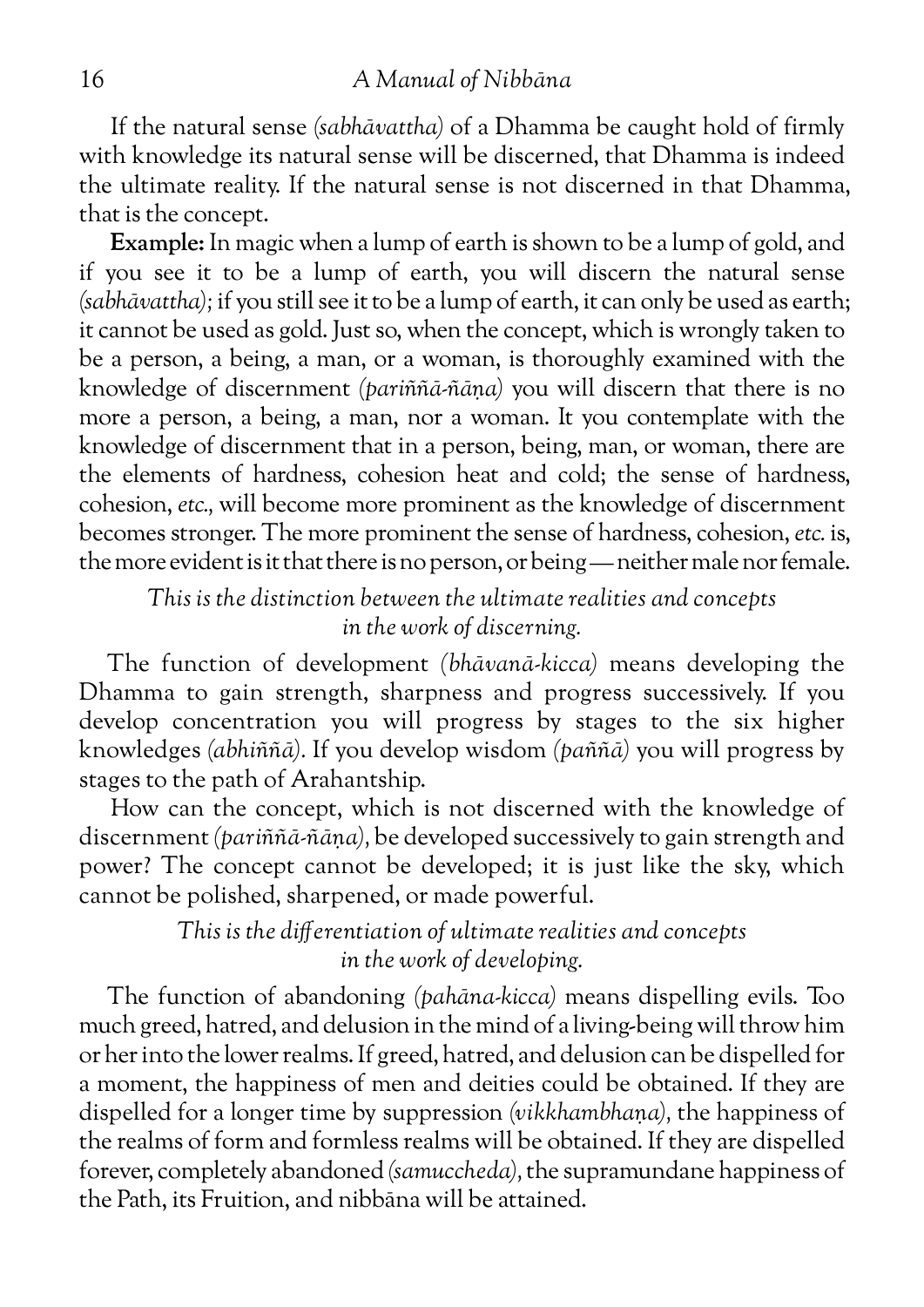If the natural sense *(sabhāvattha)* of a Dhamma be caught hold of firmly with knowledge its natural sense will be discerned, that Dhamma is indeed the ultimate reality. If the natural sense is not discerned in that Dhamma, that is the concept.

**Example:** In magic when a lump of earth is shown to be a lump of gold, and if you see it to be a lump of earth, you will discern the natural sense *(sabhāvattha)*; if you still see it to be a lump of earth, it can only be used as earth; it cannot be used as gold. Just so, when the concept, which is wrongly taken to be a person, a being, a man, or a woman, is thoroughly examined with the knowledge of discernment *(pariññā-ñāṇa)* you will discern that there is no more a person, a being, a man, nor a woman. It you contemplate with the knowledge of discernment that in a person, being, man, or woman, there are the elements of hardness, cohesion heat and cold; the sense of hardness, cohesion, *etc.*, will become more prominent as the knowledge of discernment becomes stronger. The more prominent the sense of hardness, cohesion, *etc.* is, the more evident is it that there is no person, or being — neither male nor female.

*This is the distinction between the ultimate realities and concepts in the work of discerning.*

The function of development *(bhāvanā-kicca)* means developing the Dhamma to gain strength, sharpness and progress successively. If you develop concentration you will progress by stages to the six higher knowledges *(abhiññā)*. If you develop wisdom *(paññā)* you will progress by stages to the path of Arahantship.

How can the concept, which is not discerned with the knowledge of discernment *(pariññā-ñāṇa)*, be developed successively to gain strength and power? The concept cannot be developed; it is just like the sky, which cannot be polished, sharpened, or made powerful.

*This is the differentiation of ultimate realities and concepts in the work of developing.*

The function of abandoning *(pahāna-kicca)* means dispelling evils. Too much greed, hatred, and delusion in the mind of a living-being will throw him or her into the lower realms. If greed, hatred, and delusion can be dispelled for a moment, the happiness of men and deities could be obtained. If they are dispelled for a longer time by suppression *(vikkhambhaṇa)*, the happiness of the realms of form and formless realms will be obtained. If they are dispelled forever, completely abandoned *(samuccheda)*, the supramundane happiness of the Path, its Fruition, and nibbāna will be attained.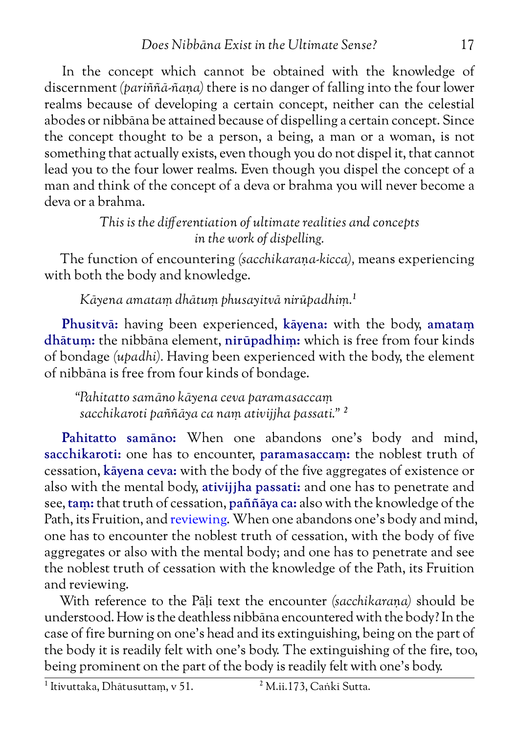In the concept which cannot be obtained with the knowledge of discernment *(pariññā-ñaṇa)* there is no danger of falling into the four lower realms because of developing a certain concept, neither can the celestial abodes or nibbāna be attained because of dispelling a certain concept. Since the concept thought to be a person, a being, a man or a woman, is not something that actually exists, even though you do not dispel it, that cannot lead you to the four lower realms. Even though you dispel the concept of a man and think of the concept of a deva or brahma you will never become a deva or a brahma.

*This is the differentiation of ultimate realities and concepts in the work of dispelling.*

The function of encountering *(sacchikaraṇa-kicca),* means experiencing with both the body and knowledge.

> *Kāyena amataṃ dhātuṃ phusayitvā nirūpadhiṃ.*[1]

**Phusitvā:** having been experienced, **kāyena:** with the body, **amataṃ dhātuṃ:** the nibbāna element, **nirūpadhiṃ:** which is free from four kinds of bondage *(upadhi).* Having been experienced with the body, the element of nibbāna is free from four kinds of bondage.

> *"Pahitatto samāno kāyena ceva paramasaccaṃ sacchikaroti paññāya ca naṃ ativijjha passati."* [2]

**Pahitatto samāno:** When one abandons one's body and mind, **sacchikaroti:** one has to encounter, **paramasaccaṃ:** the noblest truth of cessation, **kāyena ceva:** with the body of the five aggregates of existence or also with the mental body, **ativijjha passati:** and one has to penetrate and see, **taṃ:** that truth of cessation, **paññāya ca:** also with the knowledge of the Path, its Fruition, and reviewing. When one abandons one's body and mind, one has to encounter the noblest truth of cessation, with the body of five aggregates or also with the mental body; and one has to penetrate and see the noblest truth of cessation with the knowledge of the Path, its Fruition and reviewing.

With reference to the Pāḷi text the encounter *(sacchikaraṇa)* should be understood. How is the deathless nibbāna encountered with the body? In the case of fire burning on one's head and its extinguishing, being on the part of the body it is readily felt with one's body. The extinguishing of the fire, too, being prominent on the part of the body is readily felt with one's body.

---

[1] Itivuttaka, Dhātusuttaṃ, v 51.

[2] M.ii.173, Caṅkī Sutta.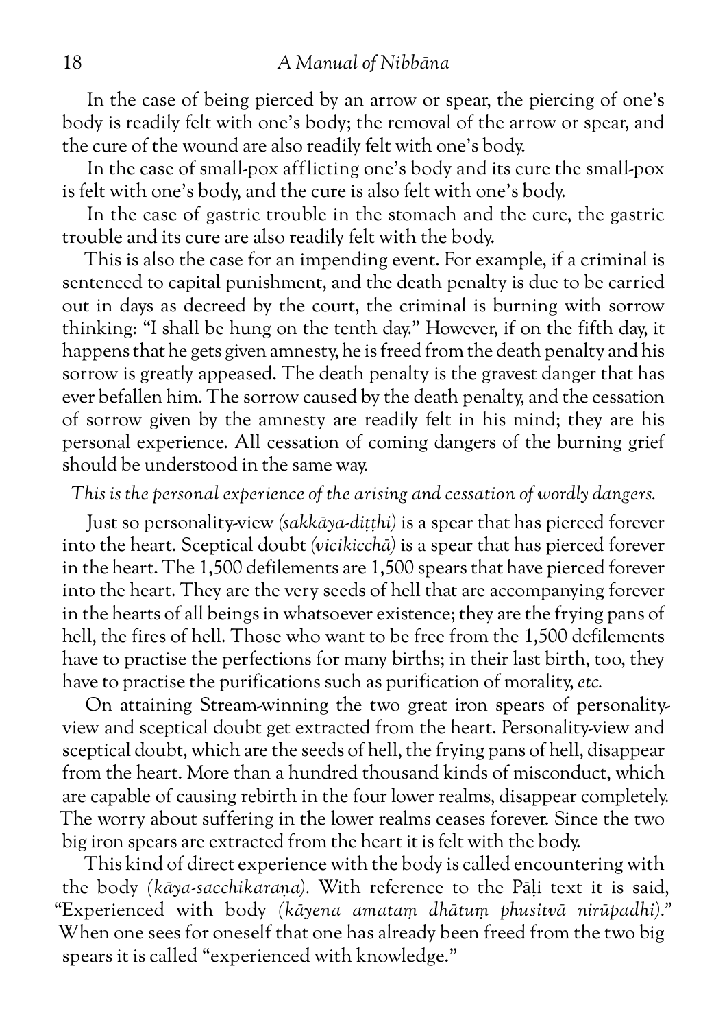In the case of being pierced by an arrow or spear, the piercing of one's body is readily felt with one's body; the removal of the arrow or spear, and the cure of the wound are also readily felt with one's body.

In the case of small-pox afflicting one's body and its cure the small-pox is felt with one's body, and the cure is also felt with one's body.

In the case of gastric trouble in the stomach and the cure, the gastric trouble and its cure are also readily felt with the body.

This is also the case for an impending event. For example, if a criminal is sentenced to capital punishment, and the death penalty is due to be carried out in days as decreed by the court, the criminal is burning with sorrow thinking: "I shall be hung on the tenth day." However, if on the fifth day, it happens that he gets given amnesty, he is freed from the death penalty and his sorrow is greatly appeased. The death penalty is the gravest danger that has ever befallen him. The sorrow caused by the death penalty, and the cessation of sorrow given by the amnesty are readily felt in his mind; they are his personal experience. All cessation of coming dangers of the burning grief should be understood in the same way.

*This is the personal experience of the arising and cessation of wordly dangers.*

Just so personality-view *(sakkāya-diṭṭhi)* is a spear that has pierced forever into the heart. Sceptical doubt *(vicikicchā)* is a spear that has pierced forever in the heart. The 1,500 defilements are 1,500 spears that have pierced forever into the heart. They are the very seeds of hell that are accompanying forever in the hearts of all beings in whatsoever existence; they are the frying pans of hell, the fires of hell. Those who want to be free from the 1,500 defilements have to practise the perfections for many births; in their last birth, too, they have to practise the purifications such as purification of morality, *etc.*

On attaining Stream-winning the two great iron spears of personality-view and sceptical doubt get extracted from the heart. Personality-view and sceptical doubt, which are the seeds of hell, the frying pans of hell, disappear from the heart. More than a hundred thousand kinds of misconduct, which are capable of causing rebirth in the four lower realms, disappear completely. The worry about suffering in the lower realms ceases forever. Since the two big iron spears are extracted from the heart it is felt with the body.

This kind of direct experience with the body is called encountering with the body *(kāya-sacchikaraṇa)*. With reference to the Pāḷi text it is said, "Experienced with body *(kāyena amataṃ dhātuṃ phusitvā nirūpadhi)*." When one sees for oneself that one has already been freed from the two big spears it is called "experienced with knowledge."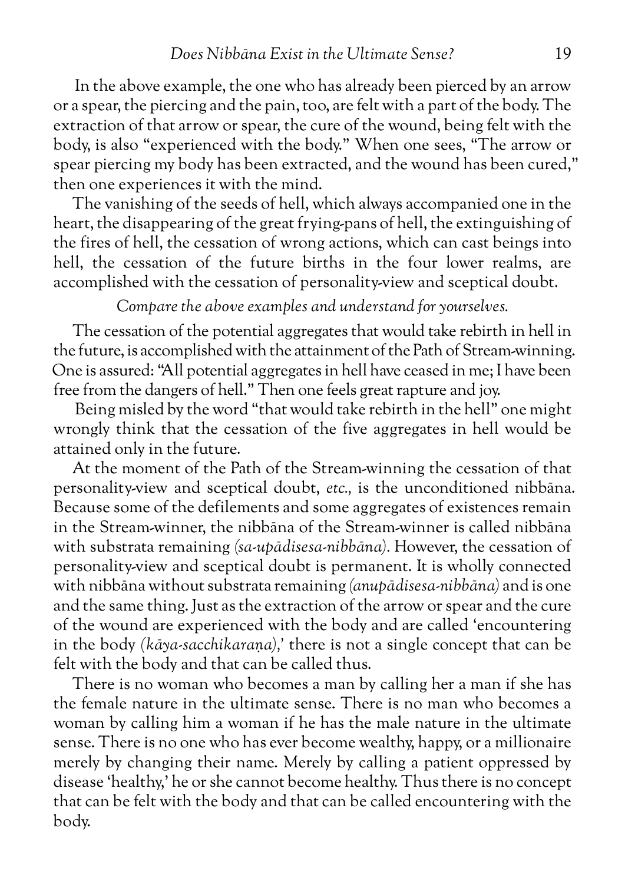In the above example, the one who has already been pierced by an arrow or a spear, the piercing and the pain, too, are felt with a part of the body. The extraction of that arrow or spear, the cure of the wound, being felt with the body, is also "experienced with the body." When one sees, "The arrow or spear piercing my body has been extracted, and the wound has been cured," then one experiences it with the mind.

The vanishing of the seeds of hell, which always accompanied one in the heart, the disappearing of the great frying-pans of hell, the extinguishing of the fires of hell, the cessation of wrong actions, which can cast beings into hell, the cessation of the future births in the four lower realms, are accomplished with the cessation of personality-view and sceptical doubt.

*Compare the above examples and understand for yourselves.*

The cessation of the potential aggregates that would take rebirth in hell in the future, is accomplished with the attainment of the Path of Stream-winning. One is assured: "All potential aggregates in hell have ceased in me; I have been free from the dangers of hell." Then one feels great rapture and joy.

Being misled by the word "that would take rebirth in the hell" one might wrongly think that the cessation of the five aggregates in hell would be attained only in the future.

At the moment of the Path of the Stream-winning the cessation of that personality-view and sceptical doubt, *etc.,* is the unconditioned nibbāna. Because some of the defilements and some aggregates of existences remain in the Stream-winner, the nibbāna of the Stream-winner is called nibbāna with substrata remaining *(sa-upādisesa-nibbāna).* However, the cessation of personality-view and sceptical doubt is permanent. It is wholly connected with nibbāna without substrata remaining *(anupādisesa-nibbāna)* and is one and the same thing. Just as the extraction of the arrow or spear and the cure of the wound are experienced with the body and are called 'encountering in the body *(kāya-sacchikaraṇa),*' there is not a single concept that can be felt with the body and that can be called thus.

There is no woman who becomes a man by calling her a man if she has the female nature in the ultimate sense. There is no man who becomes a woman by calling him a woman if he has the male nature in the ultimate sense. There is no one who has ever become wealthy, happy, or a millionaire merely by changing their name. Merely by calling a patient oppressed by disease 'healthy,' he or she cannot become healthy. Thus there is no concept that can be felt with the body and that can be called encountering with the body.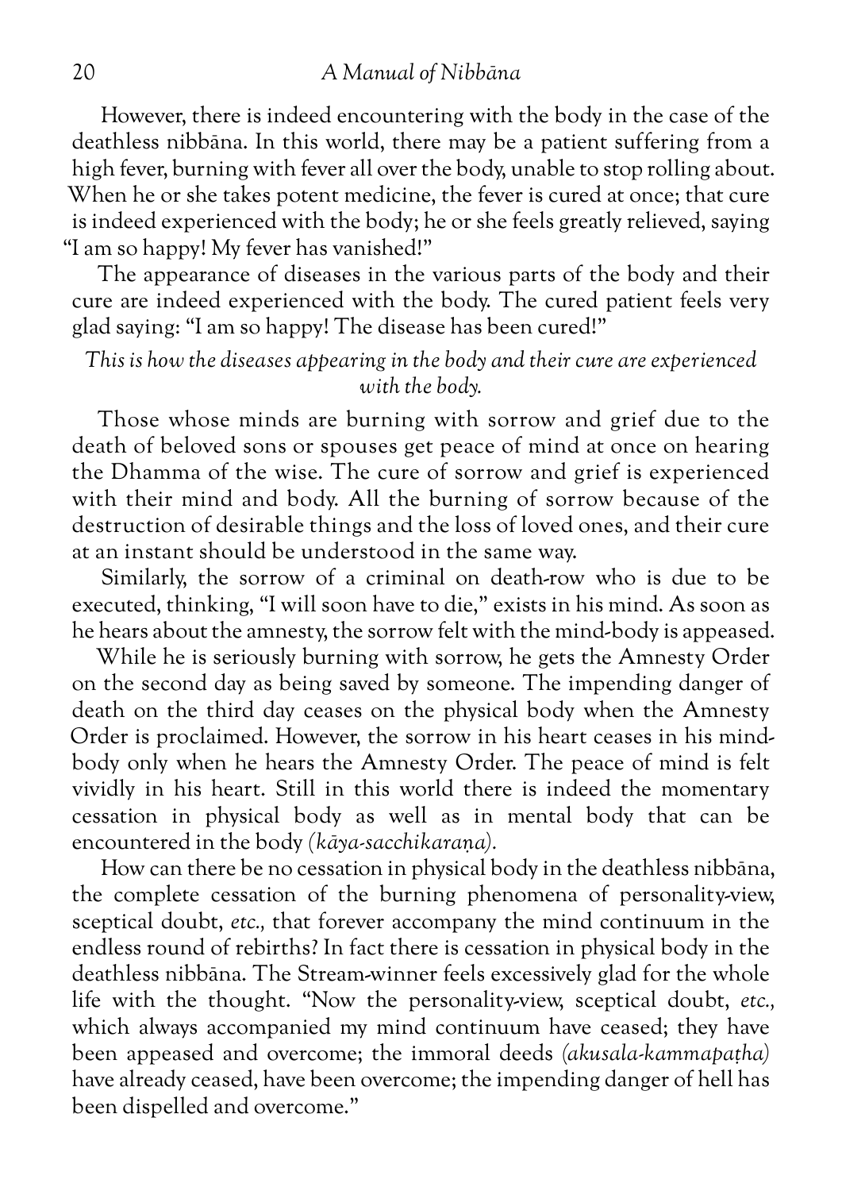However, there is indeed encountering with the body in the case of the deathless nibbāna. In this world, there may be a patient suffering from a high fever, burning with fever all over the body, unable to stop rolling about. When he or she takes potent medicine, the fever is cured at once; that cure is indeed experienced with the body; he or she feels greatly relieved, saying "I am so happy! My fever has vanished!"

The appearance of diseases in the various parts of the body and their cure are indeed experienced with the body. The cured patient feels very glad saying: "I am so happy! The disease has been cured!"

*This is how the diseases appearing in the body and their cure are experienced with the body.*

Those whose minds are burning with sorrow and grief due to the death of beloved sons or spouses get peace of mind at once on hearing the Dhamma of the wise. The cure of sorrow and grief is experienced with their mind and body. All the burning of sorrow because of the destruction of desirable things and the loss of loved ones, and their cure at an instant should be understood in the same way.

Similarly, the sorrow of a criminal on death-row who is due to be executed, thinking, "I will soon have to die," exists in his mind. As soon as he hears about the amnesty, the sorrow felt with the mind-body is appeased.

While he is seriously burning with sorrow, he gets the Amnesty Order on the second day as being saved by someone. The impending danger of death on the third day ceases on the physical body when the Amnesty Order is proclaimed. However, the sorrow in his heart ceases in his mind-body only when he hears the Amnesty Order. The peace of mind is felt vividly in his heart. Still in this world there is indeed the momentary cessation in physical body as well as in mental body that can be encountered in the body *(kāya-sacchikaraṇa).*

How can there be no cessation in physical body in the deathless nibbāna, the complete cessation of the burning phenomena of personality-view, sceptical doubt, *etc.,* that forever accompany the mind continuum in the endless round of rebirths? In fact there is cessation in physical body in the deathless nibbāna. The Stream-winner feels excessively glad for the whole life with the thought. "Now the personality-view, sceptical doubt, *etc.,* which always accompanied my mind continuum have ceased; they have been appeased and overcome; the immoral deeds *(akusala-kammapaṭha)* have already ceased, have been overcome; the impending danger of hell has been dispelled and overcome."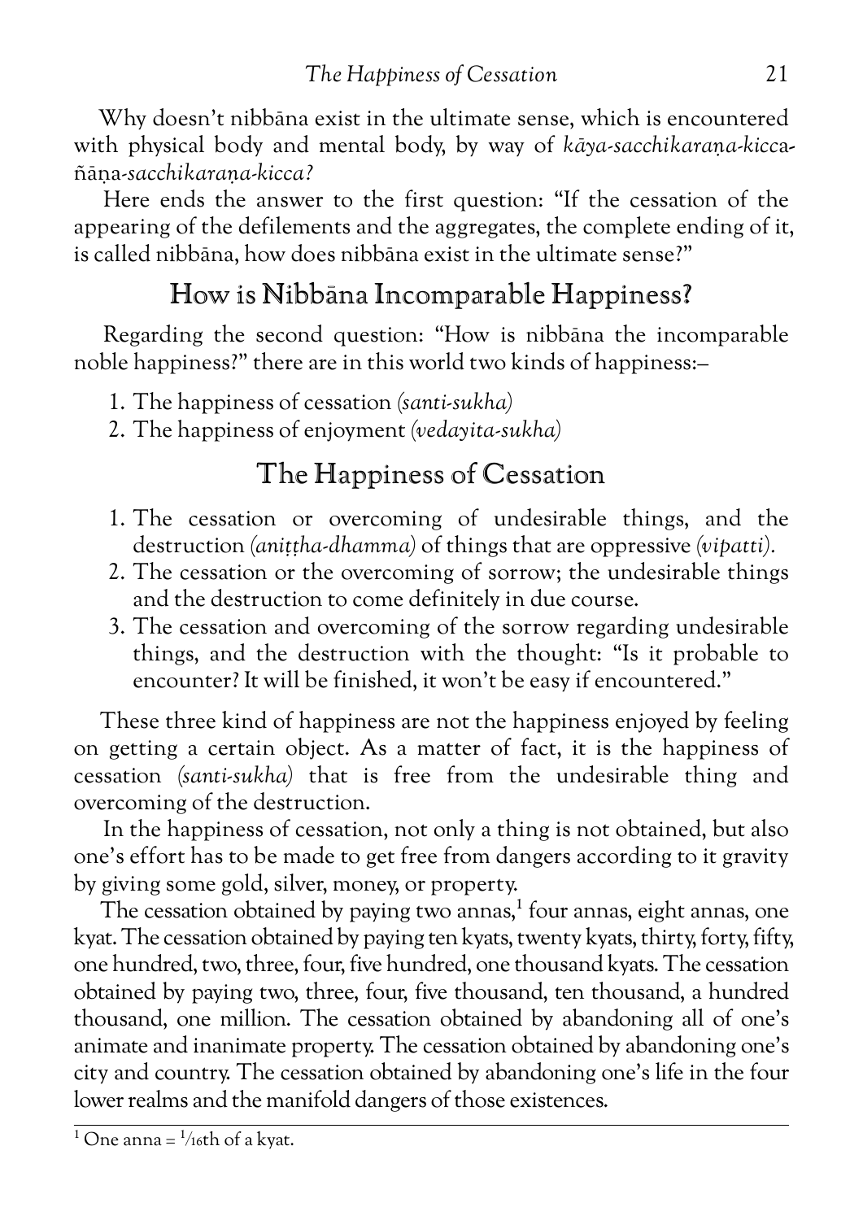Why doesn't nibbāna exist in the ultimate sense, which is encountered with physical body and mental body, by way of *kāya-sacchikaraṇa-kicca-ñāṇa-sacchikaraṇa-kicca?*

Here ends the answer to the first question: "If the cessation of the appearing of the defilements and the aggregates, the complete ending of it, is called nibbāna, how does nibbāna exist in the ultimate sense?"

## How is Nibbāna Incomparable Happiness?

Regarding the second question: "How is nibbāna the incomparable noble happiness?" there are in this world two kinds of happiness:–

1. The happiness of cessation *(santi-sukha)*
2. The happiness of enjoyment *(vedayita-sukha)*

## The Happiness of Cessation

1. The cessation or overcoming of undesirable things, and the destruction *(aniṭṭha-dhamma)* of things that are oppressive *(vipatti)*.
2. The cessation or the overcoming of sorrow; the undesirable things and the destruction to come definitely in due course.
3. The cessation and overcoming of the sorrow regarding undesirable things, and the destruction with the thought: "Is it probable to encounter? It will be finished, it won't be easy if encountered."

These three kind of happiness are not the happiness enjoyed by feeling on getting a certain object. As a matter of fact, it is the happiness of cessation *(santi-sukha)* that is free from the undesirable thing and overcoming of the destruction.

In the happiness of cessation, not only a thing is not obtained, but also one's effort has to be made to get free from dangers according to it gravity by giving some gold, silver, money, or property.

The cessation obtained by paying two annas,[1] four annas, eight annas, one kyat. The cessation obtained by paying ten kyats, twenty kyats, thirty, forty, fifty, one hundred, two, three, four, five hundred, one thousand kyats. The cessation obtained by paying two, three, four, five thousand, ten thousand, a hundred thousand, one million. The cessation obtained by abandoning all of one's animate and inanimate property. The cessation obtained by abandoning one's city and country. The cessation obtained by abandoning one's life in the four lower realms and the manifold dangers of those existences.

---

[1] One anna = 1/16th of a kyat.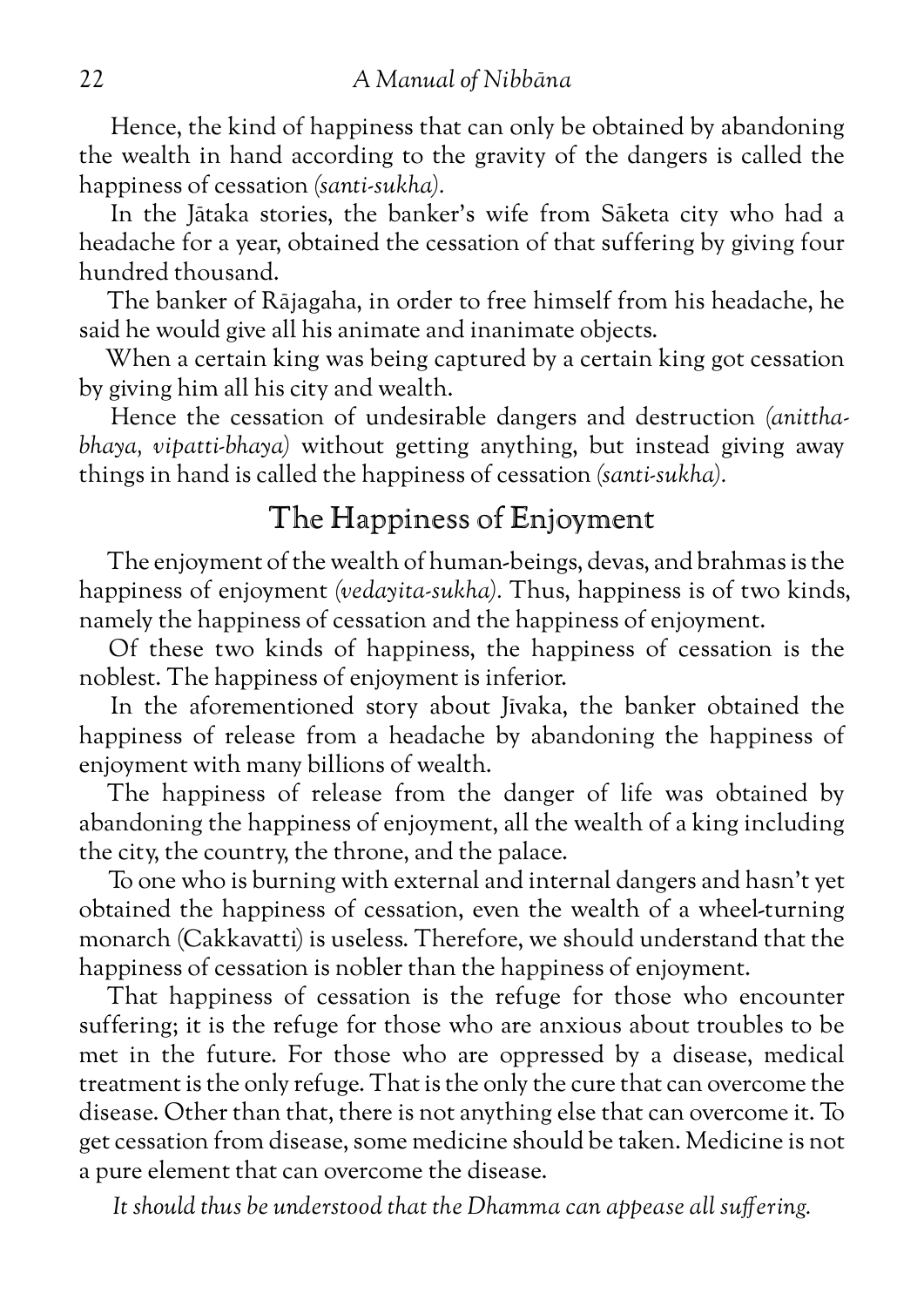Hence, the kind of happiness that can only be obtained by abandoning the wealth in hand according to the gravity of the dangers is called the happiness of cessation *(santi-sukha)*.

In the Jātaka stories, the banker's wife from Sāketa city who had a headache for a year, obtained the cessation of that suffering by giving four hundred thousand.

The banker of Rājagaha, in order to free himself from his headache, he said he would give all his animate and inanimate objects.

When a certain king was being captured by a certain king got cessation by giving him all his city and wealth.

Hence the cessation of undesirable dangers and destruction *(anittha-bhaya, vipatti-bhaya)* without getting anything, but instead giving away things in hand is called the happiness of cessation *(santi-sukha)*.

## The Happiness of Enjoyment

The enjoyment of the wealth of human-beings, devas, and brahmas is the happiness of enjoyment *(vedayita-sukha)*. Thus, happiness is of two kinds, namely the happiness of cessation and the happiness of enjoyment.

Of these two kinds of happiness, the happiness of cessation is the noblest. The happiness of enjoyment is inferior.

In the aforementioned story about Jīvaka, the banker obtained the happiness of release from a headache by abandoning the happiness of enjoyment with many billions of wealth.

The happiness of release from the danger of life was obtained by abandoning the happiness of enjoyment, all the wealth of a king including the city, the country, the throne, and the palace.

To one who is burning with external and internal dangers and hasn't yet obtained the happiness of cessation, even the wealth of a wheel-turning monarch (Cakkavatti) is useless. Therefore, we should understand that the happiness of cessation is nobler than the happiness of enjoyment.

That happiness of cessation is the refuge for those who encounter suffering; it is the refuge for those who are anxious about troubles to be met in the future. For those who are oppressed by a disease, medical treatment is the only refuge. That is the only the cure that can overcome the disease. Other than that, there is not anything else that can overcome it. To get cessation from disease, some medicine should be taken. Medicine is not a pure element that can overcome the disease.

*It should thus be understood that the Dhamma can appease all suffering.*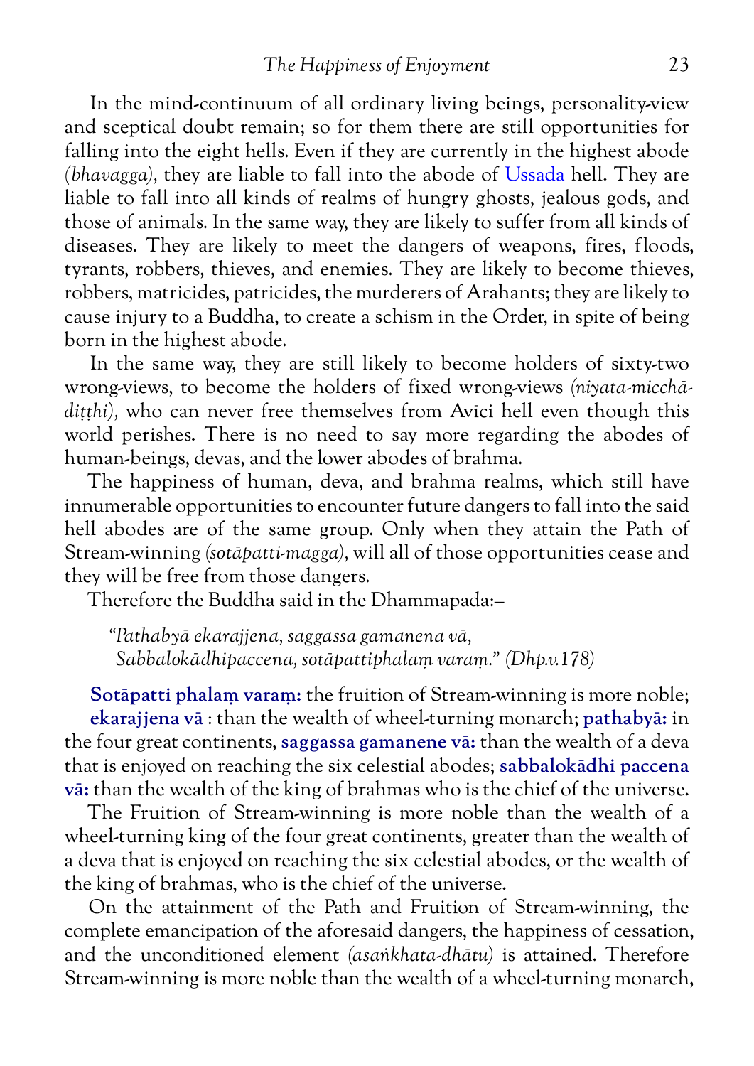In the mind-continuum of all ordinary living beings, personality-view and sceptical doubt remain; so for them there are still opportunities for falling into the eight hells. Even if they are currently in the highest abode *(bhavagga),* they are liable to fall into the abode of Ussada hell. They are liable to fall into all kinds of realms of hungry ghosts, jealous gods, and those of animals. In the same way, they are likely to suffer from all kinds of diseases. They are likely to meet the dangers of weapons, fires, floods, tyrants, robbers, thieves, and enemies. They are likely to become thieves, robbers, matricides, patricides, the murderers of Arahants; they are likely to cause injury to a Buddha, to create a schism in the Order, in spite of being born in the highest abode.

In the same way, they are still likely to become holders of sixty-two wrong-views, to become the holders of fixed wrong-views *(niyata-micchā-diṭṭhi),* who can never free themselves from Avīci hell even though this world perishes. There is no need to say more regarding the abodes of human-beings, devas, and the lower abodes of brahma.

The happiness of human, deva, and brahma realms, which still have innumerable opportunities to encounter future dangers to fall into the said hell abodes are of the same group. Only when they attain the Path of Stream-winning *(sotāpatti-magga),* will all of those opportunities cease and they will be free from those dangers.

Therefore the Buddha said in the Dhammapada:–

> *"Pathabyā ekarajjena, saggassa gamanena vā,*
> *Sabbalokādhipaccena, sotāpattiphalaṃ varaṃ." (Dhp.v.178)*

**Sotāpatti phalaṃ varaṃ:** the fruition of Stream-winning is more noble; **ekarajjena vā** : than the wealth of wheel-turning monarch; **pathabyā:** in the four great continents, **saggassa gamanene vā:** than the wealth of a deva that is enjoyed on reaching the six celestial abodes; **sabbalokādhi paccena vā:** than the wealth of the king of brahmas who is the chief of the universe.

The Fruition of Stream-winning is more noble than the wealth of a wheel-turning king of the four great continents, greater than the wealth of a deva that is enjoyed on reaching the six celestial abodes, or the wealth of the king of brahmas, who is the chief of the universe.

On the attainment of the Path and Fruition of Stream-winning, the complete emancipation of the aforesaid dangers, the happiness of cessation, and the unconditioned element *(asaṅkhata-dhātu)* is attained. Therefore Stream-winning is more noble than the wealth of a wheel-turning monarch,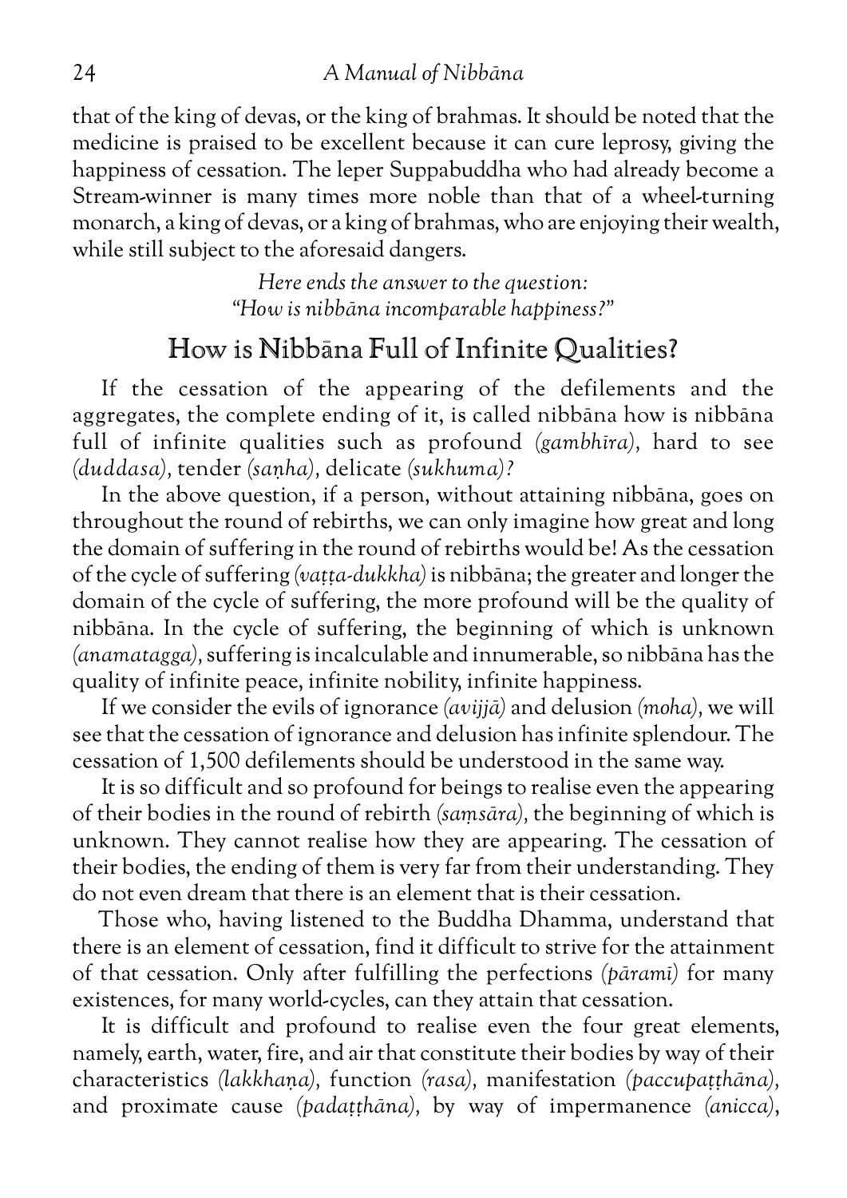that of the king of devas, or the king of brahmas. It should be noted that the medicine is praised to be excellent because it can cure leprosy, giving the happiness of cessation. The leper Suppabuddha who had already become a Stream-winner is many times more noble than that of a wheel-turning monarch, a king of devas, or a king of brahmas, who are enjoying their wealth, while still subject to the aforesaid dangers.

*Here ends the answer to the question:*
*"How is nibbāna incomparable happiness?"*

## How is Nibbāna Full of Infinite Qualities?

If the cessation of the appearing of the defilements and the aggregates, the complete ending of it, is called nibbāna how is nibbāna full of infinite qualities such as profound *(gambhīra),* hard to see *(duddasa),* tender *(saṇha),* delicate *(sukhuma)?*

In the above question, if a person, without attaining nibbāna, goes on throughout the round of rebirths, we can only imagine how great and long the domain of suffering in the round of rebirths would be! As the cessation of the cycle of suffering *(vaṭṭa-dukkha)* is nibbāna; the greater and longer the domain of the cycle of suffering, the more profound will be the quality of nibbāna. In the cycle of suffering, the beginning of which is unknown *(anamatagga),* suffering is incalculable and innumerable, so nibbāna has the quality of infinite peace, infinite nobility, infinite happiness.

If we consider the evils of ignorance *(avijjā)* and delusion *(moha),* we will see that the cessation of ignorance and delusion has infinite splendour. The cessation of 1,500 defilements should be understood in the same way.

It is so difficult and so profound for beings to realise even the appearing of their bodies in the round of rebirth *(saṃsāra),* the beginning of which is unknown. They cannot realise how they are appearing. The cessation of their bodies, the ending of them is very far from their understanding. They do not even dream that there is an element that is their cessation.

Those who, having listened to the Buddha Dhamma, understand that there is an element of cessation, find it difficult to strive for the attainment of that cessation. Only after fulfilling the perfections *(pāramī)* for many existences, for many world-cycles, can they attain that cessation.

It is difficult and profound to realise even the four great elements, namely, earth, water, fire, and air that constitute their bodies by way of their characteristics *(lakkhaṇa),* function *(rasa),* manifestation *(paccupaṭṭhāna),* and proximate cause *(padaṭṭhāna),* by way of impermanence *(anicca),*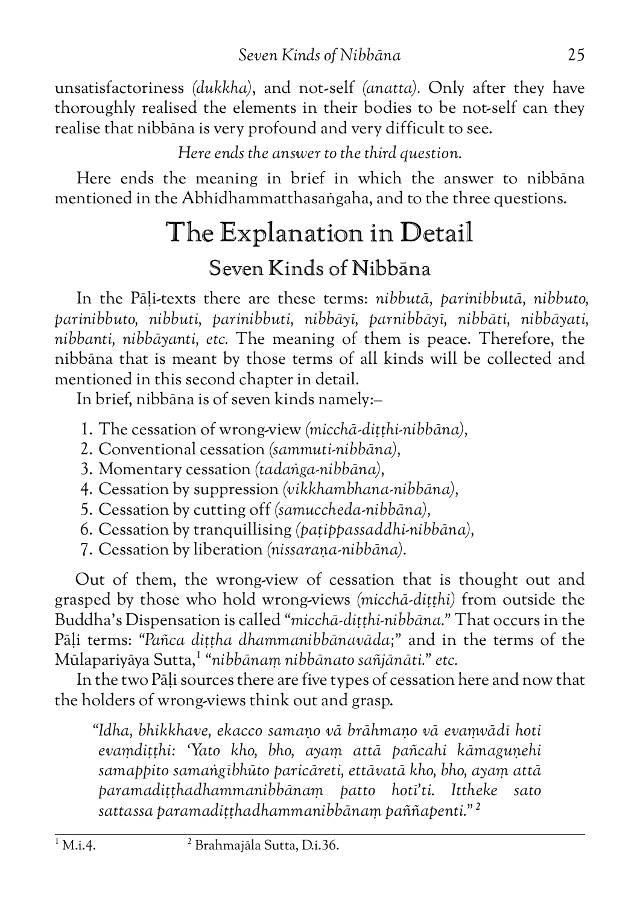unsatisfactoriness *(dukkha)*, and not-self *(anatta)*. Only after they have thoroughly realised the elements in their bodies to be not-self can they realise that nibbāna is very profound and very difficult to see.

*Here ends the answer to the third question.*

Here ends the meaning in brief in which the answer to nibbāna mentioned in the Abhidhammatthasaṅgaha, and to the three questions.

# The Explanation in Detail

## Seven Kinds of Nibbāna

In the Pāḷi-texts there are these terms: *nibbutā, parinibbutā, nibbuto, parinibbuto, nibbuti, parinibbuti, nibbāyī, parnibbāyī, nibbāti, nibbāyati, nibbanti, nibbāyanti, etc.* The meaning of them is peace. Therefore, the nibbāna that is meant by those terms of all kinds will be collected and mentioned in this second chapter in detail.

In brief, nibbāna is of seven kinds namely:–

1. The cessation of wrong-view *(micchā-diṭṭhi-nibbāna)*,
2. Conventional cessation *(sammuti-nibbāna)*,
3. Momentary cessation *(tadaṅga-nibbāna)*,
4. Cessation by suppression *(vikkhambhana-nibbāna)*,
5. Cessation by cutting off *(samuccheda-nibbāna)*,
6. Cessation by tranquillising *(paṭippassaddhi-nibbāna)*,
7. Cessation by liberation *(nissaraṇa-nibbāna)*.

Out of them, the wrong-view of cessation that is thought out and grasped by those who hold wrong-views *(micchā-diṭṭhi)* from outside the Buddha's Dispensation is called *"micchā-diṭṭhi-nibbāna."* That occurs in the Pāḷi terms: *"Pañca diṭṭha dhammanibbānavāda;"* and in the terms of the Mūlapariyāya Sutta,[1] *"nibbānaṃ nibbānato sañjānāti." etc.*

In the two Pāḷi sources there are five types of cessation here and now that the holders of wrong-views think out and grasp.

> *"Idha, bhikkhave, ekacco samaṇo vā brāhmaṇo vā evaṃvādī hoti evaṃdiṭṭhi: 'Yato kho, bho, ayaṃ attā pañcahi kāmaguṇehi samappito samaṅgībhūto paricāreti, ettāvatā kho, bho, ayaṃ attā paramadiṭṭhadhammanibbānaṃ patto hotī'ti. Ittheke sato sattassa paramadiṭṭhadhammanibbānaṃ paññapenti."* [2]

[1] M.i.4.
[2] Brahmajāla Sutta, D.i.36.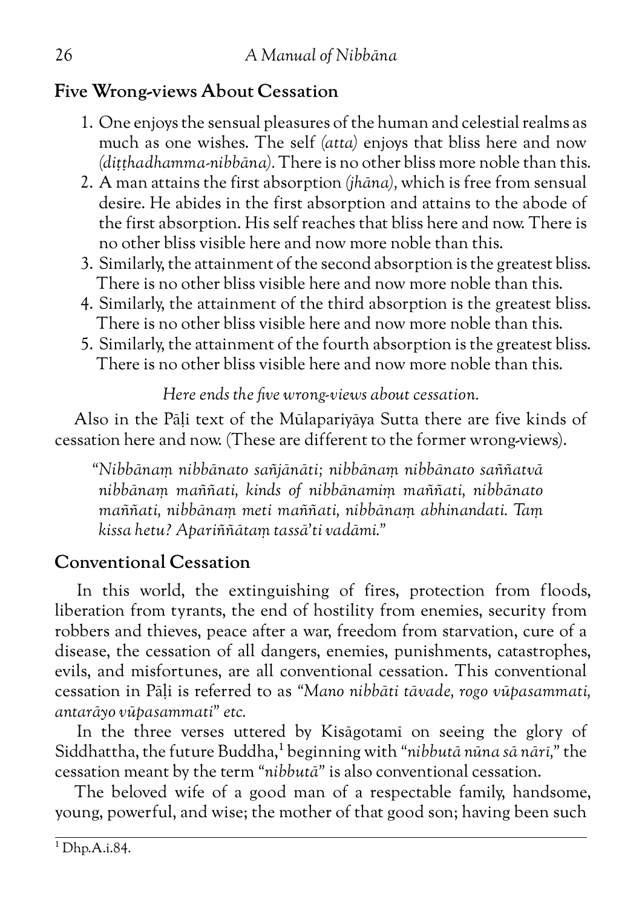## Five Wrong-views About Cessation

1. One enjoys the sensual pleasures of the human and celestial realms as much as one wishes. The self *(atta)* enjoys that bliss here and now *(diṭṭhadhamma-nibbāna)*. There is no other bliss more noble than this.
2. A man attains the first absorption *(jhāna)*, which is free from sensual desire. He abides in the first absorption and attains to the abode of the first absorption. His self reaches that bliss here and now. There is no other bliss visible here and now more noble than this.
3. Similarly, the attainment of the second absorption is the greatest bliss. There is no other bliss visible here and now more noble than this.
4. Similarly, the attainment of the third absorption is the greatest bliss. There is no other bliss visible here and now more noble than this.
5. Similarly, the attainment of the fourth absorption is the greatest bliss. There is no other bliss visible here and now more noble than this.

*Here ends the five wrong-views about cessation.*

Also in the Pāḷi text of the Mūlapariyāya Sutta there are five kinds of cessation here and now. (These are different to the former wrong-views).

> *"Nibbānaṃ nibbānato sañjānāti; nibbānaṃ nibbānato saññatvā nibbānaṃ maññati, kinds of nibbānamiṃ maññati, nibbānato maññati, nibbānaṃ meti maññati, nibbānaṃ abhinandati. Taṃ kissa hetu? Apariññātaṃ tassā'ti vadāmi."*

## Conventional Cessation

In this world, the extinguishing of fires, protection from floods, liberation from tyrants, the end of hostility from enemies, security from robbers and thieves, peace after a war, freedom from starvation, cure of a disease, the cessation of all dangers, enemies, punishments, catastrophes, evils, and misfortunes, are all conventional cessation. This conventional cessation in Pāḷi is referred to as *"Mano nibbāti tāvade, rogo vūpasammati, antarāyo vūpasammati" etc.*

In the three verses uttered by Kisāgotamī on seeing the glory of Siddhattha, the future Buddha,[1] beginning with *"nibbutā nūna sā nārī,"* the cessation meant by the term *"nibbutā"* is also conventional cessation.

The beloved wife of a good man of a respectable family, handsome, young, powerful, and wise; the mother of that good son; having been such

[1] Dhp.A.i.84.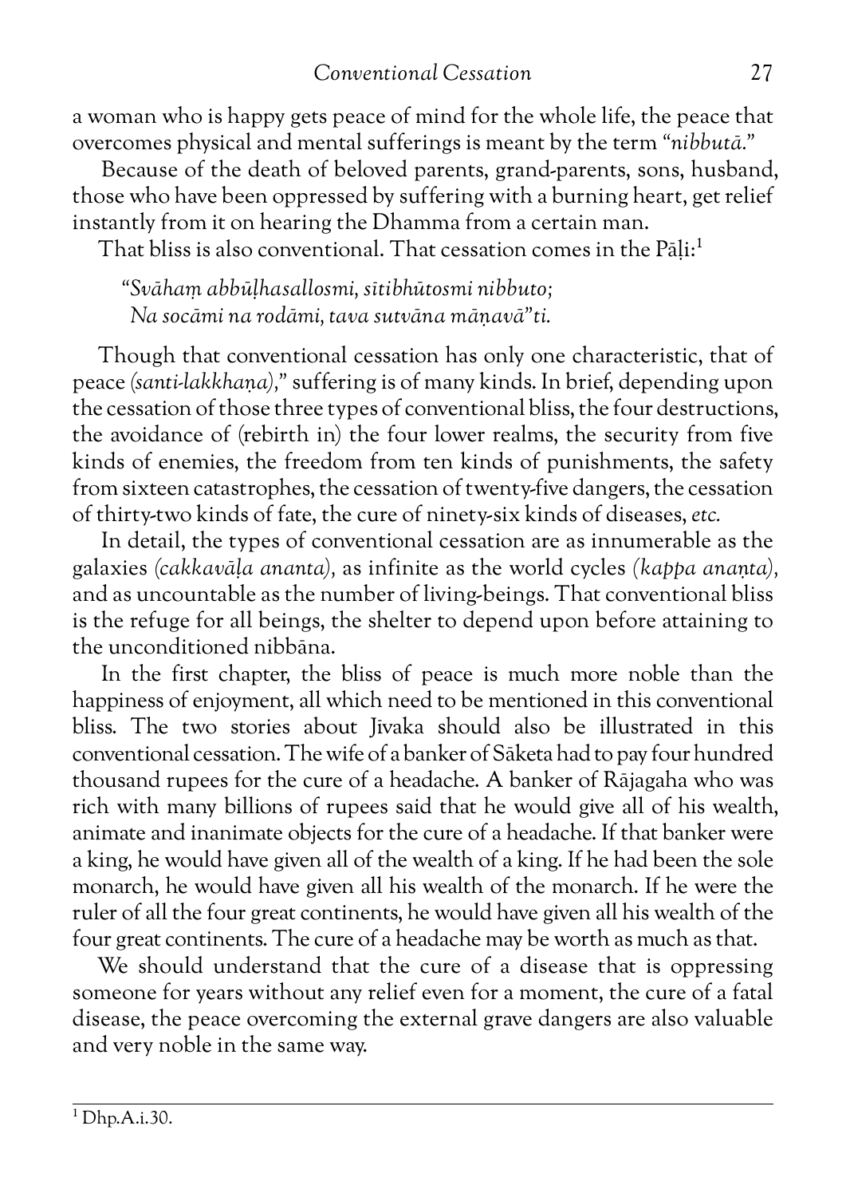a woman who is happy gets peace of mind for the whole life, the peace that overcomes physical and mental sufferings is meant by the term "*nibbutā*."

Because of the death of beloved parents, grand-parents, sons, husband, those who have been oppressed by suffering with a burning heart, get relief instantly from it on hearing the Dhamma from a certain man.

That bliss is also conventional. That cessation comes in the Pāḷi:[1]

> *"Svāhaṃ abbūḷhasallosmi, sītibhūtosmi nibbuto;*
> *Na socāmi na rodāmi, tava sutvāna māṇavā"ti.*

Though that conventional cessation has only one characteristic, that of peace *(santi-lakkhaṇa),*" suffering is of many kinds. In brief, depending upon the cessation of those three types of conventional bliss, the four destructions, the avoidance of (rebirth in) the four lower realms, the security from five kinds of enemies, the freedom from ten kinds of punishments, the safety from sixteen catastrophes, the cessation of twenty-five dangers, the cessation of thirty-two kinds of fate, the cure of ninety-six kinds of diseases, *etc.*

In detail, the types of conventional cessation are as innumerable as the galaxies *(cakkavāḷa ananta),* as infinite as the world cycles *(kappa anaṇta),* and as uncountable as the number of living-beings. That conventional bliss is the refuge for all beings, the shelter to depend upon before attaining to the unconditioned nibbāna.

In the first chapter, the bliss of peace is much more noble than the happiness of enjoyment, all which need to be mentioned in this conventional bliss. The two stories about Jīvaka should also be illustrated in this conventional cessation. The wife of a banker of Sāketa had to pay four hundred thousand rupees for the cure of a headache. A banker of Rājagaha who was rich with many billions of rupees said that he would give all of his wealth, animate and inanimate objects for the cure of a headache. If that banker were a king, he would have given all of the wealth of a king. If he had been the sole monarch, he would have given all his wealth of the monarch. If he were the ruler of all the four great continents, he would have given all his wealth of the four great continents. The cure of a headache may be worth as much as that.

We should understand that the cure of a disease that is oppressing someone for years without any relief even for a moment, the cure of a fatal disease, the peace overcoming the external grave dangers are also valuable and very noble in the same way.

---

[1] Dhp.A.i.30.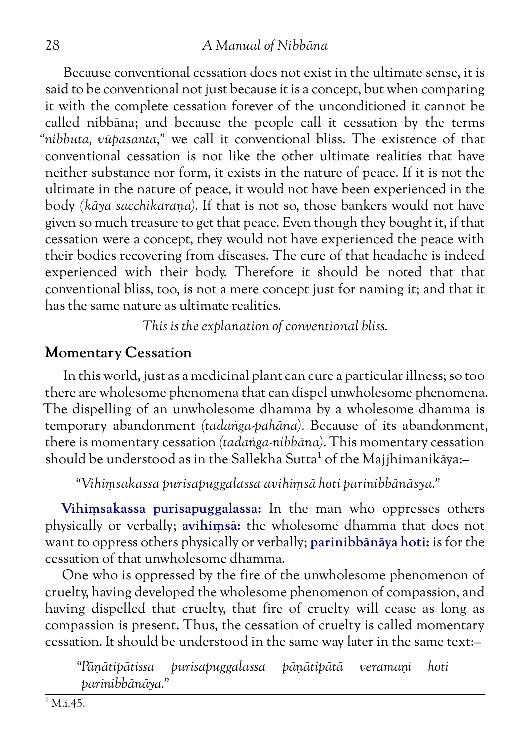Because conventional cessation does not exist in the ultimate sense, it is said to be conventional not just because it is a concept, but when comparing it with the complete cessation forever of the unconditioned it cannot be called nibbāna; and because the people call it cessation by the terms "*nibbuta, vūpasanta,*" we call it conventional bliss. The existence of that conventional cessation is not like the other ultimate realities that have neither substance nor form, it exists in the nature of peace. If it is not the ultimate in the nature of peace, it would not have been experienced in the body (*kāya sacchikaraṇa*). If that is not so, those bankers would not have given so much treasure to get that peace. Even though they bought it, if that cessation were a concept, they would not have experienced the peace with their bodies recovering from diseases. The cure of that headache is indeed experienced with their body. Therefore it should be noted that that conventional bliss, too, is not a mere concept just for naming it; and that it has the same nature as ultimate realities.

*This is the explanation of conventional bliss.*

## Momentary Cessation

In this world, just as a medicinal plant can cure a particular illness; so too there are wholesome phenomena that can dispel unwholesome phenomena. The dispelling of an unwholesome dhamma by a wholesome dhamma is temporary abandonment (*tadaṅga-pahāna*). Because of its abandonment, there is momentary cessation (*tadaṅga-nibbāna*). This momentary cessation should be understood as in the Sallekha Sutta[1] of the Majjhimanikāya:–

> "*Vihiṃsakassa purisapuggalassa avihiṃsā hoti parinibbānāsya.*"

**Vihiṃsakassa purisapuggalassa:** In the man who oppresses others physically or verbally; **avihiṃsā:** the wholesome dhamma that does not want to oppress others physically or verbally; **parinibbānāya hoti:** is for the cessation of that unwholesome dhamma.

One who is oppressed by the fire of the unwholesome phenomenon of cruelty, having developed the wholesome phenomenon of compassion, and having dispelled that cruelty, that fire of cruelty will cease as long as compassion is present. Thus, the cessation of cruelty is called momentary cessation. It should be understood in the same way later in the same text:–

> "*Pāṇātipātissa purisapuggalassa pāṇātipātā veramaṇī hoti parinibbānāya.*"

[1] M.i.45.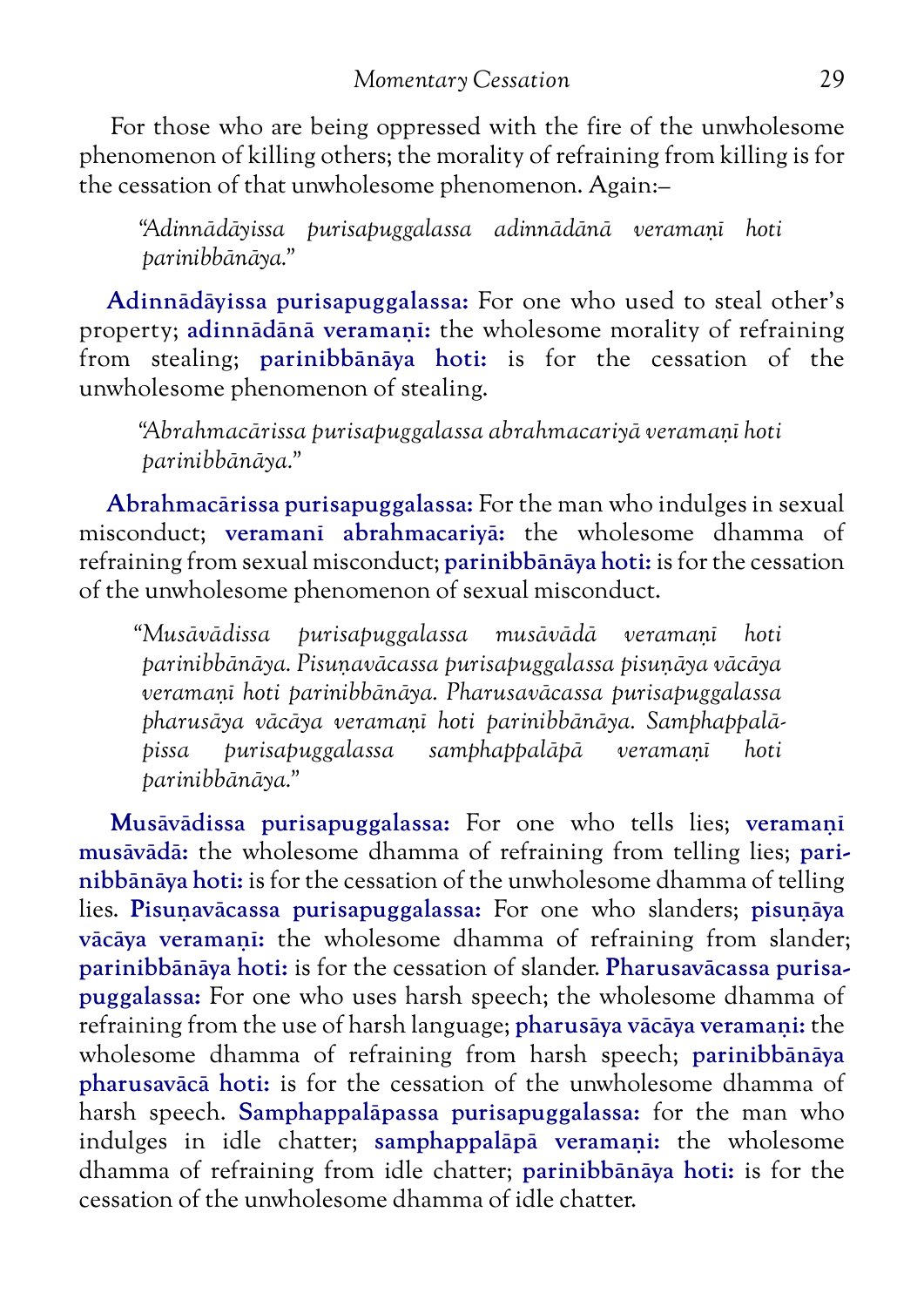For those who are being oppressed with the fire of the unwholesome phenomenon of killing others; the morality of refraining from killing is for the cessation of that unwholesome phenomenon. Again:–

> *"Adinnādāyissa purisapuggalassa adinnādānā veramaṇī hoti parinibbānāya."*

**Adinnādāyissa purisapuggalassa:** For one who used to steal other's property; **adinnādānā veramaṇī:** the wholesome morality of refraining from stealing; **parinibbānāya hoti:** is for the cessation of the unwholesome phenomenon of stealing.

> *"Abrahmacārissa purisapuggalassa abrahmacariyā veramaṇī hoti parinibbānāya."*

**Abrahmacārissa purisapuggalassa:** For the man who indulges in sexual misconduct; **veramanī abrahmacariyā:** the wholesome dhamma of refraining from sexual misconduct; **parinibbānāya hoti:** is for the cessation of the unwholesome phenomenon of sexual misconduct.

> *"Musāvādissa purisapuggalassa musāvādā veramaṇī hoti parinibbānāya. Pisuṇavācassa purisapuggalassa pisuṇāya vācāya veramaṇī hoti parinibbānāya. Pharusavācassa purisapuggalassa pharusāya vācāya veramaṇī hoti parinibbānāya. Samphappalāpissa purisapuggalassa samphappalāpā veramaṇī hoti parinibbānāya."*

**Musāvādissa purisapuggalassa:** For one who tells lies; **veramaṇī musāvādā:** the wholesome dhamma of refraining from telling lies; **parinibbānāya hoti:** is for the cessation of the unwholesome dhamma of telling lies. **Pisuṇavācassa purisapuggalassa:** For one who slanders; **pisuṇāya vācāya veramaṇī:** the wholesome dhamma of refraining from slander; **parinibbānāya hoti:** is for the cessation of slander. **Pharusavācassa purisapuggalassa:** For one who uses harsh speech; the wholesome dhamma of refraining from the use of harsh language; **pharusāya vācāya veramaṇi:** the wholesome dhamma of refraining from harsh speech; **parinibbānāya pharusavācā hoti:** is for the cessation of the unwholesome dhamma of harsh speech. **Samphappalāpassa purisapuggalassa:** for the man who indulges in idle chatter; **samphappalāpā veramaṇi:** the wholesome dhamma of refraining from idle chatter; **parinibbānāya hoti:** is for the cessation of the unwholesome dhamma of idle chatter.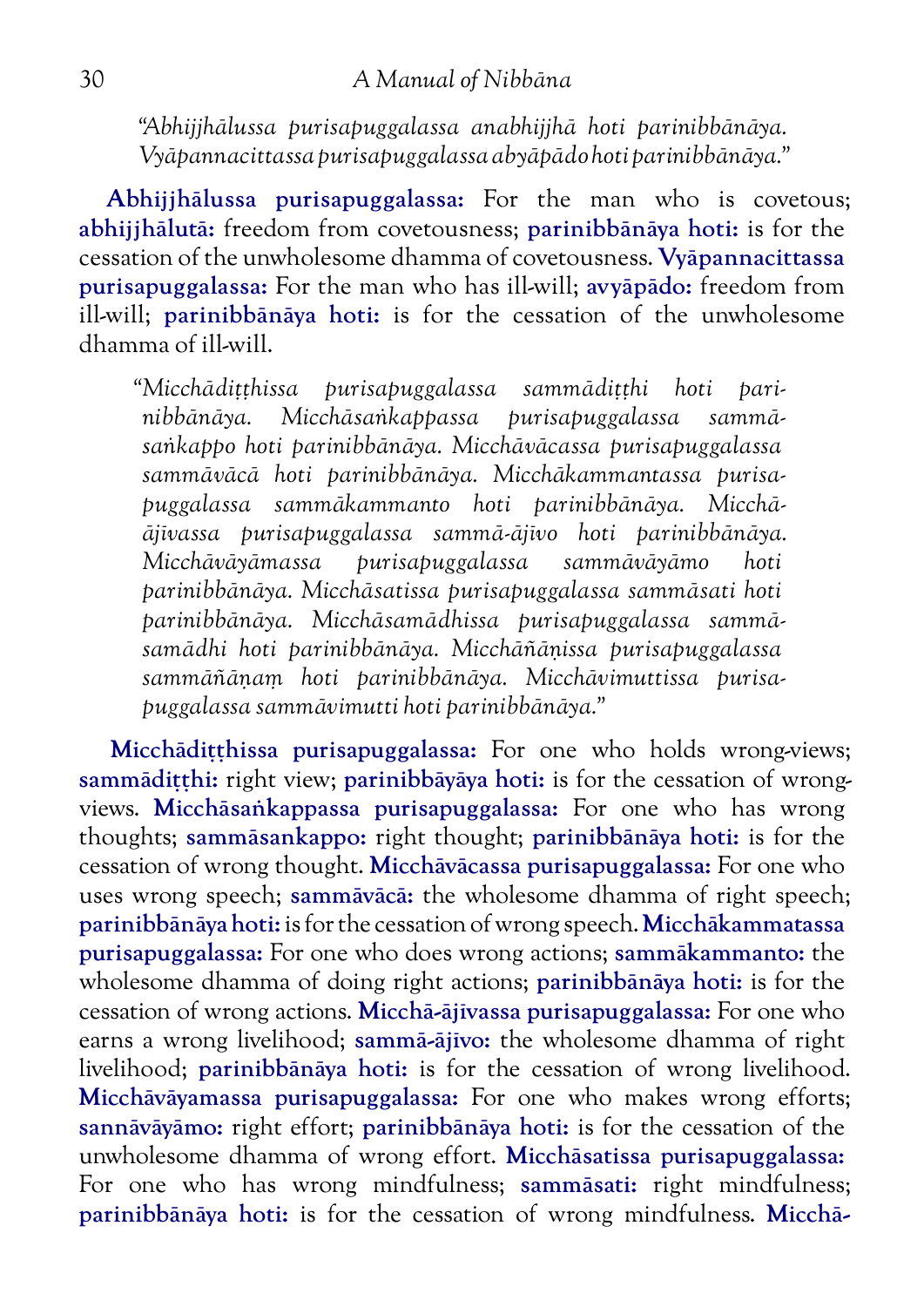*"Abhijjhālussa purisapuggalassa anabhijjhā hoti parinibbānāya. Vyāpannacittassa purisapuggalassa abyāpādo hoti parinibbānāya."*

**Abhijjhālussa purisapuggalassa:** For the man who is covetous; **abhijjhālutā:** freedom from covetousness; **parinibbānāya hoti:** is for the cessation of the unwholesome dhamma of covetousness. **Vyāpannacittassa purisapuggalassa:** For the man who has ill-will; **avyāpādo:** freedom from ill-will; **parinibbānāya hoti:** is for the cessation of the unwholesome dhamma of ill-will.

> *"Micchādiṭṭhissa purisapuggalassa sammādiṭṭhi hoti parinibbānāya. Micchāsaṅkappassa purisapuggalassa sammāsaṅkappo hoti parinibbānāya. Micchāvācassa purisapuggalassa sammāvācā hoti parinibbānāya. Micchākammantassa purisapuggalassa sammākammanto hoti parinibbānāya. Micchā-ājīvassa purisapuggalassa sammā-ājīvo hoti parinibbānāya. Micchāvāyāmassa purisapuggalassa sammāvāyāmo hoti parinibbānāya. Micchāsatissa purisapuggalassa sammāsati hoti parinibbānāya. Micchāsamādhissa purisapuggalassa sammāsamādhi hoti parinibbānāya. Micchāñāṇissa purisapuggalassa sammāñāṇaṃ hoti parinibbānāya. Micchāvimuttissa purisapuggalassa sammāvimutti hoti parinibbānāya."*

**Micchādiṭṭhissa purisapuggalassa:** For one who holds wrong-views; **sammādiṭṭhi:** right view; **parinibbāyāya hoti:** is for the cessation of wrong-views. **Micchāsaṅkappassa purisapuggalassa:** For one who has wrong thoughts; **sammāsankappo:** right thought; **parinibbānāya hoti:** is for the cessation of wrong thought. **Micchāvācassa purisapuggalassa:** For one who uses wrong speech; **sammāvācā:** the wholesome dhamma of right speech; **parinibbānāya hoti:** is for the cessation of wrong speech. **Micchākammatassa purisapuggalassa:** For one who does wrong actions; **sammākammanto:** the wholesome dhamma of doing right actions; **parinibbānāya hoti:** is for the cessation of wrong actions. **Micchā-ājīvassa purisapuggalassa:** For one who earns a wrong livelihood; **sammā-ājīvo:** the wholesome dhamma of right livelihood; **parinibbānāya hoti:** is for the cessation of wrong livelihood. **Micchāvāyamassa purisapuggalassa:** For one who makes wrong efforts; **sannāvāyāmo:** right effort; **parinibbānāya hoti:** is for the cessation of the unwholesome dhamma of wrong effort. **Micchāsatissa purisapuggalassa:** For one who has wrong mindfulness; **sammāsati:** right mindfulness; **parinibbānāya hoti:** is for the cessation of wrong mindfulness. **Micchā-**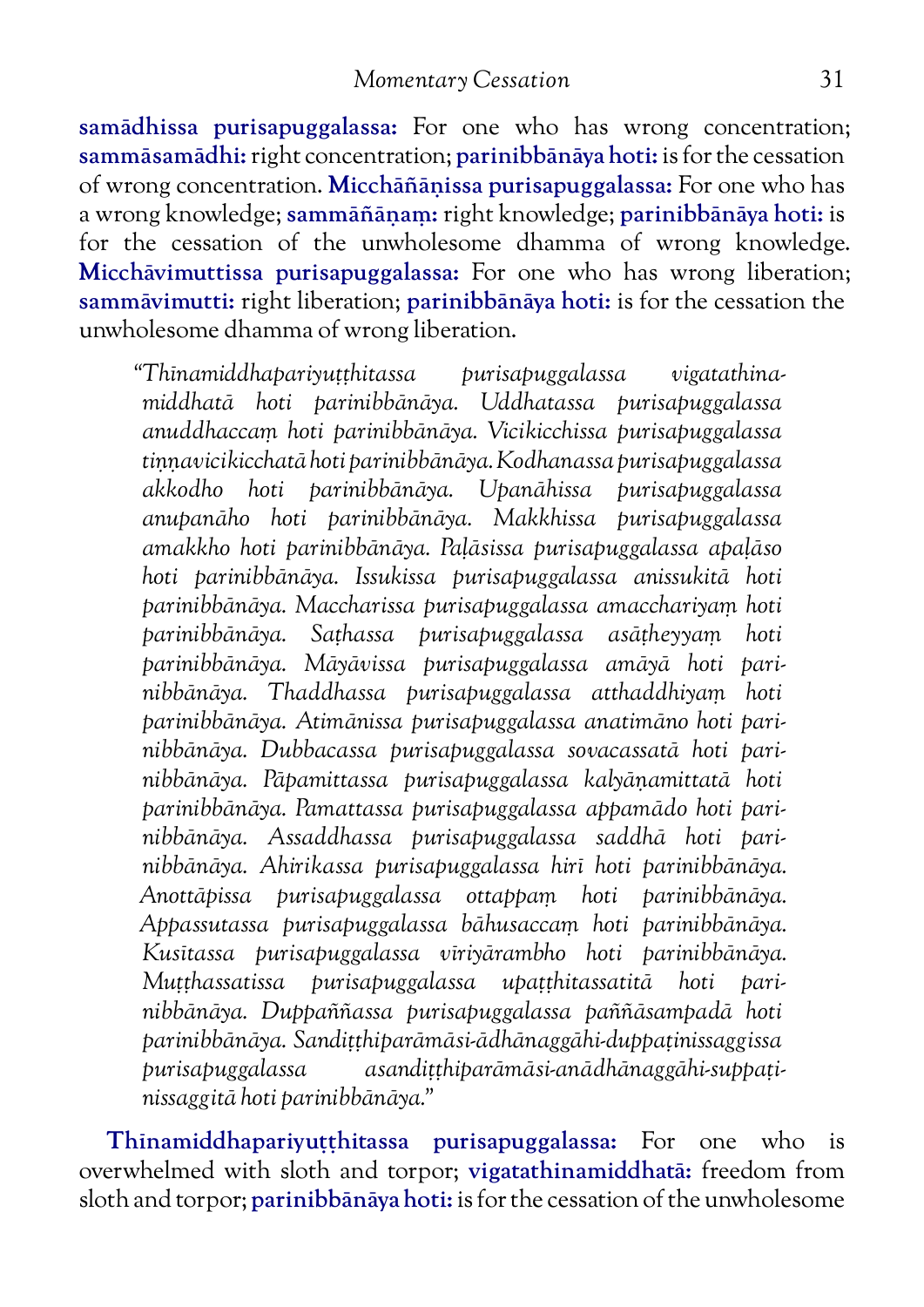**samādhissa purisapuggalassa:** For one who has wrong concentration; **sammāsamādhi:** right concentration; **parinibbānāya hoti:** is for the cessation of wrong concentration. **Micchāñāṇissa purisapuggalassa:** For one who has a wrong knowledge; **sammāñāṇaṃ:** right knowledge; **parinibbānāya hoti:** is for the cessation of the unwholesome dhamma of wrong knowledge. **Micchāvimuttissa purisapuggalassa:** For one who has wrong liberation; **sammāvimutti:** right liberation; **parinibbānāya hoti:** is for the cessation the unwholesome dhamma of wrong liberation.

> *"Thīnamiddhapariyuṭṭhitassa purisapuggalassa vigatathinamiddhatā hoti parinibbānāya. Uddhatassa purisapuggalassa anuddhaccaṃ hoti parinibbānāya. Vicikicchissa purisapuggalassa tiṇṇavicikicchatā hoti parinibbānāya. Kodhanassa purisapuggalassa akkodho hoti parinibbānāya. Upanāhissa purisapuggalassa anupanāho hoti parinibbānāya. Makkhissa purisapuggalassa amakkho hoti parinibbānāya. Paḷāsissa purisapuggalassa apaḷāso hoti parinibbānāya. Issukissa purisapuggalassa anissukitā hoti parinibbānāya. Maccharissa purisapuggalassa amacchariyaṃ hoti parinibbānāya. Saṭhassa purisapuggalassa asāṭheyyaṃ hoti parinibbānāya. Māyāvissa purisapuggalassa amāyā hoti parinibbānāya. Thaddhassa purisapuggalassa atthaddhiyaṃ hoti parinibbānāya. Atimānissa purisapuggalassa anatimāno hoti parinibbānāya. Dubbacassa purisapuggalassa sovacassatā hoti parinibbānāya. Pāpamittassa purisapuggalassa kalyāṇamittatā hoti parinibbānāya. Pamattassa purisapuggalassa appamādo hoti parinibbānāya. Assaddhassa purisapuggalassa saddhā hoti parinibbānāya. Ahirikassa purisapuggalassa hirī hoti parinibbānāya. Anottāpissa purisapuggalassa ottappaṃ hoti parinibbānāya. Appassutassa purisapuggalassa bāhusaccaṃ hoti parinibbānāya. Kusītassa purisapuggalassa vīriyārambho hoti parinibbānāya. Muṭṭhassatissa purisapuggalassa upaṭṭhitassatitā hoti parinibbānāya. Duppaññassa purisapuggalassa paññāsampadā hoti parinibbānāya. Sandiṭṭhiparāmāsi-ādhānaggāhi-duppaṭinissaggissa purisapuggalassa asandiṭṭhiparāmāsi-anādhānaggāhi-suppaṭinissaggitā hoti parinibbānāya."*

**Thīnamiddhapariyuṭṭhitassa purisapuggalassa:** For one who is overwhelmed with sloth and torpor; **vigatathinamiddhatā:** freedom from sloth and torpor; **parinibbānāya hoti:** is for the cessation of the unwholesome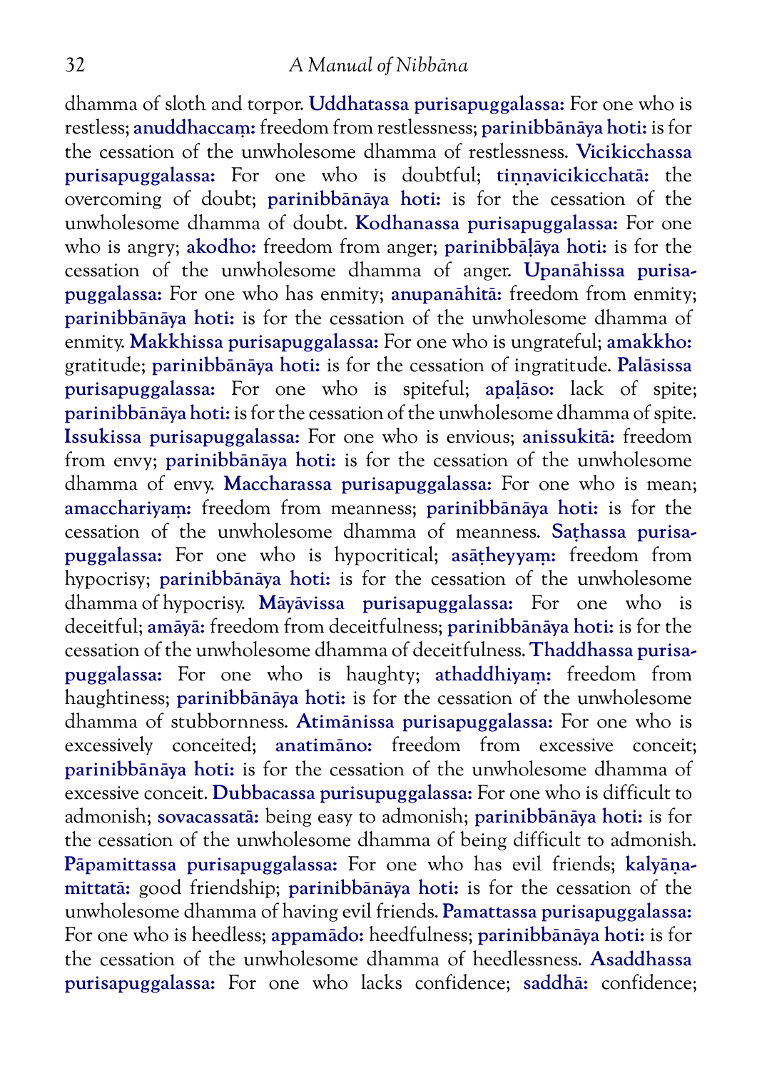dhamma of sloth and torpor. **Uddhatassa purisapuggalassa:** For one who is restless; **anuddhaccaṃ:** freedom from restlessness; **parinibbānāya hoti:** is for the cessation of the unwholesome dhamma of restlessness. **Vicikicchassa purisapuggalassa:** For one who is doubtful; **tiṇṇavicikicchatā:** the overcoming of doubt; **parinibbānāya hoti:** is for the cessation of the unwholesome dhamma of doubt. **Kodhanassa purisapuggalassa:** For one who is angry; **akodho:** freedom from anger; **parinibbāḷāya hoti:** is for the cessation of the unwholesome dhamma of anger. **Upanāhissa purisapuggalassa:** For one who has enmity; **anupanāhitā:** freedom from enmity; **parinibbānāya hoti:** is for the cessation of the unwholesome dhamma of enmity. **Makkhissa purisapuggalassa:** For one who is ungrateful; **amakkho:** gratitude; **parinibbānāya hoti:** is for the cessation of ingratitude. **Palāsissa purisapuggalassa:** For one who is spiteful; **apaḷāso:** lack of spite; **parinibbānāya hoti:** is for the cessation of the unwholesome dhamma of spite. **Issukissa purisapuggalassa:** For one who is envious; **anissukitā:** freedom from envy; **parinibbānāya hoti:** is for the cessation of the unwholesome dhamma of envy. **Maccharassa purisapuggalassa:** For one who is mean; **amacchariyaṃ:** freedom from meanness; **parinibbānāya hoti:** is for the cessation of the unwholesome dhamma of meanness. **Saṭhassa purisapuggalassa:** For one who is hypocritical; **asāṭheyyaṃ:** freedom from hypocrisy; **parinibbānāya hoti:** is for the cessation of the unwholesome dhamma of hypocrisy. **Māyāvissa purisapuggalassa:** For one who is deceitful; **amāyā:** freedom from deceitfulness; **parinibbānāya hoti:** is for the cessation of the unwholesome dhamma of deceitfulness. **Thaddhassa purisapuggalassa:** For one who is haughty; **athaddhiyaṃ:** freedom from haughtiness; **parinibbānāya hoti:** is for the cessation of the unwholesome dhamma of stubbornness. **Atimānissa purisapuggalassa:** For one who is excessively conceited; **anatimāno:** freedom from excessive conceit; **parinibbānāya hoti:** is for the cessation of the unwholesome dhamma of excessive conceit. **Dubbacassa purisupuggalassa:** For one who is difficult to admonish; **sovacassatā:** being easy to admonish; **parinibbānāya hoti:** is for the cessation of the unwholesome dhamma of being difficult to admonish. **Pāpamittassa purisapuggalassa:** For one who has evil friends; **kalyāṇamittatā:** good friendship; **parinibbānāya hoti:** is for the cessation of the unwholesome dhamma of having evil friends. **Pamattassa purisapuggalassa:** For one who is heedless; **appamādo:** heedfulness; **parinibbānāya hoti:** is for the cessation of the unwholesome dhamma of heedlessness. **Asaddhassa purisapuggalassa:** For one who lacks confidence; **saddhā:** confidence;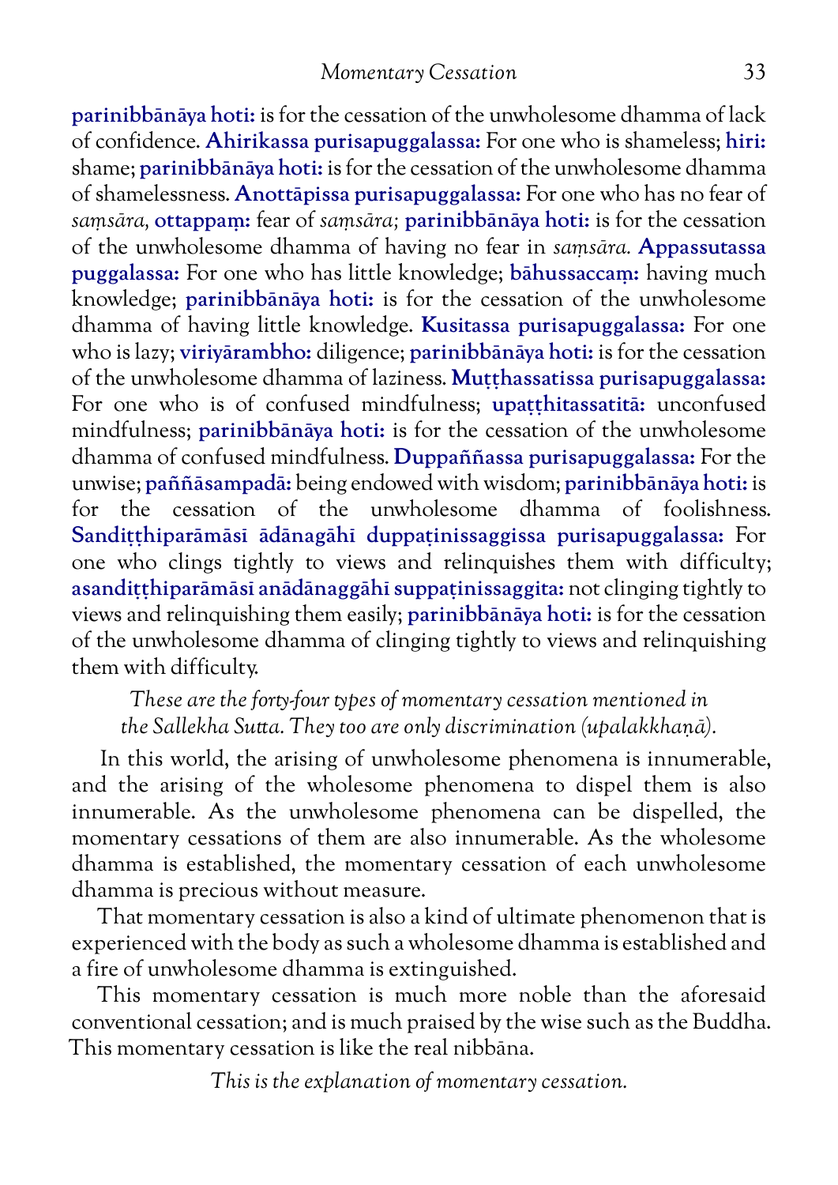**parinibbānāya hoti:** is for the cessation of the unwholesome dhamma of lack of confidence. **Ahirikassa purisapuggalassa:** For one who is shameless; **hiri:** shame; **parinibbānāya hoti:** is for the cessation of the unwholesome dhamma of shamelessness. **Anottāpissa purisapuggalassa:** For one who has no fear of *saṃsāra*, **ottappaṃ:** fear of *saṃsāra;* **parinibbānāya hoti:** is for the cessation of the unwholesome dhamma of having no fear in *saṃsāra.* **Appassutassa puggalassa:** For one who has little knowledge; **bāhussaccaṃ:** having much knowledge; **parinibbānāya hoti:** is for the cessation of the unwholesome dhamma of having little knowledge. **Kusitassa purisapuggalassa:** For one who is lazy; **viriyārambho:** diligence; **parinibbānāya hoti:** is for the cessation of the unwholesome dhamma of laziness. **Muṭṭhassatissa purisapuggalassa:** For one who is of confused mindfulness; **upaṭṭhitassatitā:** unconfused mindfulness; **parinibbānāya hoti:** is for the cessation of the unwholesome dhamma of confused mindfulness. **Duppaññassa purisapuggalassa:** For the unwise; **paññāsampadā:** being endowed with wisdom; **parinibbānāya hoti:** is for the cessation of the unwholesome dhamma of foolishness. **Sandiṭṭhiparāmāsī ādānagāhī duppaṭinissaggissa purisapuggalassa:** For one who clings tightly to views and relinquishes them with difficulty; **asandiṭṭhiparāmāsī anādānaggāhī suppaṭinissaggita:** not clinging tightly to views and relinquishing them easily; **parinibbānāya hoti:** is for the cessation of the unwholesome dhamma of clinging tightly to views and relinquishing them with difficulty.

*These are the forty-four types of momentary cessation mentioned in the Sallekha Sutta. They too are only discrimination (upalakkhaṇā).*

In this world, the arising of unwholesome phenomena is innumerable, and the arising of the wholesome phenomena to dispel them is also innumerable. As the unwholesome phenomena can be dispelled, the momentary cessations of them are also innumerable. As the wholesome dhamma is established, the momentary cessation of each unwholesome dhamma is precious without measure.

That momentary cessation is also a kind of ultimate phenomenon that is experienced with the body as such a wholesome dhamma is established and a fire of unwholesome dhamma is extinguished.

This momentary cessation is much more noble than the aforesaid conventional cessation; and is much praised by the wise such as the Buddha. This momentary cessation is like the real nibbāna.

*This is the explanation of momentary cessation.*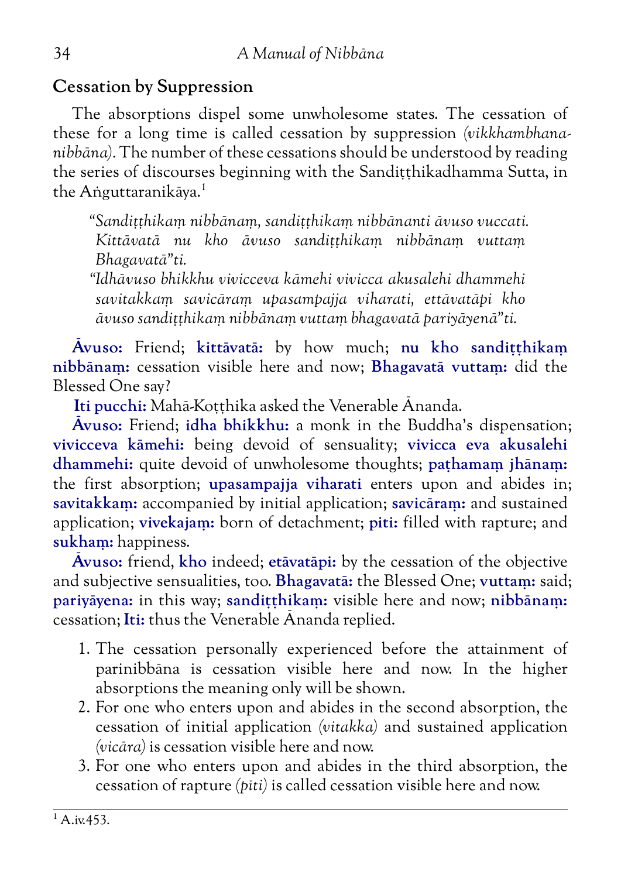## Cessation by Suppression

The absorptions dispel some unwholesome states. The cessation of these for a long time is called cessation by suppression *(vikkhambhana-nibbāna)*. The number of these cessations should be understood by reading the series of discourses beginning with the Sandiṭṭhikadhamma Sutta, in the Aṅguttaranikāya.[1]

> *"Sandiṭṭhikaṃ nibbānaṃ, sandiṭṭhikaṃ nibbānanti āvuso vuccati. Kittāvatā nu kho āvuso sandiṭṭhikaṃ nibbānaṃ vuttaṃ Bhagavatā"ti.*
>
> *"Idhāvuso bhikkhu vivicceva kāmehi vivicca akusalehi dhammehi savitakkaṃ savicāraṃ upasampajja viharati, ettāvatāpi kho āvuso sandiṭṭhikaṃ nibbānaṃ vuttaṃ bhagavatā pariyāyenā"ti.*

**Āvuso:** Friend; **kittāvatā:** by how much; **nu kho sandiṭṭhikaṃ nibbānaṃ:** cessation visible here and now; **Bhagavatā vuttaṃ:** did the Blessed One say?

**Iti pucchi:** Mahā-Koṭṭhika asked the Venerable Ānanda.

**Āvuso:** Friend; **idha bhikkhu:** a monk in the Buddha's dispensation; **vivicceva kāmehi:** being devoid of sensuality; **vivicca eva akusalehi dhammehi:** quite devoid of unwholesome thoughts; **paṭhamaṃ jhānaṃ:** the first absorption; **upasampajja viharati** enters upon and abides in; **savitakkaṃ:** accompanied by initial application; **savicāraṃ:** and sustained application; **vivekajaṃ:** born of detachment; **piti:** filled with rapture; and **sukhaṃ:** happiness.

**Āvuso:** friend, **kho** indeed; **etāvatāpi:** by the cessation of the objective and subjective sensualities, too. **Bhagavatā:** the Blessed One; **vuttaṃ:** said; **pariyāyena:** in this way; **sandiṭṭhikaṃ:** visible here and now; **nibbānaṃ:** cessation; **Iti:** thus the Venerable Ānanda replied.

1. The cessation personally experienced before the attainment of parinibbāna is cessation visible here and now. In the higher absorptions the meaning only will be shown.
2. For one who enters upon and abides in the second absorption, the cessation of initial application *(vitakka)* and sustained application *(vicāra)* is cessation visible here and now.
3. For one who enters upon and abides in the third absorption, the cessation of rapture *(pīti)* is called cessation visible here and now.

[1] A.iv.453.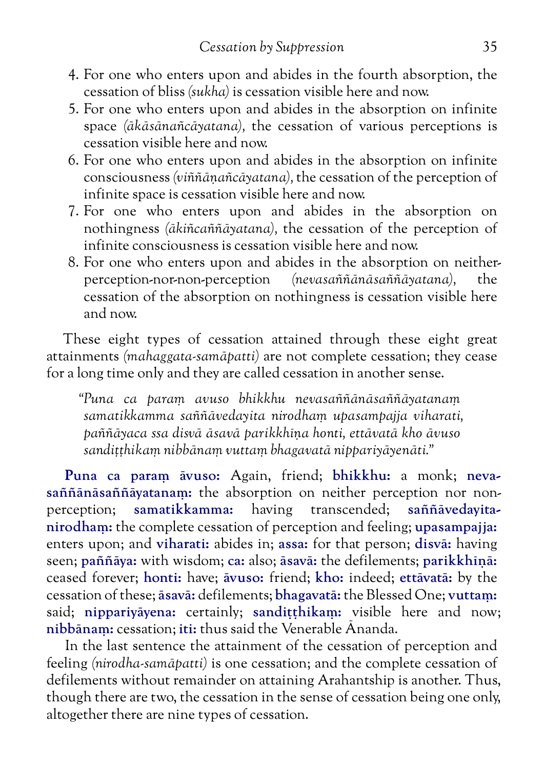4. For one who enters upon and abides in the fourth absorption, the cessation of bliss *(sukha)* is cessation visible here and now.
5. For one who enters upon and abides in the absorption on infinite space *(ākāsānañcāyatana)*, the cessation of various perceptions is cessation visible here and now.
6. For one who enters upon and abides in the absorption on infinite consciousness *(viññāṇañcāyatana)*, the cessation of the perception of infinite space is cessation visible here and now.
7. For one who enters upon and abides in the absorption on nothingness *(ākiñcaññāyatana)*, the cessation of the perception of infinite consciousness is cessation visible here and now.
8. For one who enters upon and abides in the absorption on neither-perception-nor-non-perception *(nevasaññānāsaññāyatana)*, the cessation of the absorption on nothingness is cessation visible here and now.

These eight types of cessation attained through these eight great attainments *(mahaggata-samāpatti)* are not complete cessation; they cease for a long time only and they are called cessation in another sense.

> *"Puna ca paraṃ avuso bhikkhu nevasaññānāsaññāyatanaṃ samatikkamma saññāvedayita nirodhaṃ upasampajja viharati, paññāyaca ssa disvā āsavā parikkhīṇa honti, ettāvatā kho āvuso sandiṭṭhikaṃ nibbānaṃ vuttaṃ bhagavatā nippariyāyenāti."*

**Puna ca paraṃ āvuso:** Again, friend; **bhikkhu:** a monk; **neva-saññānāsaññāyatanaṃ:** the absorption on neither perception nor non-perception; **samatikkamma:** having transcended; **saññāvedayita-nirodhaṃ:** the complete cessation of perception and feeling; **upasampajja:** enters upon; and **viharati:** abides in; **assa:** for that person; **disvā:** having seen; **paññāya:** with wisdom; **ca:** also; **āsavā:** the defilements; **parikkhīṇā:** ceased forever; **honti:** have; **āvuso:** friend; **kho:** indeed; **ettāvatā:** by the cessation of these; **āsavā:** defilements; **bhagavatā:** the Blessed One; **vuttaṃ:** said; **nippariyāyena:** certainly; **sandiṭṭhikaṃ:** visible here and now; **nibbānaṃ:** cessation; **iti:** thus said the Venerable Ānanda.

In the last sentence the attainment of the cessation of perception and feeling *(nirodha-samāpatti)* is one cessation; and the complete cessation of defilements without remainder on attaining Arahantship is another. Thus, though there are two, the cessation in the sense of cessation being one only, altogether there are nine types of cessation.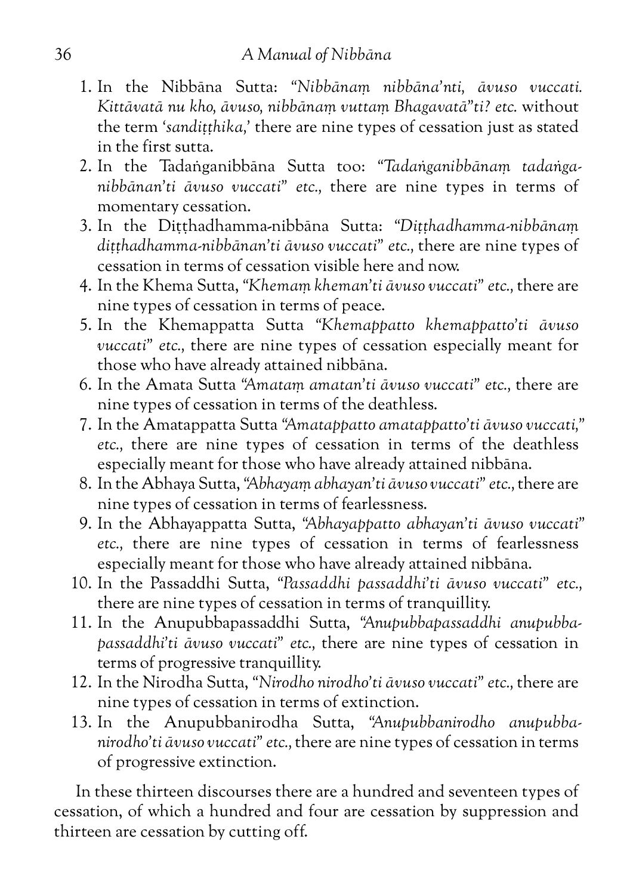1. In the Nibbāna Sutta: *"Nibbānaṃ nibbāna'nti, āvuso vuccati. Kittāvatā nu kho, āvuso, nibbānaṃ vuttaṃ Bhagavatā"ti? etc.* without the term '*sandiṭṭhika*,' there are nine types of cessation just as stated in the first sutta.
2. In the Tadaṅganibbāna Sutta too: *"Tadaṅganibbānaṃ tadaṅga-nibbānan'ti āvuso vuccati" etc.*, there are nine types in terms of momentary cessation.
3. In the Diṭṭhadhamma-nibbāna Sutta: *"Diṭṭhadhamma-nibbānaṃ diṭṭhadhamma-nibbānan'ti āvuso vuccati" etc.*, there are nine types of cessation in terms of cessation visible here and now.
4. In the Khema Sutta, *"Khemaṃ kheman'ti āvuso vuccati" etc.*, there are nine types of cessation in terms of peace.
5. In the Khemappatta Sutta *"Khemappatto khemappatto'ti āvuso vuccati" etc.*, there are nine types of cessation especially meant for those who have already attained nibbāna.
6. In the Amata Sutta *"Amataṃ amatan'ti āvuso vuccati" etc.*, there are nine types of cessation in terms of the deathless.
7. In the Amatappatta Sutta *"Amatappatto amatappatto'ti āvuso vuccati," etc.*, there are nine types of cessation in terms of the deathless especially meant for those who have already attained nibbāna.
8. In the Abhaya Sutta, *"Abhayaṃ abhayan'ti āvuso vuccati" etc.*, there are nine types of cessation in terms of fearlessness.
9. In the Abhayappatta Sutta, *"Abhayappatto abhayan'ti āvuso vuccati" etc.*, there are nine types of cessation in terms of fearlessness especially meant for those who have already attained nibbāna.
10. In the Passaddhi Sutta, *"Passaddhi passaddhi'ti āvuso vuccati" etc.*, there are nine types of cessation in terms of tranquillity.
11. In the Anupubbapassaddhi Sutta, *"Anupubbapassaddhi anupubba-passaddhi'ti āvuso vuccati" etc.*, there are nine types of cessation in terms of progressive tranquillity.
12. In the Nirodha Sutta, *"Nirodho nirodho'ti āvuso vuccati" etc.*, there are nine types of cessation in terms of extinction.
13. In the Anupubbanirodha Sutta, *"Anupubbanirodho anupubba-nirodho'ti āvuso vuccati" etc.*, there are nine types of cessation in terms of progressive extinction.

In these thirteen discourses there are a hundred and seventeen types of cessation, of which a hundred and four are cessation by suppression and thirteen are cessation by cutting off.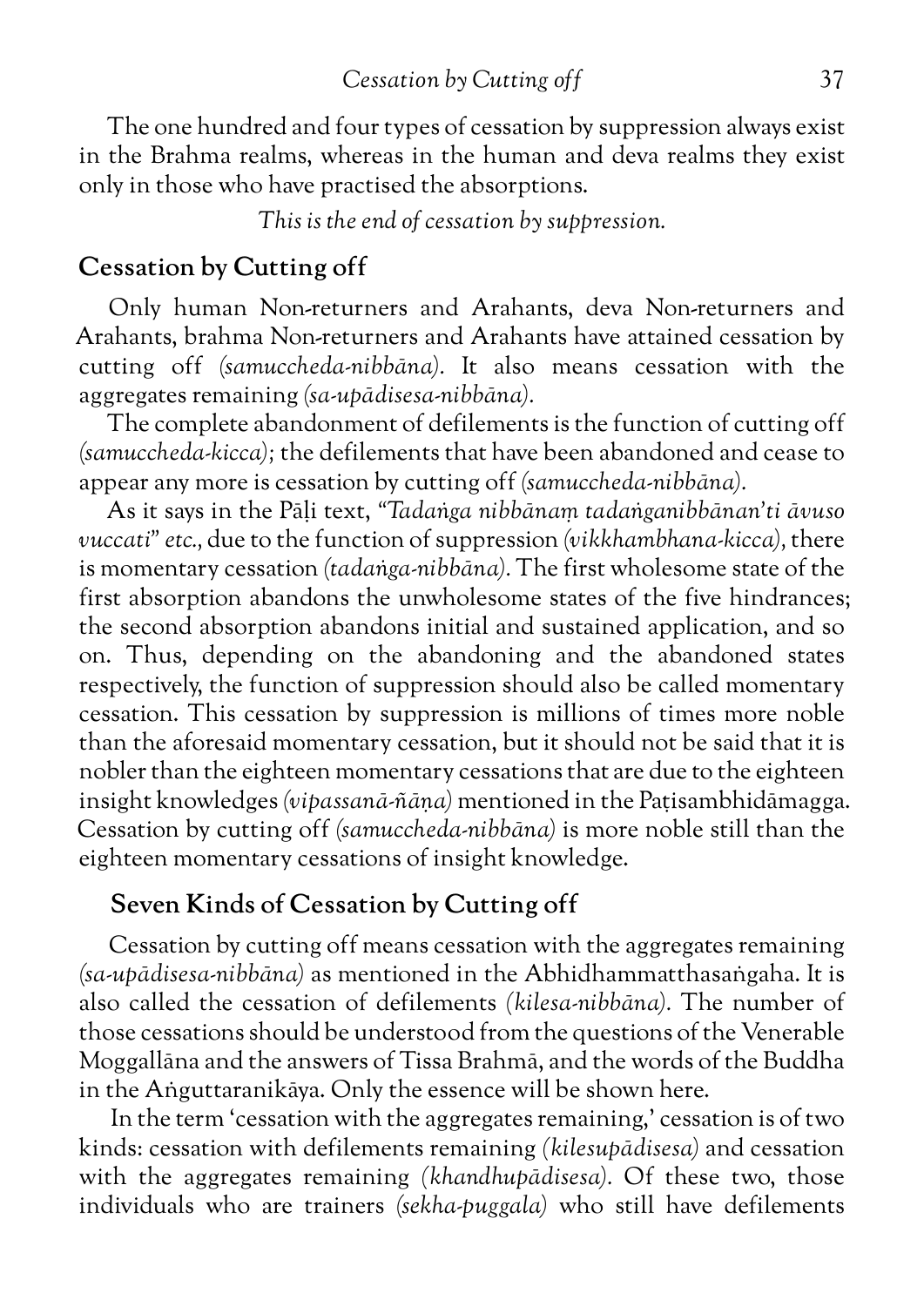The one hundred and four types of cessation by suppression always exist in the Brahma realms, whereas in the human and deva realms they exist only in those who have practised the absorptions.

*This is the end of cessation by suppression.*

## Cessation by Cutting off

Only human Non-returners and Arahants, deva Non-returners and Arahants, brahma Non-returners and Arahants have attained cessation by cutting off *(samuccheda-nibbāna)*. It also means cessation with the aggregates remaining *(sa-upādisesa-nibbāna)*.

The complete abandonment of defilements is the function of cutting off *(samuccheda-kicca)*; the defilements that have been abandoned and cease to appear any more is cessation by cutting off *(samuccheda-nibbāna)*.

As it says in the Pāḷi text, *"Tadaṅga nibbānaṃ tadaṅganibbānan'ti āvuso vuccati" etc.*, due to the function of suppression *(vikkhambhana-kicca)*, there is momentary cessation *(tadaṅga-nibbāna)*. The first wholesome state of the first absorption abandons the unwholesome states of the five hindrances; the second absorption abandons initial and sustained application, and so on. Thus, depending on the abandoning and the abandoned states respectively, the function of suppression should also be called momentary cessation. This cessation by suppression is millions of times more noble than the aforesaid momentary cessation, but it should not be said that it is nobler than the eighteen momentary cessations that are due to the eighteen insight knowledges *(vipassanā-ñāṇa)* mentioned in the Paṭisambhidāmagga. Cessation by cutting off *(samuccheda-nibbāna)* is more noble still than the eighteen momentary cessations of insight knowledge.

## Seven Kinds of Cessation by Cutting off

Cessation by cutting off means cessation with the aggregates remaining *(sa-upādisesa-nibbāna)* as mentioned in the Abhidhammatthasaṅgaha. It is also called the cessation of defilements *(kilesa-nibbāna)*. The number of those cessations should be understood from the questions of the Venerable Moggallāna and the answers of Tissa Brahmā, and the words of the Buddha in the Aṅguttaranikāya. Only the essence will be shown here.

In the term 'cessation with the aggregates remaining,' cessation is of two kinds: cessation with defilements remaining *(kilesupādisesa)* and cessation with the aggregates remaining *(khandhupādisesa)*. Of these two, those individuals who are trainers *(sekha-puggala)* who still have defilements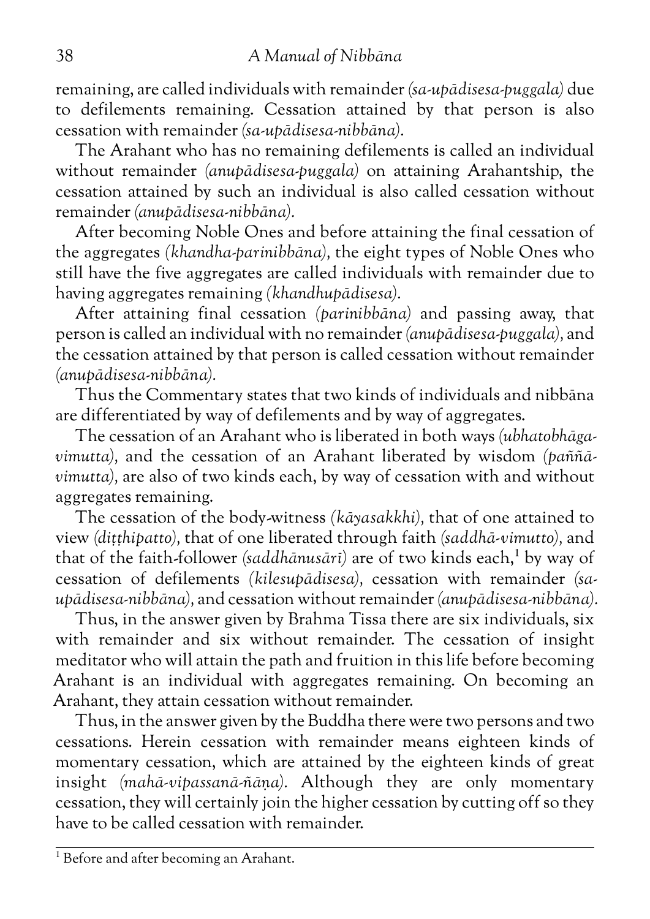remaining, are called individuals with remainder *(sa-upādisesa-puggala)* due to defilements remaining. Cessation attained by that person is also cessation with remainder *(sa-upādisesa-nibbāna)*.

The Arahant who has no remaining defilements is called an individual without remainder *(anupādisesa-puggala)* on attaining Arahantship, the cessation attained by such an individual is also called cessation without remainder *(anupādisesa-nibbāna)*.

After becoming Noble Ones and before attaining the final cessation of the aggregates *(khandha-parinibbāna)*, the eight types of Noble Ones who still have the five aggregates are called individuals with remainder due to having aggregates remaining *(khandhupādisesa)*.

After attaining final cessation *(parinibbāna)* and passing away, that person is called an individual with no remainder *(anupādisesa-puggala)*, and the cessation attained by that person is called cessation without remainder *(anupādisesa-nibbāna)*.

Thus the Commentary states that two kinds of individuals and nibbāna are differentiated by way of defilements and by way of aggregates.

The cessation of an Arahant who is liberated in both ways *(ubhatobhāga-vimutta)*, and the cessation of an Arahant liberated by wisdom *(paññā-vimutta)*, are also of two kinds each, by way of cessation with and without aggregates remaining.

The cessation of the body-witness *(kāyasakkhi)*, that of one attained to view *(diṭṭhipatto)*, that of one liberated through faith *(saddhā-vimutto)*, and that of the faith-follower *(saddhānusārī)* are of two kinds each,[1] by way of cessation of defilements *(kilesupādisesa)*, cessation with remainder *(sa-upādisesa-nibbāna)*, and cessation without remainder *(anupādisesa-nibbāna)*.

Thus, in the answer given by Brahma Tissa there are six individuals, six with remainder and six without remainder. The cessation of insight meditator who will attain the path and fruition in this life before becoming Arahant is an individual with aggregates remaining. On becoming an Arahant, they attain cessation without remainder.

Thus, in the answer given by the Buddha there were two persons and two cessations. Herein cessation with remainder means eighteen kinds of momentary cessation, which are attained by the eighteen kinds of great insight *(mahā-vipassanā-ñāṇa)*. Although they are only momentary cessation, they will certainly join the higher cessation by cutting off so they have to be called cessation with remainder.

---

[1] Before and after becoming an Arahant.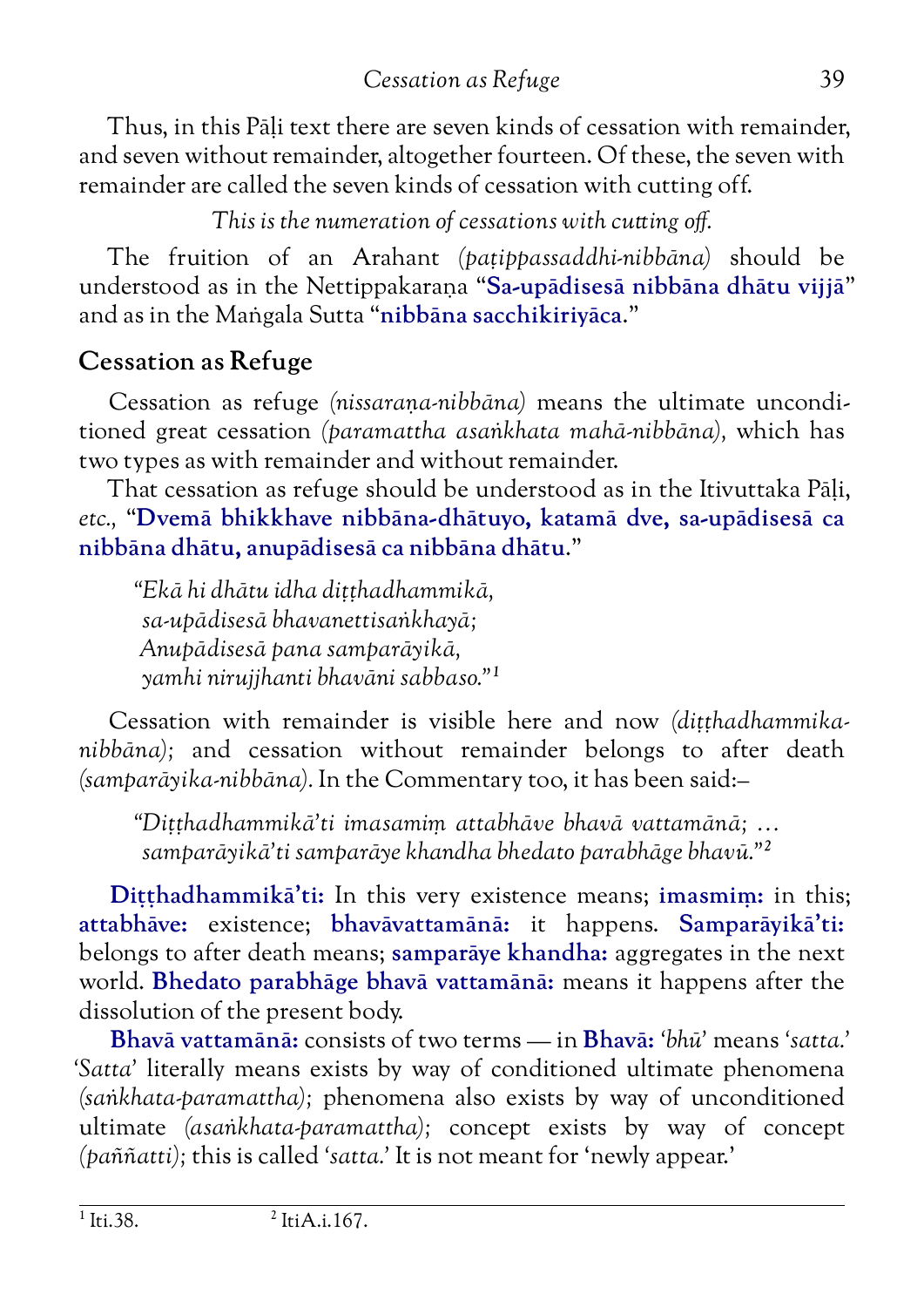Thus, in this Pāḷi text there are seven kinds of cessation with remainder, and seven without remainder, altogether fourteen. Of these, the seven with remainder are called the seven kinds of cessation with cutting off.

*This is the numeration of cessations with cutting off.*

The fruition of an Arahant *(paṭippassaddhi-nibbāna)* should be understood as in the Nettippakaraṇa "**Sa-upādisesā nibbāna dhātu vijjā**" and as in the Maṅgala Sutta "**nibbāna sacchikiriyāca**."

## Cessation as Refuge

Cessation as refuge *(nissaraṇa-nibbāna)* means the ultimate unconditioned great cessation *(paramattha asaṅkhata mahā-nibbāna)*, which has two types as with remainder and without remainder.

That cessation as refuge should be understood as in the Itivuttaka Pāḷi, *etc.*, "**Dvemā bhikkhave nibbāna-dhātuyo, katamā dve, sa-upādisesā ca nibbāna dhātu, anupādisesā ca nibbāna dhātu**."

> *"Ekā hi dhātu idha diṭṭhadhammikā,*
> *sa-upādisesā bhavanettisaṅkhayā;*
> *Anupādisesā pana samparāyikā,*
> *yamhi nirujjhanti bhavāni sabbaso."*[1]

Cessation with remainder is visible here and now *(diṭṭhadhammika-nibbāna)*; and cessation without remainder belongs to after death *(samparāyika-nibbāna)*. In the Commentary too, it has been said:–

> *"Diṭṭhadhammikā'ti imasamiṃ attabhāve bhavā vattamānā; … samparāyikā'ti samparāye khandha bhedato parabhāge bhavū."*[2]

**Diṭṭhadhammikā'ti:** In this very existence means; **imasmiṃ:** in this; **attabhāve:** existence; **bhavāvattamānā:** it happens. **Samparāyikā'ti:** belongs to after death means; **samparāye khandha:** aggregates in the next world. **Bhedato parabhāge bhavā vattamānā:** means it happens after the dissolution of the present body.

**Bhavā vattamānā:** consists of two terms — in **Bhavā:** '*bhū*' means '*satta*.' '*Satta*' literally means exists by way of conditioned ultimate phenomena *(saṅkhata-paramattha)*; phenomena also exists by way of unconditioned ultimate *(asaṅkhata-paramattha)*; concept exists by way of concept *(paññatti)*; this is called '*satta*.' It is not meant for 'newly appear.'

---

[1] Iti.38.
[2] ItiA.i.167.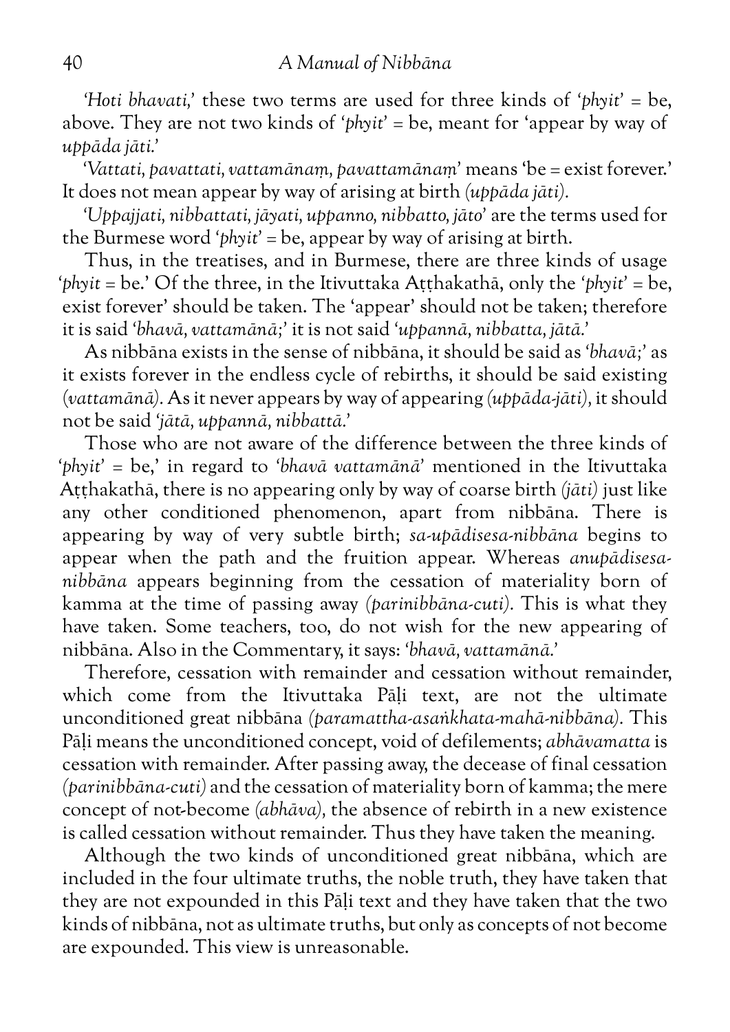*'Hoti bhavati,'* these two terms are used for three kinds of '*phyit*' = be, above. They are not two kinds of '*phyit*' = be, meant for 'appear by way of *uppāda jāti*.'

*'Vattati, pavattati, vattamānaṃ, pavattamānaṃ'* means 'be = exist forever.' It does not mean appear by way of arising at birth *(uppāda jāti)*.

*'Uppajjati, nibbattati, jāyati, uppanno, nibbatto, jāto'* are the terms used for the Burmese word '*phyit*' = be, appear by way of arising at birth.

Thus, in the treatises, and in Burmese, there are three kinds of usage '*phyit* = be.' Of the three, in the Itivuttaka Aṭṭhakathā, only the '*phyit*' = be, exist forever' should be taken. The 'appear' should not be taken; therefore it is said *'bhavā, vattamānā;'* it is not said *'uppannā, nibbatta, jātā.'*

As nibbāna exists in the sense of nibbāna, it should be said as *'bhavā;'* as it exists forever in the endless cycle of rebirths, it should be said existing *(vattamānā)*. As it never appears by way of appearing *(uppāda-jāti)*, it should not be said *'jātā, uppannā, nibbattā.'*

Those who are not aware of the difference between the three kinds of '*phyit*' = be,' in regard to *'bhavā vattamānā'* mentioned in the Itivuttaka Aṭṭhakathā, there is no appearing only by way of coarse birth *(jāti)* just like any other conditioned phenomenon, apart from nibbāna. There is appearing by way of very subtle birth; *sa-upādisesa-nibbāna* begins to appear when the path and the fruition appear. Whereas *anupādisesa-nibbāna* appears beginning from the cessation of materiality born of kamma at the time of passing away *(parinibbāna-cuti)*. This is what they have taken. Some teachers, too, do not wish for the new appearing of nibbāna. Also in the Commentary, it says: *'bhavā, vattamānā.'*

Therefore, cessation with remainder and cessation without remainder, which come from the Itivuttaka Pāḷi text, are not the ultimate unconditioned great nibbāna *(paramattha-asaṅkhata-mahā-nibbāna)*. This Pāḷi means the unconditioned concept, void of defilements; *abhāvamatta* is cessation with remainder. After passing away, the decease of final cessation *(parinibbāna-cuti)* and the cessation of materiality born of kamma; the mere concept of not-become *(abhāva)*, the absence of rebirth in a new existence is called cessation without remainder. Thus they have taken the meaning.

Although the two kinds of unconditioned great nibbāna, which are included in the four ultimate truths, the noble truth, they have taken that they are not expounded in this Pāḷi text and they have taken that the two kinds of nibbāna, not as ultimate truths, but only as concepts of not become are expounded. This view is unreasonable.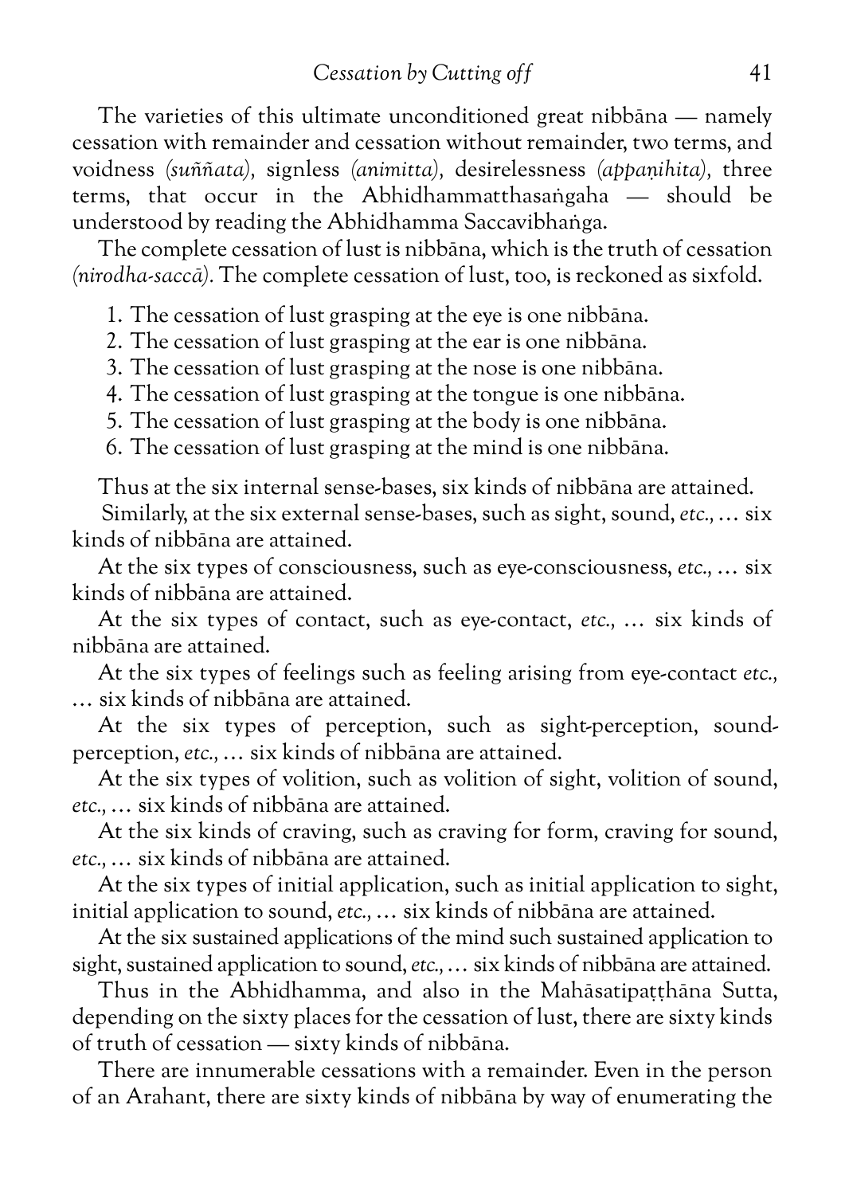The varieties of this ultimate unconditioned great nibbāna — namely cessation with remainder and cessation without remainder, two terms, and voidness *(suññata)*, signless *(animitta)*, desirelessness *(appaṇihita)*, three terms, that occur in the Abhidhammatthasaṅgaha — should be understood by reading the Abhidhamma Saccavibhaṅga.

The complete cessation of lust is nibbāna, which is the truth of cessation *(nirodha-saccā)*. The complete cessation of lust, too, is reckoned as sixfold.

1. The cessation of lust grasping at the eye is one nibbāna.
2. The cessation of lust grasping at the ear is one nibbāna.
3. The cessation of lust grasping at the nose is one nibbāna.
4. The cessation of lust grasping at the tongue is one nibbāna.
5. The cessation of lust grasping at the body is one nibbāna.
6. The cessation of lust grasping at the mind is one nibbāna.

Thus at the six internal sense-bases, six kinds of nibbāna are attained.

Similarly, at the six external sense-bases, such as sight, sound, *etc.*, … six kinds of nibbāna are attained.

At the six types of consciousness, such as eye-consciousness, *etc.*, … six kinds of nibbāna are attained.

At the six types of contact, such as eye-contact, *etc.*, … six kinds of nibbāna are attained.

At the six types of feelings such as feeling arising from eye-contact *etc.*, … six kinds of nibbāna are attained.

At the six types of perception, such as sight-perception, sound-perception, *etc.*, … six kinds of nibbāna are attained.

At the six types of volition, such as volition of sight, volition of sound, *etc.*, … six kinds of nibbāna are attained.

At the six kinds of craving, such as craving for form, craving for sound, *etc.*, … six kinds of nibbāna are attained.

At the six types of initial application, such as initial application to sight, initial application to sound, *etc.*, … six kinds of nibbāna are attained.

At the six sustained applications of the mind such sustained application to sight, sustained application to sound, *etc.*, … six kinds of nibbāna are attained.

Thus in the Abhidhamma, and also in the Mahāsatipaṭṭhāna Sutta, depending on the sixty places for the cessation of lust, there are sixty kinds of truth of cessation — sixty kinds of nibbāna.

There are innumerable cessations with a remainder. Even in the person of an Arahant, there are sixty kinds of nibbāna by way of enumerating the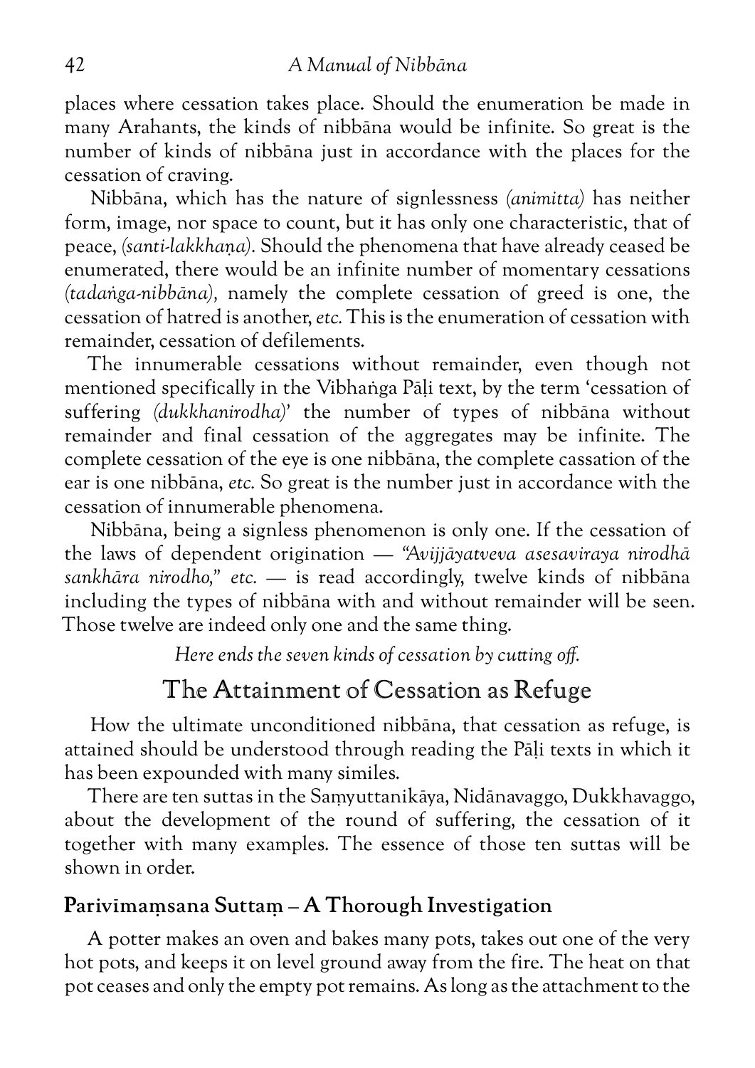places where cessation takes place. Should the enumeration be made in many Arahants, the kinds of nibbāna would be infinite. So great is the number of kinds of nibbāna just in accordance with the places for the cessation of craving.

Nibbāna, which has the nature of signlessness *(animitta)* has neither form, image, nor space to count, but it has only one characteristic, that of peace, *(santi-lakkhaṇa)*. Should the phenomena that have already ceased be enumerated, there would be an infinite number of momentary cessations *(tadaṅga-nibbāna)*, namely the complete cessation of greed is one, the cessation of hatred is another, *etc.* This is the enumeration of cessation with remainder, cessation of defilements.

The innumerable cessations without remainder, even though not mentioned specifically in the Vibhaṅga Pāḷi text, by the term 'cessation of suffering *(dukkhanirodha)*' the number of types of nibbāna without remainder and final cessation of the aggregates may be infinite. The complete cessation of the eye is one nibbāna, the complete cassation of the ear is one nibbāna, *etc.* So great is the number just in accordance with the cessation of innumerable phenomena.

Nibbāna, being a signless phenomenon is only one. If the cessation of the laws of dependent origination — *"Avijjāyatveva asesaviraya nirodhā sankhāra nirodho," etc.* — is read accordingly, twelve kinds of nibbāna including the types of nibbāna with and without remainder will be seen. Those twelve are indeed only one and the same thing.

*Here ends the seven kinds of cessation by cutting off.*

## The Attainment of Cessation as Refuge

How the ultimate unconditioned nibbāna, that cessation as refuge, is attained should be understood through reading the Pāḷi texts in which it has been expounded with many similes.

There are ten suttas in the Saṃyuttanikāya, Nidānavaggo, Dukkhavaggo, about the development of the round of suffering, the cessation of it together with many examples. The essence of those ten suttas will be shown in order.

### Parivīmaṃsana Suttaṃ – A Thorough Investigation

A potter makes an oven and bakes many pots, takes out one of the very hot pots, and keeps it on level ground away from the fire. The heat on that pot ceases and only the empty pot remains. As long as the attachment to the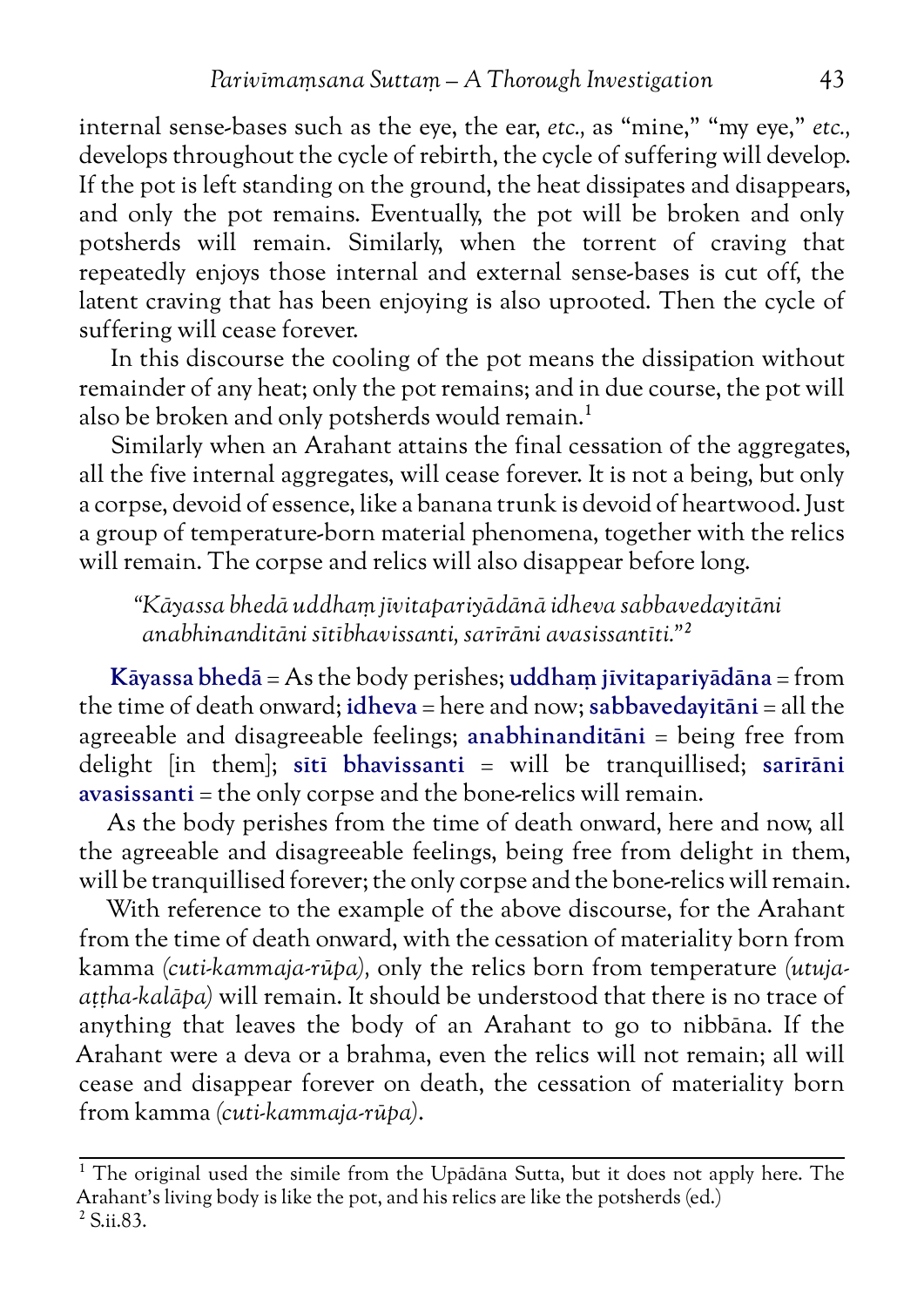internal sense-bases such as the eye, the ear, *etc.,* as "mine," "my eye," *etc.,* develops throughout the cycle of rebirth, the cycle of suffering will develop. If the pot is left standing on the ground, the heat dissipates and disappears, and only the pot remains. Eventually, the pot will be broken and only potsherds will remain. Similarly, when the torrent of craving that repeatedly enjoys those internal and external sense-bases is cut off, the latent craving that has been enjoying is also uprooted. Then the cycle of suffering will cease forever.

In this discourse the cooling of the pot means the dissipation without remainder of any heat; only the pot remains; and in due course, the pot will also be broken and only potsherds would remain.[1]

Similarly when an Arahant attains the final cessation of the aggregates, all the five internal aggregates, will cease forever. It is not a being, but only a corpse, devoid of essence, like a banana trunk is devoid of heartwood. Just a group of temperature-born material phenomena, together with the relics will remain. The corpse and relics will also disappear before long.

> *"Kāyassa bhedā uddhaṃ jīvitapariyādānā idheva sabbavedayitāni anabhinanditāni sītībhavissanti, sarīrāni avasissantīti."*[2]

**Kāyassa bhedā** = As the body perishes; **uddhaṃ jīvitapariyādāna** = from the time of death onward; **idheva** = here and now; **sabbavedayitāni** = all the agreeable and disagreeable feelings; **anabhinanditāni** = being free from delight [in them]; **sītī bhavissanti** = will be tranquillised; **sarīrāni avasissanti** = the only corpse and the bone-relics will remain.

As the body perishes from the time of death onward, here and now, all the agreeable and disagreeable feelings, being free from delight in them, will be tranquillised forever; the only corpse and the bone-relics will remain.

With reference to the example of the above discourse, for the Arahant from the time of death onward, with the cessation of materiality born from kamma *(cuti-kammaja-rūpa),* only the relics born from temperature *(utuja-aṭṭha-kalāpa)* will remain. It should be understood that there is no trace of anything that leaves the body of an Arahant to go to nibbāna. If the Arahant were a deva or a brahma, even the relics will not remain; all will cease and disappear forever on death, the cessation of materiality born from kamma *(cuti-kammaja-rūpa).*

---

[1] The original used the simile from the Upādāna Sutta, but it does not apply here. The Arahant's living body is like the pot, and his relics are like the potsherds (ed.)

[2] S.ii.83.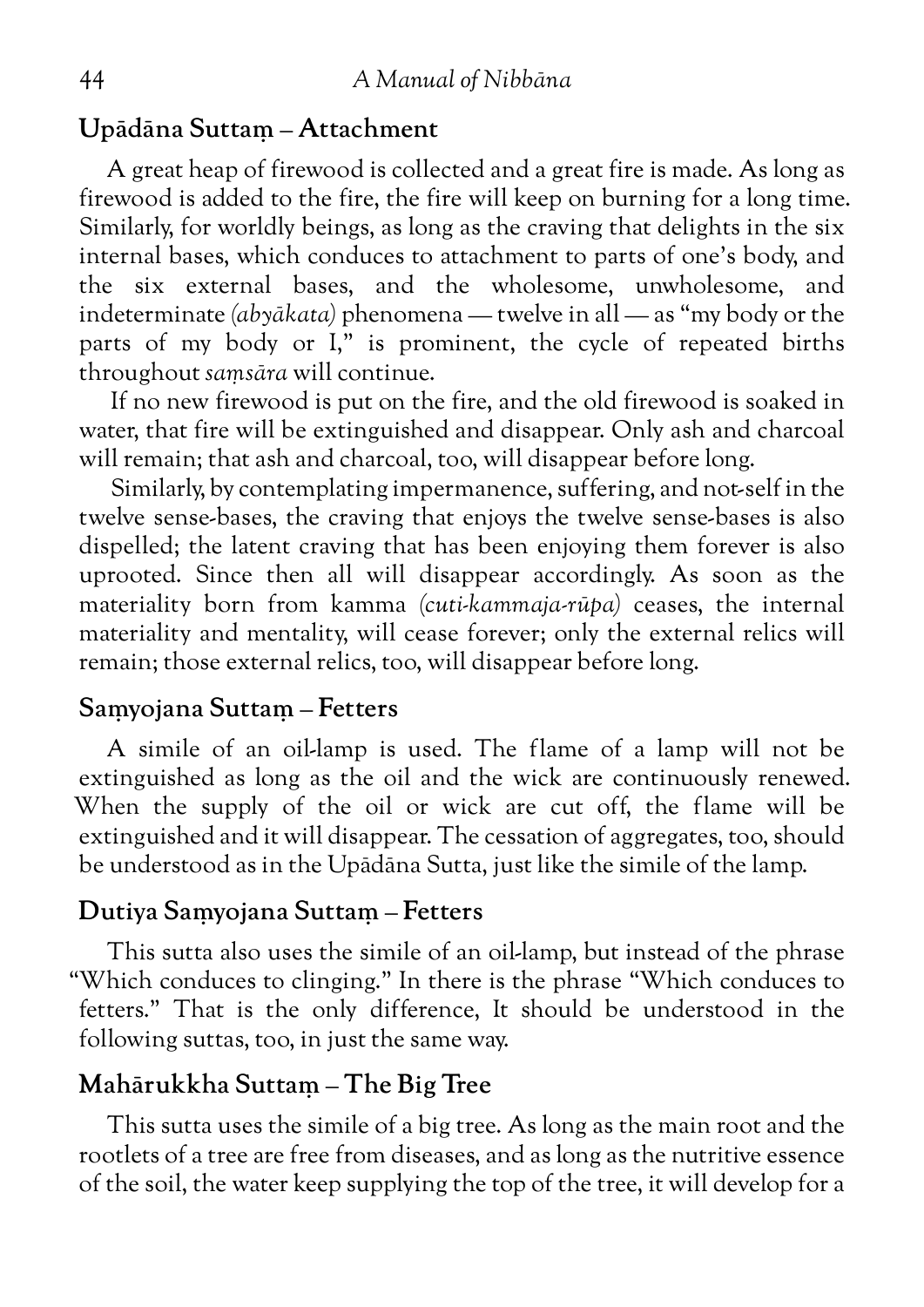## Upādāna Suttaṃ – Attachment

A great heap of firewood is collected and a great fire is made. As long as firewood is added to the fire, the fire will keep on burning for a long time. Similarly, for worldly beings, as long as the craving that delights in the six internal bases, which conduces to attachment to parts of one's body, and the six external bases, and the wholesome, unwholesome, and indeterminate *(abyākata)* phenomena — twelve in all — as "my body or the parts of my body or I," is prominent, the cycle of repeated births throughout *saṃsāra* will continue.

If no new firewood is put on the fire, and the old firewood is soaked in water, that fire will be extinguished and disappear. Only ash and charcoal will remain; that ash and charcoal, too, will disappear before long.

Similarly, by contemplating impermanence, suffering, and not-self in the twelve sense-bases, the craving that enjoys the twelve sense-bases is also dispelled; the latent craving that has been enjoying them forever is also uprooted. Since then all will disappear accordingly. As soon as the materiality born from kamma *(cuti-kammaja-rūpa)* ceases, the internal materiality and mentality, will cease forever; only the external relics will remain; those external relics, too, will disappear before long.

## Saṃyojana Suttaṃ – Fetters

A simile of an oil-lamp is used. The flame of a lamp will not be extinguished as long as the oil and the wick are continuously renewed. When the supply of the oil or wick are cut off, the flame will be extinguished and it will disappear. The cessation of aggregates, too, should be understood as in the Upādāna Sutta, just like the simile of the lamp.

## Dutiya Saṃyojana Suttaṃ – Fetters

This sutta also uses the simile of an oil-lamp, but instead of the phrase "Which conduces to clinging." In there is the phrase "Which conduces to fetters." That is the only difference, It should be understood in the following suttas, too, in just the same way.

## Mahārukkha Suttaṃ – The Big Tree

This sutta uses the simile of a big tree. As long as the main root and the rootlets of a tree are free from diseases, and as long as the nutritive essence of the soil, the water keep supplying the top of the tree, it will develop for a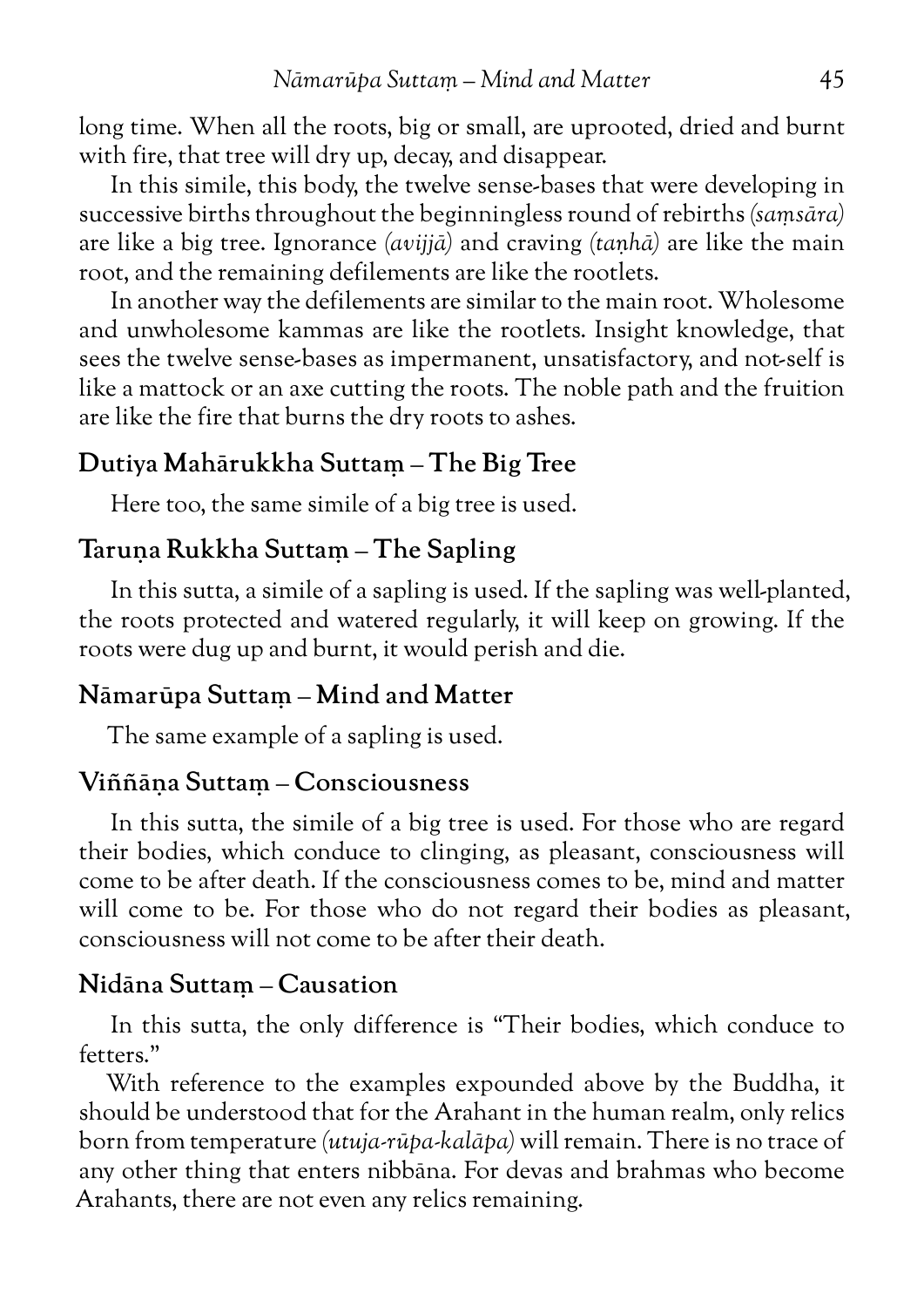long time. When all the roots, big or small, are uprooted, dried and burnt with fire, that tree will dry up, decay, and disappear.

In this simile, this body, the twelve sense-bases that were developing in successive births throughout the beginningless round of rebirths *(saṃsāra)* are like a big tree. Ignorance *(avijjā)* and craving *(taṇhā)* are like the main root, and the remaining defilements are like the rootlets.

In another way the defilements are similar to the main root. Wholesome and unwholesome kammas are like the rootlets. Insight knowledge, that sees the twelve sense-bases as impermanent, unsatisfactory, and not-self is like a mattock or an axe cutting the roots. The noble path and the fruition are like the fire that burns the dry roots to ashes.

## Dutiya Mahārukkha Suttaṃ – The Big Tree

Here too, the same simile of a big tree is used.

## Taruṇa Rukkha Suttaṃ – The Sapling

In this sutta, a simile of a sapling is used. If the sapling was well-planted, the roots protected and watered regularly, it will keep on growing. If the roots were dug up and burnt, it would perish and die.

## Nāmarūpa Suttaṃ – Mind and Matter

The same example of a sapling is used.

## Viññāṇa Suttaṃ – Consciousness

In this sutta, the simile of a big tree is used. For those who are regard their bodies, which conduce to clinging, as pleasant, consciousness will come to be after death. If the consciousness comes to be, mind and matter will come to be. For those who do not regard their bodies as pleasant, consciousness will not come to be after their death.

## Nidāna Suttaṃ – Causation

In this sutta, the only difference is "Their bodies, which conduce to fetters."

With reference to the examples expounded above by the Buddha, it should be understood that for the Arahant in the human realm, only relics born from temperature *(utuja-rūpa-kalāpa)* will remain. There is no trace of any other thing that enters nibbāna. For devas and brahmas who become Arahants, there are not even any relics remaining.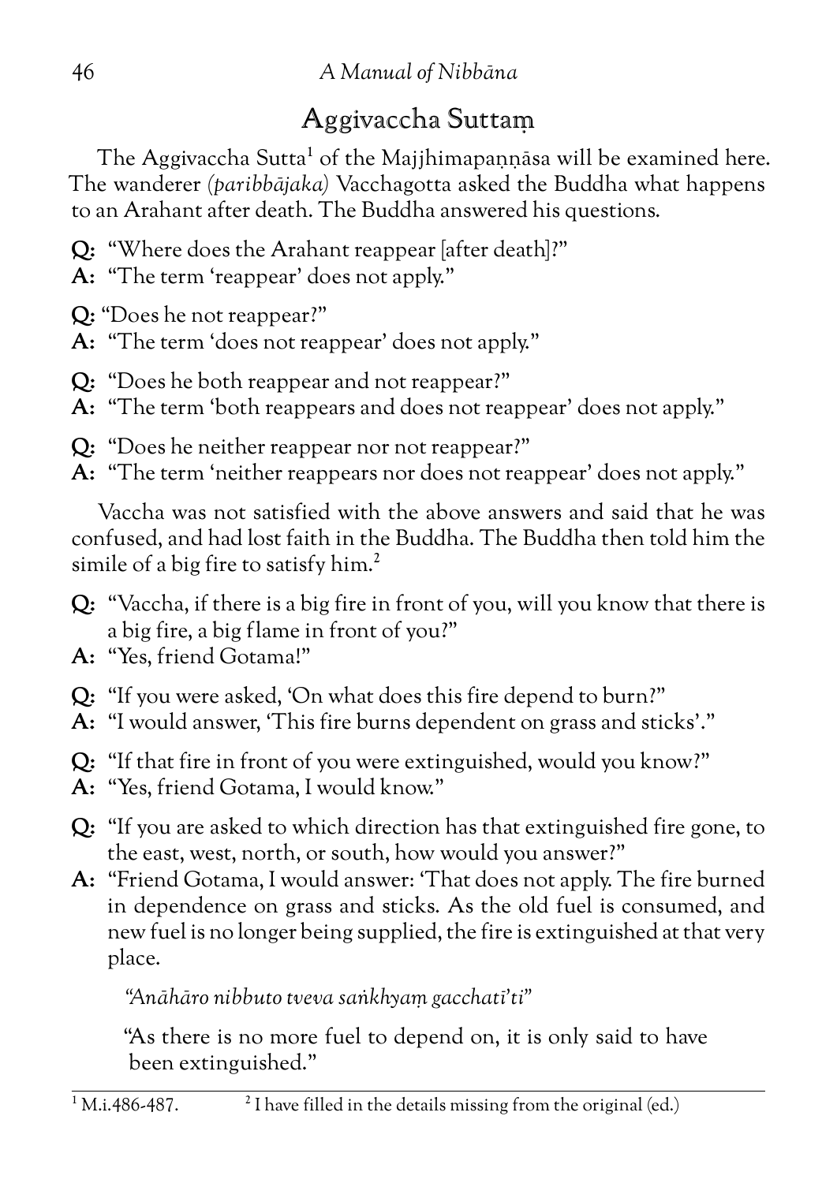## Aggivaccha Suttaṃ

The Aggivaccha Sutta[1] of the Majjhimapaṇṇāsa will be examined here. The wanderer *(paribbājaka)* Vacchagotta asked the Buddha what happens to an Arahant after death. The Buddha answered his questions.

**Q:** "Where does the Arahant reappear [after death]?"
**A:** "The term 'reappear' does not apply."

**Q:** "Does he not reappear?"
**A:** "The term 'does not reappear' does not apply."

**Q:** "Does he both reappear and not reappear?"
**A:** "The term 'both reappears and does not reappear' does not apply."

**Q:** "Does he neither reappear nor not reappear?"
**A:** "The term 'neither reappears nor does not reappear' does not apply."

Vaccha was not satisfied with the above answers and said that he was confused, and had lost faith in the Buddha. The Buddha then told him the simile of a big fire to satisfy him.[2]

**Q:** "Vaccha, if there is a big fire in front of you, will you know that there is a big fire, a big flame in front of you?"
**A:** "Yes, friend Gotama!"

**Q:** "If you were asked, 'On what does this fire depend to burn?"
**A:** "I would answer, 'This fire burns dependent on grass and sticks'."

**Q:** "If that fire in front of you were extinguished, would you know?"
**A:** "Yes, friend Gotama, I would know."

**Q:** "If you are asked to which direction has that extinguished fire gone, to the east, west, north, or south, how would you answer?"
**A:** "Friend Gotama, I would answer: 'That does not apply. The fire burned in dependence on grass and sticks. As the old fuel is consumed, and new fuel is no longer being supplied, the fire is extinguished at that very place.

> *"Anāhāro nibbuto tveva saṅkhyaṃ gacchatī'ti"*
>
> "As there is no more fuel to depend on, it is only said to have been extinguished."

---

[1] M.i.486-487.
[2] I have filled in the details missing from the original (ed.)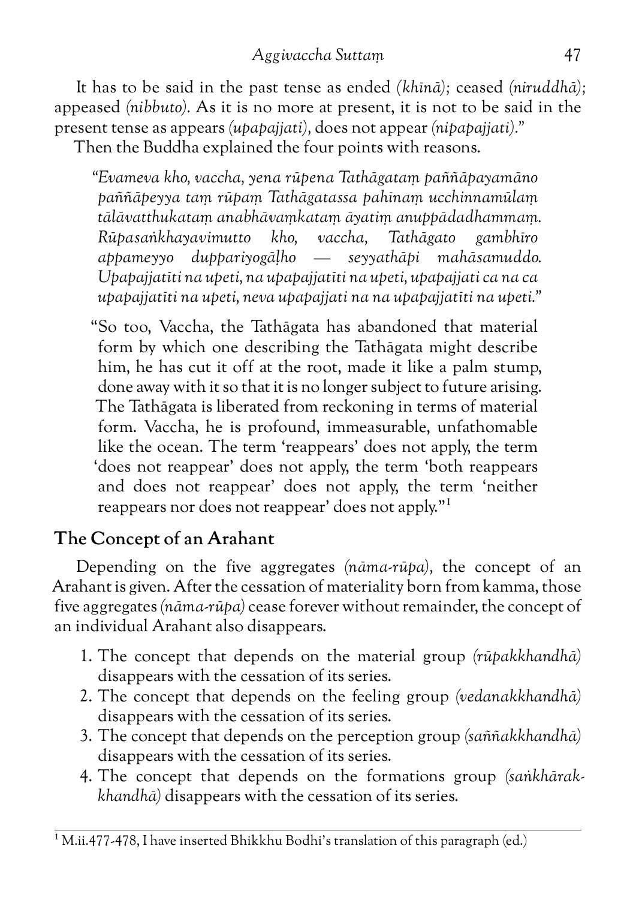It has to be said in the past tense as ended *(khīnā)*; ceased *(niruddhā)*; appeased *(nibbuto)*. As it is no more at present, it is not to be said in the present tense as appears *(upapajjati)*, does not appear *(nipapajjati)*."

Then the Buddha explained the four points with reasons.

> *"Evameva kho, vaccha, yena rūpena Tathāgataṃ paññāpayamāno paññāpeyya taṃ rūpaṃ Tathāgatassa pahīnaṃ ucchinnamūlaṃ tālāvatthukataṃ anabhāvaṃkataṃ āyatiṃ anuppādadhammaṃ. Rūpasaṅkhayavimutto kho, vaccha, Tathāgato gambhīro appameyyo duppariyogāḷho — seyyathāpi mahāsamuddo. Upapajjatīti na upeti, na upapajjatīti na upeti, upapajjati ca na ca upapajjatīti na upeti, neva upapajjati na na upapajjatīti na upeti."*

> "So too, Vaccha, the Tathāgata has abandoned that material form by which one describing the Tathāgata might describe him, he has cut it off at the root, made it like a palm stump, done away with it so that it is no longer subject to future arising. The Tathāgata is liberated from reckoning in terms of material form. Vaccha, he is profound, immeasurable, unfathomable like the ocean. The term 'reappears' does not apply, the term 'does not reappear' does not apply, the term 'both reappears and does not reappear' does not apply, the term 'neither reappears nor does not reappear' does not apply."[1]

## The Concept of an Arahant

Depending on the five aggregates *(nāma-rūpa)*, the concept of an Arahant is given. After the cessation of materiality born from kamma, those five aggregates *(nāma-rūpa)* cease forever without remainder, the concept of an individual Arahant also disappears.

1. The concept that depends on the material group *(rūpakkhandhā)* disappears with the cessation of its series.
2. The concept that depends on the feeling group *(vedanakkhandhā)* disappears with the cessation of its series.
3. The concept that depends on the perception group *(saññakkhandhā)* disappears with the cessation of its series.
4. The concept that depends on the formations group *(saṅkhārakkhandhā)* disappears with the cessation of its series.

---

[1] M.ii.477-478, I have inserted Bhikkhu Bodhi's translation of this paragraph (ed.)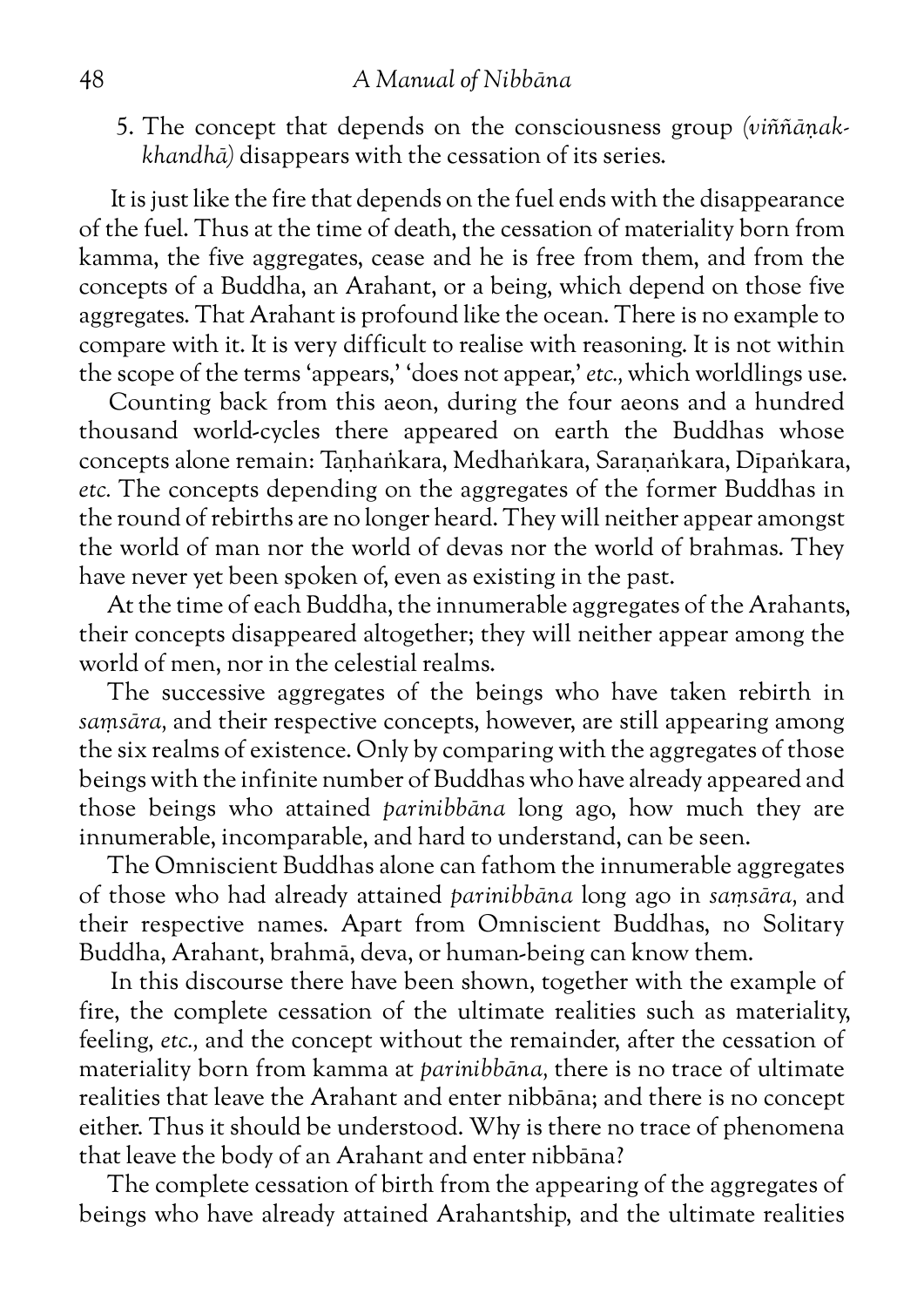5. The concept that depends on the consciousness group *(viññāṇakkhandhā)* disappears with the cessation of its series.

It is just like the fire that depends on the fuel ends with the disappearance of the fuel. Thus at the time of death, the cessation of materiality born from kamma, the five aggregates, cease and he is free from them, and from the concepts of a Buddha, an Arahant, or a being, which depend on those five aggregates. That Arahant is profound like the ocean. There is no example to compare with it. It is very difficult to realise with reasoning. It is not within the scope of the terms 'appears,' 'does not appear,' *etc.,* which worldlings use.

Counting back from this aeon, during the four aeons and a hundred thousand world-cycles there appeared on earth the Buddhas whose concepts alone remain: Taṇhaṅkara, Medhaṅkara, Saraṇaṅkara, Dīpaṅkara, *etc.* The concepts depending on the aggregates of the former Buddhas in the round of rebirths are no longer heard. They will neither appear amongst the world of man nor the world of devas nor the world of brahmas. They have never yet been spoken of, even as existing in the past.

At the time of each Buddha, the innumerable aggregates of the Arahants, their concepts disappeared altogether; they will neither appear among the world of men, nor in the celestial realms.

The successive aggregates of the beings who have taken rebirth in *saṃsāra,* and their respective concepts, however, are still appearing among the six realms of existence. Only by comparing with the aggregates of those beings with the infinite number of Buddhas who have already appeared and those beings who attained *parinibbāna* long ago, how much they are innumerable, incomparable, and hard to understand, can be seen.

The Omniscient Buddhas alone can fathom the innumerable aggregates of those who had already attained *parinibbāna* long ago in *saṃsāra,* and their respective names. Apart from Omniscient Buddhas, no Solitary Buddha, Arahant, brahmā, deva, or human-being can know them.

In this discourse there have been shown, together with the example of fire, the complete cessation of the ultimate realities such as materiality, feeling, *etc.,* and the concept without the remainder, after the cessation of materiality born from kamma at *parinibbāna,* there is no trace of ultimate realities that leave the Arahant and enter nibbāna; and there is no concept either. Thus it should be understood. Why is there no trace of phenomena that leave the body of an Arahant and enter nibbāna?

The complete cessation of birth from the appearing of the aggregates of beings who have already attained Arahantship, and the ultimate realities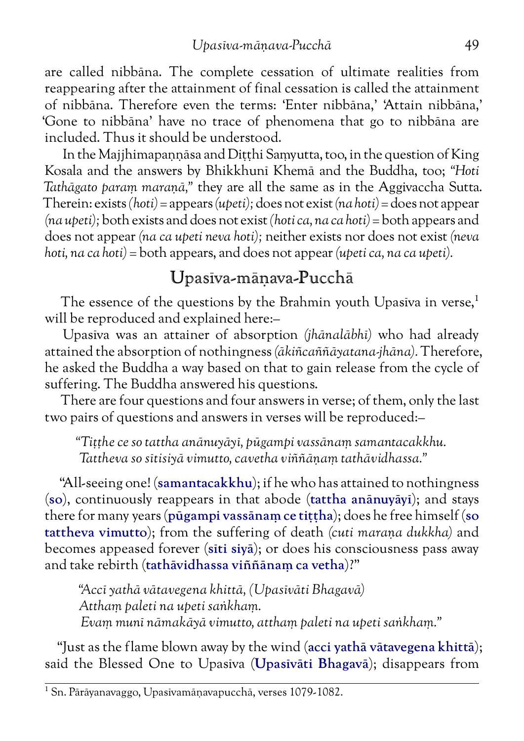are called nibbāna. The complete cessation of ultimate realities from reappearing after the attainment of final cessation is called the attainment of nibbāna. Therefore even the terms: 'Enter nibbāna,' 'Attain nibbāna,' 'Gone to nibbāna' have no trace of phenomena that go to nibbāna are included. Thus it should be understood.

In the Majjhimapaṇṇāsa and Diṭṭhi Saṃyutta, too, in the question of King Kosala and the answers by Bhikkhunī Khemā and the Buddha, too; *"Hoti Tathāgato paraṃ maraṇā,"* they are all the same as in the Aggivaccha Sutta. Therein: exists *(hoti)* = appears *(upeti)*; does not exist *(na hoti)* = does not appear *(na upeti)*; both exists and does not exist *(hoti ca, na ca hoti)* = both appears and does not appear *(na ca upeti neva hoti)*; neither exists nor does not exist *(neva hoti, na ca hoti)* = both appears, and does not appear *(upeti ca, na ca upeti)*.

## Upasīva-māṇava-Pucchā

The essence of the questions by the Brahmin youth Upasīva in verse,[1] will be reproduced and explained here:–

Upasīva was an attainer of absorption *(jhānalābhī)* who had already attained the absorption of nothingness *(ākiñcaññāyatana-jhāna)*. Therefore, he asked the Buddha a way based on that to gain release from the cycle of suffering. The Buddha answered his questions.

There are four questions and four answers in verse; of them, only the last two pairs of questions and answers in verses will be reproduced:–

> *"Tiṭṭhe ce so tattha anānuyāyī, pūgampi vassānaṃ samantacakkhu.*
> *Tattheva so sītisiyā vimutto, cavetha viññāṇaṃ tathāvidhassa."*

"All-seeing one! (**samantacakkhu**); if he who has attained to nothingness (**so**), continuously reappears in that abode (**tattha anānuyāyī**); and stays there for many years (**pūgampi vassānaṃ ce tiṭṭha**); does he free himself (**so tattheva vimutto**); from the suffering of death *(cuti maraṇa dukkha)* and becomes appeased forever (**sīti siyā**); or does his consciousness pass away and take rebirth (**tathāvidhassa viññānaṃ ca vetha**)?"

> *"Accī yathā vātavegena khittā, (Upasīvāti Bhagavā)*
> *Atthaṃ paleti na upeti saṅkhaṃ.*
> *Evaṃ munī nāmakāyā vimutto, atthaṃ paleti na upeti saṅkhaṃ."*

"Just as the flame blown away by the wind (**acci yathā vātavegena khittā**); said the Blessed One to Upasīva (**Upasīvāti Bhagavā**); disappears from

[1] Sn. Pārāyanavaggo, Upasīvamāṇavapucchā, verses 1079-1082.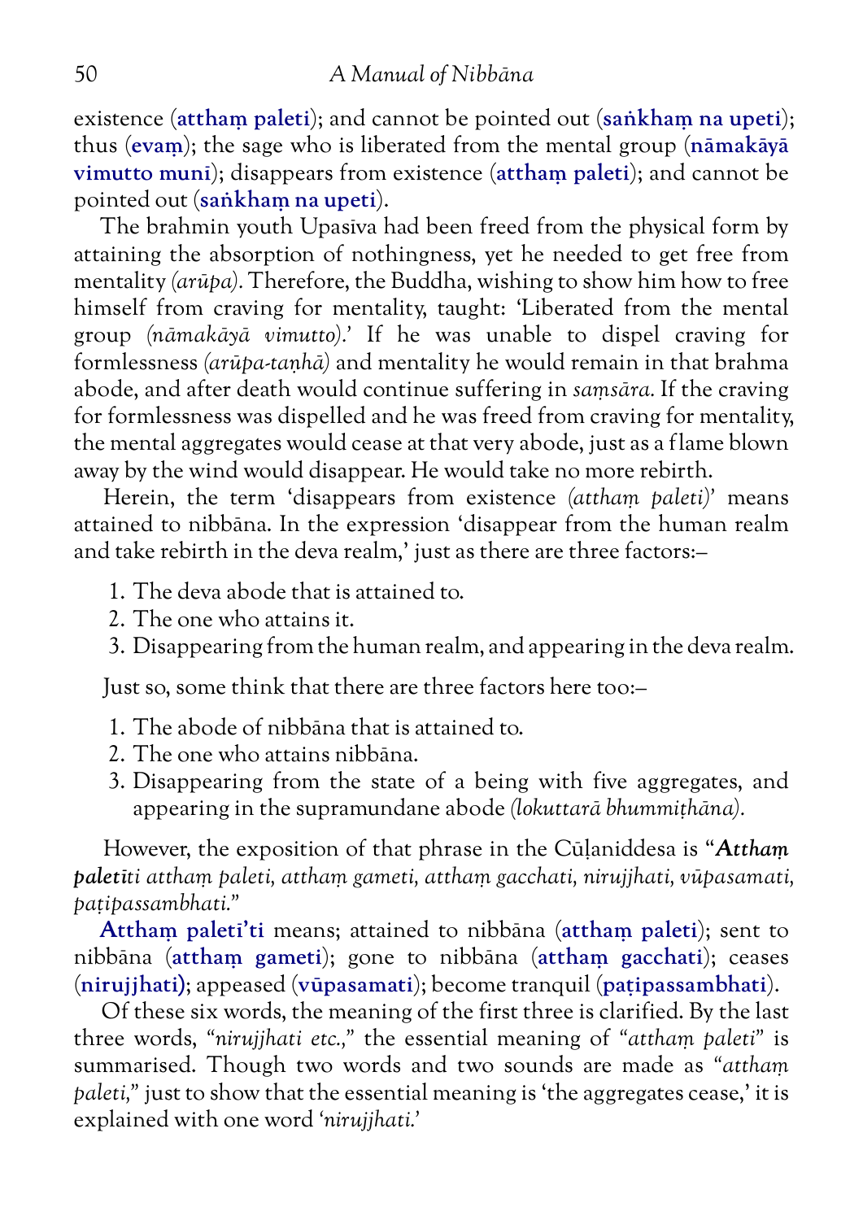existence (**atthaṃ paleti**); and cannot be pointed out (**saṅkhaṃ na upeti**); thus (**evaṃ**); the sage who is liberated from the mental group (**nāmakāyā vimutto munī**); disappears from existence (**atthaṃ paleti**); and cannot be pointed out (**saṅkhaṃ na upeti**).

The brahmin youth Upasīva had been freed from the physical form by attaining the absorption of nothingness, yet he needed to get free from mentality *(arūpa)*. Therefore, the Buddha, wishing to show him how to free himself from craving for mentality, taught: 'Liberated from the mental group *(nāmakāyā vimutto)*.' If he was unable to dispel craving for formlessness *(arūpa-taṇhā)* and mentality he would remain in that brahma abode, and after death would continue suffering in *saṃsāra*. If the craving for formlessness was dispelled and he was freed from craving for mentality, the mental aggregates would cease at that very abode, just as a flame blown away by the wind would disappear. He would take no more rebirth.

Herein, the term 'disappears from existence *(atthaṃ paleti)*' means attained to nibbāna. In the expression 'disappear from the human realm and take rebirth in the deva realm,' just as there are three factors:–

1. The deva abode that is attained to.
2. The one who attains it.
3. Disappearing from the human realm, and appearing in the deva realm.

Just so, some think that there are three factors here too:–

1. The abode of nibbāna that is attained to.
2. The one who attains nibbāna.
3. Disappearing from the state of a being with five aggregates, and appearing in the supramundane abode *(lokuttarā bhummiṭhāna)*.

However, the exposition of that phrase in the Cūḷaniddesa is "***Atthaṃ paletī****ti atthaṃ paleti, atthaṃ gameti, atthaṃ gacchati, nirujjhati, vūpasamati, paṭipassambhati.*"

**Atthaṃ paletī'ti** means; attained to nibbāna (**atthaṃ paleti**); sent to nibbāna (**atthaṃ gameti**); gone to nibbāna (**atthaṃ gacchati**); ceases (**nirujjhati)**; appeased (**vūpasamati**); become tranquil (**paṭipassambhati**).

Of these six words, the meaning of the first three is clarified. By the last three words, "*nirujjhati etc.,*" the essential meaning of "*atthaṃ paleti*" is summarised. Though two words and two sounds are made as "*atthaṃ paleti,*" just to show that the essential meaning is 'the aggregates cease,' it is explained with one word '*nirujjhati.*'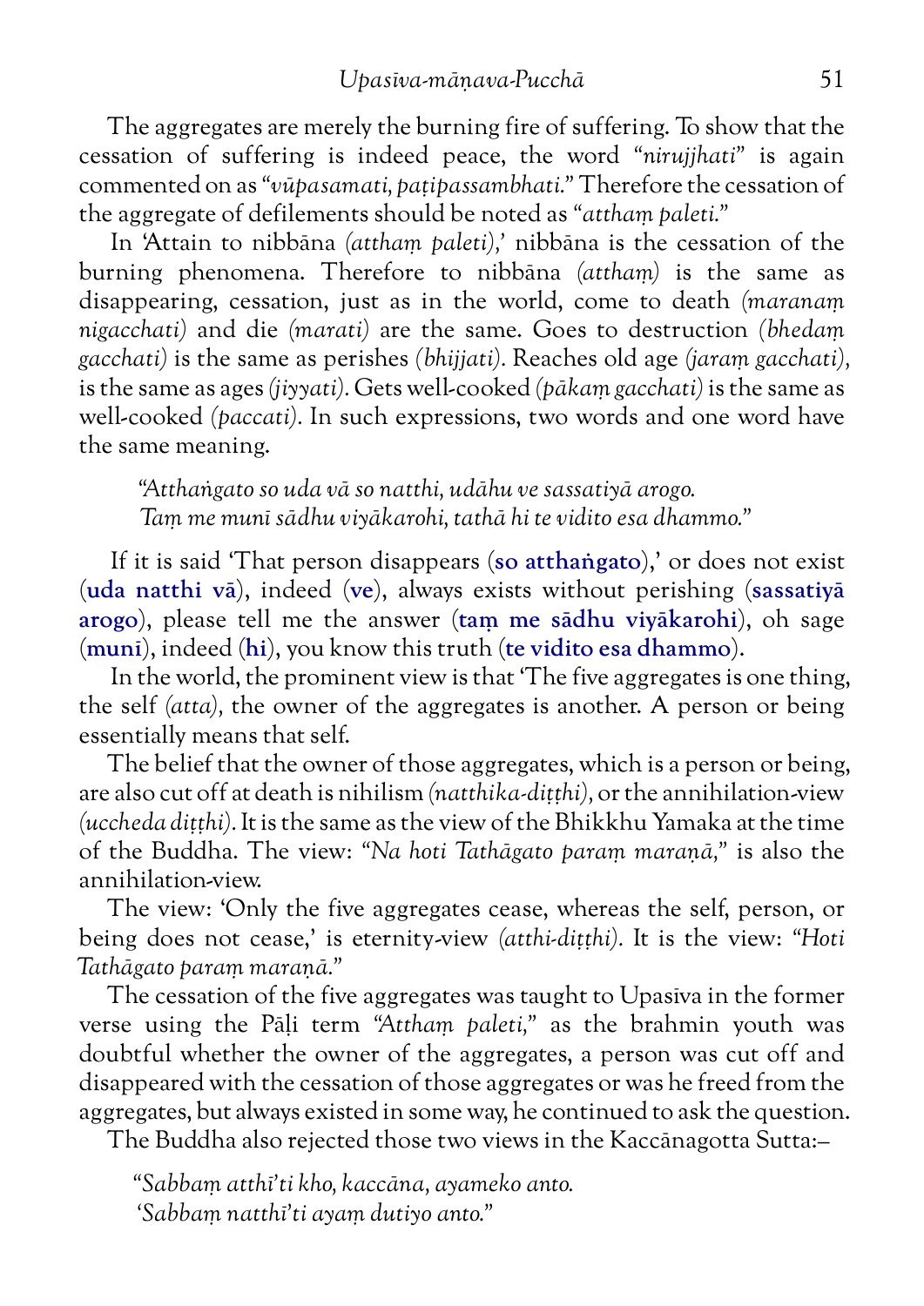The aggregates are merely the burning fire of suffering. To show that the cessation of suffering is indeed peace, the word "*nirujjhati*" is again commented on as "*vūpasamati, paṭipassambhati.*" Therefore the cessation of the aggregate of defilements should be noted as "*atthaṃ paleti.*"

In 'Attain to nibbāna *(atthaṃ paleti)*,' nibbāna is the cessation of the burning phenomena. Therefore to nibbāna *(atthaṃ)* is the same as disappearing, cessation, just as in the world, come to death *(maranaṃ nigacchati)* and die *(marati)* are the same. Goes to destruction *(bhedaṃ gacchati)* is the same as perishes *(bhijjati)*. Reaches old age *(jaraṃ gacchati)*, is the same as ages *(jiyyati)*. Gets well-cooked *(pākaṃ gacchati)* is the same as well-cooked *(paccati)*. In such expressions, two words and one word have the same meaning.

> *"Atthaṅgato so uda vā so natthi, udāhu ve sassatiyā arogo.*
> *Taṃ me munī sādhu viyākarohi, tathā hi te vidito esa dhammo."*

If it is said 'That person disappears (**so atthaṅgato**),' or does not exist (**uda natthi vā**), indeed (**ve**), always exists without perishing (**sassatiyā arogo**), please tell me the answer (**taṃ me sādhu viyākarohi**), oh sage (**munī**), indeed (**hi**), you know this truth (**te vidito esa dhammo**).

In the world, the prominent view is that 'The five aggregates is one thing, the self *(atta)*, the owner of the aggregates is another. A person or being essentially means that self.

The belief that the owner of those aggregates, which is a person or being, are also cut off at death is nihilism *(natthika-diṭṭhi)*, or the annihilation-view *(uccheda diṭṭhi)*. It is the same as the view of the Bhikkhu Yamaka at the time of the Buddha. The view: *"Na hoti Tathāgato paraṃ maraṇā,"* is also the annihilation-view.

The view: 'Only the five aggregates cease, whereas the self, person, or being does not cease,' is eternity-view *(atthi-diṭṭhi)*. It is the view: *"Hoti Tathāgato paraṃ maraṇā."*

The cessation of the five aggregates was taught to Upasīva in the former verse using the Pāḷi term *"Atthaṃ paleti,"* as the brahmin youth was doubtful whether the owner of the aggregates, a person was cut off and disappeared with the cessation of those aggregates or was he freed from the aggregates, but always existed in some way, he continued to ask the question.

The Buddha also rejected those two views in the Kaccānagotta Sutta:–

> *"Sabbaṃ atthī'ti kho, kaccāna, ayameko anto.*
> *'Sabbaṃ natthī'ti ayaṃ dutiyo anto."*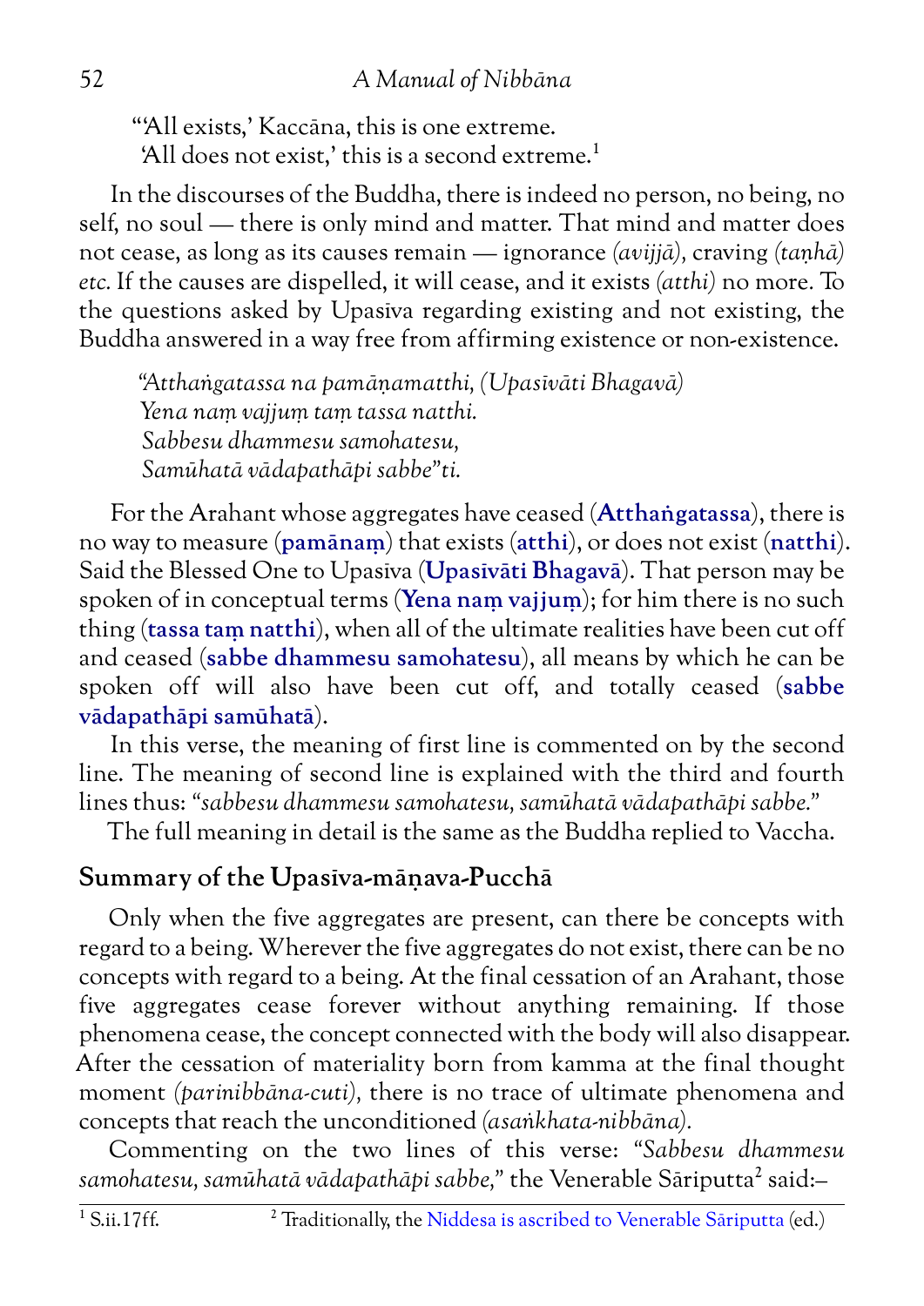"'All exists,' Kaccāna, this is one extreme.
'All does not exist,' this is a second extreme.[1]

In the discourses of the Buddha, there is indeed no person, no being, no self, no soul — there is only mind and matter. That mind and matter does not cease, as long as its causes remain — ignorance *(avijjā),* craving *(taṇhā) etc.* If the causes are dispelled, it will cease, and it exists *(atthi)* no more. To the questions asked by Upasīva regarding existing and not existing, the Buddha answered in a way free from affirming existence or non-existence.

*"Atthaṅgatassa na pamāṇamatthi, (Upasīvāti Bhagavā)*
*Yena naṃ vajjuṃ taṃ tassa natthi.*
*Sabbesu dhammesu samohatesu,*
*Samūhatā vādapathāpi sabbe"ti.*

For the Arahant whose aggregates have ceased (**Atthaṅgatassa**), there is no way to measure (**pamānaṃ**) that exists (**atthi**), or does not exist (**natthi**). Said the Blessed One to Upasīva (**Upasīvāti Bhagavā**). That person may be spoken of in conceptual terms (**Yena naṃ vajjuṃ**); for him there is no such thing (**tassa taṃ natthi**), when all of the ultimate realities have been cut off and ceased (**sabbe dhammesu samohatesu**), all means by which he can be spoken off will also have been cut off, and totally ceased (**sabbe vādapathāpi samūhatā**).

In this verse, the meaning of first line is commented on by the second line. The meaning of second line is explained with the third and fourth lines thus: *"sabbesu dhammesu samohatesu, samūhatā vādapathāpi sabbe."*

The full meaning in detail is the same as the Buddha replied to Vaccha.

## Summary of the Upasīva-māṇava-Pucchā

Only when the five aggregates are present, can there be concepts with regard to a being. Wherever the five aggregates do not exist, there can be no concepts with regard to a being. At the final cessation of an Arahant, those five aggregates cease forever without anything remaining. If those phenomena cease, the concept connected with the body will also disappear. After the cessation of materiality born from kamma at the final thought moment *(parinibbāna-cuti),* there is no trace of ultimate phenomena and concepts that reach the unconditioned *(asaṅkhata-nibbāna).*

Commenting on the two lines of this verse: *"Sabbesu dhammesu samohatesu, samūhatā vādapathāpi sabbe,"* the Venerable Sāriputta[2] said:–

---

[1] S.ii.17ff.

[2] Traditionally, the Niddesa is ascribed to Venerable Sāriputta (ed.)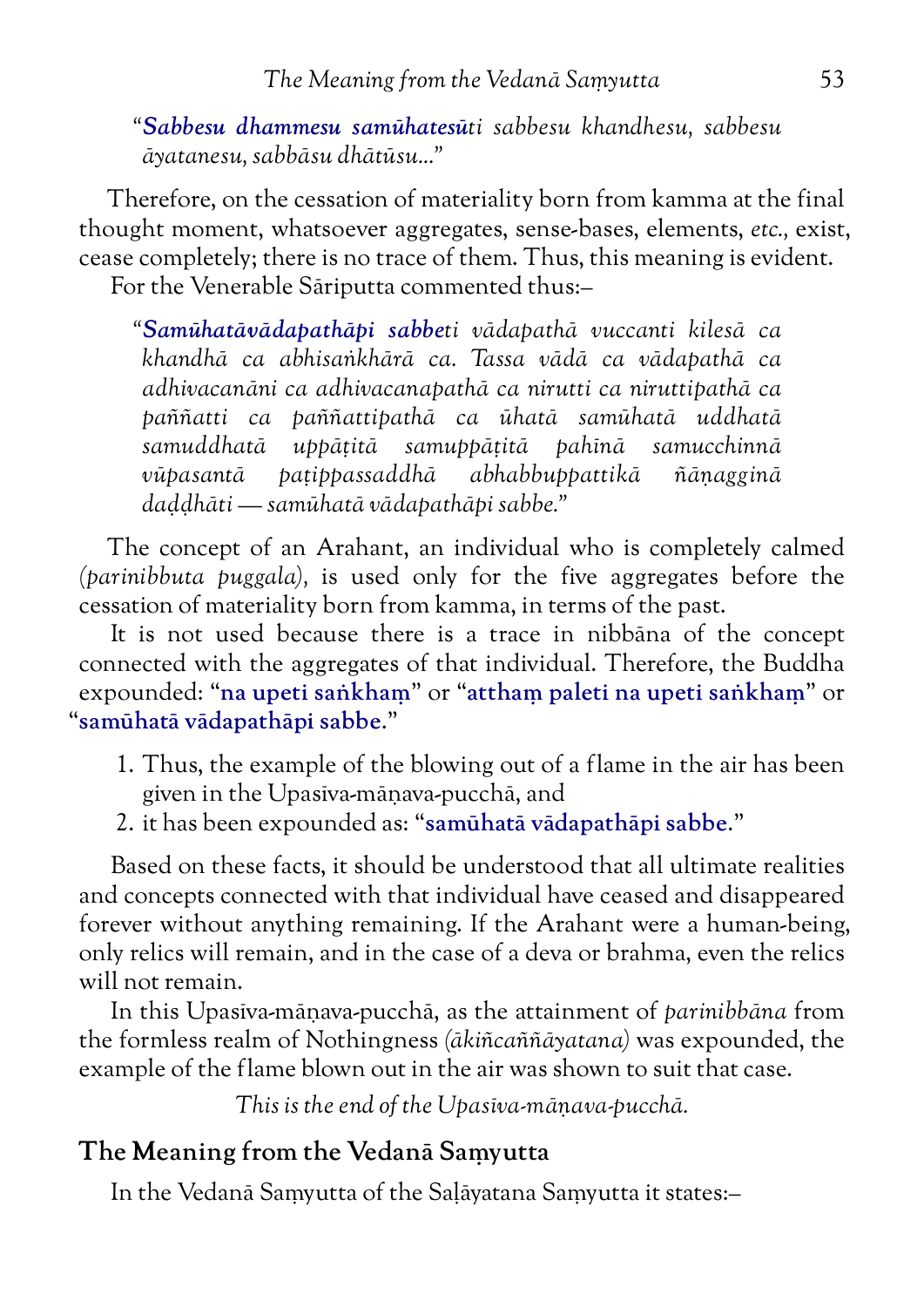“***Sabbesu dhammesu samūhatesū****ti sabbesu khandhesu, sabbesu āyatanesu, sabbāsu dhātūsu...*”

Therefore, on the cessation of materiality born from kamma at the final thought moment, whatsoever aggregates, sense-bases, elements, *etc.,* exist, cease completely; there is no trace of them. Thus, this meaning is evident.

For the Venerable Sāriputta commented thus:–

“***Samūhatāvādapathāpi sabbe****ti vādapathā vuccanti kilesā ca khandhā ca abhisaṅkhārā ca. Tassa vādā ca vādapathā ca adhivacanāni ca adhivacanapathā ca nirutti ca niruttipathā ca paññatti ca paññattipathā ca ūhatā samūhatā uddhatā samuddhatā uppāṭitā samuppāṭitā pahīnā samucchinnā vūpasantā paṭippassaddhā abhabbuppattikā ñāṇagginā daḍḍhāti — samūhatā vādapathāpi sabbe.*”

The concept of an Arahant, an individual who is completely calmed *(parinibbuta puggala),* is used only for the five aggregates before the cessation of materiality born from kamma, in terms of the past.

It is not used because there is a trace in nibbāna of the concept connected with the aggregates of that individual. Therefore, the Buddha expounded: “**na upeti saṅkhaṃ**” or “**atthaṃ paleti na upeti saṅkhaṃ**” or “**samūhatā vādapathāpi sabbe**.”

1. Thus, the example of the blowing out of a flame in the air has been given in the Upasīva-māṇava-pucchā, and
2. it has been expounded as: “**samūhatā vādapathāpi sabbe**.”

Based on these facts, it should be understood that all ultimate realities and concepts connected with that individual have ceased and disappeared forever without anything remaining. If the Arahant were a human-being, only relics will remain, and in the case of a deva or brahma, even the relics will not remain.

In this Upasīva-māṇava-pucchā, as the attainment of *parinibbāna* from the formless realm of Nothingness *(ākiñcaññāyatana)* was expounded, the example of the flame blown out in the air was shown to suit that case.

*This is the end of the Upasīva-māṇava-pucchā.*

## The Meaning from the Vedanā Saṃyutta

In the Vedanā Saṃyutta of the Saḷāyatana Saṃyutta it states:–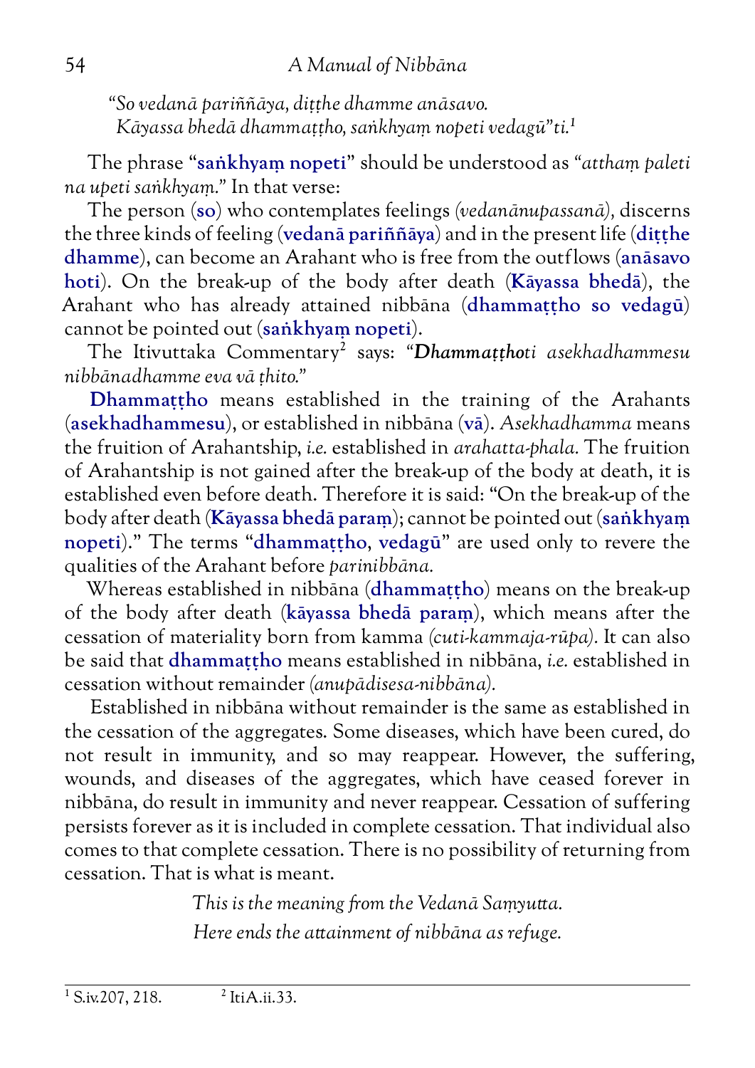*"So vedanā pariññāya, diṭṭhe dhamme anāsavo.*
*Kāyassa bhedā dhammaṭṭho, saṅkhyaṃ nopeti vedagū"ti.*[1]

The phrase "**saṅkhyaṃ nopeti**" should be understood as "*atthaṃ paleti na upeti saṅkhyaṃ.*" In that verse:

The person (**so**) who contemplates feelings *(vedanānupassanā)*, discerns the three kinds of feeling (**vedanā pariññāya**) and in the present life (**diṭṭhe dhamme**), can become an Arahant who is free from the outflows (**anāsavo hoti**). On the break-up of the body after death (**Kāyassa bhedā**), the Arahant who has already attained nibbāna (**dhammaṭṭho so vedagū**) cannot be pointed out (**saṅkhyaṃ nopeti**).

The Itivuttaka Commentary[2] says: "***Dhammaṭṭho****ti asekhadhammesu nibbānadhamme eva vā ṭhito.*"

**Dhammaṭṭho** means established in the training of the Arahants (**asekhadhammesu**), or established in nibbāna (**vā**). *Asekhadhamma* means the fruition of Arahantship, *i.e.* established in *arahatta-phala*. The fruition of Arahantship is not gained after the break-up of the body at death, it is established even before death. Therefore it is said: "On the break-up of the body after death (**Kāyassa bhedā paraṃ**); cannot be pointed out (**saṅkhyaṃ nopeti**)." The terms "**dhammaṭṭho**, **vedagū**" are used only to revere the qualities of the Arahant before *parinibbāna*.

Whereas established in nibbāna (**dhammaṭṭho**) means on the break-up of the body after death (**kāyassa bhedā paraṃ**), which means after the cessation of materiality born from kamma *(cuti-kammaja-rūpa)*. It can also be said that **dhammaṭṭho** means established in nibbāna, *i.e.* established in cessation without remainder *(anupādisesa-nibbāna)*.

Established in nibbāna without remainder is the same as established in the cessation of the aggregates. Some diseases, which have been cured, do not result in immunity, and so may reappear. However, the suffering, wounds, and diseases of the aggregates, which have ceased forever in nibbāna, do result in immunity and never reappear. Cessation of suffering persists forever as it is included in complete cessation. That individual also comes to that complete cessation. There is no possibility of returning from cessation. That is what is meant.

*This is the meaning from the Vedanā Saṃyutta.*
*Here ends the attainment of nibbāna as refuge.*

---

[1] S.iv.207, 218.
[2] ItiA.ii.33.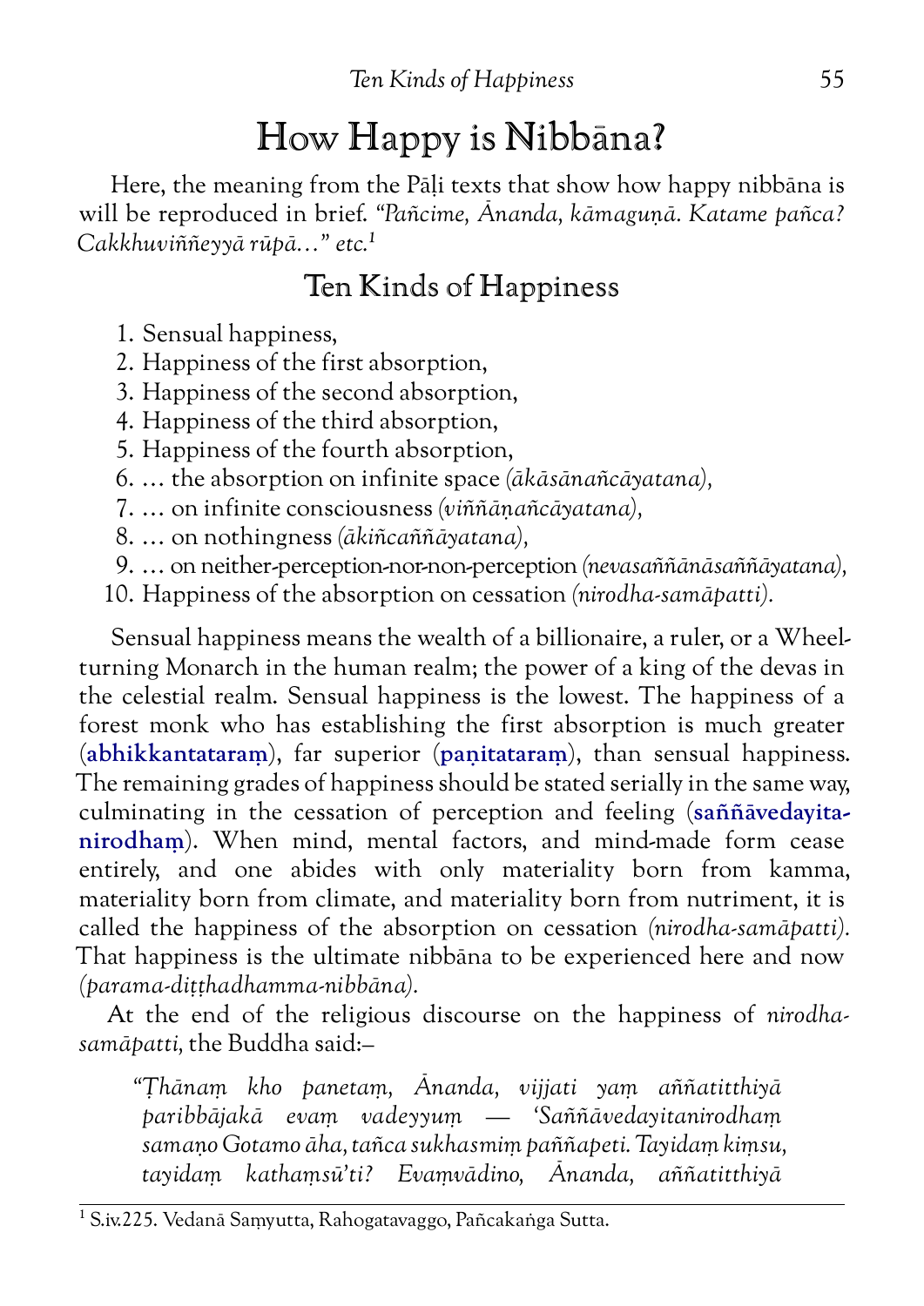# How Happy is Nibbāna?

Here, the meaning from the Pāḷi texts that show how happy nibbāna is will be reproduced in brief. *"Pañcime, Ānanda, kāmaguṇā. Katame pañca? Cakkhuviññeyyā rūpā…" etc.*[1]

## Ten Kinds of Happiness

1. Sensual happiness,
2. Happiness of the first absorption,
3. Happiness of the second absorption,
4. Happiness of the third absorption,
5. Happiness of the fourth absorption,
6. … the absorption on infinite space *(ākāsānañcāyatana)*,
7. … on infinite consciousness *(viññāṇañcāyatana)*,
8. … on nothingness *(ākiñcaññāyatana)*,
9. … on neither-perception-nor-non-perception *(nevasaññānāsaññāyatana)*,
10. Happiness of the absorption on cessation *(nirodha-samāpatti)*.

Sensual happiness means the wealth of a billionaire, a ruler, or a Wheel-turning Monarch in the human realm; the power of a king of the devas in the celestial realm. Sensual happiness is the lowest. The happiness of a forest monk who has establishing the first absorption is much greater (**abhikkantataraṃ**), far superior (**paṇitataraṃ**), than sensual happiness. The remaining grades of happiness should be stated serially in the same way, culminating in the cessation of perception and feeling (**saññāvedayita-nirodhaṃ**). When mind, mental factors, and mind-made form cease entirely, and one abides with only materiality born from kamma, materiality born from climate, and materiality born from nutriment, it is called the happiness of the absorption on cessation *(nirodha-samāpatti)*. That happiness is the ultimate nibbāna to be experienced here and now *(parama-diṭṭhadhamma-nibbāna)*.

At the end of the religious discourse on the happiness of *nirodha-samāpatti*, the Buddha said:–

> *"Ṭhānaṃ kho panetaṃ, Ānanda, vijjati yaṃ aññatitthiyā paribbājakā evaṃ vadeyyuṃ — 'Saññāvedayitanirodhaṃ samaṇo Gotamo āha, tañca sukhasmiṃ paññapeti. Tayidaṃ kiṃsu, tayidaṃ kathaṃsū'ti? Evaṃvādino, Ānanda, aññatitthiyā*

[1] S.iv.225. Vedanā Saṃyutta, Rahogatavaggo, Pañcakaṅga Sutta.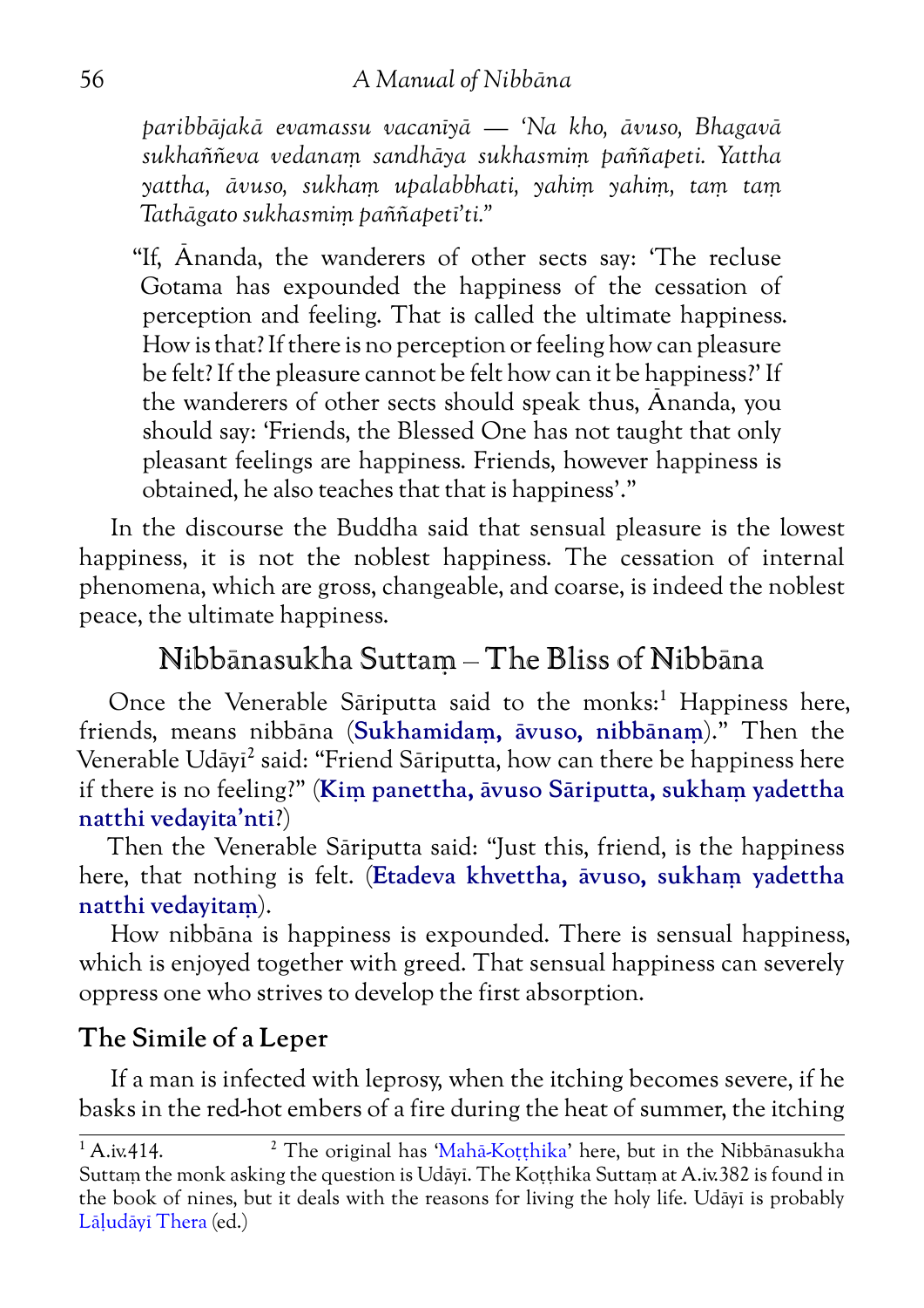*paribbājakā evamassu vacanīyā — 'Na kho, āvuso, Bhagavā sukhaññeva vedanaṃ sandhāya sukhasmiṃ paññapeti. Yattha yattha, āvuso, sukhaṃ upalabbhati, yahiṃ yahiṃ, taṃ taṃ Tathāgato sukhasmiṃ paññapetī'ti."*

"If, Ānanda, the wanderers of other sects say: 'The recluse Gotama has expounded the happiness of the cessation of perception and feeling. That is called the ultimate happiness. How is that? If there is no perception or feeling how can pleasure be felt? If the pleasure cannot be felt how can it be happiness?' If the wanderers of other sects should speak thus, Ānanda, you should say: 'Friends, the Blessed One has not taught that only pleasant feelings are happiness. Friends, however happiness is obtained, he also teaches that that is happiness'."

In the discourse the Buddha said that sensual pleasure is the lowest happiness, it is not the noblest happiness. The cessation of internal phenomena, which are gross, changeable, and coarse, is indeed the noblest peace, the ultimate happiness.

## Nibbānasukha Suttaṃ – The Bliss of Nibbāna

Once the Venerable Sāriputta said to the monks:[1] Happiness here, friends, means nibbāna (**Sukhamidaṃ, āvuso, nibbānaṃ**)." Then the Venerable Udāyī[2] said: "Friend Sāriputta, how can there be happiness here if there is no feeling?" (**Kiṃ panettha, āvuso Sāriputta, sukhaṃ yadettha natthi vedayita'nti**?)

Then the Venerable Sāriputta said: "Just this, friend, is the happiness here, that nothing is felt. (**Etadeva khvettha, āvuso, sukhaṃ yadettha natthi vedayitaṃ**).

How nibbāna is happiness is expounded. There is sensual happiness, which is enjoyed together with greed. That sensual happiness can severely oppress one who strives to develop the first absorption.

### The Simile of a Leper

If a man is infected with leprosy, when the itching becomes severe, if he basks in the red-hot embers of a fire during the heat of summer, the itching

---

[1] A.iv.414.

[2] The original has 'Mahā-Koṭṭhika' here, but in the Nibbānasukha Suttaṃ the monk asking the question is Udāyī. The Koṭṭhika Suttaṃ at A.iv.382 is found in the book of nines, but it deals with the reasons for living the holy life. Udāyī is probably Lāḷudāyī Thera (ed.)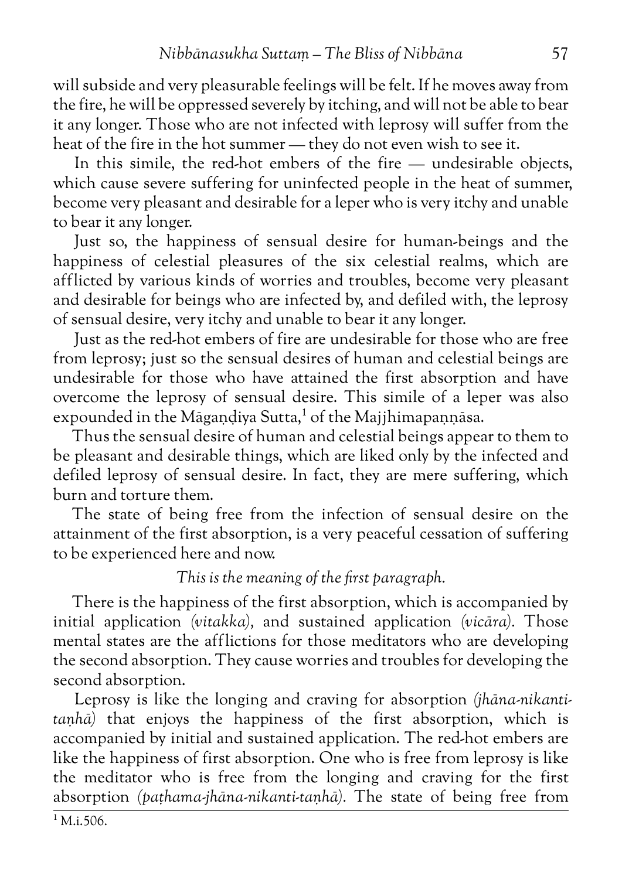will subside and very pleasurable feelings will be felt. If he moves away from the fire, he will be oppressed severely by itching, and will not be able to bear it any longer. Those who are not infected with leprosy will suffer from the heat of the fire in the hot summer — they do not even wish to see it.

In this simile, the red-hot embers of the fire — undesirable objects, which cause severe suffering for uninfected people in the heat of summer, become very pleasant and desirable for a leper who is very itchy and unable to bear it any longer.

Just so, the happiness of sensual desire for human-beings and the happiness of celestial pleasures of the six celestial realms, which are afflicted by various kinds of worries and troubles, become very pleasant and desirable for beings who are infected by, and defiled with, the leprosy of sensual desire, very itchy and unable to bear it any longer.

Just as the red-hot embers of fire are undesirable for those who are free from leprosy; just so the sensual desires of human and celestial beings are undesirable for those who have attained the first absorption and have overcome the leprosy of sensual desire. This simile of a leper was also expounded in the Māgaṇḍiya Sutta,[1] of the Majjhimapaṇṇāsa.

Thus the sensual desire of human and celestial beings appear to them to be pleasant and desirable things, which are liked only by the infected and defiled leprosy of sensual desire. In fact, they are mere suffering, which burn and torture them.

The state of being free from the infection of sensual desire on the attainment of the first absorption, is a very peaceful cessation of suffering to be experienced here and now.

*This is the meaning of the first paragraph.*

There is the happiness of the first absorption, which is accompanied by initial application *(vitakka),* and sustained application *(vicāra).* Those mental states are the afflictions for those meditators who are developing the second absorption. They cause worries and troubles for developing the second absorption.

Leprosy is like the longing and craving for absorption *(jhāna-nikanti-taṇhā)* that enjoys the happiness of the first absorption, which is accompanied by initial and sustained application. The red-hot embers are like the happiness of first absorption. One who is free from leprosy is like the meditator who is free from the longing and craving for the first absorption *(paṭhama-jhāna-nikanti-taṇhā).* The state of being free from

[1] M.i.506.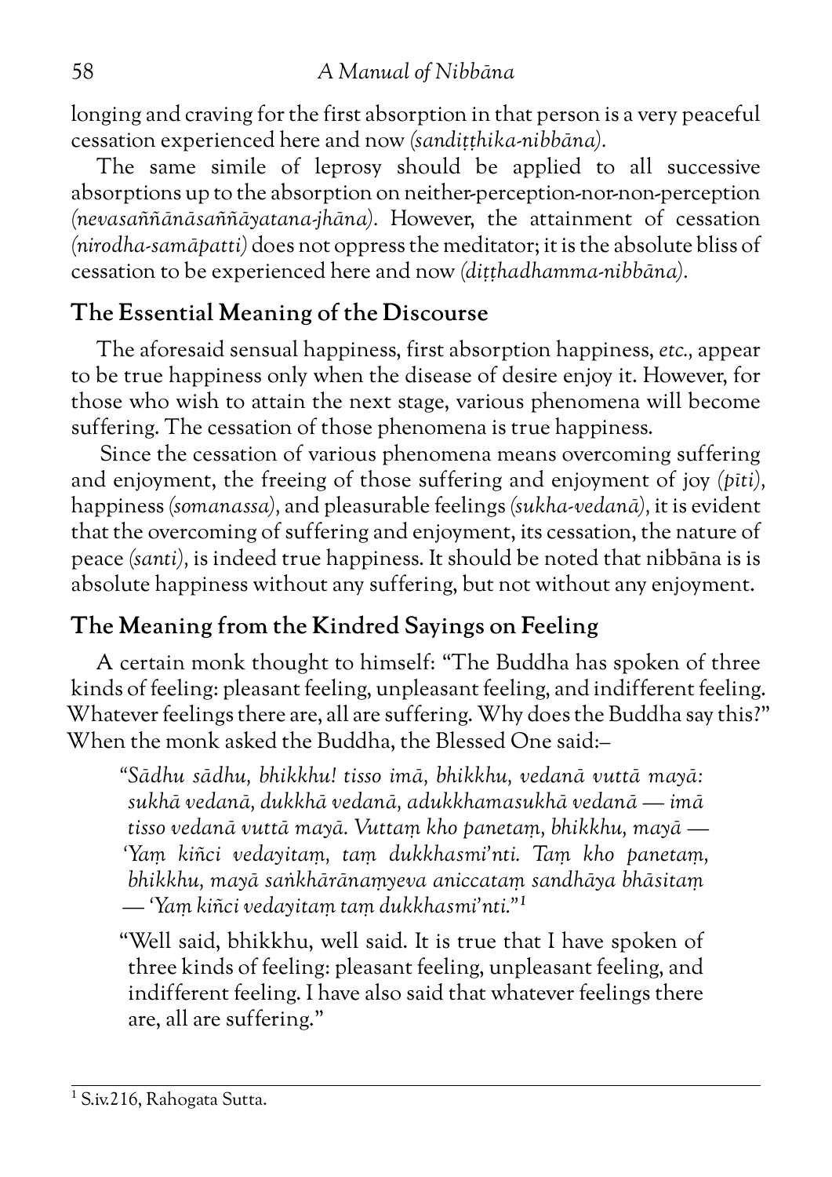longing and craving for the first absorption in that person is a very peaceful cessation experienced here and now *(sandiṭṭhika-nibbāna).*

The same simile of leprosy should be applied to all successive absorptions up to the absorption on neither-perception-nor-non-perception *(nevasaññānāsaññāyatana-jhāna).* However, the attainment of cessation *(nirodha-samāpatti)* does not oppress the meditator; it is the absolute bliss of cessation to be experienced here and now *(diṭṭhadhamma-nibbāna).*

## The Essential Meaning of the Discourse

The aforesaid sensual happiness, first absorption happiness, *etc.,* appear to be true happiness only when the disease of desire enjoy it. However, for those who wish to attain the next stage, various phenomena will become suffering. The cessation of those phenomena is true happiness.

Since the cessation of various phenomena means overcoming suffering and enjoyment, the freeing of those suffering and enjoyment of joy *(pīti),* happiness *(somanassa),* and pleasurable feelings *(sukha-vedanā),* it is evident that the overcoming of suffering and enjoyment, its cessation, the nature of peace *(santi),* is indeed true happiness. It should be noted that nibbāna is is absolute happiness without any suffering, but not without any enjoyment.

## The Meaning from the Kindred Sayings on Feeling

A certain monk thought to himself: "The Buddha has spoken of three kinds of feeling: pleasant feeling, unpleasant feeling, and indifferent feeling. Whatever feelings there are, all are suffering. Why does the Buddha say this?" When the monk asked the Buddha, the Blessed One said:–

> *"Sādhu sādhu, bhikkhu! tisso imā, bhikkhu, vedanā vuttā mayā: sukhā vedanā, dukkhā vedanā, adukkhamasukhā vedanā — imā tisso vedanā vuttā mayā. Vuttaṃ kho panetaṃ, bhikkhu, mayā — 'Yaṃ kiñci vedayitaṃ, taṃ dukkhasmi'nti. Taṃ kho panetaṃ, bhikkhu, mayā saṅkhārānaṃyeva aniccataṃ sandhāya bhāsitaṃ — 'Yaṃ kiñci vedayitaṃ taṃ dukkhasmi'nti."*[1]

> "Well said, bhikkhu, well said. It is true that I have spoken of three kinds of feeling: pleasant feeling, unpleasant feeling, and indifferent feeling. I have also said that whatever feelings there are, all are suffering."

[1] S.iv.216, Rahogata Sutta.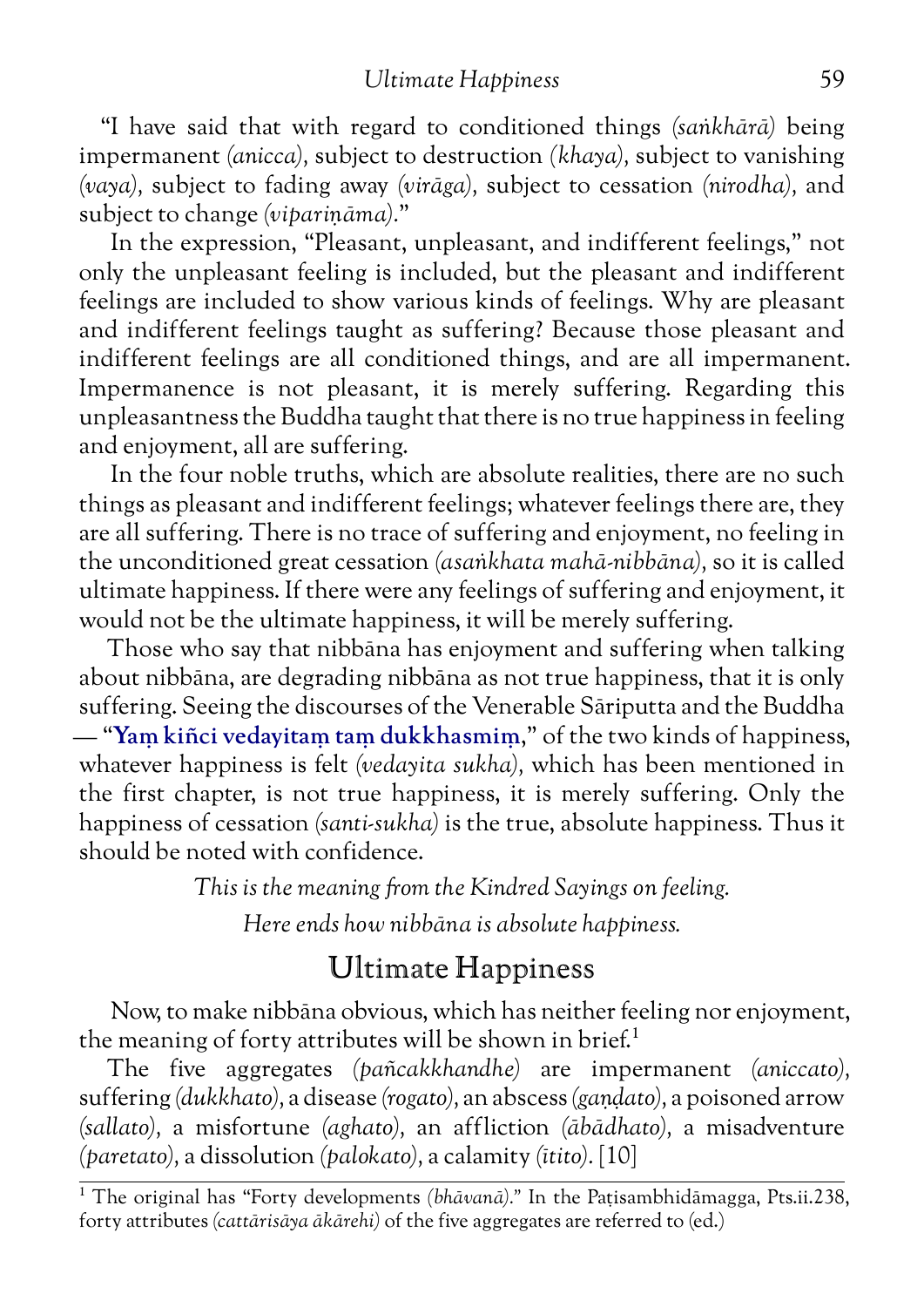"I have said that with regard to conditioned things *(saṅkhārā)* being impermanent *(anicca)*, subject to destruction *(khaya)*, subject to vanishing *(vaya)*, subject to fading away *(virāga)*, subject to cessation *(nirodha)*, and subject to change *(vipariṇāma)*."

In the expression, "Pleasant, unpleasant, and indifferent feelings," not only the unpleasant feeling is included, but the pleasant and indifferent feelings are included to show various kinds of feelings. Why are pleasant and indifferent feelings taught as suffering? Because those pleasant and indifferent feelings are all conditioned things, and are all impermanent. Impermanence is not pleasant, it is merely suffering. Regarding this unpleasantness the Buddha taught that there is no true happiness in feeling and enjoyment, all are suffering.

In the four noble truths, which are absolute realities, there are no such things as pleasant and indifferent feelings; whatever feelings there are, they are all suffering. There is no trace of suffering and enjoyment, no feeling in the unconditioned great cessation *(asaṅkhata mahā-nibbāna)*, so it is called ultimate happiness. If there were any feelings of suffering and enjoyment, it would not be the ultimate happiness, it will be merely suffering.

Those who say that nibbāna has enjoyment and suffering when talking about nibbāna, are degrading nibbāna as not true happiness, that it is only suffering. Seeing the discourses of the Venerable Sāriputta and the Buddha — "**Yaṃ kiñci vedayitaṃ taṃ dukkhasmiṃ**," of the two kinds of happiness, whatever happiness is felt *(vedayita sukha)*, which has been mentioned in the first chapter, is not true happiness, it is merely suffering. Only the happiness of cessation *(santi-sukha)* is the true, absolute happiness. Thus it should be noted with confidence.

*This is the meaning from the Kindred Sayings on feeling.*

*Here ends how nibbāna is absolute happiness.*

## Ultimate Happiness

Now, to make nibbāna obvious, which has neither feeling nor enjoyment, the meaning of forty attributes will be shown in brief.[1]

The five aggregates *(pañcakkhandhe)* are impermanent *(aniccato)*, suffering *(dukkhato)*, a disease *(rogato)*, an abscess *(gaṇḍato)*, a poisoned arrow *(sallato)*, a misfortune *(aghato)*, an affliction *(ābādhato)*, a misadventure *(paretato)*, a dissolution *(palokato)*, a calamity *(ītito)*. [10]

---

[1] The original has "Forty developments *(bhāvanā)*." In the Paṭisambhidāmagga, Pts.ii.238, forty attributes *(cattārisāya ākārehi)* of the five aggregates are referred to (ed.)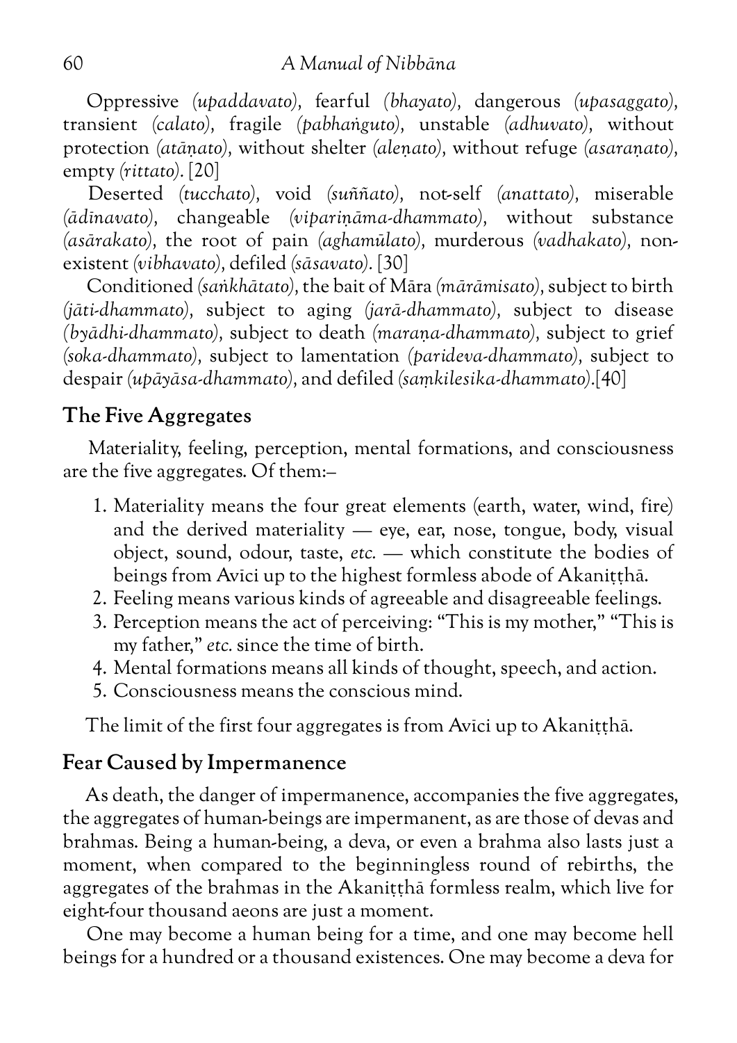Oppressive *(upaddavato)*, fearful *(bhayato)*, dangerous *(upasaggato)*, transient *(calato)*, fragile *(pabhaṅguto)*, unstable *(adhuvato)*, without protection *(atāṇato)*, without shelter *(aleṇato)*, without refuge *(asaraṇato)*, empty *(rittato)*. [20]

Deserted *(tucchato)*, void *(suññato)*, not-self *(anattato)*, miserable *(ādīnavato)*, changeable *(vipariṇāma-dhammato)*, without substance *(asārakato)*, the root of pain *(aghamūlato)*, murderous *(vadhakato)*, non-existent *(vibhavato)*, defiled *(sāsavato)*. [30]

Conditioned *(saṅkhātato)*, the bait of Māra *(mārāmisato)*, subject to birth *(jāti-dhammato)*, subject to aging *(jarā-dhammato)*, subject to disease *(byādhi-dhammato)*, subject to death *(maraṇa-dhammato)*, subject to grief *(soka-dhammato)*, subject to lamentation *(parideva-dhammato)*, subject to despair *(upāyāsa-dhammato)*, and defiled *(saṃkilesika-dhammato)*.[40]

## The Five Aggregates

Materiality, feeling, perception, mental formations, and consciousness are the five aggregates. Of them:–

1. Materiality means the four great elements (earth, water, wind, fire) and the derived materiality — eye, ear, nose, tongue, body, visual object, sound, odour, taste, *etc.* — which constitute the bodies of beings from Avīci up to the highest formless abode of Akaniṭṭhā.
2. Feeling means various kinds of agreeable and disagreeable feelings.
3. Perception means the act of perceiving: "This is my mother," "This is my father," *etc.* since the time of birth.
4. Mental formations means all kinds of thought, speech, and action.
5. Consciousness means the conscious mind.

The limit of the first four aggregates is from Avīci up to Akaniṭṭhā.

## Fear Caused by Impermanence

As death, the danger of impermanence, accompanies the five aggregates, the aggregates of human-beings are impermanent, as are those of devas and brahmas. Being a human-being, a deva, or even a brahma also lasts just a moment, when compared to the beginningless round of rebirths, the aggregates of the brahmas in the Akaniṭṭhā formless realm, which live for eight-four thousand aeons are just a moment.

One may become a human being for a time, and one may become hell beings for a hundred or a thousand existences. One may become a deva for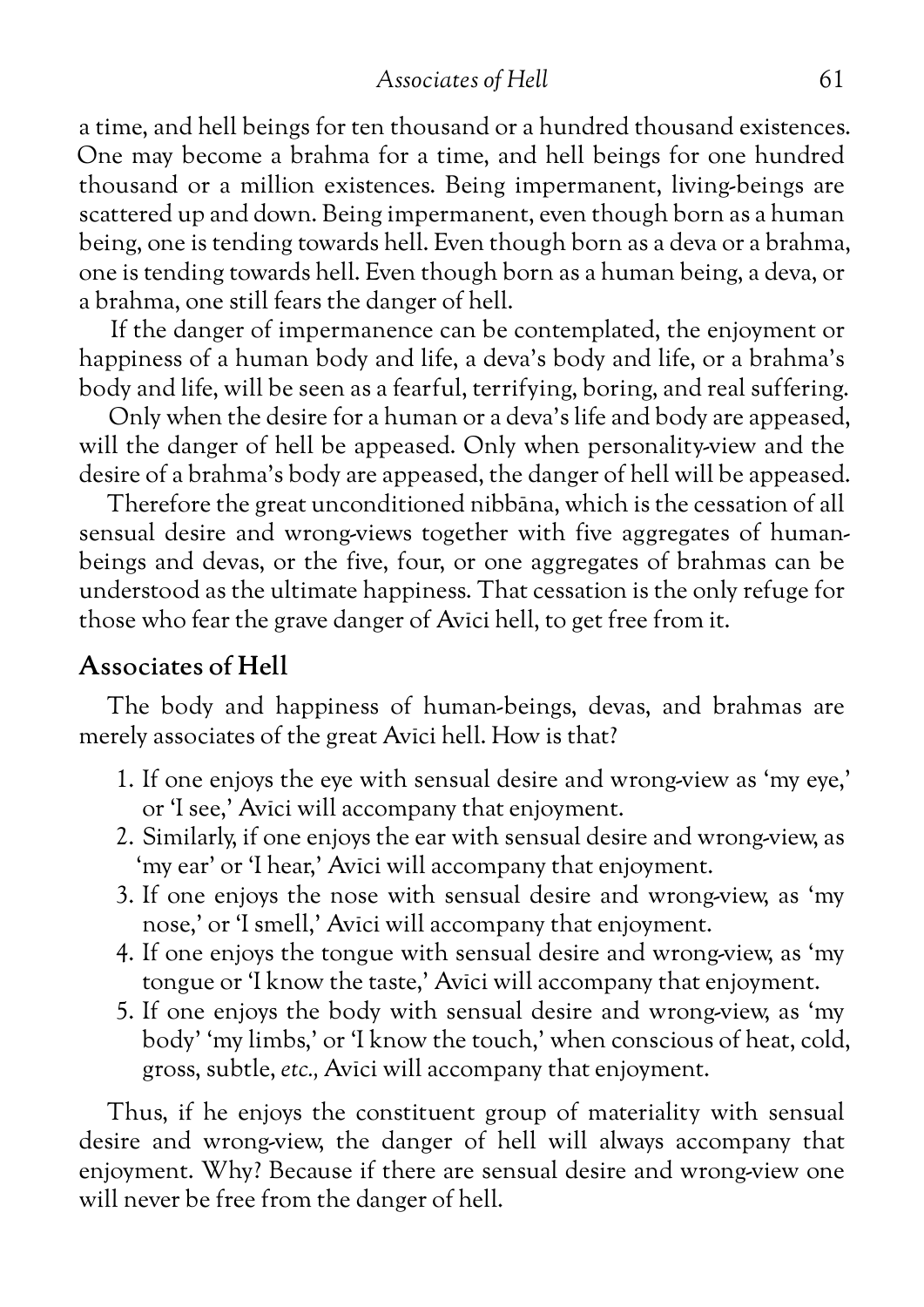a time, and hell beings for ten thousand or a hundred thousand existences. One may become a brahma for a time, and hell beings for one hundred thousand or a million existences. Being impermanent, living-beings are scattered up and down. Being impermanent, even though born as a human being, one is tending towards hell. Even though born as a deva or a brahma, one is tending towards hell. Even though born as a human being, a deva, or a brahma, one still fears the danger of hell.

If the danger of impermanence can be contemplated, the enjoyment or happiness of a human body and life, a deva's body and life, or a brahma's body and life, will be seen as a fearful, terrifying, boring, and real suffering.

Only when the desire for a human or a deva's life and body are appeased, will the danger of hell be appeased. Only when personality-view and the desire of a brahma's body are appeased, the danger of hell will be appeased.

Therefore the great unconditioned nibbāna, which is the cessation of all sensual desire and wrong-views together with five aggregates of human-beings and devas, or the five, four, or one aggregates of brahmas can be understood as the ultimate happiness. That cessation is the only refuge for those who fear the grave danger of Avīci hell, to get free from it.

## Associates of Hell

The body and happiness of human-beings, devas, and brahmas are merely associates of the great Avīci hell. How is that?

1. If one enjoys the eye with sensual desire and wrong-view as 'my eye,' or 'I see,' Avīci will accompany that enjoyment.
2. Similarly, if one enjoys the ear with sensual desire and wrong-view, as 'my ear' or 'I hear,' Avīci will accompany that enjoyment.
3. If one enjoys the nose with sensual desire and wrong-view, as 'my nose,' or 'I smell,' Avīci will accompany that enjoyment.
4. If one enjoys the tongue with sensual desire and wrong-view, as 'my tongue or 'I know the taste,' Avīci will accompany that enjoyment.
5. If one enjoys the body with sensual desire and wrong-view, as 'my body' 'my limbs,' or 'I know the touch,' when conscious of heat, cold, gross, subtle, *etc.,* Avīci will accompany that enjoyment.

Thus, if he enjoys the constituent group of materiality with sensual desire and wrong-view, the danger of hell will always accompany that enjoyment. Why? Because if there are sensual desire and wrong-view one will never be free from the danger of hell.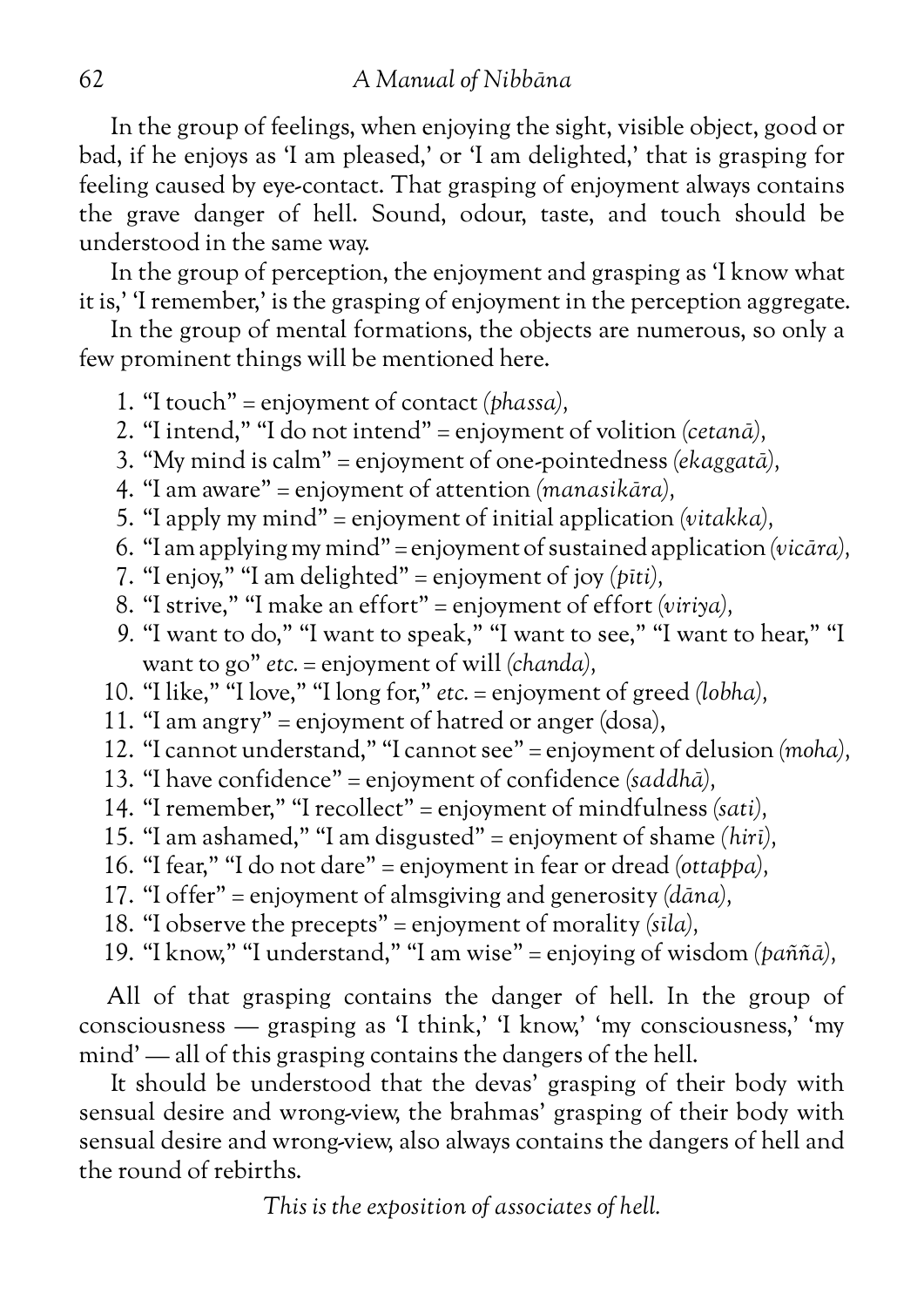In the group of feelings, when enjoying the sight, visible object, good or bad, if he enjoys as 'I am pleased,' or 'I am delighted,' that is grasping for feeling caused by eye-contact. That grasping of enjoyment always contains the grave danger of hell. Sound, odour, taste, and touch should be understood in the same way.

In the group of perception, the enjoyment and grasping as 'I know what it is,' 'I remember,' is the grasping of enjoyment in the perception aggregate.

In the group of mental formations, the objects are numerous, so only a few prominent things will be mentioned here.

1. "I touch" = enjoyment of contact *(phassa)*,
2. "I intend," "I do not intend" = enjoyment of volition *(cetanā)*,
3. "My mind is calm" = enjoyment of one-pointedness *(ekaggatā)*,
4. "I am aware" = enjoyment of attention *(manasikāra)*,
5. "I apply my mind" = enjoyment of initial application *(vitakka)*,
6. "I am applying my mind" = enjoyment of sustained application *(vicāra)*,
7. "I enjoy," "I am delighted" = enjoyment of joy *(pīti)*,
8. "I strive," "I make an effort" = enjoyment of effort *(viriya)*,
9. "I want to do," "I want to speak," "I want to see," "I want to hear," "I want to go" *etc.* = enjoyment of will *(chanda)*,
10. "I like," "I love," "I long for," *etc.* = enjoyment of greed *(lobha)*,
11. "I am angry" = enjoyment of hatred or anger (dosa),
12. "I cannot understand," "I cannot see" = enjoyment of delusion *(moha)*,
13. "I have confidence" = enjoyment of confidence *(saddhā)*,
14. "I remember," "I recollect" = enjoyment of mindfulness *(sati)*,
15. "I am ashamed," "I am disgusted" = enjoyment of shame *(hiri)*,
16. "I fear," "I do not dare" = enjoyment in fear or dread *(ottappa)*,
17. "I offer" = enjoyment of almsgiving and generosity *(dāna)*,
18. "I observe the precepts" = enjoyment of morality *(sīla)*,
19. "I know," "I understand," "I am wise" = enjoying of wisdom *(paññā)*,

All of that grasping contains the danger of hell. In the group of consciousness — grasping as 'I think,' 'I know,' 'my consciousness,' 'my mind' — all of this grasping contains the dangers of the hell.

It should be understood that the devas' grasping of their body with sensual desire and wrong-view, the brahmas' grasping of their body with sensual desire and wrong-view, also always contains the dangers of hell and the round of rebirths.

*This is the exposition of associates of hell.*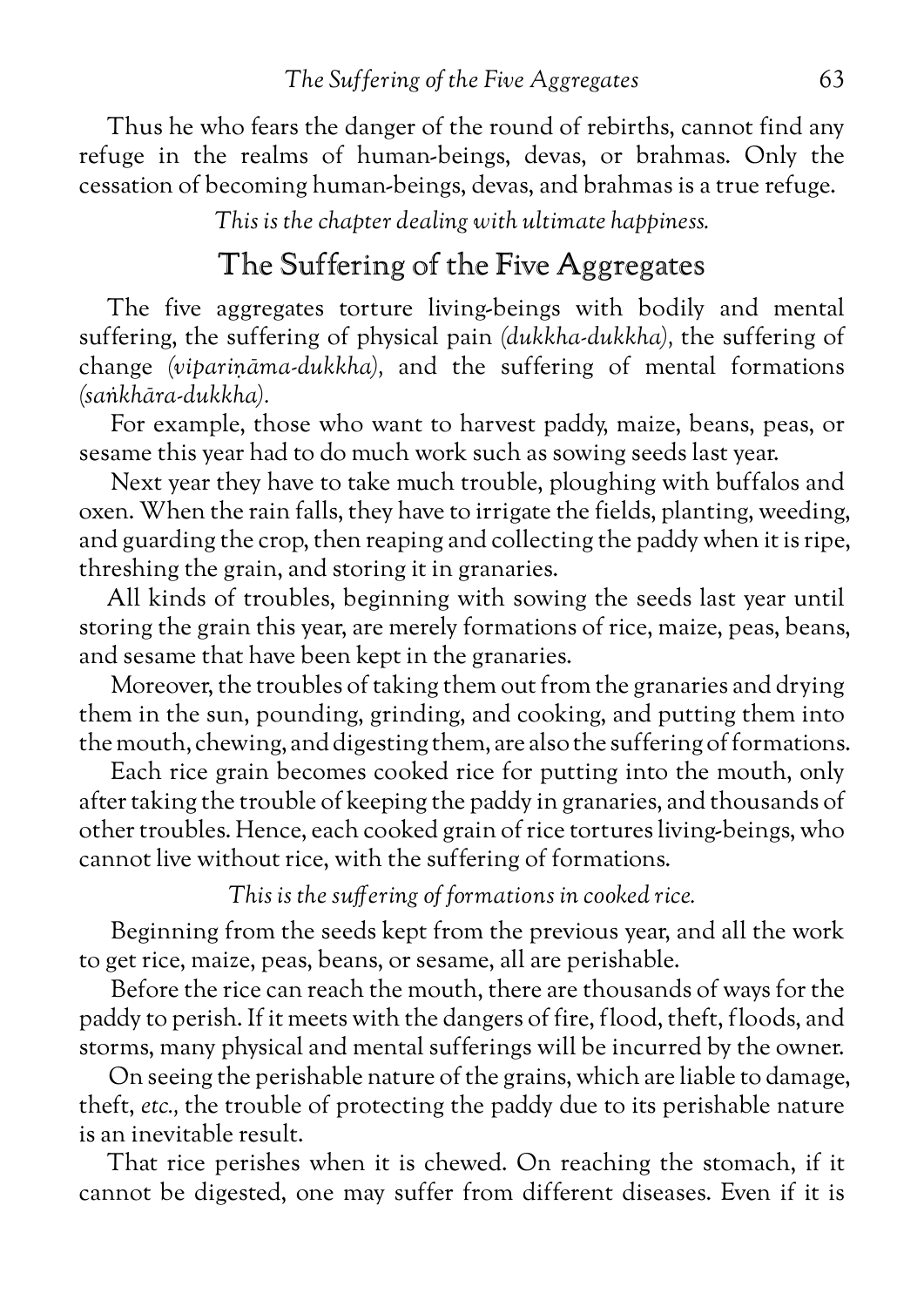Thus he who fears the danger of the round of rebirths, cannot find any refuge in the realms of human-beings, devas, or brahmas. Only the cessation of becoming human-beings, devas, and brahmas is a true refuge.

*This is the chapter dealing with ultimate happiness.*

## The Suffering of the Five Aggregates

The five aggregates torture living-beings with bodily and mental suffering, the suffering of physical pain *(dukkha-dukkha),* the suffering of change *(vipariṇāma-dukkha),* and the suffering of mental formations *(saṅkhāra-dukkha).*

For example, those who want to harvest paddy, maize, beans, peas, or sesame this year had to do much work such as sowing seeds last year.

Next year they have to take much trouble, ploughing with buffalos and oxen. When the rain falls, they have to irrigate the fields, planting, weeding, and guarding the crop, then reaping and collecting the paddy when it is ripe, threshing the grain, and storing it in granaries.

All kinds of troubles, beginning with sowing the seeds last year until storing the grain this year, are merely formations of rice, maize, peas, beans, and sesame that have been kept in the granaries.

Moreover, the troubles of taking them out from the granaries and drying them in the sun, pounding, grinding, and cooking, and putting them into the mouth, chewing, and digesting them, are also the suffering of formations.

Each rice grain becomes cooked rice for putting into the mouth, only after taking the trouble of keeping the paddy in granaries, and thousands of other troubles. Hence, each cooked grain of rice tortures living-beings, who cannot live without rice, with the suffering of formations.

*This is the suffering of formations in cooked rice.*

Beginning from the seeds kept from the previous year, and all the work to get rice, maize, peas, beans, or sesame, all are perishable.

Before the rice can reach the mouth, there are thousands of ways for the paddy to perish. If it meets with the dangers of fire, flood, theft, floods, and storms, many physical and mental sufferings will be incurred by the owner.

On seeing the perishable nature of the grains, which are liable to damage, theft, *etc.,* the trouble of protecting the paddy due to its perishable nature is an inevitable result.

That rice perishes when it is chewed. On reaching the stomach, if it cannot be digested, one may suffer from different diseases. Even if it is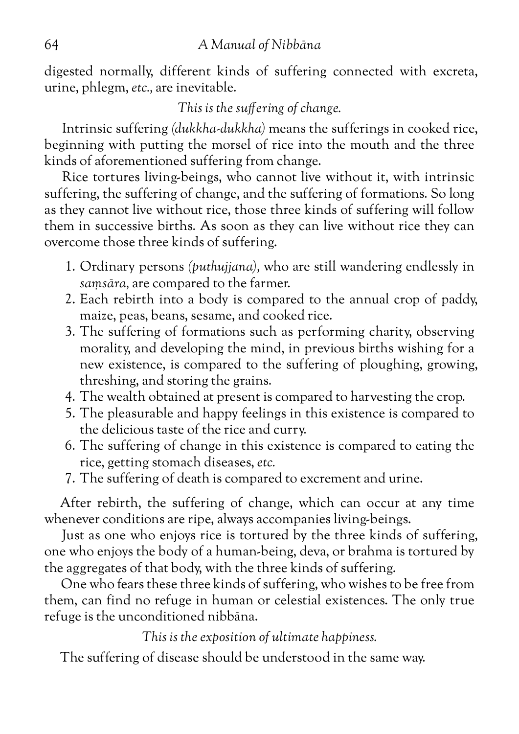digested normally, different kinds of suffering connected with excreta, urine, phlegm, *etc.,* are inevitable.

*This is the suffering of change.*

Intrinsic suffering *(dukkha-dukkha)* means the sufferings in cooked rice, beginning with putting the morsel of rice into the mouth and the three kinds of aforementioned suffering from change.

Rice tortures living-beings, who cannot live without it, with intrinsic suffering, the suffering of change, and the suffering of formations. So long as they cannot live without rice, those three kinds of suffering will follow them in successive births. As soon as they can live without rice they can overcome those three kinds of suffering.

1. Ordinary persons *(puthujjana),* who are still wandering endlessly in *saṃsāra,* are compared to the farmer.
2. Each rebirth into a body is compared to the annual crop of paddy, maize, peas, beans, sesame, and cooked rice.
3. The suffering of formations such as performing charity, observing morality, and developing the mind, in previous births wishing for a new existence, is compared to the suffering of ploughing, growing, threshing, and storing the grains.
4. The wealth obtained at present is compared to harvesting the crop.
5. The pleasurable and happy feelings in this existence is compared to the delicious taste of the rice and curry.
6. The suffering of change in this existence is compared to eating the rice, getting stomach diseases, *etc.*
7. The suffering of death is compared to excrement and urine.

After rebirth, the suffering of change, which can occur at any time whenever conditions are ripe, always accompanies living-beings.

Just as one who enjoys rice is tortured by the three kinds of suffering, one who enjoys the body of a human-being, deva, or brahma is tortured by the aggregates of that body, with the three kinds of suffering.

One who fears these three kinds of suffering, who wishes to be free from them, can find no refuge in human or celestial existences. The only true refuge is the unconditioned nibbāna.

*This is the exposition of ultimate happiness.*

The suffering of disease should be understood in the same way.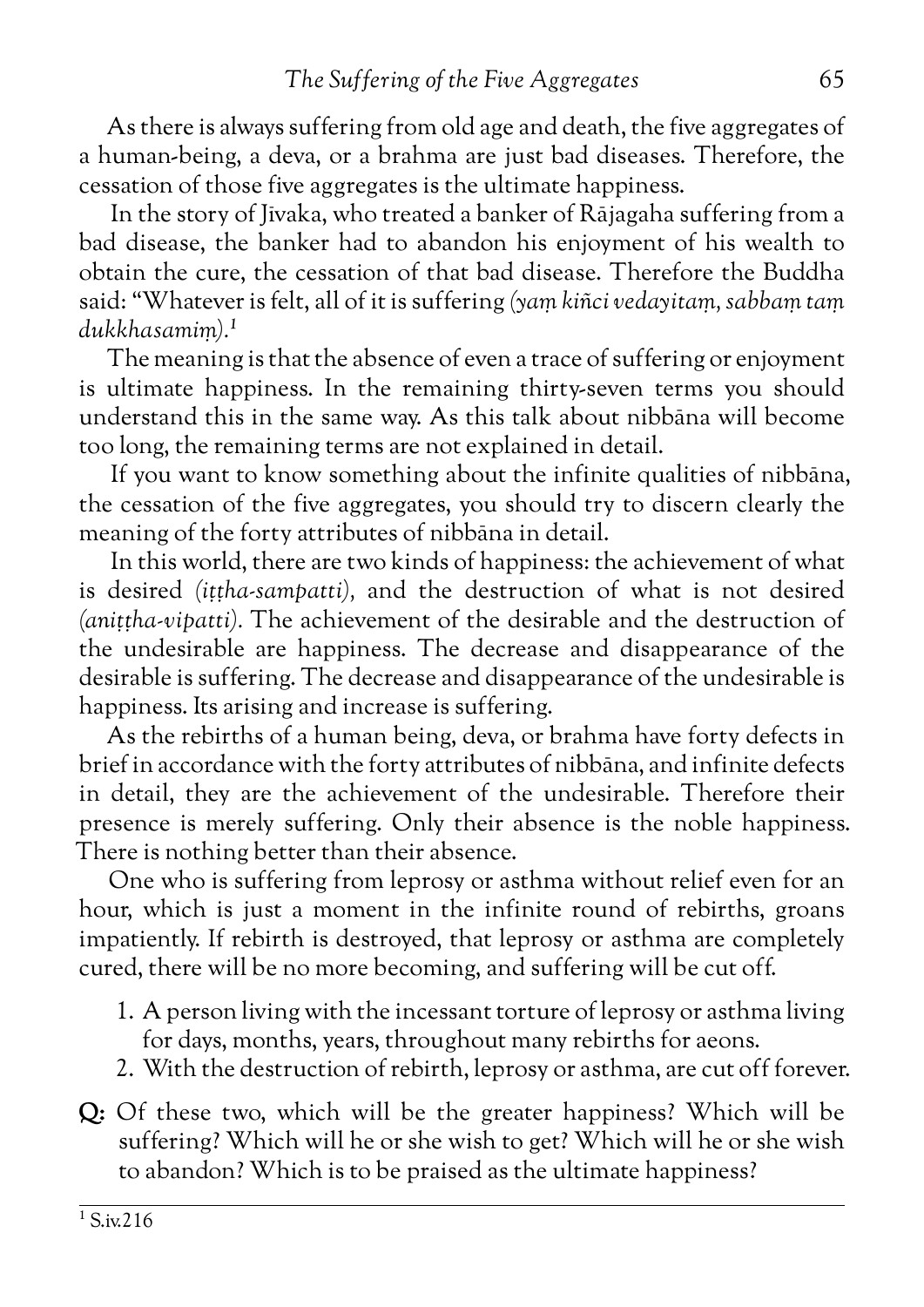As there is always suffering from old age and death, the five aggregates of a human-being, a deva, or a brahma are just bad diseases. Therefore, the cessation of those five aggregates is the ultimate happiness.

In the story of Jīvaka, who treated a banker of Rājagaha suffering from a bad disease, the banker had to abandon his enjoyment of his wealth to obtain the cure, the cessation of that bad disease. Therefore the Buddha said: "Whatever is felt, all of it is suffering *(yaṃ kiñci vedayitaṃ, sabbaṃ taṃ dukkhasamiṃ).*[1]

The meaning is that the absence of even a trace of suffering or enjoyment is ultimate happiness. In the remaining thirty-seven terms you should understand this in the same way. As this talk about nibbāna will become too long, the remaining terms are not explained in detail.

If you want to know something about the infinite qualities of nibbāna, the cessation of the five aggregates, you should try to discern clearly the meaning of the forty attributes of nibbāna in detail.

In this world, there are two kinds of happiness: the achievement of what is desired *(iṭṭha-sampatti),* and the destruction of what is not desired *(aniṭṭha-vipatti).* The achievement of the desirable and the destruction of the undesirable are happiness. The decrease and disappearance of the desirable is suffering. The decrease and disappearance of the undesirable is happiness. Its arising and increase is suffering.

As the rebirths of a human being, deva, or brahma have forty defects in brief in accordance with the forty attributes of nibbāna, and infinite defects in detail, they are the achievement of the undesirable. Therefore their presence is merely suffering. Only their absence is the noble happiness. There is nothing better than their absence.

One who is suffering from leprosy or asthma without relief even for an hour, which is just a moment in the infinite round of rebirths, groans impatiently. If rebirth is destroyed, that leprosy or asthma are completely cured, there will be no more becoming, and suffering will be cut off.

1. A person living with the incessant torture of leprosy or asthma living for days, months, years, throughout many rebirths for aeons.
2. With the destruction of rebirth, leprosy or asthma, are cut off forever.

**Q:** Of these two, which will be the greater happiness? Which will be suffering? Which will he or she wish to get? Which will he or she wish to abandon? Which is to be praised as the ultimate happiness?

---

[1] S.iv.216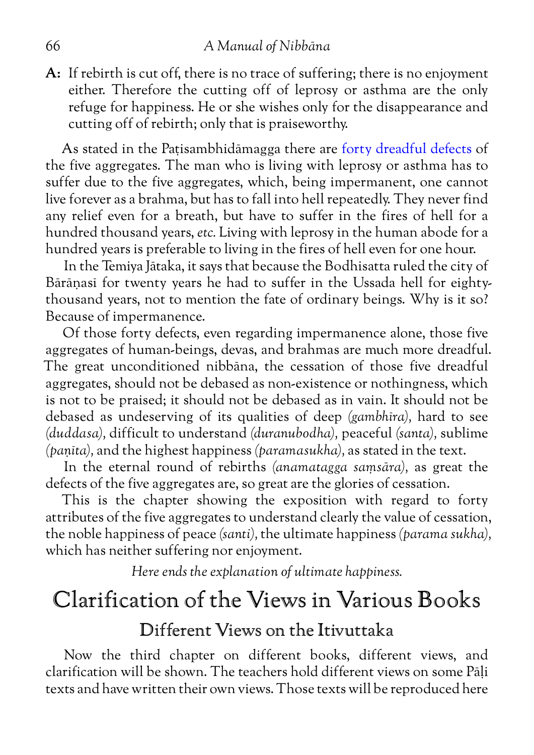**A:** If rebirth is cut off, there is no trace of suffering; there is no enjoyment either. Therefore the cutting off of leprosy or asthma are the only refuge for happiness. He or she wishes only for the disappearance and cutting off of rebirth; only that is praiseworthy.

As stated in the Paṭisambhidāmagga there are forty dreadful defects of the five aggregates. The man who is living with leprosy or asthma has to suffer due to the five aggregates, which, being impermanent, one cannot live forever as a brahma, but has to fall into hell repeatedly. They never find any relief even for a breath, but have to suffer in the fires of hell for a hundred thousand years, *etc.* Living with leprosy in the human abode for a hundred years is preferable to living in the fires of hell even for one hour.

In the Temiya Jātaka, it says that because the Bodhisatta ruled the city of Bārāṇasī for twenty years he had to suffer in the Ussada hell for eighty-thousand years, not to mention the fate of ordinary beings. Why is it so? Because of impermanence.

Of those forty defects, even regarding impermanence alone, those five aggregates of human-beings, devas, and brahmas are much more dreadful. The great unconditioned nibbāna, the cessation of those five dreadful aggregates, should not be debased as non-existence or nothingness, which is not to be praised; it should not be debased as in vain. It should not be debased as undeserving of its qualities of deep *(gambhīra),* hard to see *(duddasa),* difficult to understand *(duranubodha),* peaceful *(santa),* sublime *(paṇīta),* and the highest happiness *(paramasukha),* as stated in the text.

In the eternal round of rebirths *(anamatagga saṃsāra),* as great the defects of the five aggregates are, so great are the glories of cessation.

This is the chapter showing the exposition with regard to forty attributes of the five aggregates to understand clearly the value of cessation, the noble happiness of peace *(santi),* the ultimate happiness *(parama sukha),* which has neither suffering nor enjoyment.

*Here ends the explanation of ultimate happiness.*

# Clarification of the Views in Various Books

## Different Views on the Itivuttaka

Now the third chapter on different books, different views, and clarification will be shown. The teachers hold different views on some Pāḷi texts and have written their own views. Those texts will be reproduced here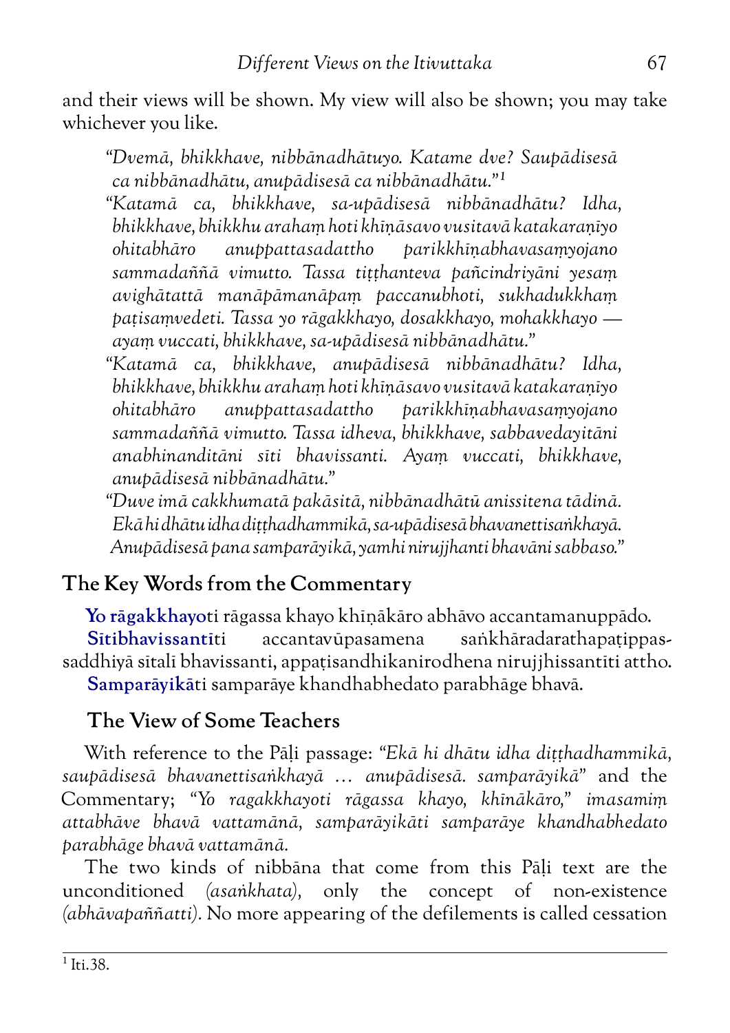and their views will be shown. My view will also be shown; you may take whichever you like.

> *"Dvemā, bhikkhave, nibbānadhātuyo. Katame dve? Saupādisesā ca nibbānadhātu, anupādisesā ca nibbānadhātu."*[1]
>
> *"Katamā ca, bhikkhave, sa-upādisesā nibbānadhātu? Idha, bhikkhave, bhikkhu arahaṃ hoti khīṇāsavo vusitavā katakaraṇīyo ohitabhāro anuppattasadattho parikkhīṇabhavasaṃyojano sammadaññā vimutto. Tassa tiṭṭhanteva pañcindriyāni yesaṃ avighātattā manāpāmanāpaṃ paccanubhoti, sukhadukkhaṃ paṭisaṃvedeti. Tassa yo rāgakkhayo, dosakkhayo, mohakkhayo — ayaṃ vuccati, bhikkhave, sa-upādisesā nibbānadhātu."*
>
> *"Katamā ca, bhikkhave, anupādisesā nibbānadhātu? Idha, bhikkhave, bhikkhu arahaṃ hoti khīṇāsavo vusitavā katakaraṇīyo ohitabhāro anuppattasadattho parikkhīṇabhavasaṃyojano sammadaññā vimutto. Tassa idheva, bhikkhave, sabbavedayitāni anabhinanditāni sīti bhavissanti. Ayaṃ vuccati, bhikkhave, anupādisesā nibbānadhātu."*
>
> *"Duve imā cakkhumatā pakāsitā, nibbānadhātū anissitena tādinā. Ekā hi dhātu idha diṭṭhadhammikā, sa-upādisesā bhavanettisaṅkhayā. Anupādisesā pana samparāyikā, yamhi nirujjhanti bhavāni sabbaso."*

## The Key Words from the Commentary

**Yo rāgakkhayo**ti rāgassa khayo khīṇākāro abhāvo accantamanuppādo.

**Sītibhavissantī**ti accantavūpasamena saṅkhāradarathapaṭippassaddhiyā sītalī bhavissanti, appaṭisandhikanirodhena nirujjhissantīti attho.

**Samparāyikā**ti samparāye khandhabhedato parabhāge bhavā.

### The View of Some Teachers

With reference to the Pāḷi passage: *"Ekā hi dhātu idha diṭṭhadhammikā, saupādisesā bhavanettisaṅkhayā … anupādisesā. samparāyikā"* and the Commentary; *"Yo ragakkhayoti rāgassa khayo, khīnākāro," imasamiṃ attabhāve bhavā vattamānā, samparāyikāti samparāye khandhabhedato parabhāge bhavā vattamānā.*

The two kinds of nibbāna that come from this Pāḷi text are the unconditioned *(asaṅkhata)*, only the concept of non-existence *(abhāvapaññatti)*. No more appearing of the defilements is called cessation

---

[1] Iti.38.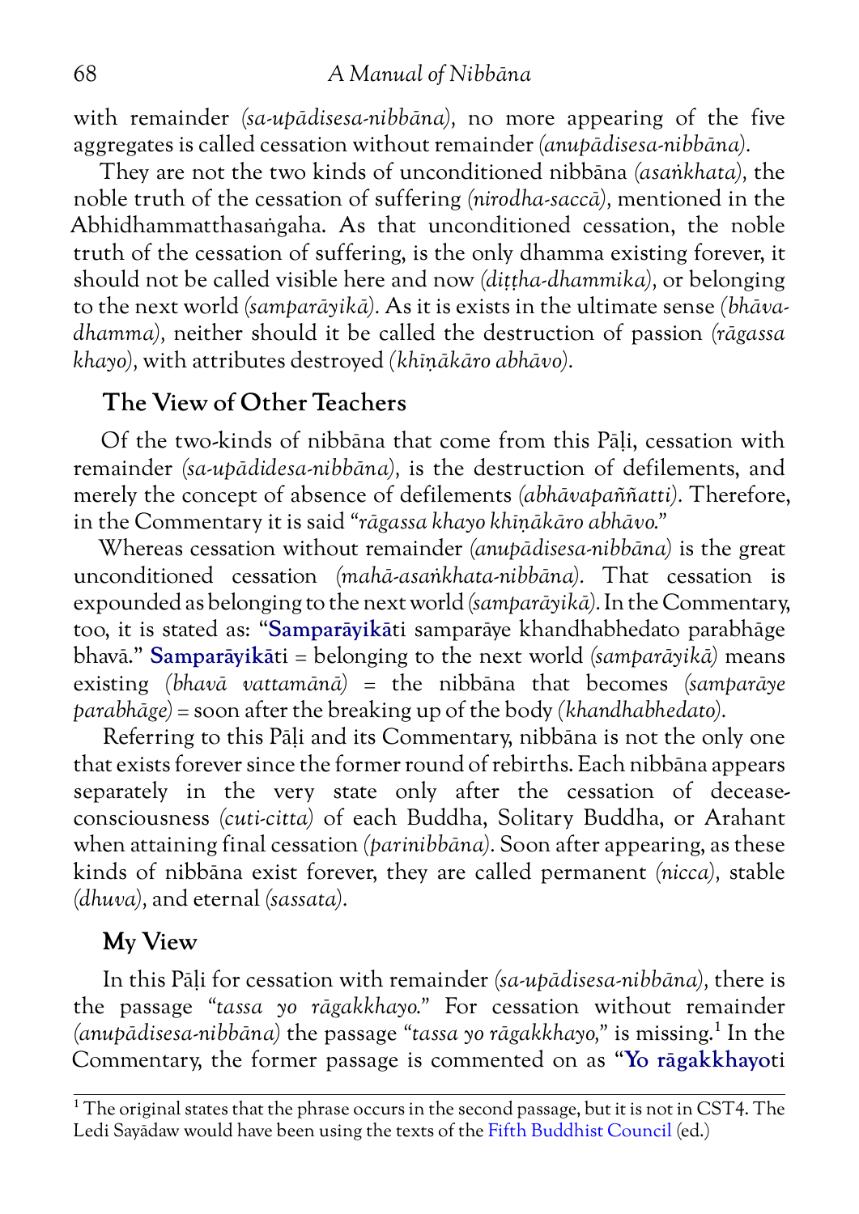with remainder *(sa-upādisesa-nibbāna)*, no more appearing of the five aggregates is called cessation without remainder *(anupādisesa-nibbāna)*.

They are not the two kinds of unconditioned nibbāna *(asaṅkhata)*, the noble truth of the cessation of suffering *(nirodha-saccā)*, mentioned in the Abhidhammatthasaṅgaha. As that unconditioned cessation, the noble truth of the cessation of suffering, is the only dhamma existing forever, it should not be called visible here and now *(diṭṭha-dhammika)*, or belonging to the next world *(samparāyikā)*. As it is exists in the ultimate sense *(bhāva-dhamma)*, neither should it be called the destruction of passion *(rāgassa khayo)*, with attributes destroyed *(khīṇākāro abhāvo)*.

## The View of Other Teachers

Of the two-kinds of nibbāna that come from this Pāḷi, cessation with remainder *(sa-upādidesa-nibbāna)*, is the destruction of defilements, and merely the concept of absence of defilements *(abhāvapaññatti)*. Therefore, in the Commentary it is said *"rāgassa khayo khīṇākāro abhāvo."*

Whereas cessation without remainder *(anupādisesa-nibbāna)* is the great unconditioned cessation *(mahā-asaṅkhata-nibbāna)*. That cessation is expounded as belonging to the next world *(samparāyikā)*. In the Commentary, too, it is stated as: "**Samparāyikā**ti samparāye khandhabhedato parabhāge bhavā." **Samparāyikā**ti = belonging to the next world *(samparāyikā)* means existing *(bhavā vattamānā)* = the nibbāna that becomes *(samparāye parabhāge)* = soon after the breaking up of the body *(khandhabhedato)*.

Referring to this Pāḷi and its Commentary, nibbāna is not the only one that exists forever since the former round of rebirths. Each nibbāna appears separately in the very state only after the cessation of decease-consciousness *(cuti-citta)* of each Buddha, Solitary Buddha, or Arahant when attaining final cessation *(parinibbāna)*. Soon after appearing, as these kinds of nibbāna exist forever, they are called permanent *(nicca)*, stable *(dhuva)*, and eternal *(sassata)*.

## My View

In this Pāḷi for cessation with remainder *(sa-upādisesa-nibbāna)*, there is the passage *"tassa yo rāgakkhayo."* For cessation without remainder *(anupādisesa-nibbāna)* the passage *"tassa yo rāgakkhayo,"* is missing.[1] In the Commentary, the former passage is commented on as "**Yo rāgakkhayo**ti

[1] The original states that the phrase occurs in the second passage, but it is not in CST4. The Ledi Sayādaw would have been using the texts of the Fifth Buddhist Council (ed.)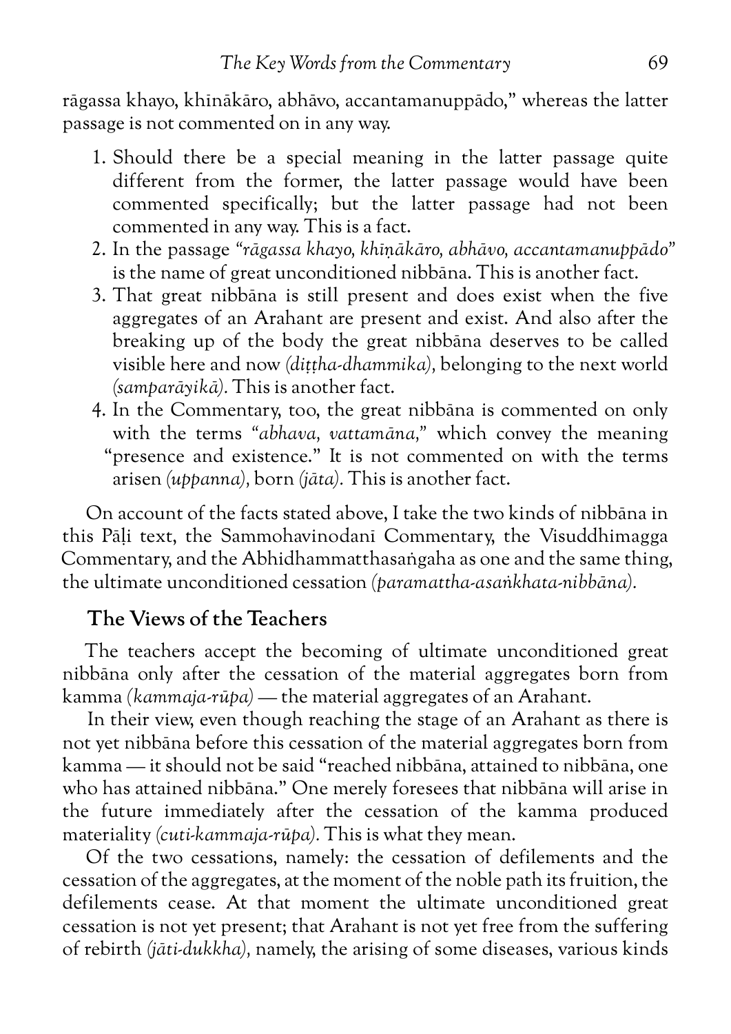rāgassa khayo, khīnākāro, abhāvo, accantamanuppādo," whereas the latter passage is not commented on in any way.

1. Should there be a special meaning in the latter passage quite different from the former, the latter passage would have been commented specifically; but the latter passage had not been commented in any way. This is a fact.
2. In the passage *"rāgassa khayo, khīṇākāro, abhāvo, accantamanuppādo"* is the name of great unconditioned nibbāna. This is another fact.
3. That great nibbāna is still present and does exist when the five aggregates of an Arahant are present and exist. And also after the breaking up of the body the great nibbāna deserves to be called visible here and now *(diṭṭha-dhammika),* belonging to the next world *(samparāyikā).* This is another fact.
4. In the Commentary, too, the great nibbāna is commented on only with the terms *"abhava, vattamāna,"* which convey the meaning "presence and existence." It is not commented on with the terms arisen *(uppanna),* born *(jāta).* This is another fact.

On account of the facts stated above, I take the two kinds of nibbāna in this Pāḷi text, the Sammohavinodanī Commentary, the Visuddhimagga Commentary, and the Abhidhammatthasaṅgaha as one and the same thing, the ultimate unconditioned cessation *(paramattha-asaṅkhata-nibbāna).*

## The Views of the Teachers

The teachers accept the becoming of ultimate unconditioned great nibbāna only after the cessation of the material aggregates born from kamma *(kammaja-rūpa)* — the material aggregates of an Arahant.

In their view, even though reaching the stage of an Arahant as there is not yet nibbāna before this cessation of the material aggregates born from kamma — it should not be said "reached nibbāna, attained to nibbāna, one who has attained nibbāna." One merely foresees that nibbāna will arise in the future immediately after the cessation of the kamma produced materiality *(cuti-kammaja-rūpa).* This is what they mean.

Of the two cessations, namely: the cessation of defilements and the cessation of the aggregates, at the moment of the noble path its fruition, the defilements cease. At that moment the ultimate unconditioned great cessation is not yet present; that Arahant is not yet free from the suffering of rebirth *(jāti-dukkha),* namely, the arising of some diseases, various kinds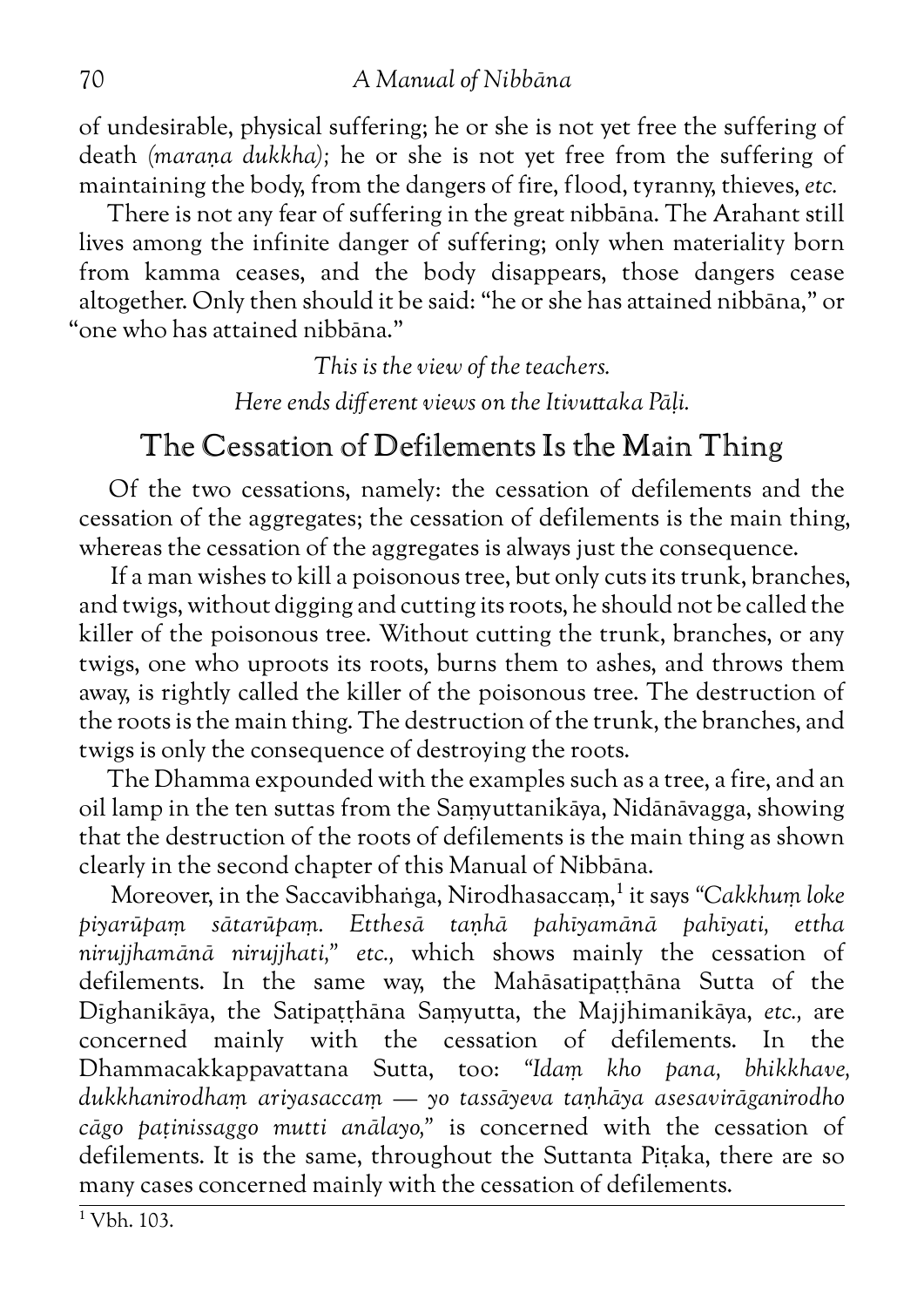of undesirable, physical suffering; he or she is not yet free the suffering of death *(maraṇa dukkha);* he or she is not yet free from the suffering of maintaining the body, from the dangers of fire, flood, tyranny, thieves, *etc.*

There is not any fear of suffering in the great nibbāna. The Arahant still lives among the infinite danger of suffering; only when materiality born from kamma ceases, and the body disappears, those dangers cease altogether. Only then should it be said: "he or she has attained nibbāna," or "one who has attained nibbāna."

*This is the view of the teachers.*

*Here ends different views on the Itivuttaka Pāḷi.*

## The Cessation of Defilements Is the Main Thing

Of the two cessations, namely: the cessation of defilements and the cessation of the aggregates; the cessation of defilements is the main thing, whereas the cessation of the aggregates is always just the consequence.

If a man wishes to kill a poisonous tree, but only cuts its trunk, branches, and twigs, without digging and cutting its roots, he should not be called the killer of the poisonous tree. Without cutting the trunk, branches, or any twigs, one who uproots its roots, burns them to ashes, and throws them away, is rightly called the killer of the poisonous tree. The destruction of the roots is the main thing. The destruction of the trunk, the branches, and twigs is only the consequence of destroying the roots.

The Dhamma expounded with the examples such as a tree, a fire, and an oil lamp in the ten suttas from the Saṃyuttanikāya, Nidānāvagga, showing that the destruction of the roots of defilements is the main thing as shown clearly in the second chapter of this Manual of Nibbāna.

Moreover, in the Saccavibhaṅga, Nirodhasaccaṃ,[1] it says *"Cakkhuṃ loke piyarūpaṃ sātarūpaṃ. Etthesā taṇhā pahīyamānā pahīyati, ettha nirujjhamānā nirujjhati," etc.,* which shows mainly the cessation of defilements. In the same way, the Mahāsatipaṭṭhāna Sutta of the Dīghanikāya, the Satipaṭṭhāna Saṃyutta, the Majjhimanikāya, *etc.,* are concerned mainly with the cessation of defilements. In the Dhammacakkappavattana Sutta, too: *"Idaṃ kho pana, bhikkhave, dukkhanirodhaṃ ariyasaccaṃ — yo tassāyeva taṇhāya asesavirāganirodho cāgo paṭinissaggo mutti anālayo,"* is concerned with the cessation of defilements. It is the same, throughout the Suttanta Piṭaka, there are so many cases concerned mainly with the cessation of defilements.

[1] Vbh. 103.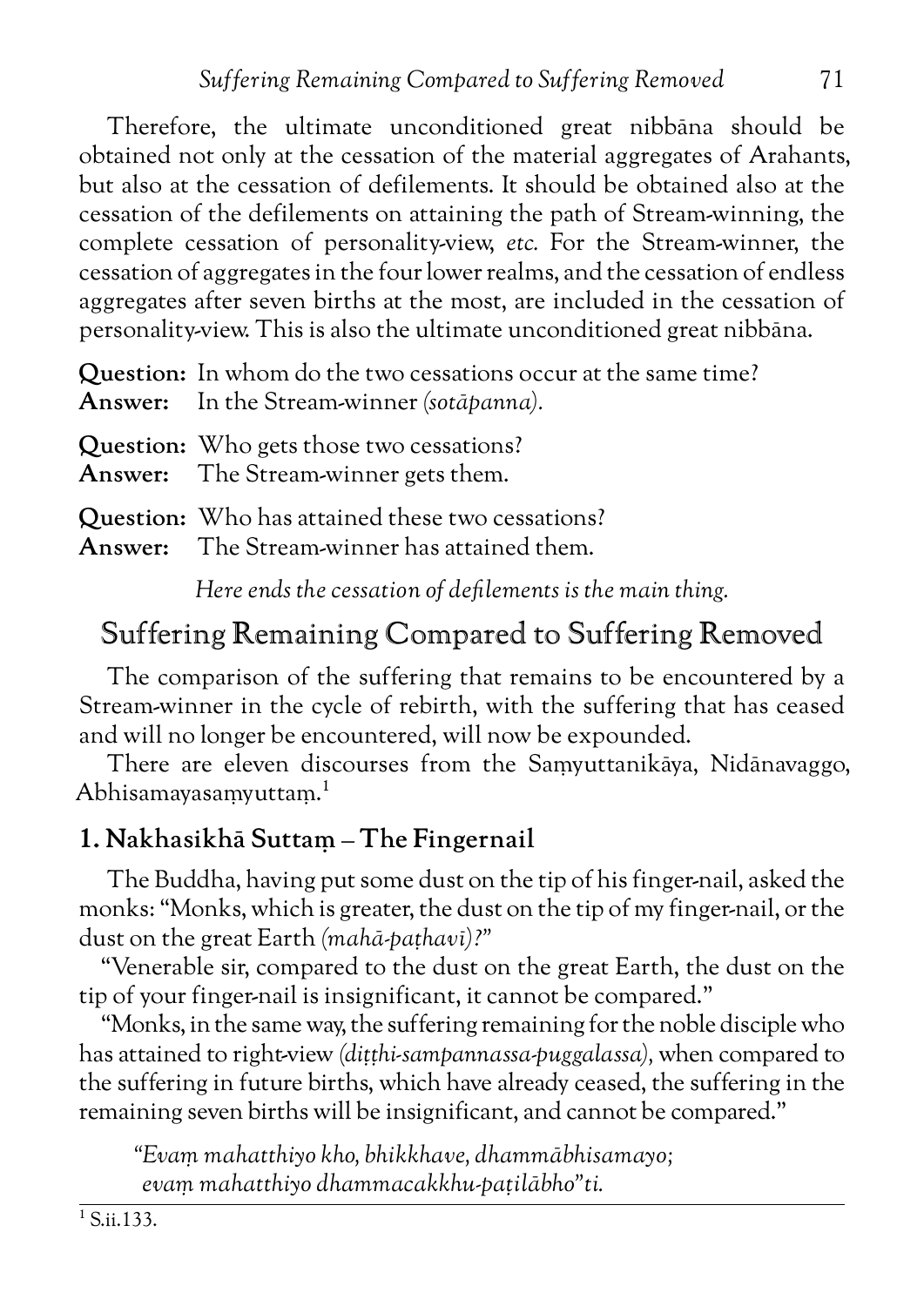Therefore, the ultimate unconditioned great nibbāna should be obtained not only at the cessation of the material aggregates of Arahants, but also at the cessation of defilements. It should be obtained also at the cessation of the defilements on attaining the path of Stream-winning, the complete cessation of personality-view, *etc.* For the Stream-winner, the cessation of aggregates in the four lower realms, and the cessation of endless aggregates after seven births at the most, are included in the cessation of personality-view. This is also the ultimate unconditioned great nibbāna.

**Question:** In whom do the two cessations occur at the same time?
**Answer:** In the Stream-winner *(sotāpanna).*

**Question:** Who gets those two cessations?
**Answer:** The Stream-winner gets them.

**Question:** Who has attained these two cessations?
**Answer:** The Stream-winner has attained them.

*Here ends the cessation of defilements is the main thing.*

## Suffering Remaining Compared to Suffering Removed

The comparison of the suffering that remains to be encountered by a Stream-winner in the cycle of rebirth, with the suffering that has ceased and will no longer be encountered, will now be expounded.

There are eleven discourses from the Saṃyuttanikāya, Nidānavaggo, Abhisamayasaṃyuttaṃ.[1]

### 1. Nakhasikhā Suttaṃ – The Fingernail

The Buddha, having put some dust on the tip of his finger-nail, asked the monks: "Monks, which is greater, the dust on the tip of my finger-nail, or the dust on the great Earth *(mahā-paṭhavī)?*"

"Venerable sir, compared to the dust on the great Earth, the dust on the tip of your finger-nail is insignificant, it cannot be compared."

"Monks, in the same way, the suffering remaining for the noble disciple who has attained to right-view *(diṭṭhi-sampannassa-puggalassa),* when compared to the suffering in future births, which have already ceased, the suffering in the remaining seven births will be insignificant, and cannot be compared."

*"Evaṃ mahatthiyo kho, bhikkhave, dhammābhisamayo;*
*evaṃ mahatthiyo dhammacakkhu-paṭilābho"ti.*

[1] S.ii.133.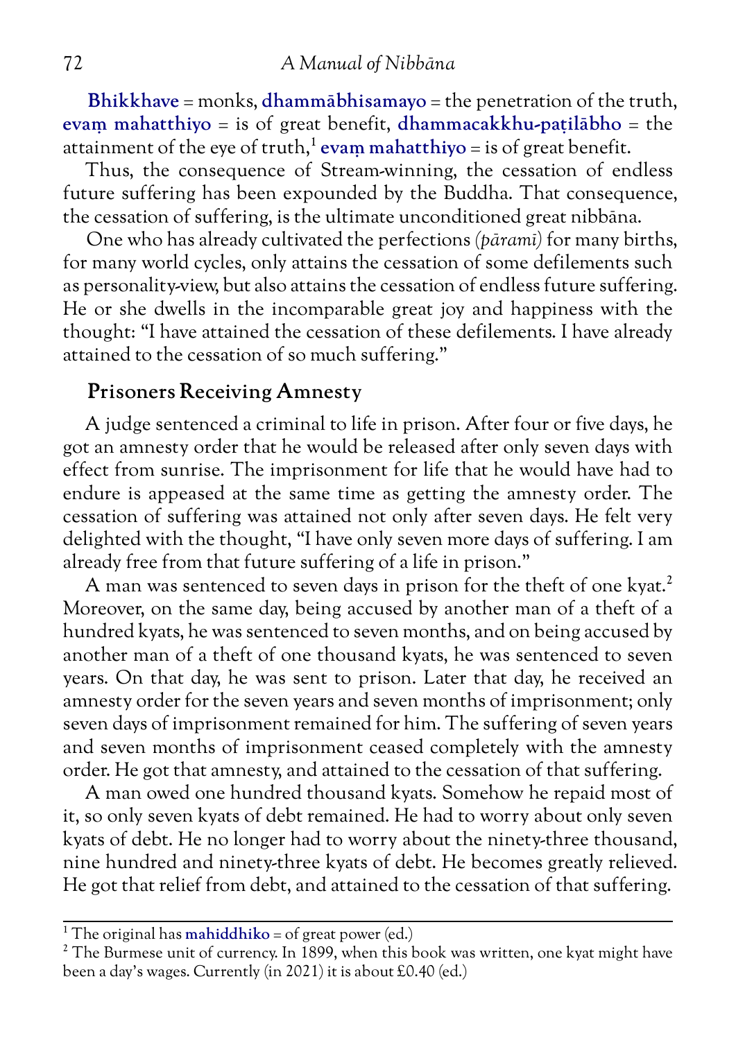**Bhikkhave** = monks, **dhammābhisamayo** = the penetration of the truth, **evaṃ mahatthiyo** = is of great benefit, **dhammacakkhu-paṭilābho** = the attainment of the eye of truth,[1] **evaṃ mahatthiyo** = is of great benefit.

Thus, the consequence of Stream-winning, the cessation of endless future suffering has been expounded by the Buddha. That consequence, the cessation of suffering, is the ultimate unconditioned great nibbāna.

One who has already cultivated the perfections *(pāramī)* for many births, for many world cycles, only attains the cessation of some defilements such as personality-view, but also attains the cessation of endless future suffering. He or she dwells in the incomparable great joy and happiness with the thought: "I have attained the cessation of these defilements. I have already attained to the cessation of so much suffering."

## Prisoners Receiving Amnesty

A judge sentenced a criminal to life in prison. After four or five days, he got an amnesty order that he would be released after only seven days with effect from sunrise. The imprisonment for life that he would have had to endure is appeased at the same time as getting the amnesty order. The cessation of suffering was attained not only after seven days. He felt very delighted with the thought, "I have only seven more days of suffering. I am already free from that future suffering of a life in prison."

A man was sentenced to seven days in prison for the theft of one kyat.[2] Moreover, on the same day, being accused by another man of a theft of a hundred kyats, he was sentenced to seven months, and on being accused by another man of a theft of one thousand kyats, he was sentenced to seven years. On that day, he was sent to prison. Later that day, he received an amnesty order for the seven years and seven months of imprisonment; only seven days of imprisonment remained for him. The suffering of seven years and seven months of imprisonment ceased completely with the amnesty order. He got that amnesty, and attained to the cessation of that suffering.

A man owed one hundred thousand kyats. Somehow he repaid most of it, so only seven kyats of debt remained. He had to worry about only seven kyats of debt. He no longer had to worry about the ninety-three thousand, nine hundred and ninety-three kyats of debt. He becomes greatly relieved. He got that relief from debt, and attained to the cessation of that suffering.

---

[1] The original has **mahiddhiko** = of great power (ed.)

[2] The Burmese unit of currency. In 1899, when this book was written, one kyat might have been a day's wages. Currently (in 2021) it is about £0.40 (ed.)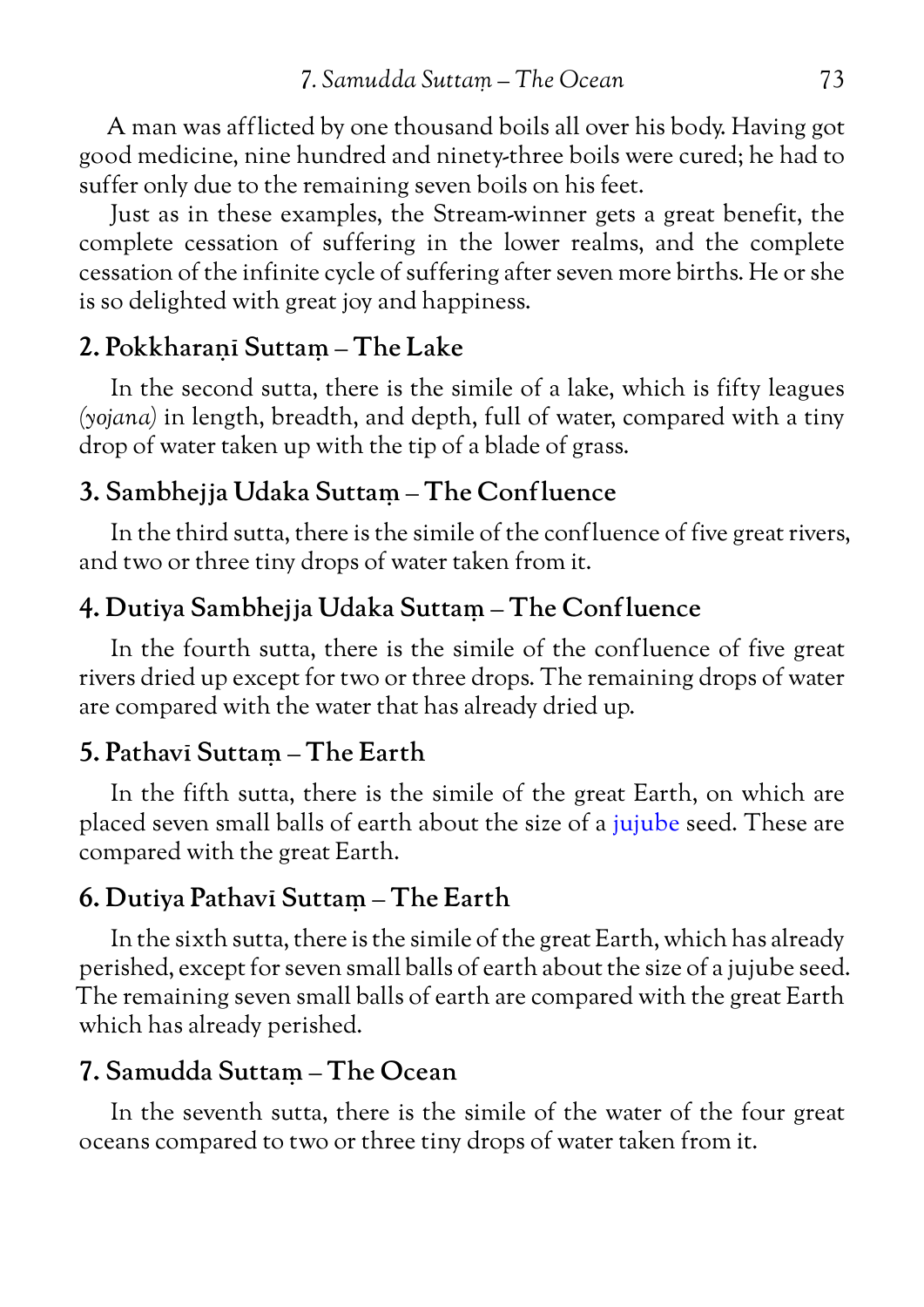A man was afflicted by one thousand boils all over his body. Having got good medicine, nine hundred and ninety-three boils were cured; he had to suffer only due to the remaining seven boils on his feet.

Just as in these examples, the Stream-winner gets a great benefit, the complete cessation of suffering in the lower realms, and the complete cessation of the infinite cycle of suffering after seven more births. He or she is so delighted with great joy and happiness.

## 2. Pokkharaṇī Suttaṃ – The Lake

In the second sutta, there is the simile of a lake, which is fifty leagues *(yojana)* in length, breadth, and depth, full of water, compared with a tiny drop of water taken up with the tip of a blade of grass.

## 3. Sambhejja Udaka Suttaṃ – The Confluence

In the third sutta, there is the simile of the confluence of five great rivers, and two or three tiny drops of water taken from it.

## 4. Dutiya Sambhejja Udaka Suttaṃ – The Confluence

In the fourth sutta, there is the simile of the confluence of five great rivers dried up except for two or three drops. The remaining drops of water are compared with the water that has already dried up.

## 5. Pathavī Suttaṃ – The Earth

In the fifth sutta, there is the simile of the great Earth, on which are placed seven small balls of earth about the size of a jujube seed. These are compared with the great Earth.

## 6. Dutiya Pathavī Suttaṃ – The Earth

In the sixth sutta, there is the simile of the great Earth, which has already perished, except for seven small balls of earth about the size of a jujube seed. The remaining seven small balls of earth are compared with the great Earth which has already perished.

## 7. Samudda Suttaṃ – The Ocean

In the seventh sutta, there is the simile of the water of the four great oceans compared to two or three tiny drops of water taken from it.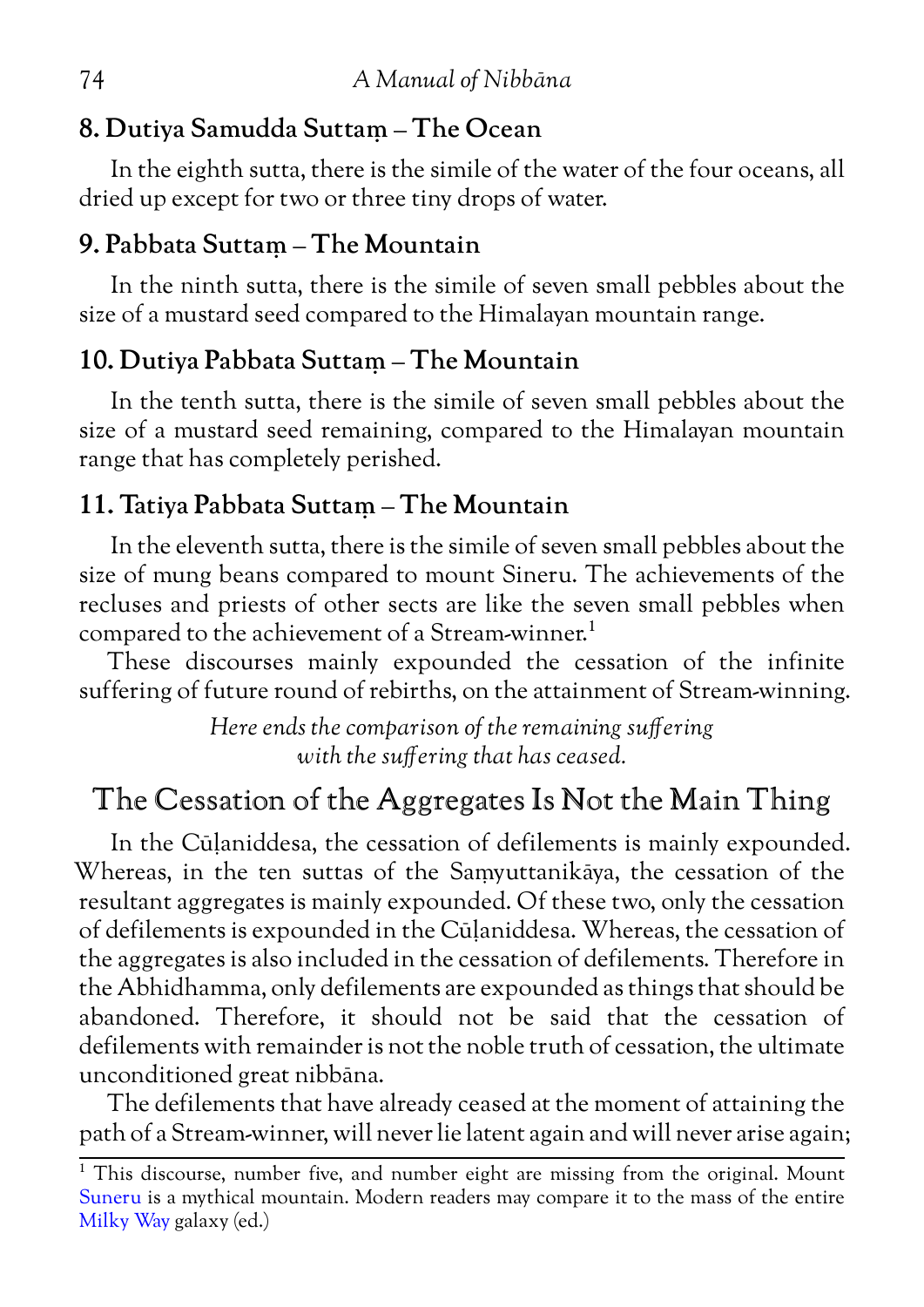### 8. Dutiya Samudda Suttaṃ – The Ocean

In the eighth sutta, there is the simile of the water of the four oceans, all dried up except for two or three tiny drops of water.

### 9. Pabbata Suttaṃ – The Mountain

In the ninth sutta, there is the simile of seven small pebbles about the size of a mustard seed compared to the Himalayan mountain range.

### 10. Dutiya Pabbata Suttaṃ – The Mountain

In the tenth sutta, there is the simile of seven small pebbles about the size of a mustard seed remaining, compared to the Himalayan mountain range that has completely perished.

### 11. Tatiya Pabbata Suttaṃ – The Mountain

In the eleventh sutta, there is the simile of seven small pebbles about the size of mung beans compared to mount Sineru. The achievements of the recluses and priests of other sects are like the seven small pebbles when compared to the achievement of a Stream-winner.[1]

These discourses mainly expounded the cessation of the infinite suffering of future round of rebirths, on the attainment of Stream-winning.

*Here ends the comparison of the remaining suffering with the suffering that has ceased.*

## The Cessation of the Aggregates Is Not the Main Thing

In the Cūḷaniddesa, the cessation of defilements is mainly expounded. Whereas, in the ten suttas of the Saṃyuttanikāya, the cessation of the resultant aggregates is mainly expounded. Of these two, only the cessation of defilements is expounded in the Cūḷaniddesa. Whereas, the cessation of the aggregates is also included in the cessation of defilements. Therefore in the Abhidhamma, only defilements are expounded as things that should be abandoned. Therefore, it should not be said that the cessation of defilements with remainder is not the noble truth of cessation, the ultimate unconditioned great nibbāna.

The defilements that have already ceased at the moment of attaining the path of a Stream-winner, will never lie latent again and will never arise again;

---

[1] This discourse, number five, and number eight are missing from the original. Mount Suneru is a mythical mountain. Modern readers may compare it to the mass of the entire Milky Way galaxy (ed.)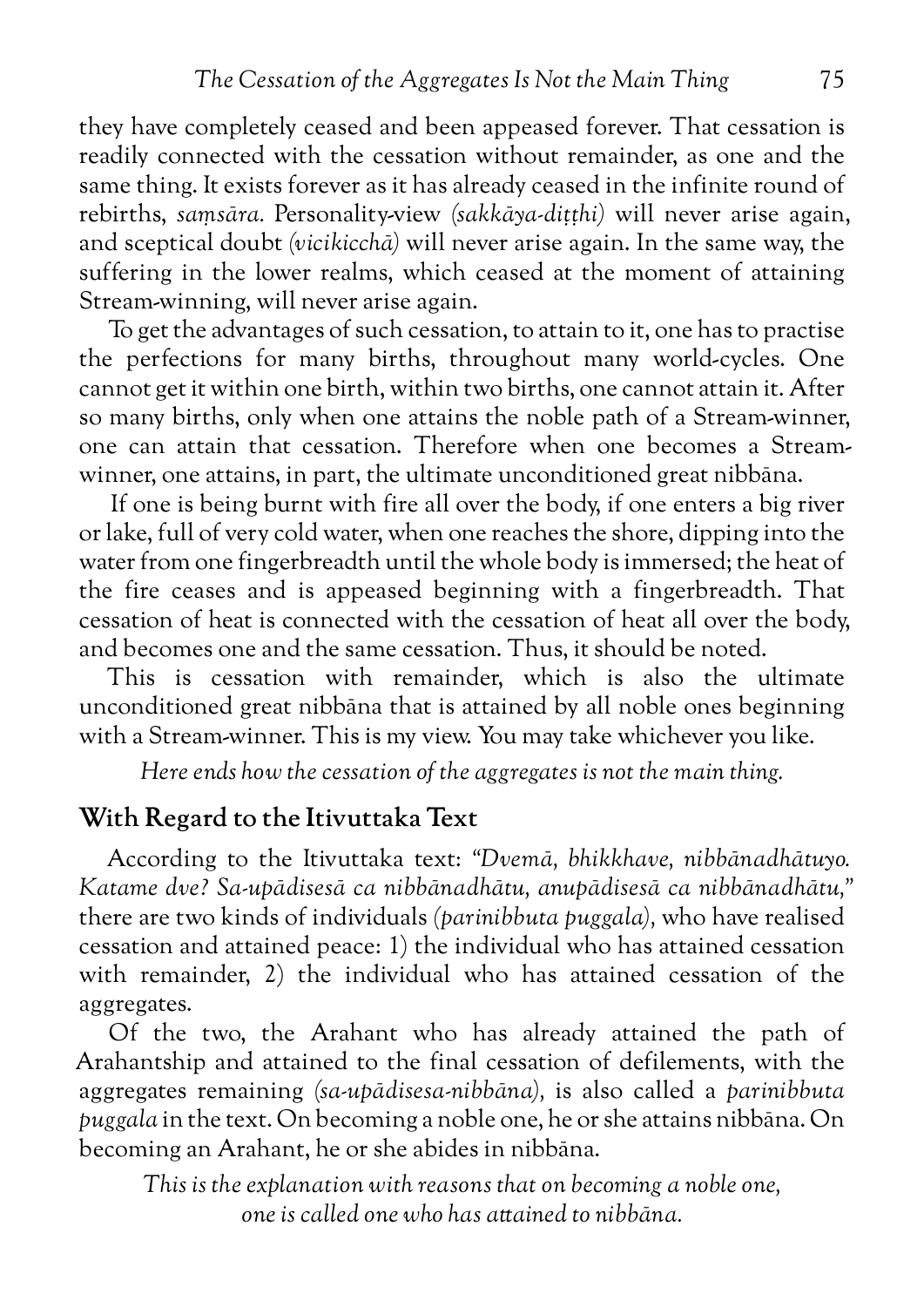they have completely ceased and been appeased forever. That cessation is readily connected with the cessation without remainder, as one and the same thing. It exists forever as it has already ceased in the infinite round of rebirths, *saṃsāra*. Personality-view *(sakkāya-diṭṭhi)* will never arise again, and sceptical doubt *(vicikicchā)* will never arise again. In the same way, the suffering in the lower realms, which ceased at the moment of attaining Stream-winning, will never arise again.

To get the advantages of such cessation, to attain to it, one has to practise the perfections for many births, throughout many world-cycles. One cannot get it within one birth, within two births, one cannot attain it. After so many births, only when one attains the noble path of a Stream-winner, one can attain that cessation. Therefore when one becomes a Stream-winner, one attains, in part, the ultimate unconditioned great nibbāna.

If one is being burnt with fire all over the body, if one enters a big river or lake, full of very cold water, when one reaches the shore, dipping into the water from one fingerbreadth until the whole body is immersed; the heat of the fire ceases and is appeased beginning with a fingerbreadth. That cessation of heat is connected with the cessation of heat all over the body, and becomes one and the same cessation. Thus, it should be noted.

This is cessation with remainder, which is also the ultimate unconditioned great nibbāna that is attained by all noble ones beginning with a Stream-winner. This is my view. You may take whichever you like.

*Here ends how the cessation of the aggregates is not the main thing.*

## With Regard to the Itivuttaka Text

According to the Itivuttaka text: *"Dvemā, bhikkhave, nibbānadhātuyo. Katame dve? Sa-upādisesā ca nibbānadhātu, anupādisesā ca nibbānadhātu,"* there are two kinds of individuals *(parinibbuta puggala)*, who have realised cessation and attained peace: 1) the individual who has attained cessation with remainder, 2) the individual who has attained cessation of the aggregates.

Of the two, the Arahant who has already attained the path of Arahantship and attained to the final cessation of defilements, with the aggregates remaining *(sa-upādisesa-nibbāna)*, is also called a *parinibbuta puggala* in the text. On becoming a noble one, he or she attains nibbāna. On becoming an Arahant, he or she abides in nibbāna.

*This is the explanation with reasons that on becoming a noble one, one is called one who has attained to nibbāna.*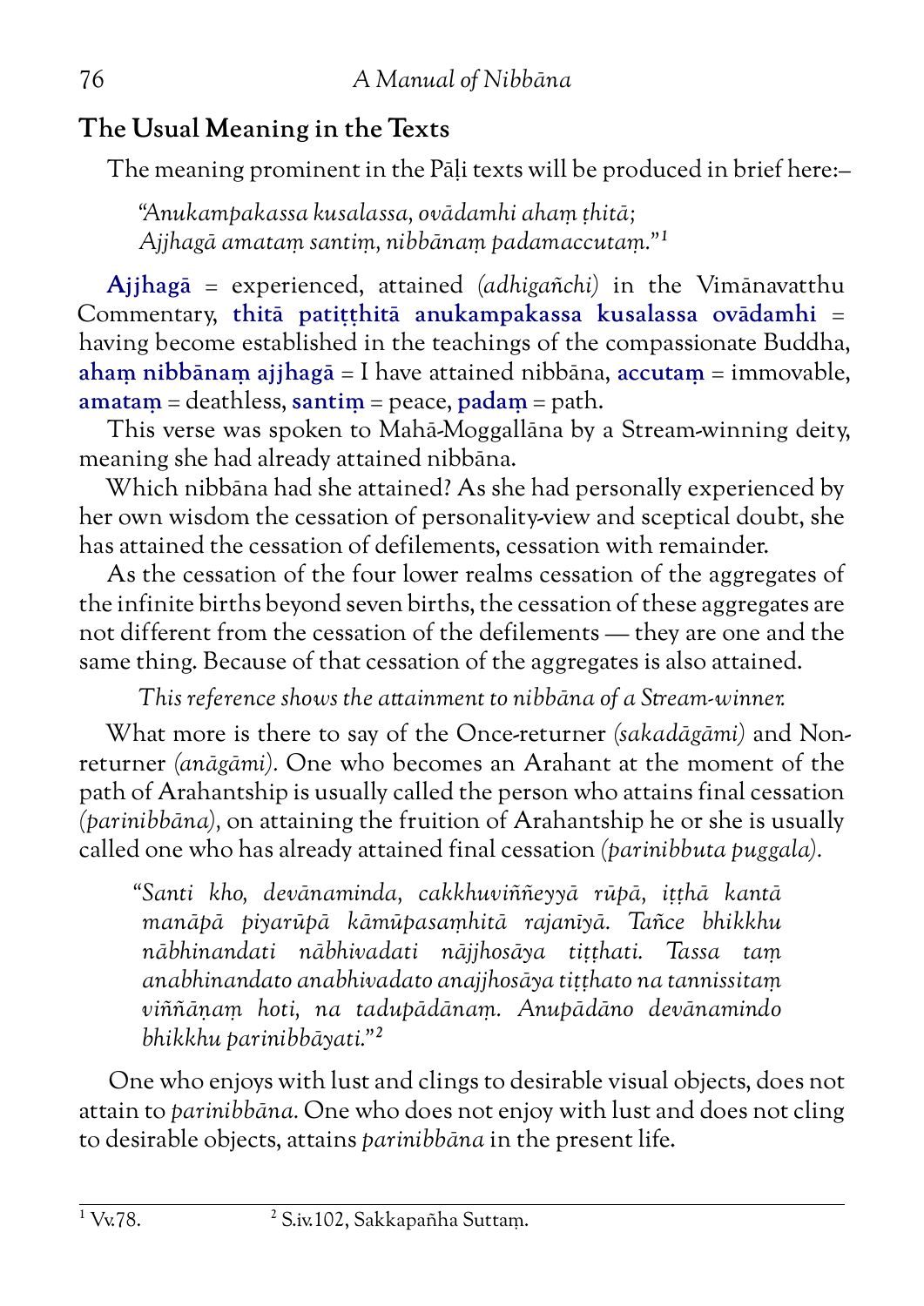## The Usual Meaning in the Texts

The meaning prominent in the Pāḷi texts will be produced in brief here:–

> *"Anukampakassa kusalassa, ovādamhi ahaṃ ṭhitā;*
> *Ajjhagā amataṃ santiṃ, nibbānaṃ padamaccutaṃ."*[1]

**Ajjhagā** = experienced, attained *(adhigañchi)* in the Vimānavatthu Commentary, **thitā patiṭṭhitā anukampakassa kusalassa ovādamhi** = having become established in the teachings of the compassionate Buddha, **ahaṃ nibbānaṃ ajjhagā** = I have attained nibbāna, **accutaṃ** = immovable, **amataṃ** = deathless, **santiṃ** = peace, **padaṃ** = path.

This verse was spoken to Mahā-Moggallāna by a Stream-winning deity, meaning she had already attained nibbāna.

Which nibbāna had she attained? As she had personally experienced by her own wisdom the cessation of personality-view and sceptical doubt, she has attained the cessation of defilements, cessation with remainder.

As the cessation of the four lower realms cessation of the aggregates of the infinite births beyond seven births, the cessation of these aggregates are not different from the cessation of the defilements — they are one and the same thing. Because of that cessation of the aggregates is also attained.

*This reference shows the attainment to nibbāna of a Stream-winner.*

What more is there to say of the Once-returner *(sakadāgāmi)* and Non-returner *(anāgāmi)*. One who becomes an Arahant at the moment of the path of Arahantship is usually called the person who attains final cessation *(parinibbāna)*, on attaining the fruition of Arahantship he or she is usually called one who has already attained final cessation *(parinibbuta puggala)*.

> *"Santi kho, devānaminda, cakkhuviññeyyā rūpā, iṭṭhā kantā manāpā piyarūpā kāmūpasaṃhitā rajanīyā. Tañce bhikkhu nābhinandati nābhivadati nājjhosāya tiṭṭhati. Tassa taṃ anabhinandato anabhivadato anajjhosāya tiṭṭhato na tannissitaṃ viññāṇaṃ hoti, na tadupādānaṃ. Anupādāno devānamindo bhikkhu parinibbāyati."*[2]

One who enjoys with lust and clings to desirable visual objects, does not attain to *parinibbāna*. One who does not enjoy with lust and does not cling to desirable objects, attains *parinibbāna* in the present life.

---

[1] Vv.78.

[2] S.iv.102, Sakkapañha Suttaṃ.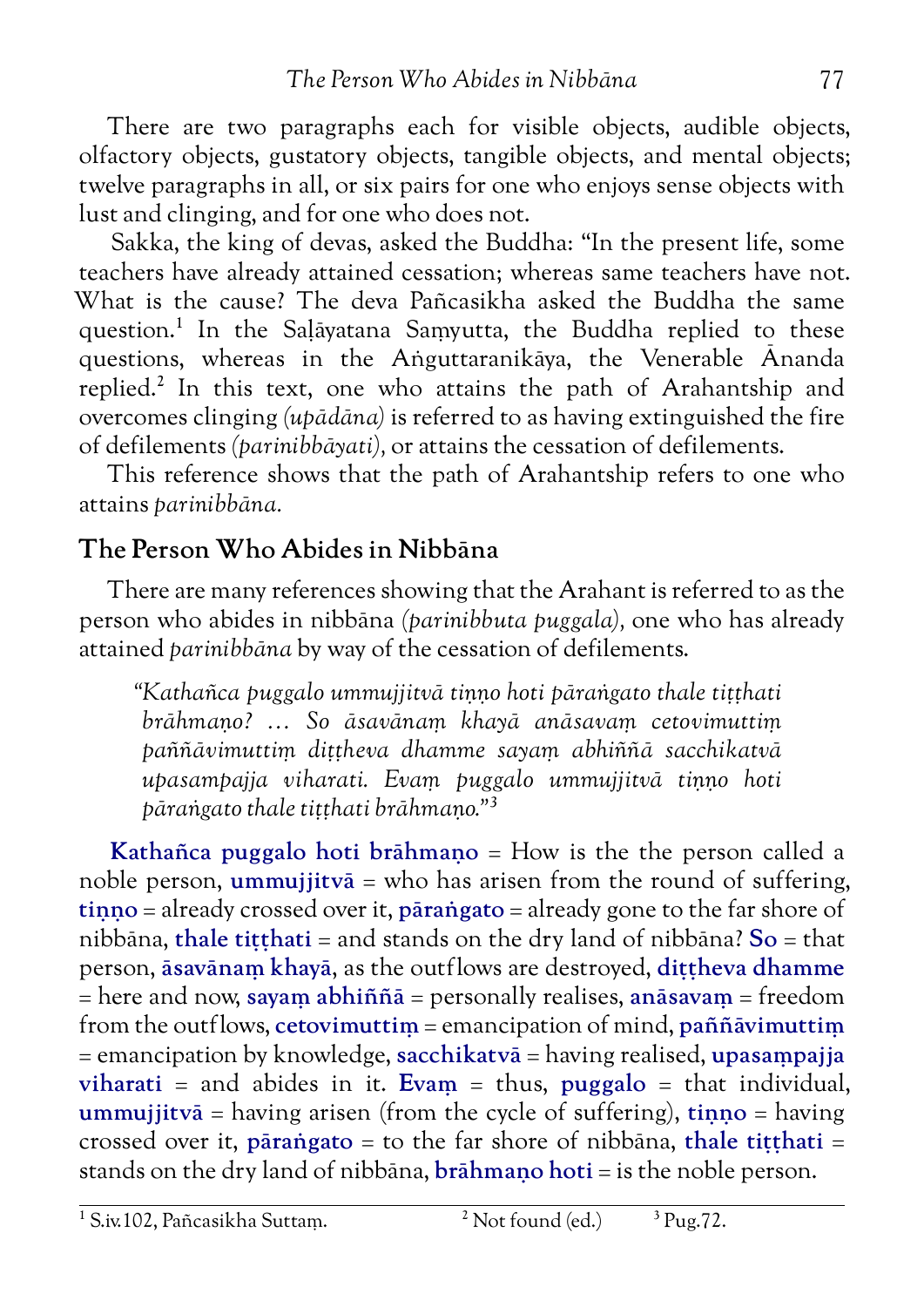There are two paragraphs each for visible objects, audible objects, olfactory objects, gustatory objects, tangible objects, and mental objects; twelve paragraphs in all, or six pairs for one who enjoys sense objects with lust and clinging, and for one who does not.

Sakka, the king of devas, asked the Buddha: "In the present life, some teachers have already attained cessation; whereas same teachers have not. What is the cause? The deva Pañcasikha asked the Buddha the same question.[1] In the Saḷāyatana Saṃyutta, the Buddha replied to these questions, whereas in the Aṅguttaranikāya, the Venerable Ānanda replied.[2] In this text, one who attains the path of Arahantship and overcomes clinging *(upādāna)* is referred to as having extinguished the fire of defilements *(parinibbāyati),* or attains the cessation of defilements.

This reference shows that the path of Arahantship refers to one who attains *parinibbāna.*

## The Person Who Abides in Nibbāna

There are many references showing that the Arahant is referred to as the person who abides in nibbāna *(parinibbuta puggala),* one who has already attained *parinibbāna* by way of the cessation of defilements.

> *"Katañca puggalo ummujjitvā tiṇṇo hoti pāraṅgato thale tiṭṭhati brāhmaṇo? … So āsavānaṃ khayā anāsavaṃ cetovimuttiṃ paññāvimuttiṃ diṭṭheva dhamme sayaṃ abhiññā sacchikatvā upasampajja viharati. Evaṃ puggalo ummujjitvā tiṇṇo hoti pāraṅgato thale tiṭṭhati brāhmaṇo."[3]*

**Katañca puggalo hoti brāhmaṇo** = How is the the person called a noble person, **ummujjitvā** = who has arisen from the round of suffering, **tiṇṇo** = already crossed over it, **pāraṅgato** = already gone to the far shore of nibbāna, **thale tiṭṭhati** = and stands on the dry land of nibbāna? **So** = that person, **āsavānaṃ khayā**, as the outflows are destroyed, **diṭṭheva dhamme** = here and now, **sayaṃ abhiññā** = personally realises, **anāsavaṃ** = freedom from the outflows, **cetovimuttiṃ** = emancipation of mind, **paññāvimuttiṃ** = emancipation by knowledge, **sacchikatvā** = having realised, **upasaṃpajja viharati** = and abides in it. **Evaṃ** = thus, **puggalo** = that individual, **ummujjitvā** = having arisen (from the cycle of suffering), **tiṇṇo** = having crossed over it, **pāraṅgato** = to the far shore of nibbāna, **thale tiṭṭhati** = stands on the dry land of nibbāna, **brāhmaṇo hoti** = is the noble person.

---

[1] S.iv.102, Pañcasikha Suttaṃ. [2] Not found (ed.) [3] Pug.72.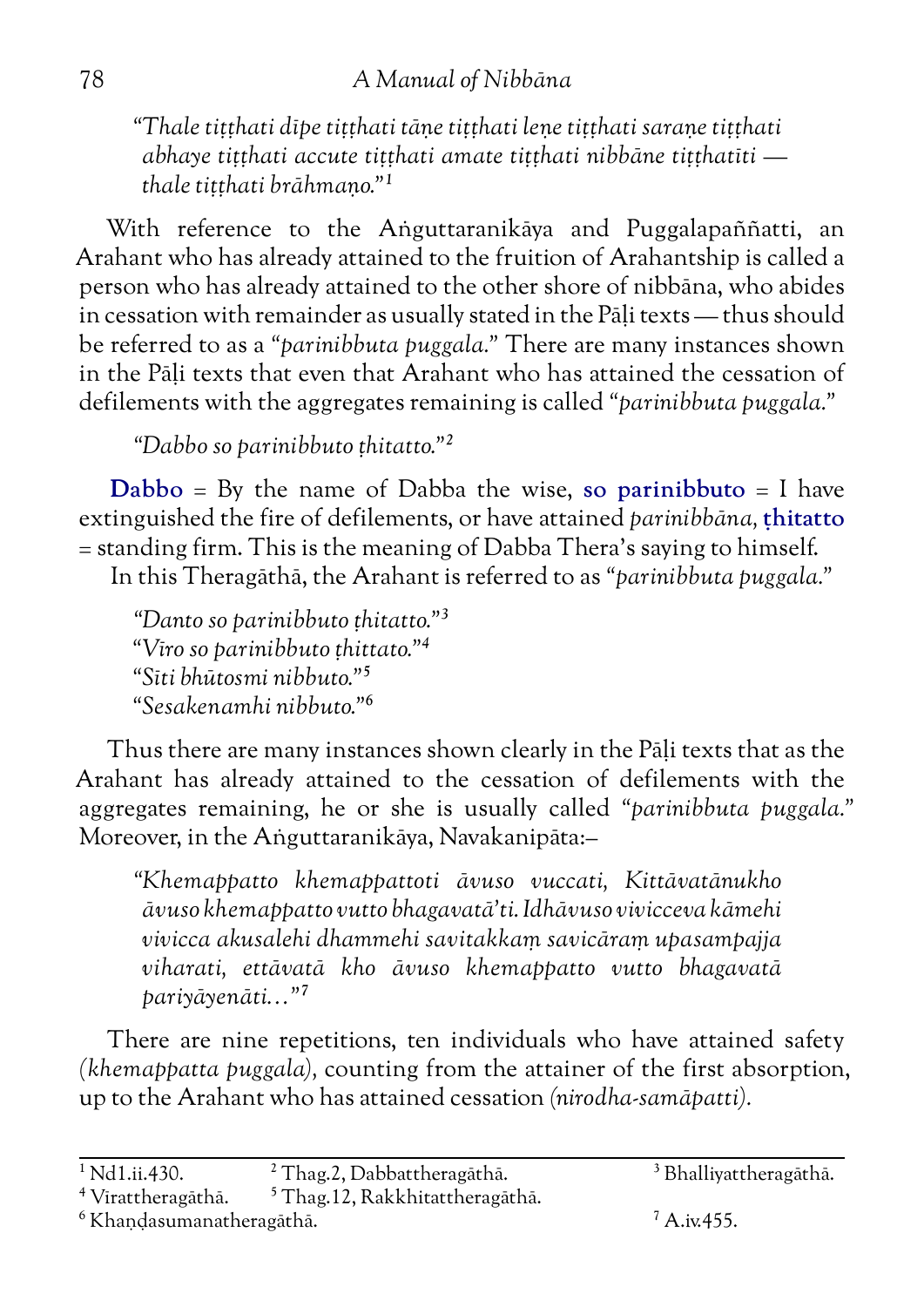> *"Thale tiṭṭhati dīpe tiṭṭhati tāṇe tiṭṭhati leṇe tiṭṭhati saraṇe tiṭṭhati abhaye tiṭṭhati accute tiṭṭhati amate tiṭṭhati nibbāne tiṭṭhatīti — thale tiṭṭhati brāhmaṇo."*[1]

With reference to the Aṅguttaranikāya and Puggalapaññatti, an Arahant who has already attained to the fruition of Arahantship is called a person who has already attained to the other shore of nibbāna, who abides in cessation with remainder as usually stated in the Pāḷi texts — thus should be referred to as a "*parinibbuta puggala*." There are many instances shown in the Pāḷi texts that even that Arahant who has attained the cessation of defilements with the aggregates remaining is called "*parinibbuta puggala*."

> *"Dabbo so parinibbuto ṭhitatto."*[2]

**Dabbo** = By the name of Dabba the wise, **so parinibbuto** = I have extinguished the fire of defilements, or have attained *parinibbāna*, **ṭhitatto** = standing firm. This is the meaning of Dabba Thera's saying to himself.

In this Theragāthā, the Arahant is referred to as "*parinibbuta puggala*."

> *"Danto so parinibbuto ṭhitatto."*[3]
> *"Vīro so parinibbuto ṭhittato."*[4]
> *"Sīti bhūtosmi nibbuto."*[5]
> *"Sesakenamhi nibbuto."*[6]

Thus there are many instances shown clearly in the Pāḷi texts that as the Arahant has already attained to the cessation of defilements with the aggregates remaining, he or she is usually called "*parinibbuta puggala*." Moreover, in the Aṅguttaranikāya, Navakanipāta:–

> *"Khemappatto khemappattoti āvuso vuccati, Kittāvatānukho āvuso khemappatto vutto bhagavatā'ti. Idhāvuso vivicceva kāmehi vivicca akusalehi dhammehi savitakkaṃ savicāraṃ upasampajja viharati, ettāvatā kho āvuso khemappatto vutto bhagavatā pariyāyenāti…"*[7]

There are nine repetitions, ten individuals who have attained safety (*khemappatta puggala*), counting from the attainer of the first absorption, up to the Arahant who has attained cessation (*nirodha-samāpatti*).

---

[1] Nd1.ii.430. [2] Thag.2, Dabbattheragāthā. [3] Bhalliyattheragāthā. [4] Virattheragāthā. [5] Thag.12, Rakkhitattheragāthā. [6] Khaṇḍasumanatheragāthā. [7] A.iv.455.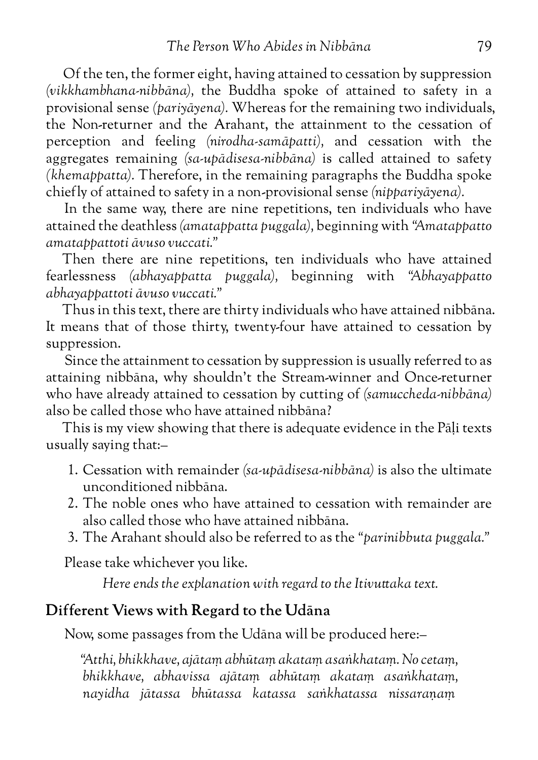Of the ten, the former eight, having attained to cessation by suppression *(vikkhambhana-nibbāna)*, the Buddha spoke of attained to safety in a provisional sense *(pariyāyena)*. Whereas for the remaining two individuals, the Non-returner and the Arahant, the attainment to the cessation of perception and feeling *(nirodha-samāpatti)*, and cessation with the aggregates remaining *(sa-upādisesa-nibbāna)* is called attained to safety *(khemappatta)*. Therefore, in the remaining paragraphs the Buddha spoke chiefly of attained to safety in a non-provisional sense *(nippariyāyena)*.

In the same way, there are nine repetitions, ten individuals who have attained the deathless *(amatappatta puggala)*, beginning with *"Amatappatto amatappattoti āvuso vuccati."*

Then there are nine repetitions, ten individuals who have attained fearlessness *(abhayappatta puggala)*, beginning with *"Abhayappatto abhayappattoti āvuso vuccati."*

Thus in this text, there are thirty individuals who have attained nibbāna. It means that of those thirty, twenty-four have attained to cessation by suppression.

Since the attainment to cessation by suppression is usually referred to as attaining nibbāna, why shouldn't the Stream-winner and Once-returner who have already attained to cessation by cutting of *(samuccheda-nibbāna)* also be called those who have attained nibbāna?

This is my view showing that there is adequate evidence in the Pāḷi texts usually saying that:–

1. Cessation with remainder *(sa-upādisesa-nibbāna)* is also the ultimate unconditioned nibbāna.
2. The noble ones who have attained to cessation with remainder are also called those who have attained nibbāna.
3. The Arahant should also be referred to as the "*parinibbuta puggala*."

Please take whichever you like.

*Here ends the explanation with regard to the Itivuttaka text.*

## Different Views with Regard to the Udāna

Now, some passages from the Udāna will be produced here:–

> *"Atthi, bhikkhave, ajātaṃ abhūtaṃ akataṃ asaṅkhataṃ. No cetaṃ, bhikkhave, abhavissa ajātaṃ abhūtaṃ akataṃ asaṅkhataṃ, nayidha jātassa bhūtassa katassa saṅkhatassa nissaraṇaṃ*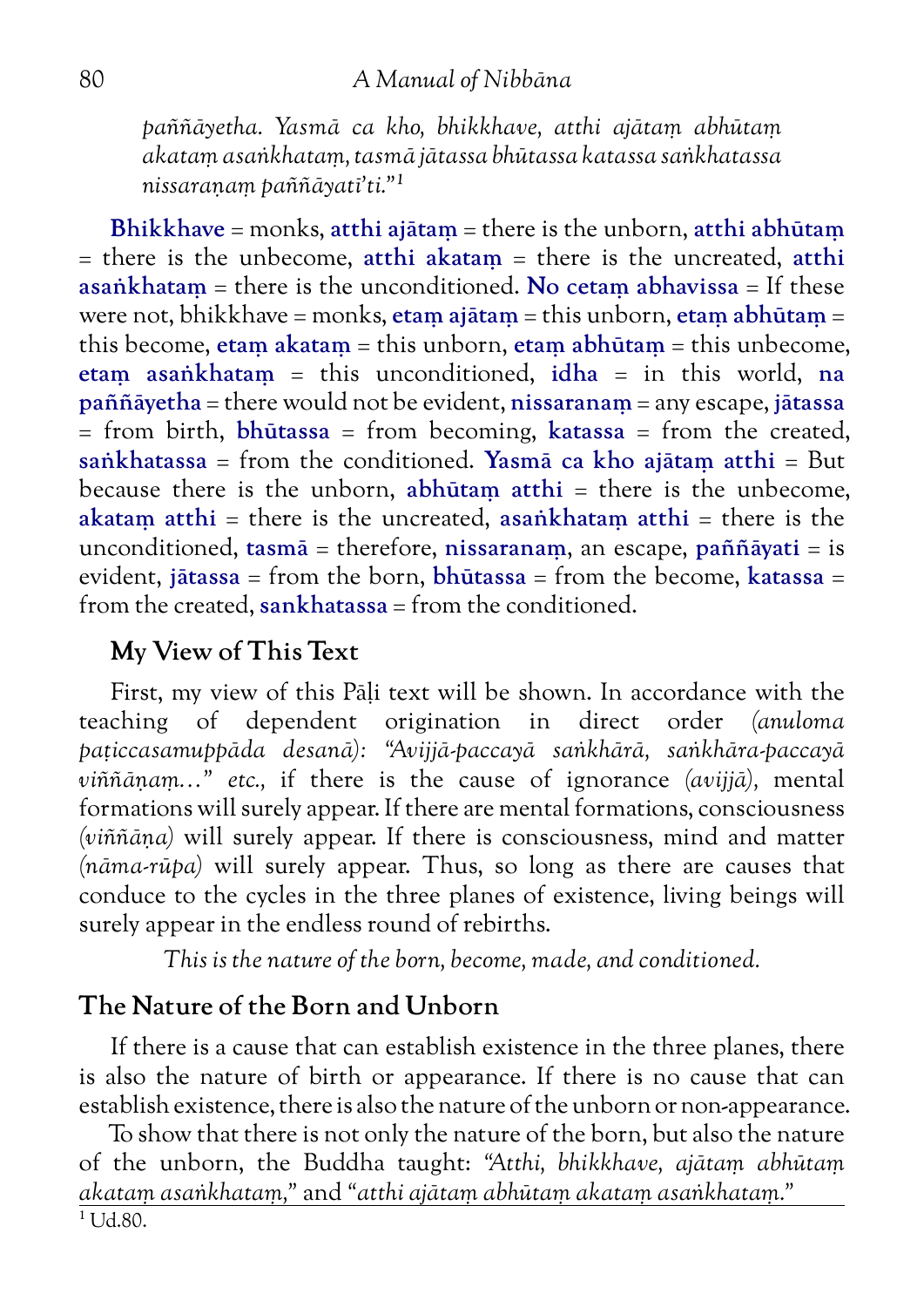*paññāyetha. Yasmā ca kho, bhikkhave, atthi ajātaṃ abhūtaṃ akataṃ asaṅkhataṃ, tasmā jātassa bhūtassa katassa saṅkhatassa nissaraṇaṃ paññāyatī'ti."*[1]

**Bhikkhave** = monks, **atthi ajātaṃ** = there is the unborn, **atthi abhūtaṃ** = there is the unbecome, **atthi akataṃ** = there is the uncreated, **atthi asaṅkhataṃ** = there is the unconditioned. **No cetaṃ abhavissa** = If these were not, bhikkhave = monks, **etaṃ ajātaṃ** = this unborn, **etaṃ abhūtaṃ** = this become, **etaṃ akataṃ** = this unborn, **etaṃ abhūtaṃ** = this unbecome, **etaṃ asaṅkhataṃ** = this unconditioned, **idha** = in this world, **na paññāyetha** = there would not be evident, **nissaranaṃ** = any escape, **jātassa** = from birth, **bhūtassa** = from becoming, **katassa** = from the created, **saṅkhatassa** = from the conditioned. **Yasmā ca kho ajātaṃ atthi** = But because there is the unborn, **abhūtaṃ atthi** = there is the unbecome, **akataṃ atthi** = there is the uncreated, **asaṅkhataṃ atthi** = there is the unconditioned, **tasmā** = therefore, **nissaranaṃ**, an escape, **paññāyati** = is evident, **jātassa** = from the born, **bhūtassa** = from the become, **katassa** = from the created, **sankhatassa** = from the conditioned.

### My View of This Text

First, my view of this Pāḷi text will be shown. In accordance with the teaching of dependent origination in direct order *(anuloma paṭiccasamuppāda desanā): "Avijjā-paccayā saṅkhārā, saṅkhāra-paccayā viññāṇaṃ…" etc.,* if there is the cause of ignorance *(avijjā),* mental formations will surely appear. If there are mental formations, consciousness *(viññāṇa)* will surely appear. If there is consciousness, mind and matter *(nāma-rūpa)* will surely appear. Thus, so long as there are causes that conduce to the cycles in the three planes of existence, living beings will surely appear in the endless round of rebirths.

*This is the nature of the born, become, made, and conditioned.*

## The Nature of the Born and Unborn

If there is a cause that can establish existence in the three planes, there is also the nature of birth or appearance. If there is no cause that can establish existence, there is also the nature of the unborn or non-appearance.

To show that there is not only the nature of the born, but also the nature of the unborn, the Buddha taught: *"Atthi, bhikkhave, ajātaṃ abhūtaṃ akataṃ asaṅkhataṃ,"* and *"atthi ajātaṃ abhūtaṃ akataṃ asaṅkhataṃ."*

[1] Ud.80.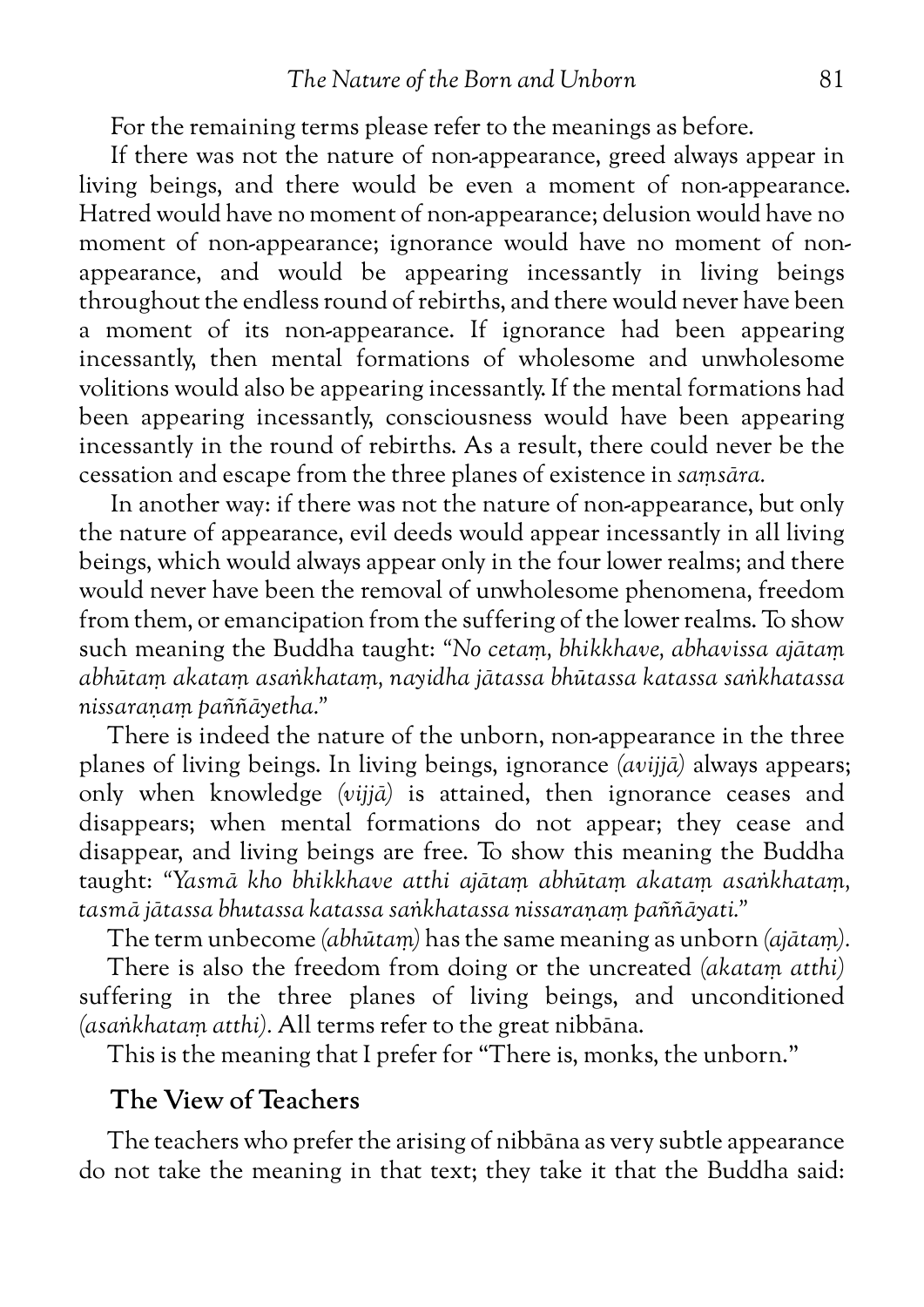For the remaining terms please refer to the meanings as before.

If there was not the nature of non-appearance, greed always appear in living beings, and there would be even a moment of non-appearance. Hatred would have no moment of non-appearance; delusion would have no moment of non-appearance; ignorance would have no moment of non-appearance, and would be appearing incessantly in living beings throughout the endless round of rebirths, and there would never have been a moment of its non-appearance. If ignorance had been appearing incessantly, then mental formations of wholesome and unwholesome volitions would also be appearing incessantly. If the mental formations had been appearing incessantly, consciousness would have been appearing incessantly in the round of rebirths. As a result, there could never be the cessation and escape from the three planes of existence in *saṃsāra*.

In another way: if there was not the nature of non-appearance, but only the nature of appearance, evil deeds would appear incessantly in all living beings, which would always appear only in the four lower realms; and there would never have been the removal of unwholesome phenomena, freedom from them, or emancipation from the suffering of the lower realms. To show such meaning the Buddha taught: *"No cetaṃ, bhikkhave, abhavissa ajātaṃ abhūtaṃ akataṃ asaṅkhataṃ, nayidha jātassa bhūtassa katassa saṅkhatassa nissaraṇaṃ paññāyetha."*

There is indeed the nature of the unborn, non-appearance in the three planes of living beings. In living beings, ignorance *(avijjā)* always appears; only when knowledge *(vijjā)* is attained, then ignorance ceases and disappears; when mental formations do not appear; they cease and disappear, and living beings are free. To show this meaning the Buddha taught: *"Yasmā kho bhikkhave atthi ajātaṃ abhūtaṃ akataṃ asaṅkhataṃ, tasmā jātassa bhutassa katassa saṅkhatassa nissaraṇaṃ paññāyati."*

The term unbecome *(abhūtaṃ)* has the same meaning as unborn *(ajātaṃ)*.

There is also the freedom from doing or the uncreated *(akataṃ atthi)* suffering in the three planes of living beings, and unconditioned *(asaṅkhataṃ atthi)*. All terms refer to the great nibbāna.

This is the meaning that I prefer for "There is, monks, the unborn."

## The View of Teachers

The teachers who prefer the arising of nibbāna as very subtle appearance do not take the meaning in that text; they take it that the Buddha said: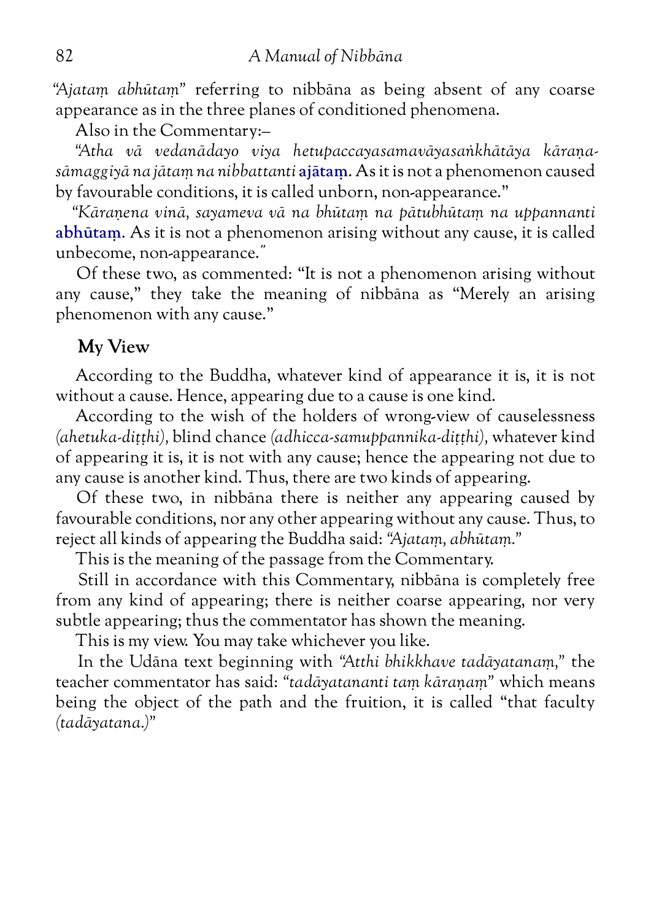*"Ajataṃ abhūtaṃ"* referring to nibbāna as being absent of any coarse appearance as in the three planes of conditioned phenomena.

Also in the Commentary:–

*"Atha vā vedanādayo viya hetupaccayasamavāyasaṅkhātāya kāraṇa-sāmaggiyā na jātaṃ na nibbattanti* **ajātaṃ**. As it is not a phenomenon caused by favourable conditions, it is called unborn, non-appearance."

*"Kāraṇena vinā, sayameva vā na bhūtaṃ na pātubhūtaṃ na uppannanti* **abhūtaṃ**. As it is not a phenomenon arising without any cause, it is called unbecome, non-appearance."

Of these two, as commented: "It is not a phenomenon arising without any cause," they take the meaning of nibbāna as "Merely an arising phenomenon with any cause."

## My View

According to the Buddha, whatever kind of appearance it is, it is not without a cause. Hence, appearing due to a cause is one kind.

According to the wish of the holders of wrong-view of causelessness *(ahetuka-diṭṭhi),* blind chance *(adhicca-samuppannika-diṭṭhi),* whatever kind of appearing it is, it is not with any cause; hence the appearing not due to any cause is another kind. Thus, there are two kinds of appearing.

Of these two, in nibbāna there is neither any appearing caused by favourable conditions, nor any other appearing without any cause. Thus, to reject all kinds of appearing the Buddha said: *"Ajataṃ, abhūtaṃ."*

This is the meaning of the passage from the Commentary.

Still in accordance with this Commentary, nibbāna is completely free from any kind of appearing; there is neither coarse appearing, nor very subtle appearing; thus the commentator has shown the meaning.

This is my view. You may take whichever you like.

In the Udāna text beginning with *"Atthi bhikkhave tadāyatanaṃ,"* the teacher commentator has said: *"tadāyatananti taṃ kāraṇaṃ"* which means being the object of the path and the fruition, it is called "that faculty *(tadāyatana.)*"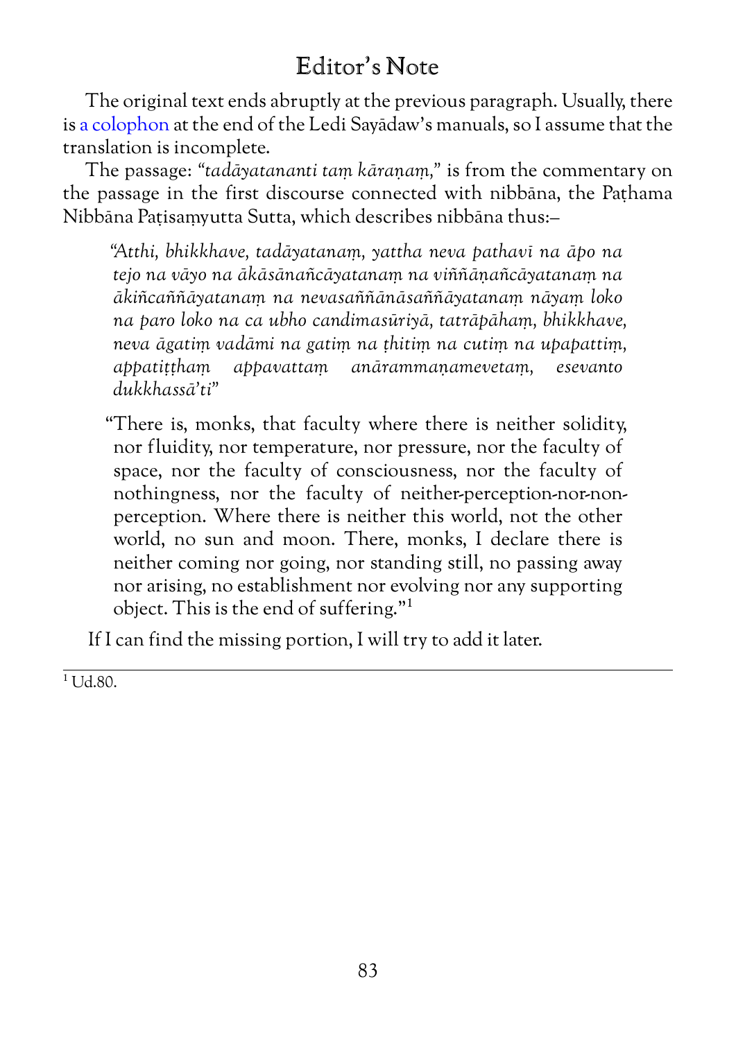# Editor's Note

The original text ends abruptly at the previous paragraph. Usually, there is a colophon at the end of the Ledi Sayādaw's manuals, so I assume that the translation is incomplete.

The passage: *"tadāyatananti taṃ kāraṇaṃ,"* is from the commentary on the passage in the first discourse connected with nibbāna, the Paṭhama Nibbāna Paṭisaṃyutta Sutta, which describes nibbāna thus:–

> *"Atthi, bhikkhave, tadāyatanaṃ, yattha neva pathavī na āpo na tejo na vāyo na ākāsānañcāyatanaṃ na viññāṇañcāyatanaṃ na ākiñcaññāyatanaṃ na nevasaññānāsaññāyatanaṃ nāyaṃ loko na paro loko na ca ubho candimasūriyā, tatrāpāhaṃ, bhikkhave, neva āgatiṃ vadāmi na gatiṃ na ṭhitiṃ na cutiṃ na upapattiṃ, appatiṭṭhaṃ appavattaṃ anārammaṇamevetaṃ, esevanto dukkhassā'ti"*

> "There is, monks, that faculty where there is neither solidity, nor fluidity, nor temperature, nor pressure, nor the faculty of space, nor the faculty of consciousness, nor the faculty of nothingness, nor the faculty of neither-perception-nor-non-perception. Where there is neither this world, not the other world, no sun and moon. There, monks, I declare there is neither coming nor going, nor standing still, no passing away nor arising, no establishment nor evolving nor any supporting object. This is the end of suffering."[1]

If I can find the missing portion, I will try to add it later.

---

[1] Ud.80.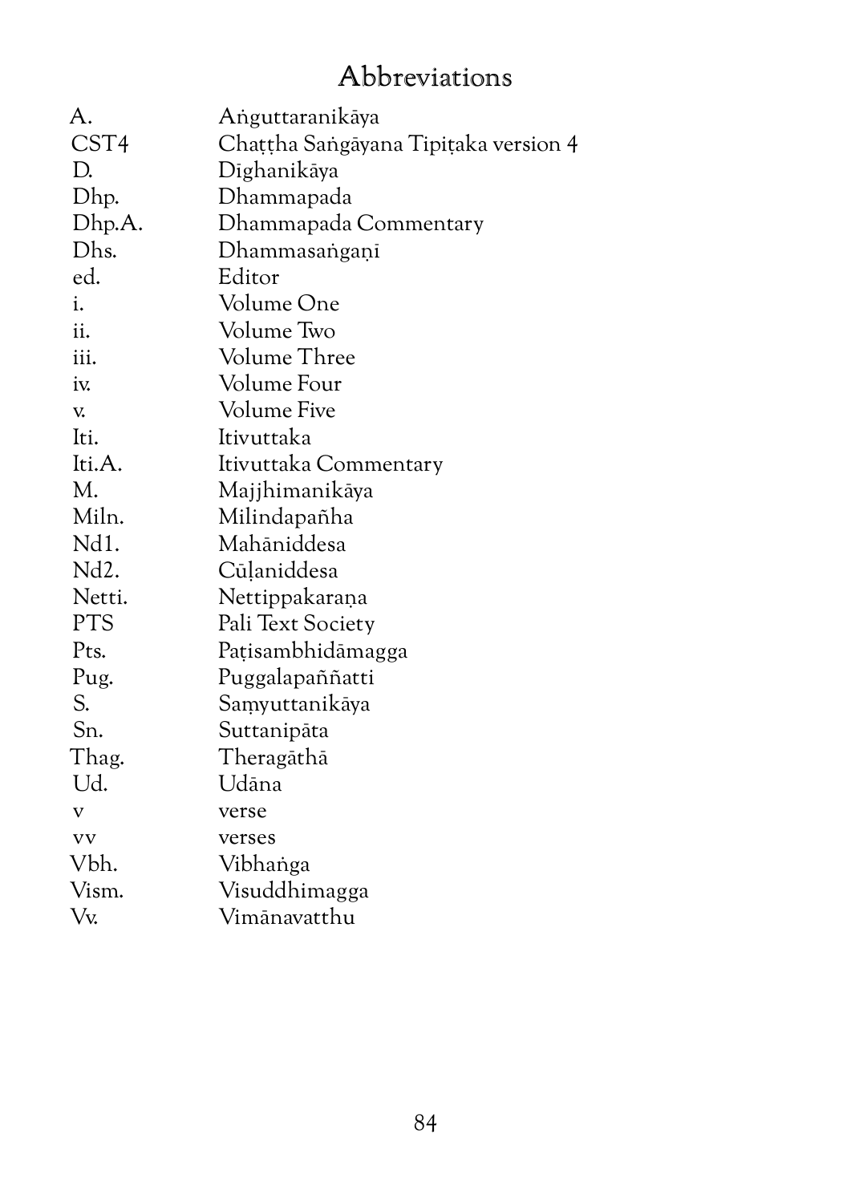# Abbreviations

| | |
|---|---|
| A. | Aṅguttaranikāya |
| CST4 | Chaṭṭha Saṅgāyana Tipiṭaka version 4 |
| D. | Dīghanikāya |
| Dhp. | Dhammapada |
| Dhp.A. | Dhammapada Commentary |
| Dhs. | Dhammasaṅgaṇī |
| ed. | Editor |
| i. | Volume One |
| ii. | Volume Two |
| iii. | Volume Three |
| iv. | Volume Four |
| v. | Volume Five |
| Iti. | Itivuttaka |
| Iti.A. | Itivuttaka Commentary |
| M. | Majjhimanikāya |
| Miln. | Milindapañha |
| Nd1. | Mahāniddesa |
| Nd2. | Cūḷaniddesa |
| Netti. | Nettippakaraṇa |
| PTS | Pali Text Society |
| Pts. | Paṭisambhidāmagga |
| Pug. | Puggalapaññatti |
| S. | Saṃyuttanikāya |
| Sn. | Suttanipāta |
| Thag. | Theragāthā |
| Ud. | Udāna |
| v | verse |
| vv | verses |
| Vbh. | Vibhaṅga |
| Vism. | Visuddhimagga |
| Vv. | Vimānavatthu |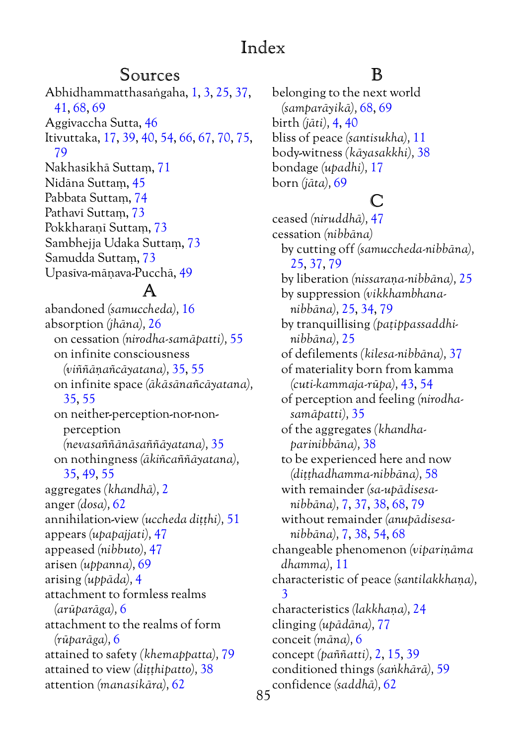# Index

## Sources

Abhidhammatthasaṅgaha, 1, 3, 25, 37, 41, 68, 69
Aggivaccha Sutta, 46
Itivuttaka, 17, 39, 40, 54, 66, 67, 70, 75, 79
Nakhasikhā Suttaṃ, 71
Nidāna Suttaṃ, 45
Pabbata Suttaṃ, 74
Pathavī Suttaṃ, 73
Pokkharaṇī Suttaṃ, 73
Sambhejja Udaka Suttaṃ, 73
Samudda Suttaṃ, 73
Upasīva-māṇava-Pucchā, 49

## A

abandoned *(samuccheda)*, 16
absorption *(jhāna)*, 26
- on cessation *(nirodha-samāpatti)*, 55
- on infinite consciousness *(viññāṇañcāyatana)*, 35, 55
- on infinite space *(ākāsānañcāyatana)*, 35, 55
- on neither-perception-nor-non-perception *(nevasaññānāsaññāyatana)*, 35
- on nothingness *(ākiñcaññāyatana)*, 35, 49, 55

aggregates *(khandhā)*, 2
anger *(dosa)*, 62
annihilation-view *(uccheda diṭṭhi)*, 51
appears *(upapajjati)*, 47
appeased *(nibbuto)*, 47
arisen *(uppanna)*, 69
arising *(uppāda)*, 4
attachment to formless realms *(arūparāga)*, 6
attachment to the realms of form *(rūparāga)*, 6
attained to safety *(khemappatta)*, 79
attained to view *(diṭṭhipatto)*, 38
attention *(manasikāra)*, 62

## B

belonging to the next world *(samparāyikā)*, 68, 69
birth *(jāti)*, 4, 40
bliss of peace *(santisukha)*, 11
body-witness *(kāyasakkhi)*, 38
bondage *(upadhi)*, 17
born *(jāta)*, 69

## C

ceased *(niruddhā)*, 47
cessation *(nibbāna)*
- by cutting off *(samuccheda-nibbāna)*, 25, 37, 79
- by liberation *(nissaraṇa-nibbāna)*, 25
- by suppression *(vikkhambhana-nibbāna)*, 25, 34, 79
- by tranquillising *(paṭippassaddhi-nibbāna)*, 25
- of defilements *(kilesa-nibbāna)*, 37
- of materiality born from kamma *(cuti-kammaja-rūpa)*, 43, 54
- of perception and feeling *(nirodha-samāpatti)*, 35
- of the aggregates *(khandha-parinibbāna)*, 38
- to be experienced here and now *(diṭṭhadhamma-nibbāna)*, 58
- with remainder *(sa-upādisesa-nibbāna)*, 7, 37, 38, 68, 79
- without remainder *(anupādisesa-nibbāna)*, 7, 38, 54, 68

changeable phenomenon *(vipariṇāma dhamma)*, 11
characteristic of peace *(santilakkhaṇa)*, 3
characteristics *(lakkhaṇa)*, 24
clinging *(upādāna)*, 77
conceit *(māna)*, 6
concept *(paññatti)*, 2, 15, 39
conditioned things *(saṅkhārā)*, 59
confidence *(saddhā)*, 62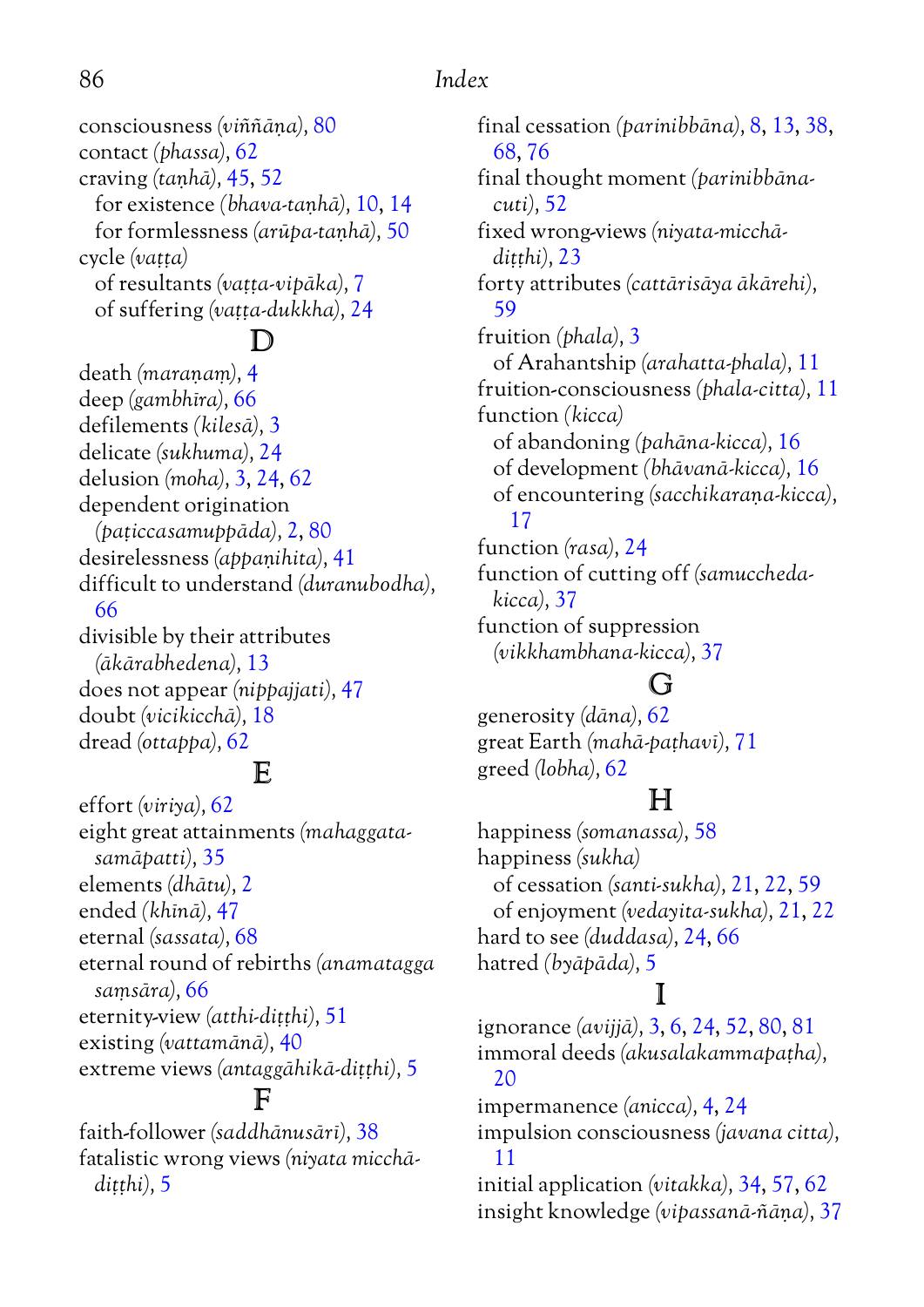consciousness *(viññāṇa)*, 80
contact *(phassa)*, 62
craving *(taṇhā)*, 45, 52
  for existence *(bhava-taṇhā)*, 10, 14
  for formlessness *(arūpa-taṇhā)*, 50
cycle *(vaṭṭa)*
  of resultants *(vaṭṭa-vipāka)*, 7
  of suffering *(vaṭṭa-dukkha)*, 24

## D

death *(maraṇaṃ)*, 4
deep *(gambhīra)*, 66
defilements *(kilesā)*, 3
delicate *(sukhuma)*, 24
delusion *(moha)*, 3, 24, 62
dependent origination *(paṭiccasamuppāda)*, 2, 80
desirelessness *(appaṇihita)*, 41
difficult to understand *(duranubodha)*, 66
divisible by their attributes *(ākārabhedena)*, 13
does not appear *(nippajjati)*, 47
doubt *(vicikicchā)*, 18
dread *(ottappa)*, 62

## E

effort *(viriya)*, 62
eight great attainments *(mahaggata-samāpatti)*, 35
elements *(dhātu)*, 2
ended *(khīṇā)*, 47
eternal *(sassata)*, 68
eternal round of rebirths *(anamatagga saṃsāra)*, 66
eternity-view *(atthi-diṭṭhi)*, 51
existing *(vattamānā)*, 40
extreme views *(antaggāhikā-diṭṭhi)*, 5

## F

faith-follower *(saddhānusārī)*, 38
fatalistic wrong views *(niyata micchā-diṭṭhi)*, 5
final cessation *(parinibbāna)*, 8, 13, 38, 68, 76
final thought moment *(parinibbāna-cuti)*, 52
fixed wrong-views *(niyata-micchā-diṭṭhi)*, 23
forty attributes *(cattārisāya ākārehi)*, 59
fruition *(phala)*, 3
  of Arahantship *(arahatta-phala)*, 11
fruition-consciousness *(phala-citta)*, 11
function *(kicca)*
  of abandoning *(pahāna-kicca)*, 16
  of development *(bhāvanā-kicca)*, 16
  of encountering *(sacchikaraṇa-kicca)*, 17
function *(rasa)*, 24
function of cutting off *(samuccheda-kicca)*, 37
function of suppression *(vikkhambhana-kicca)*, 37

## G

generosity *(dāna)*, 62
great Earth *(mahā-paṭhavī)*, 71
greed *(lobha)*, 62

## H

happiness *(somanassa)*, 58
happiness *(sukha)*
  of cessation *(santi-sukha)*, 21, 22, 59
  of enjoyment *(vedayita-sukha)*, 21, 22
hard to see *(duddasa)*, 24, 66
hatred *(byāpāda)*, 5

## I

ignorance *(avijjā)*, 3, 6, 24, 52, 80, 81
immoral deeds *(akusalakammapaṭha)*, 20
impermanence *(anicca)*, 4, 24
impulsion consciousness *(javana citta)*, 11
initial application *(vitakka)*, 34, 57, 62
insight knowledge *(vipassanā-ñāṇa)*, 37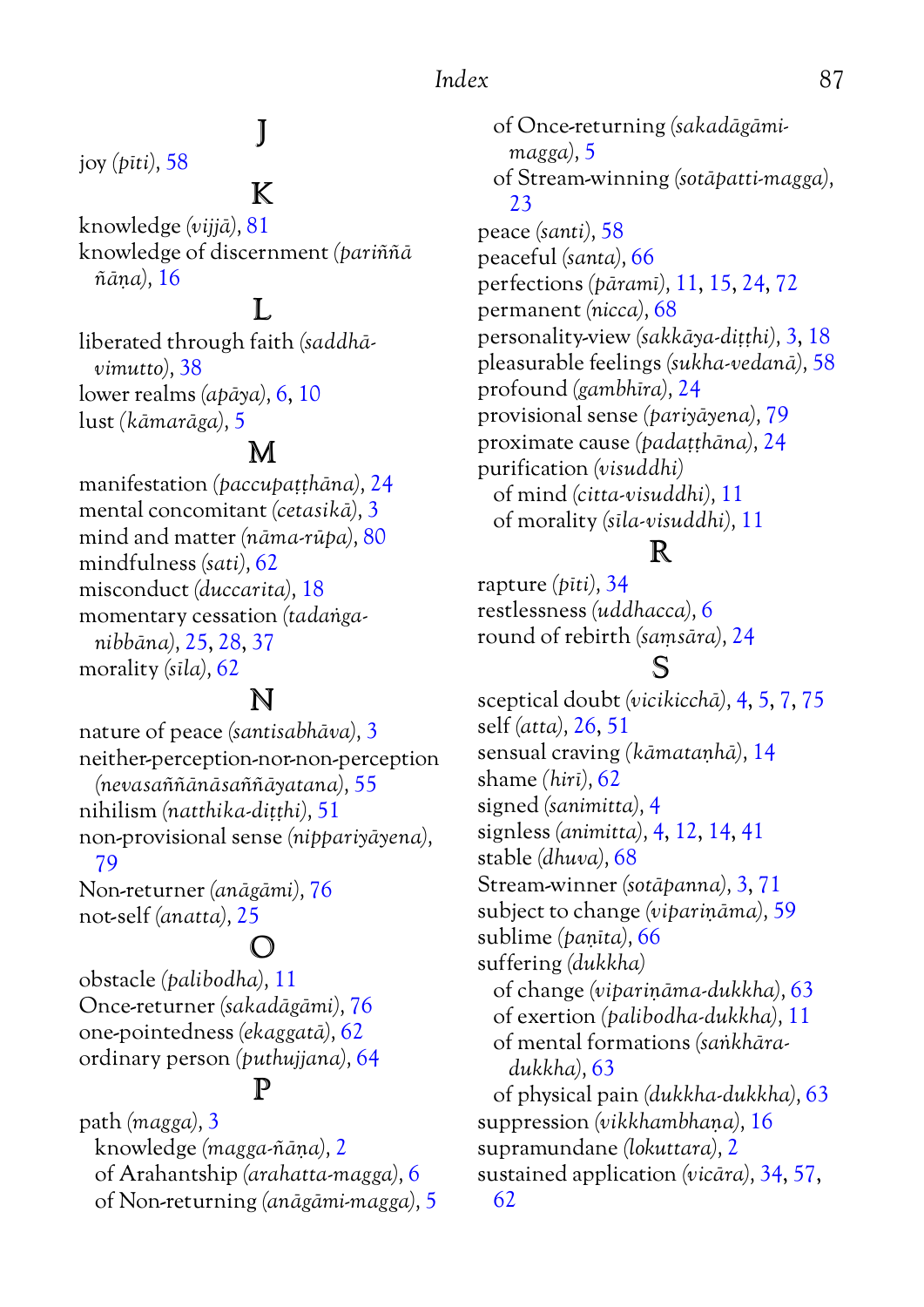## J

joy *(pīti)*, 58

## K

knowledge *(vijjā)*, 81
knowledge of discernment *(pariññā ñāṇa)*, 16

## L

liberated through faith *(saddhā-vimutto)*, 38
lower realms *(apāya)*, 6, 10
lust *(kāmarāga)*, 5

## M

manifestation *(paccupaṭṭhāna)*, 24
mental concomitant *(cetasikā)*, 3
mind and matter *(nāma-rūpa)*, 80
mindfulness *(sati)*, 62
misconduct *(duccarita)*, 18
momentary cessation *(tadaṅga-nibbāna)*, 25, 28, 37
morality *(sīla)*, 62

## N

nature of peace *(santisabhāva)*, 3
neither-perception-nor-non-perception *(nevasaññānāsaññāyatana)*, 55
nihilism *(natthika-diṭṭhi)*, 51
non-provisional sense *(nippariyāyena)*, 79
Non-returner *(anāgāmi)*, 76
not-self *(anatta)*, 25

## O

obstacle *(palibodha)*, 11
Once-returner *(sakadāgāmi)*, 76
one-pointedness *(ekaggatā)*, 62
ordinary person *(puthujjana)*, 64

## P

path *(magga)*, 3
- knowledge *(magga-ñāṇa)*, 2
- of Arahantship *(arahatta-magga)*, 6
- of Non-returning *(anāgāmi-magga)*, 5
- of Once-returning *(sakadāgāmi-magga)*, 5
- of Stream-winning *(sotāpatti-magga)*, 23

peace *(santi)*, 58
peaceful *(santa)*, 66
perfections *(pāramī)*, 11, 15, 24, 72
permanent *(nicca)*, 68
personality-view *(sakkāya-diṭṭhi)*, 3, 18
pleasurable feelings *(sukha-vedanā)*, 58
profound *(gambhīra)*, 24
provisional sense *(pariyāyena)*, 79
proximate cause *(padaṭṭhāna)*, 24
purification *(visuddhi)*
- of mind *(citta-visuddhi)*, 11
- of morality *(sīla-visuddhi)*, 11

## R

rapture *(pīti)*, 34
restlessness *(uddhacca)*, 6
round of rebirth *(saṃsāra)*, 24

## S

sceptical doubt *(vicikicchā)*, 4, 5, 7, 75
self *(atta)*, 26, 51
sensual craving *(kāmataṇhā)*, 14
shame *(hirī)*, 62
signed *(sanimitta)*, 4
signless *(animitta)*, 4, 12, 14, 41
stable *(dhuva)*, 68
Stream-winner *(sotāpanna)*, 3, 71
subject to change *(vipariṇāma)*, 59
sublime *(paṇīta)*, 66
suffering *(dukkha)*
- of change *(vipariṇāma-dukkha)*, 63
- of exertion *(palibodha-dukkha)*, 11
- of mental formations *(saṅkhāra-dukkha)*, 63
- of physical pain *(dukkha-dukkha)*, 63

suppression *(vikkhambhaṇa)*, 16
supramundane *(lokuttara)*, 2
sustained application *(vicāra)*, 34, 57, 62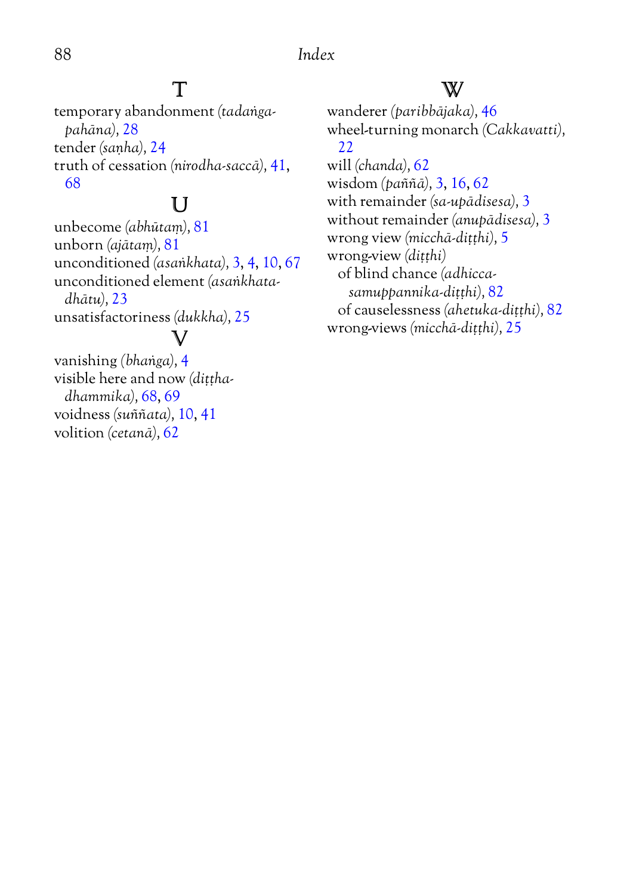## T

temporary abandonment *(tadaṅga-pahāna)*, 28
tender *(saṇha)*, 24
truth of cessation *(nirodha-saccā)*, 41, 68

## U

unbecome *(abhūtaṃ)*, 81
unborn *(ajātaṃ)*, 81
unconditioned *(asaṅkhata)*, 3, 4, 10, 67
unconditioned element *(asaṅkhata-dhātu)*, 23
unsatisfactoriness *(dukkha)*, 25

## V

vanishing *(bhaṅga)*, 4
visible here and now *(diṭṭha-dhammika)*, 68, 69
voidness *(suññata)*, 10, 41
volition *(cetanā)*, 62

## W

wanderer *(paribbājaka)*, 46
wheel-turning monarch *(Cakkavatti)*, 22
will *(chanda)*, 62
wisdom *(paññā)*, 3, 16, 62
with remainder *(sa-upādisesa)*, 3
without remainder *(anupādisesa)*, 3
wrong view *(micchā-diṭṭhi)*, 5
wrong-view *(diṭṭhi)*
  of blind chance *(adhicca-samuppannika-diṭṭhi)*, 82
  of causelessness *(ahetuka-diṭṭhi)*, 82
wrong-views *(micchā-diṭṭhi)*, 25